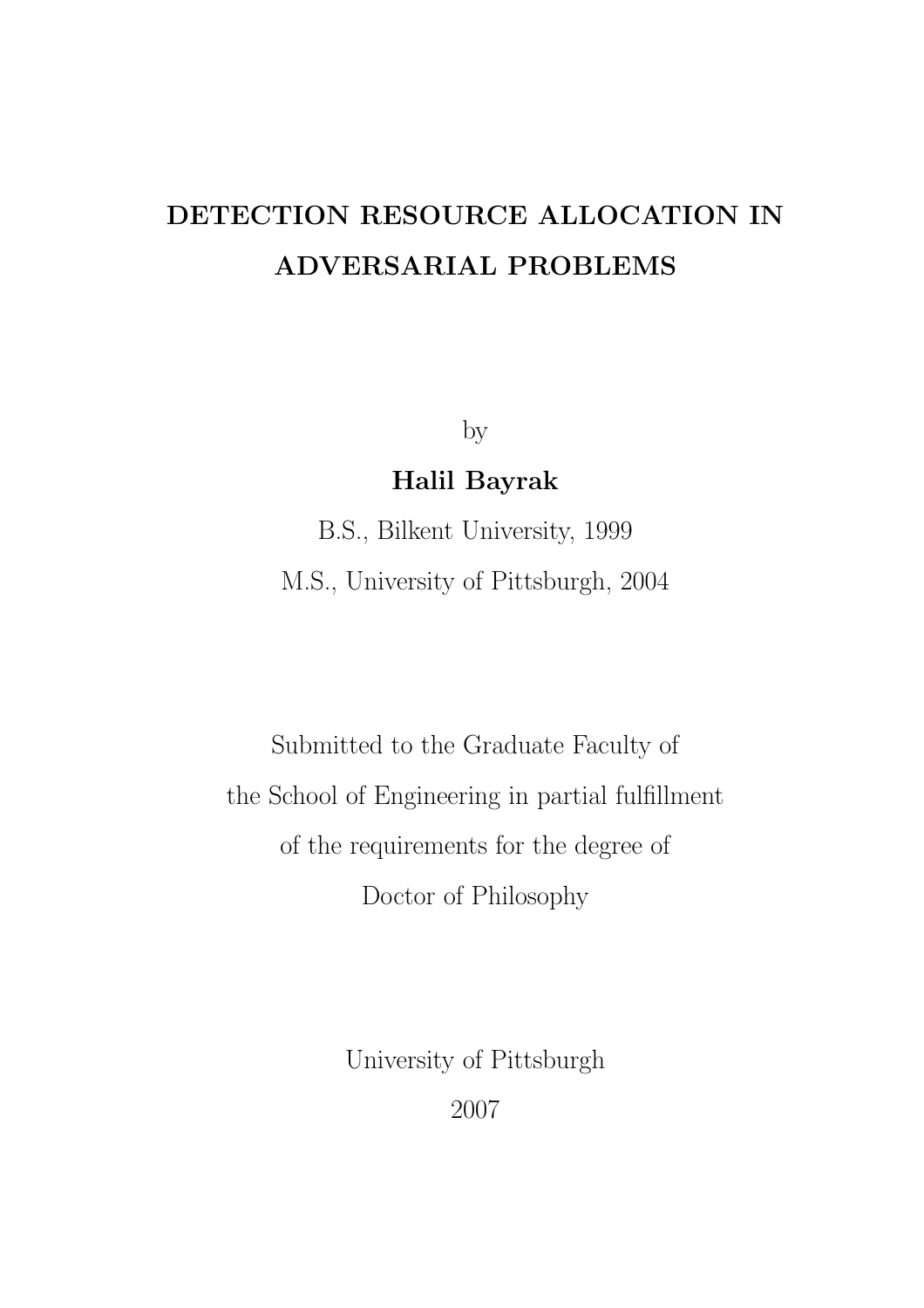# DETECTION RESOURCE ALLOCATION IN ADVERSARIAL PROBLEMS

by

**Halil Bayrak**

B.S., Bilkent University, 1999

M.S., University of Pittsburgh, 2004

Submitted to the Graduate Faculty of
the School of Engineering in partial fulfillment
of the requirements for the degree of
Doctor of Philosophy

University of Pittsburgh

2007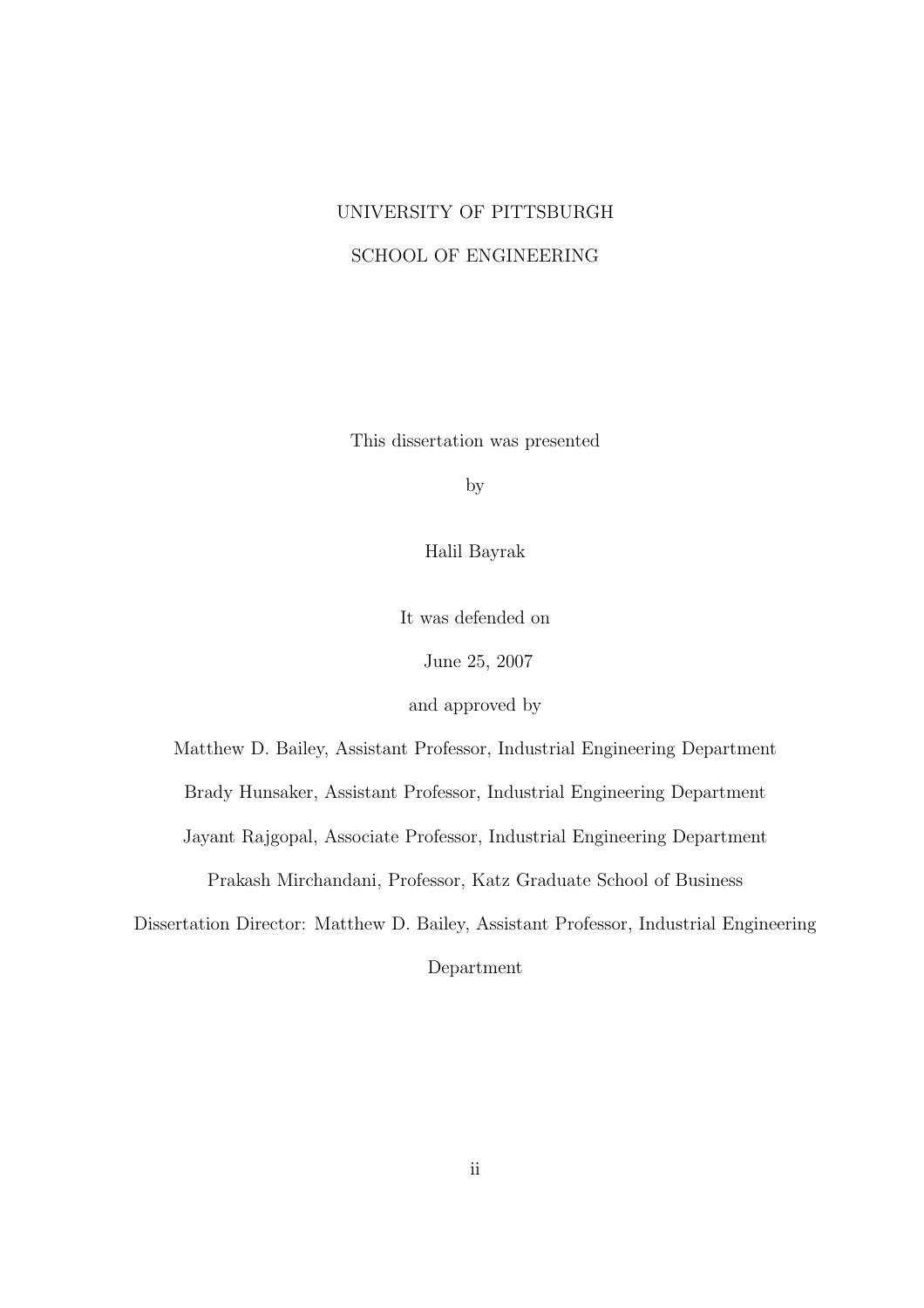UNIVERSITY OF PITTSBURGH

SCHOOL OF ENGINEERING

This dissertation was presented

by

Halil Bayrak

It was defended on

June 25, 2007

and approved by

Matthew D. Bailey, Assistant Professor, Industrial Engineering Department

Brady Hunsaker, Assistant Professor, Industrial Engineering Department

Jayant Rajgopal, Associate Professor, Industrial Engineering Department

Prakash Mirchandani, Professor, Katz Graduate School of Business

Dissertation Director: Matthew D. Bailey, Assistant Professor, Industrial Engineering Department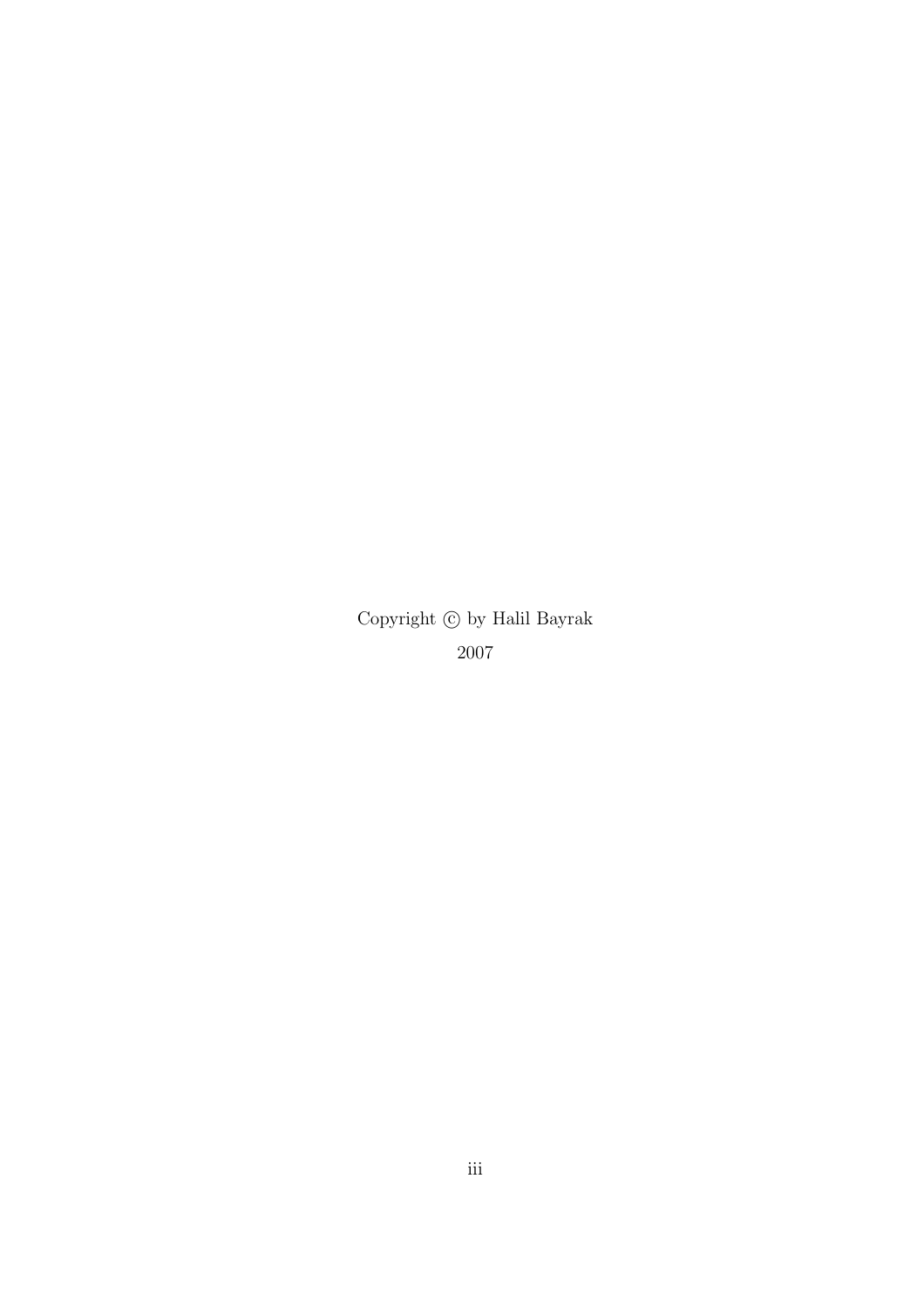Copyright © by Halil Bayrak

2007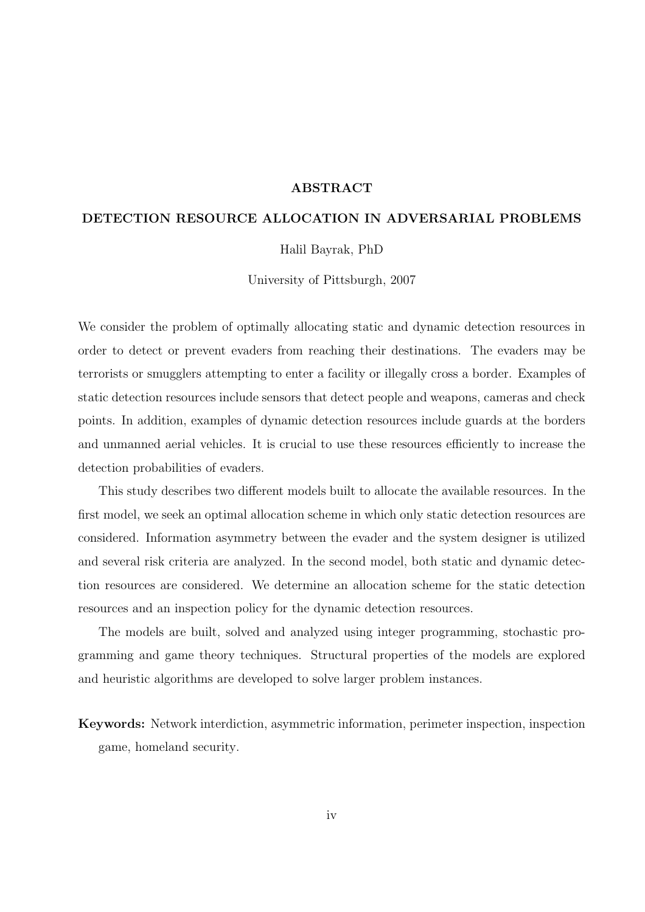## ABSTRACT

## DETECTION RESOURCE ALLOCATION IN ADVERSARIAL PROBLEMS

Halil Bayrak, PhD

University of Pittsburgh, 2007

We consider the problem of optimally allocating static and dynamic detection resources in order to detect or prevent evaders from reaching their destinations. The evaders may be terrorists or smugglers attempting to enter a facility or illegally cross a border. Examples of static detection resources include sensors that detect people and weapons, cameras and check points. In addition, examples of dynamic detection resources include guards at the borders and unmanned aerial vehicles. It is crucial to use these resources efficiently to increase the detection probabilities of evaders.

This study describes two different models built to allocate the available resources. In the first model, we seek an optimal allocation scheme in which only static detection resources are considered. Information asymmetry between the evader and the system designer is utilized and several risk criteria are analyzed. In the second model, both static and dynamic detection resources are considered. We determine an allocation scheme for the static detection resources and an inspection policy for the dynamic detection resources.

The models are built, solved and analyzed using integer programming, stochastic programming and game theory techniques. Structural properties of the models are explored and heuristic algorithms are developed to solve larger problem instances.

**Keywords:** Network interdiction, asymmetric information, perimeter inspection, inspection game, homeland security.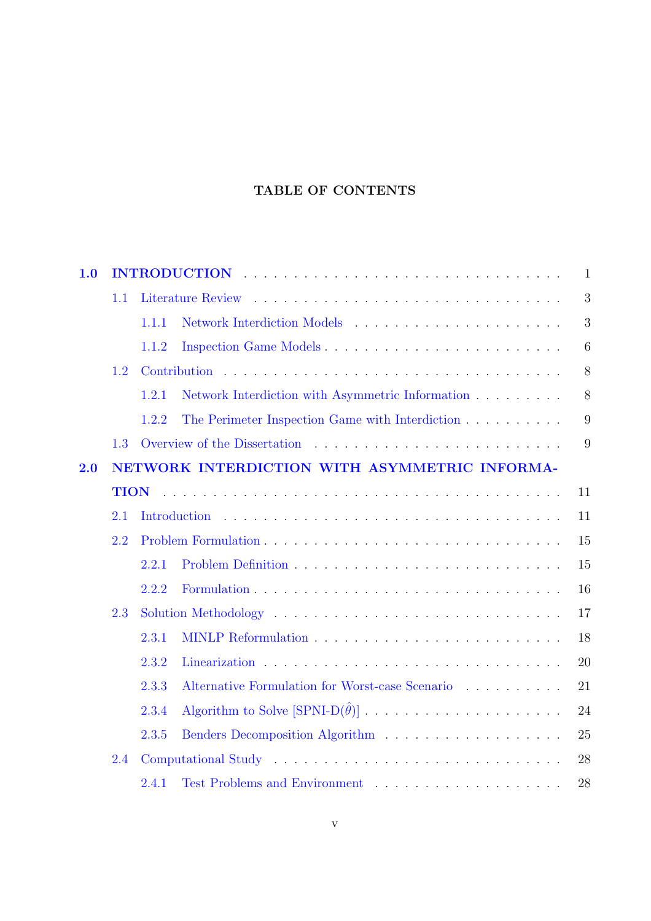**TABLE OF CONTENTS**

**1.0 INTRODUCTION** . . . . . . . . . . . . . . . . . . . . . . . . . . . . . . . . 1

- 1.1 Literature Review . . . . . . . . . . . . . . . . . . . . . . . . . . . . . . 3
  - 1.1.1 Network Interdiction Models . . . . . . . . . . . . . . . . . . . . . 3
  - 1.1.2 Inspection Game Models . . . . . . . . . . . . . . . . . . . . . . . 6
- 1.2 Contribution . . . . . . . . . . . . . . . . . . . . . . . . . . . . . . . . 8
  - 1.2.1 Network Interdiction with Asymmetric Information . . . . . . . . . 8
  - 1.2.2 The Perimeter Inspection Game with Interdiction . . . . . . . . . . 9
- 1.3 Overview of the Dissertation . . . . . . . . . . . . . . . . . . . . . . . 9

**2.0 NETWORK INTERDICTION WITH ASYMMETRIC INFORMATION** . . . . . . . . . . . . . . . . . . . . . . . . . . . . . . . . . . . 11

- 2.1 Introduction . . . . . . . . . . . . . . . . . . . . . . . . . . . . . . . . 11
- 2.2 Problem Formulation . . . . . . . . . . . . . . . . . . . . . . . . . . . . 15
  - 2.2.1 Problem Definition . . . . . . . . . . . . . . . . . . . . . . . . . . 15
  - 2.2.2 Formulation . . . . . . . . . . . . . . . . . . . . . . . . . . . . . . 16
- 2.3 Solution Methodology . . . . . . . . . . . . . . . . . . . . . . . . . . . 17
  - 2.3.1 MINLP Reformulation . . . . . . . . . . . . . . . . . . . . . . . . . 18
  - 2.3.2 Linearization . . . . . . . . . . . . . . . . . . . . . . . . . . . . . 20
  - 2.3.3 Alternative Formulation for Worst-case Scenario . . . . . . . . . . 21
  - 2.3.4 Algorithm to Solve [SPNI-D($\hat{\theta}$)] . . . . . . . . . . . . . . . . . . . 24
  - 2.3.5 Benders Decomposition Algorithm . . . . . . . . . . . . . . . . . . 25
- 2.4 Computational Study . . . . . . . . . . . . . . . . . . . . . . . . . . . . 28
  - 2.4.1 Test Problems and Environment . . . . . . . . . . . . . . . . . . . 28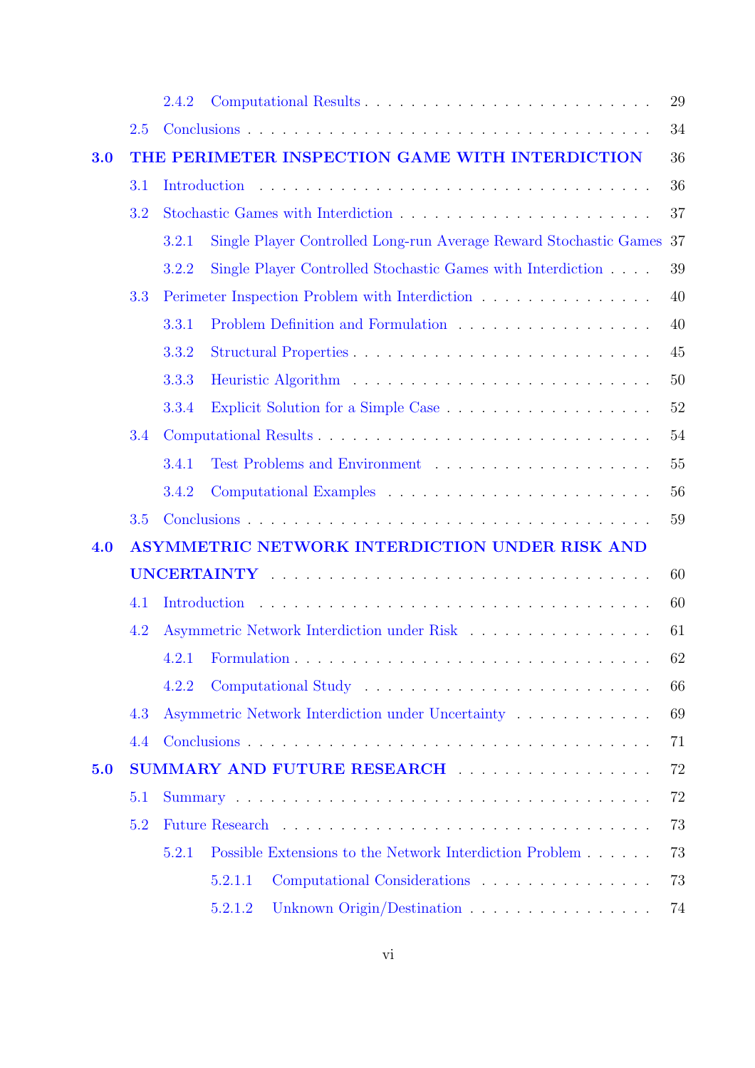2.4.2 Computational Results . . . . . . . . . . . . . . . . . . . . . . . . 29

2.5 Conclusions . . . . . . . . . . . . . . . . . . . . . . . . . . . . . . . . 34

**3.0 THE PERIMETER INSPECTION GAME WITH INTERDICTION** 36

3.1 Introduction . . . . . . . . . . . . . . . . . . . . . . . . . . . . . . . . 36

3.2 Stochastic Games with Interdiction . . . . . . . . . . . . . . . . . . . . 37

3.2.1 Single Player Controlled Long-run Average Reward Stochastic Games 37

3.2.2 Single Player Controlled Stochastic Games with Interdiction . . . . 39

3.3 Perimeter Inspection Problem with Interdiction . . . . . . . . . . . . . . 40

3.3.1 Problem Definition and Formulation . . . . . . . . . . . . . . . . 40

3.3.2 Structural Properties . . . . . . . . . . . . . . . . . . . . . . . . 45

3.3.3 Heuristic Algorithm . . . . . . . . . . . . . . . . . . . . . . . . . 50

3.3.4 Explicit Solution for a Simple Case . . . . . . . . . . . . . . . . . 52

3.4 Computational Results . . . . . . . . . . . . . . . . . . . . . . . . . . . 54

3.4.1 Test Problems and Environment . . . . . . . . . . . . . . . . . . 55

3.4.2 Computational Examples . . . . . . . . . . . . . . . . . . . . . . 56

3.5 Conclusions . . . . . . . . . . . . . . . . . . . . . . . . . . . . . . . . 59

**4.0 ASYMMETRIC NETWORK INTERDICTION UNDER RISK AND UNCERTAINTY** . . . . . . . . . . . . . . . . . . . . . . . . . . . . . . 60

4.1 Introduction . . . . . . . . . . . . . . . . . . . . . . . . . . . . . . . . 60

4.2 Asymmetric Network Interdiction under Risk . . . . . . . . . . . . . . . 61

4.2.1 Formulation . . . . . . . . . . . . . . . . . . . . . . . . . . . . . 62

4.2.2 Computational Study . . . . . . . . . . . . . . . . . . . . . . . . 66

4.3 Asymmetric Network Interdiction under Uncertainty . . . . . . . . . . . 69

4.4 Conclusions . . . . . . . . . . . . . . . . . . . . . . . . . . . . . . . . 71

**5.0 SUMMARY AND FUTURE RESEARCH** . . . . . . . . . . . . . . . . 72

5.1 Summary . . . . . . . . . . . . . . . . . . . . . . . . . . . . . . . . . . 72

5.2 Future Research . . . . . . . . . . . . . . . . . . . . . . . . . . . . . . 73

5.2.1 Possible Extensions to the Network Interdiction Problem . . . . . . 73

5.2.1.1 Computational Considerations . . . . . . . . . . . . . . . . 73

5.2.1.2 Unknown Origin/Destination . . . . . . . . . . . . . . . . 74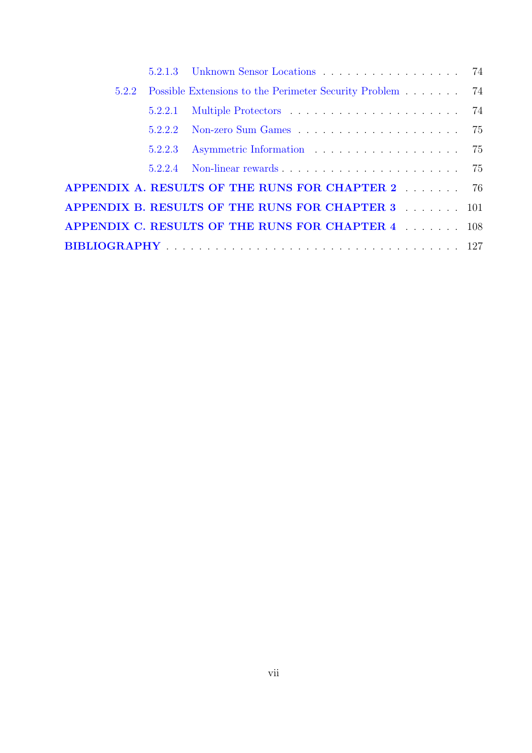5.2.1.3 Unknown Sensor Locations . . . . . . . . . . . . . . . . . . 74

5.2.2 Possible Extensions to the Perimeter Security Problem . . . . . . . 74

5.2.2.1 Multiple Protectors . . . . . . . . . . . . . . . . . . . . 74

5.2.2.2 Non-zero Sum Games . . . . . . . . . . . . . . . . . . . 75

5.2.2.3 Asymmetric Information . . . . . . . . . . . . . . . . . . 75

5.2.2.4 Non-linear rewards . . . . . . . . . . . . . . . . . . . . . 75

**APPENDIX A. RESULTS OF THE RUNS FOR CHAPTER 2** . . . . . . . 76

**APPENDIX B. RESULTS OF THE RUNS FOR CHAPTER 3** . . . . . . . 101

**APPENDIX C. RESULTS OF THE RUNS FOR CHAPTER 4** . . . . . . . 108

**BIBLIOGRAPHY** . . . . . . . . . . . . . . . . . . . . . . . . . . . . . . . . 127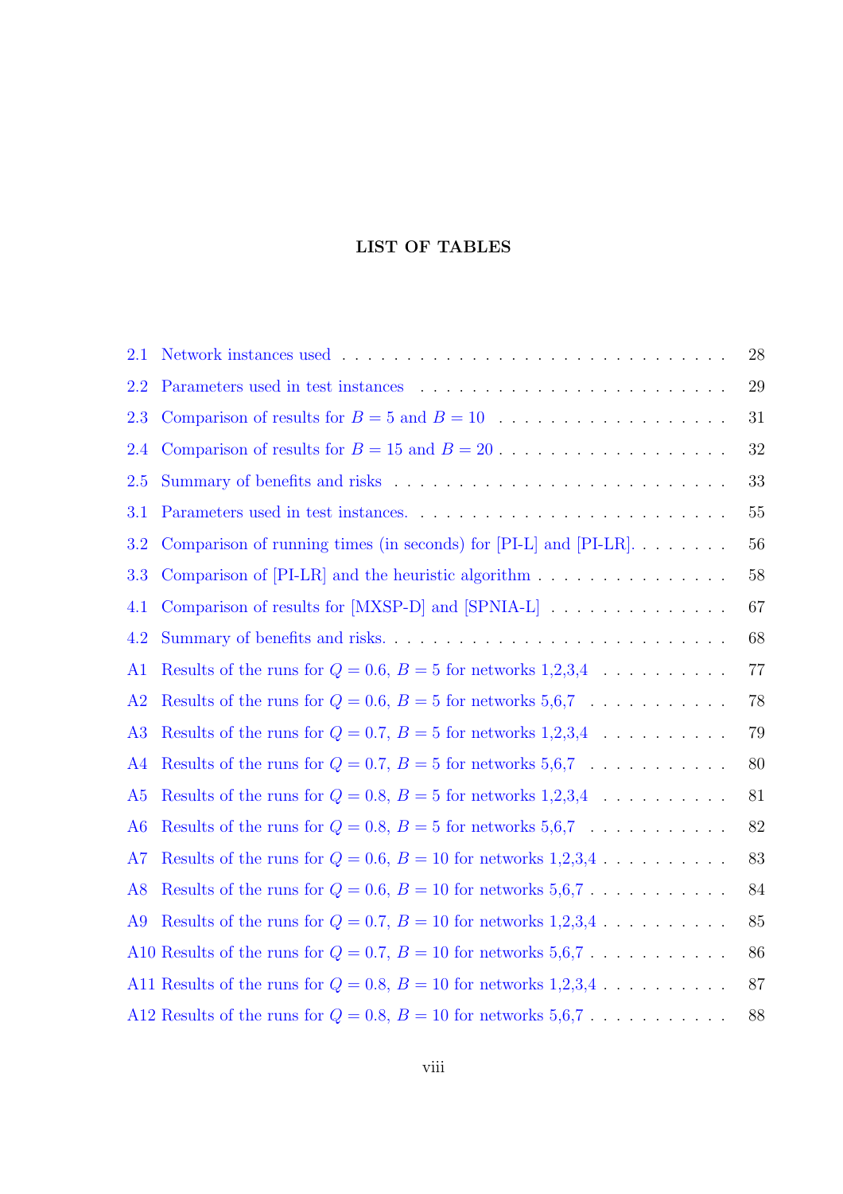# LIST OF TABLES

2.1 Network instances used . . . . . . . . . . . . . . . . . . . . . . . . . . . . . 28

2.2 Parameters used in test instances . . . . . . . . . . . . . . . . . . . . . . . . 29

2.3 Comparison of results for $B = 5$ and $B = 10$ . . . . . . . . . . . . . . . . . 31

2.4 Comparison of results for $B = 15$ and $B = 20$ . . . . . . . . . . . . . . . . . 32

2.5 Summary of benefits and risks . . . . . . . . . . . . . . . . . . . . . . . . . . 33

3.1 Parameters used in test instances. . . . . . . . . . . . . . . . . . . . . . . . . 55

3.2 Comparison of running times (in seconds) for [PI-L] and [PI-LR]. . . . . . . . 56

3.3 Comparison of [PI-LR] and the heuristic algorithm . . . . . . . . . . . . . . . 58

4.1 Comparison of results for [MXSP-D] and [SPNIA-L] . . . . . . . . . . . . . . 67

4.2 Summary of benefits and risks. . . . . . . . . . . . . . . . . . . . . . . . . . . 68

A1 Results of the runs for $Q = 0.6$, $B = 5$ for networks 1,2,3,4 . . . . . . . . . . 77

A2 Results of the runs for $Q = 0.6$, $B = 5$ for networks 5,6,7 . . . . . . . . . . . 78

A3 Results of the runs for $Q = 0.7$, $B = 5$ for networks 1,2,3,4 . . . . . . . . . . 79

A4 Results of the runs for $Q = 0.7$, $B = 5$ for networks 5,6,7 . . . . . . . . . . . 80

A5 Results of the runs for $Q = 0.8$, $B = 5$ for networks 1,2,3,4 . . . . . . . . . . 81

A6 Results of the runs for $Q = 0.8$, $B = 5$ for networks 5,6,7 . . . . . . . . . . . 82

A7 Results of the runs for $Q = 0.6$, $B = 10$ for networks 1,2,3,4 . . . . . . . . . . 83

A8 Results of the runs for $Q = 0.6$, $B = 10$ for networks 5,6,7 . . . . . . . . . . . 84

A9 Results of the runs for $Q = 0.7$, $B = 10$ for networks 1,2,3,4 . . . . . . . . . . 85

A10 Results of the runs for $Q = 0.7$, $B = 10$ for networks 5,6,7 . . . . . . . . . . . 86

A11 Results of the runs for $Q = 0.8$, $B = 10$ for networks 1,2,3,4 . . . . . . . . . . 87

A12 Results of the runs for $Q = 0.8$, $B = 10$ for networks 5,6,7 . . . . . . . . . . . 88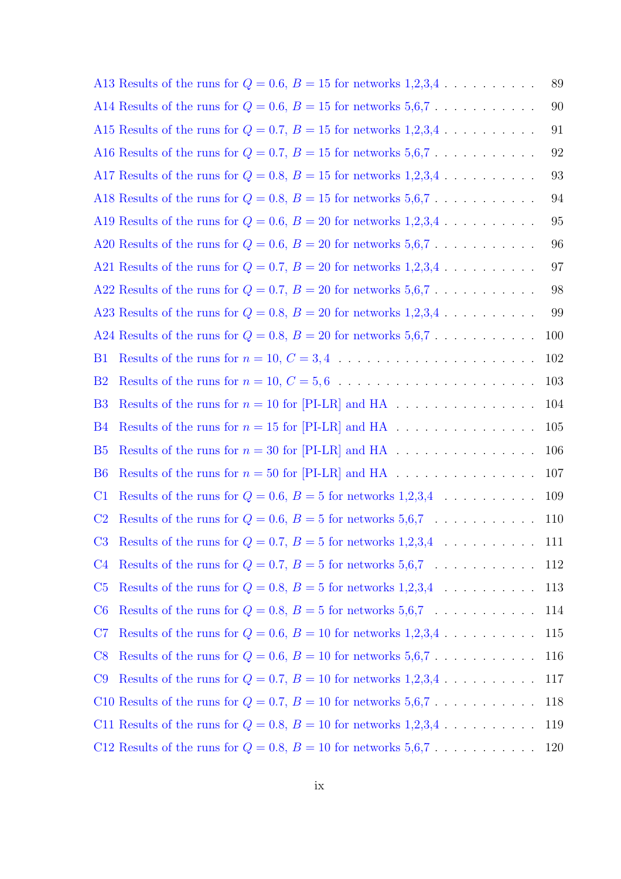A13 Results of the runs for $Q = 0.6$, $B = 15$ for networks 1,2,3,4 . . . . . . . . . . 89

A14 Results of the runs for $Q = 0.6$, $B = 15$ for networks 5,6,7 . . . . . . . . . . . 90

A15 Results of the runs for $Q = 0.7$, $B = 15$ for networks 1,2,3,4 . . . . . . . . . . 91

A16 Results of the runs for $Q = 0.7$, $B = 15$ for networks 5,6,7 . . . . . . . . . . . 92

A17 Results of the runs for $Q = 0.8$, $B = 15$ for networks 1,2,3,4 . . . . . . . . . . 93

A18 Results of the runs for $Q = 0.8$, $B = 15$ for networks 5,6,7 . . . . . . . . . . . 94

A19 Results of the runs for $Q = 0.6$, $B = 20$ for networks 1,2,3,4 . . . . . . . . . . 95

A20 Results of the runs for $Q = 0.6$, $B = 20$ for networks 5,6,7 . . . . . . . . . . . 96

A21 Results of the runs for $Q = 0.7$, $B = 20$ for networks 1,2,3,4 . . . . . . . . . . 97

A22 Results of the runs for $Q = 0.7$, $B = 20$ for networks 5,6,7 . . . . . . . . . . . 98

A23 Results of the runs for $Q = 0.8$, $B = 20$ for networks 1,2,3,4 . . . . . . . . . . 99

A24 Results of the runs for $Q = 0.8$, $B = 20$ for networks 5,6,7 . . . . . . . . . . . 100

B1 Results of the runs for $n = 10$, $C = 3, 4$ . . . . . . . . . . . . . . . . . . . . . 102

B2 Results of the runs for $n = 10$, $C = 5, 6$ . . . . . . . . . . . . . . . . . . . . . 103

B3 Results of the runs for $n = 10$ for [PI-LR] and HA . . . . . . . . . . . . . . . 104

B4 Results of the runs for $n = 15$ for [PI-LR] and HA . . . . . . . . . . . . . . . 105

B5 Results of the runs for $n = 30$ for [PI-LR] and HA . . . . . . . . . . . . . . . 106

B6 Results of the runs for $n = 50$ for [PI-LR] and HA . . . . . . . . . . . . . . . 107

C1 Results of the runs for $Q = 0.6$, $B = 5$ for networks 1,2,3,4 . . . . . . . . . . 109

C2 Results of the runs for $Q = 0.6$, $B = 5$ for networks 5,6,7 . . . . . . . . . . . 110

C3 Results of the runs for $Q = 0.7$, $B = 5$ for networks 1,2,3,4 . . . . . . . . . . 111

C4 Results of the runs for $Q = 0.7$, $B = 5$ for networks 5,6,7 . . . . . . . . . . . 112

C5 Results of the runs for $Q = 0.8$, $B = 5$ for networks 1,2,3,4 . . . . . . . . . . 113

C6 Results of the runs for $Q = 0.8$, $B = 5$ for networks 5,6,7 . . . . . . . . . . . 114

C7 Results of the runs for $Q = 0.6$, $B = 10$ for networks 1,2,3,4 . . . . . . . . . . 115

C8 Results of the runs for $Q = 0.6$, $B = 10$ for networks 5,6,7 . . . . . . . . . . . 116

C9 Results of the runs for $Q = 0.7$, $B = 10$ for networks 1,2,3,4 . . . . . . . . . . 117

C10 Results of the runs for $Q = 0.7$, $B = 10$ for networks 5,6,7 . . . . . . . . . . . 118

C11 Results of the runs for $Q = 0.8$, $B = 10$ for networks 1,2,3,4 . . . . . . . . . . 119

C12 Results of the runs for $Q = 0.8$, $B = 10$ for networks 5,6,7 . . . . . . . . . . . 120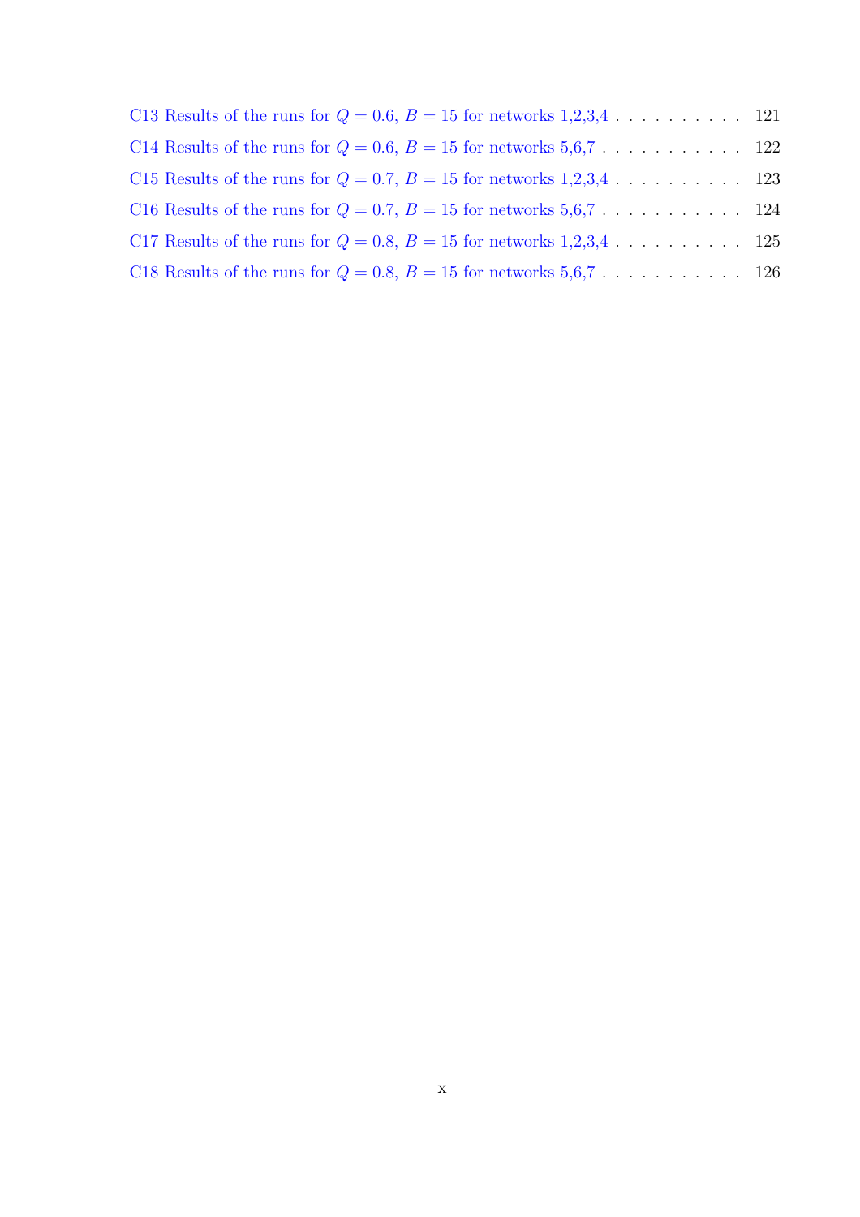C13 Results of the runs for $Q = 0.6$, $B = 15$ for networks 1,2,3,4 . . . . . . . . . . 121

C14 Results of the runs for $Q = 0.6$, $B = 15$ for networks 5,6,7 . . . . . . . . . . . 122

C15 Results of the runs for $Q = 0.7$, $B = 15$ for networks 1,2,3,4 . . . . . . . . . . 123

C16 Results of the runs for $Q = 0.7$, $B = 15$ for networks 5,6,7 . . . . . . . . . . . 124

C17 Results of the runs for $Q = 0.8$, $B = 15$ for networks 1,2,3,4 . . . . . . . . . . 125

C18 Results of the runs for $Q = 0.8$, $B = 15$ for networks 5,6,7 . . . . . . . . . . . 126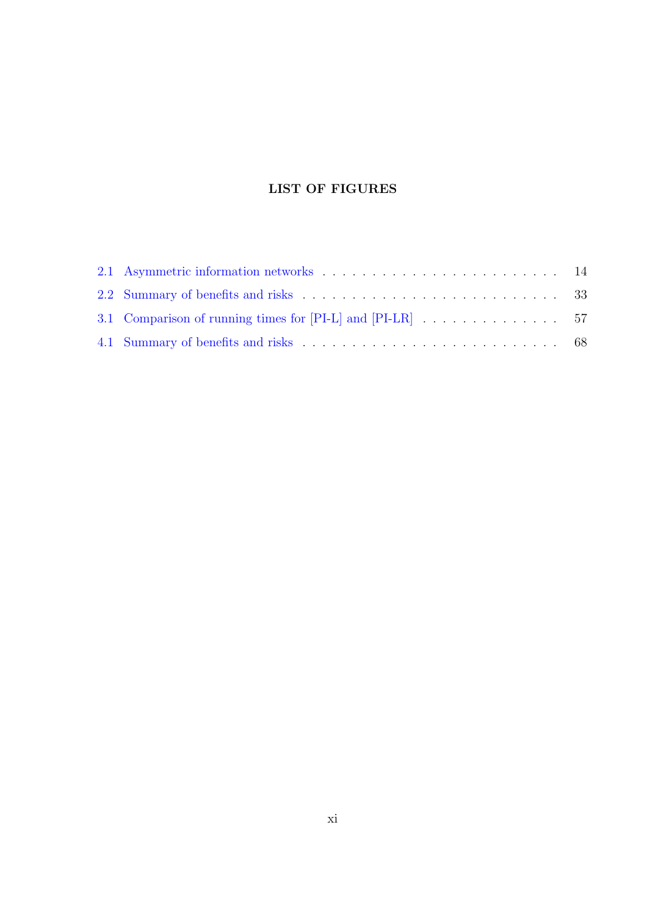# LIST OF FIGURES

2.1 Asymmetric information networks . . . . . . . . . . . . . . . . . . . . . . . . 14

2.2 Summary of benefits and risks . . . . . . . . . . . . . . . . . . . . . . . . . 33

3.1 Comparison of running times for [PI-L] and [PI-LR] . . . . . . . . . . . . . . 57

4.1 Summary of benefits and risks . . . . . . . . . . . . . . . . . . . . . . . . . 68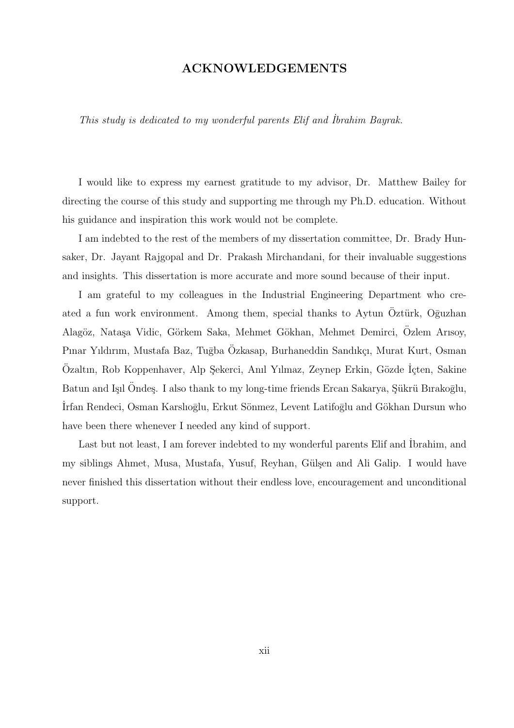# ACKNOWLEDGEMENTS

*This study is dedicated to my wonderful parents Elif and İbrahim Bayrak.*

I would like to express my earnest gratitude to my advisor, Dr. Matthew Bailey for directing the course of this study and supporting me through my Ph.D. education. Without his guidance and inspiration this work would not be complete.

I am indebted to the rest of the members of my dissertation committee, Dr. Brady Hunsaker, Dr. Jayant Rajgopal and Dr. Prakash Mirchandani, for their invaluable suggestions and insights. This dissertation is more accurate and more sound because of their input.

I am grateful to my colleagues in the Industrial Engineering Department who created a fun work environment. Among them, special thanks to Aytun Öztürk, Oğuzhan Alagöz, Nataşa Vidic, Görkem Saka, Mehmet Gökhan, Mehmet Demirci, Özlem Arısoy, Pınar Yıldırım, Mustafa Baz, Tuğba Özkasap, Burhaneddin Sandıkçı, Murat Kurt, Osman Özaltın, Rob Koppenhaver, Alp Şekerci, Anıl Yılmaz, Zeynep Erkin, Gözde İçten, Sakine Batun and Işıl Öndeş. I also thank to my long-time friends Ercan Sakarya, Şükrü Bırakoğlu, İrfan Rendeci, Osman Karslıoğlu, Erkut Sönmez, Levent Latifoğlu and Gökhan Dursun who have been there whenever I needed any kind of support.

Last but not least, I am forever indebted to my wonderful parents Elif and İbrahim, and my siblings Ahmet, Musa, Mustafa, Yusuf, Reyhan, Gülşen and Ali Galip. I would have never finished this dissertation without their endless love, encouragement and unconditional support.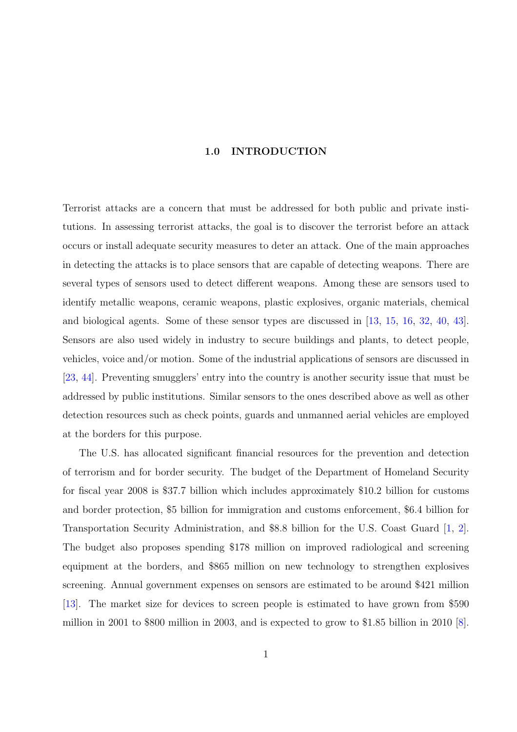# 1.0 INTRODUCTION

Terrorist attacks are a concern that must be addressed for both public and private institutions. In assessing terrorist attacks, the goal is to discover the terrorist before an attack occurs or install adequate security measures to deter an attack. One of the main approaches in detecting the attacks is to place sensors that are capable of detecting weapons. There are several types of sensors used to detect different weapons. Among these are sensors used to identify metallic weapons, ceramic weapons, plastic explosives, organic materials, chemical and biological agents. Some of these sensor types are discussed in [13, 15, 16, 32, 40, 43]. Sensors are also used widely in industry to secure buildings and plants, to detect people, vehicles, voice and/or motion. Some of the industrial applications of sensors are discussed in [23, 44]. Preventing smugglers' entry into the country is another security issue that must be addressed by public institutions. Similar sensors to the ones described above as well as other detection resources such as check points, guards and unmanned aerial vehicles are employed at the borders for this purpose.

The U.S. has allocated significant financial resources for the prevention and detection of terrorism and for border security. The budget of the Department of Homeland Security for fiscal year 2008 is $37.7 billion which includes approximately $10.2 billion for customs and border protection, $5 billion for immigration and customs enforcement, $6.4 billion for Transportation Security Administration, and $8.8 billion for the U.S. Coast Guard [1, 2]. The budget also proposes spending $178 million on improved radiological and screening equipment at the borders, and $865 million on new technology to strengthen explosives screening. Annual government expenses on sensors are estimated to be around $421 million [13]. The market size for devices to screen people is estimated to have grown from $590 million in 2001 to $800 million in 2003, and is expected to grow to $1.85 billion in 2010 [8].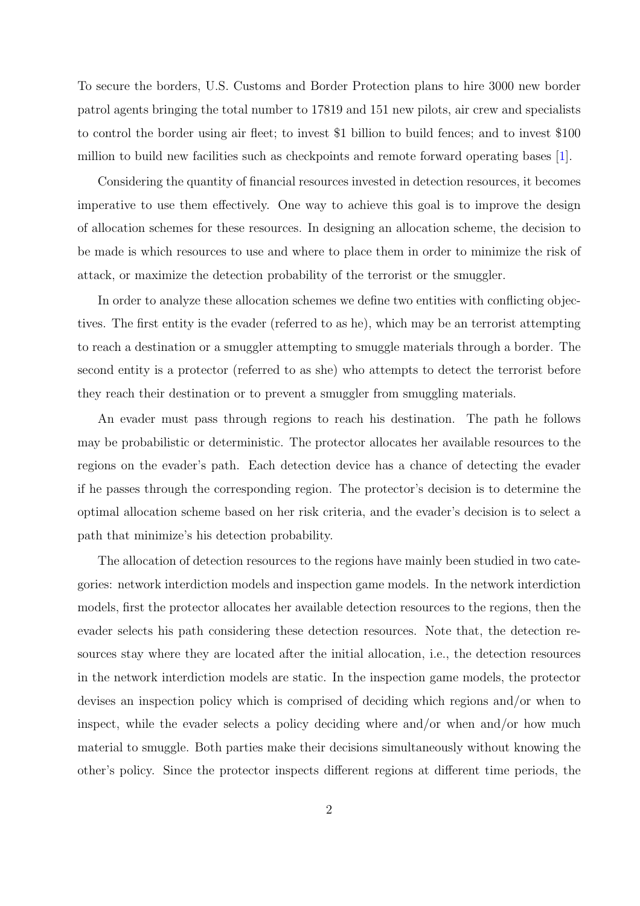To secure the borders, U.S. Customs and Border Protection plans to hire 3000 new border patrol agents bringing the total number to 17819 and 151 new pilots, air crew and specialists to control the border using air fleet; to invest $1 billion to build fences; and to invest $100 million to build new facilities such as checkpoints and remote forward operating bases [1].

Considering the quantity of financial resources invested in detection resources, it becomes imperative to use them effectively. One way to achieve this goal is to improve the design of allocation schemes for these resources. In designing an allocation scheme, the decision to be made is which resources to use and where to place them in order to minimize the risk of attack, or maximize the detection probability of the terrorist or the smuggler.

In order to analyze these allocation schemes we define two entities with conflicting objectives. The first entity is the evader (referred to as he), which may be an terrorist attempting to reach a destination or a smuggler attempting to smuggle materials through a border. The second entity is a protector (referred to as she) who attempts to detect the terrorist before they reach their destination or to prevent a smuggler from smuggling materials.

An evader must pass through regions to reach his destination. The path he follows may be probabilistic or deterministic. The protector allocates her available resources to the regions on the evader's path. Each detection device has a chance of detecting the evader if he passes through the corresponding region. The protector's decision is to determine the optimal allocation scheme based on her risk criteria, and the evader's decision is to select a path that minimize's his detection probability.

The allocation of detection resources to the regions have mainly been studied in two categories: network interdiction models and inspection game models. In the network interdiction models, first the protector allocates her available detection resources to the regions, then the evader selects his path considering these detection resources. Note that, the detection resources stay where they are located after the initial allocation, i.e., the detection resources in the network interdiction models are static. In the inspection game models, the protector devises an inspection policy which is comprised of deciding which regions and/or when to inspect, while the evader selects a policy deciding where and/or when and/or how much material to smuggle. Both parties make their decisions simultaneously without knowing the other's policy. Since the protector inspects different regions at different time periods, the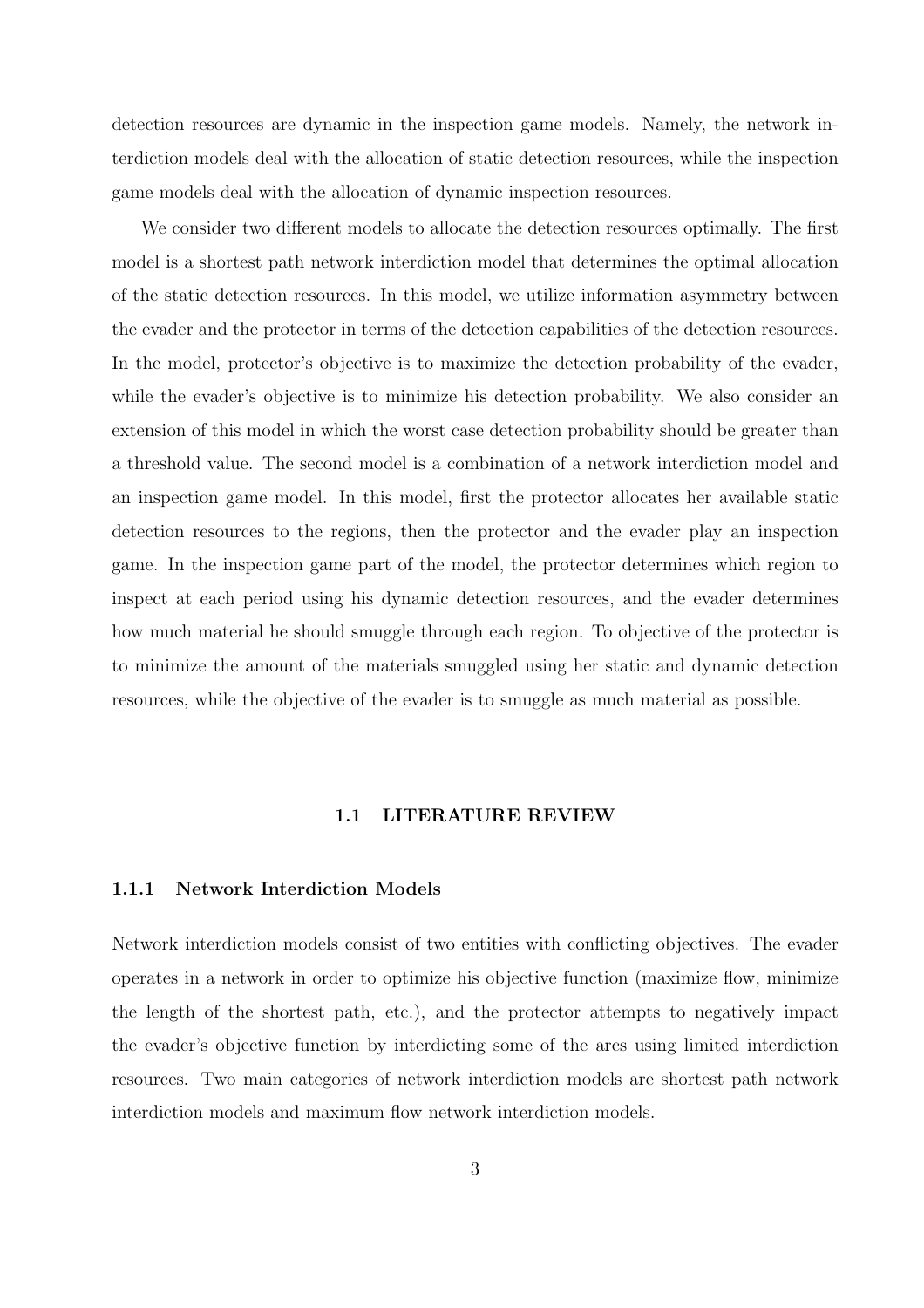detection resources are dynamic in the inspection game models. Namely, the network interdiction models deal with the allocation of static detection resources, while the inspection game models deal with the allocation of dynamic inspection resources.

We consider two different models to allocate the detection resources optimally. The first model is a shortest path network interdiction model that determines the optimal allocation of the static detection resources. In this model, we utilize information asymmetry between the evader and the protector in terms of the detection capabilities of the detection resources. In the model, protector's objective is to maximize the detection probability of the evader, while the evader's objective is to minimize his detection probability. We also consider an extension of this model in which the worst case detection probability should be greater than a threshold value. The second model is a combination of a network interdiction model and an inspection game model. In this model, first the protector allocates her available static detection resources to the regions, then the protector and the evader play an inspection game. In the inspection game part of the model, the protector determines which region to inspect at each period using his dynamic detection resources, and the evader determines how much material he should smuggle through each region. To objective of the protector is to minimize the amount of the materials smuggled using her static and dynamic detection resources, while the objective of the evader is to smuggle as much material as possible.

## 1.1 LITERATURE REVIEW

### 1.1.1 Network Interdiction Models

Network interdiction models consist of two entities with conflicting objectives. The evader operates in a network in order to optimize his objective function (maximize flow, minimize the length of the shortest path, etc.), and the protector attempts to negatively impact the evader's objective function by interdicting some of the arcs using limited interdiction resources. Two main categories of network interdiction models are shortest path network interdiction models and maximum flow network interdiction models.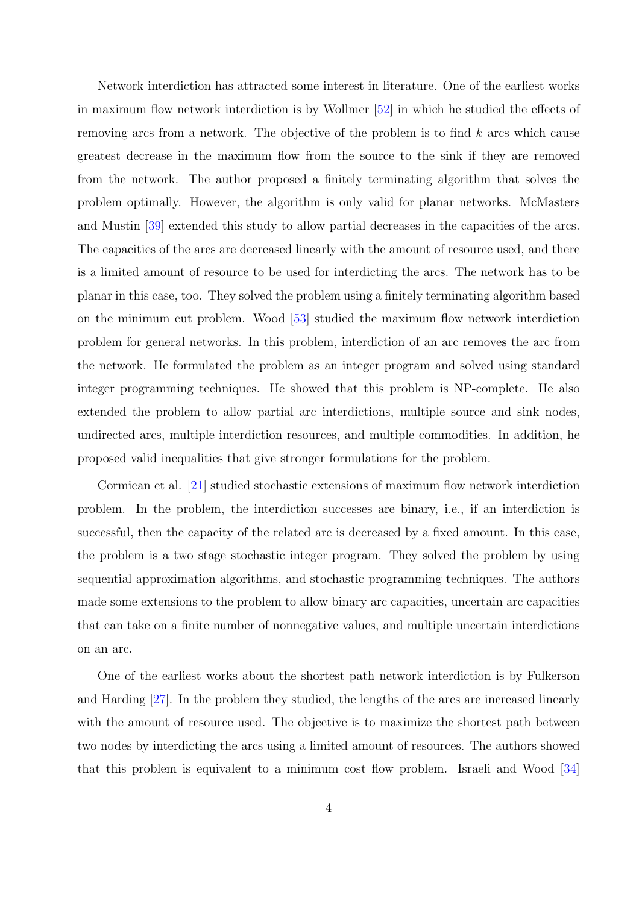Network interdiction has attracted some interest in literature. One of the earliest works in maximum flow network interdiction is by Wollmer [52] in which he studied the effects of removing arcs from a network. The objective of the problem is to find $k$ arcs which cause greatest decrease in the maximum flow from the source to the sink if they are removed from the network. The author proposed a finitely terminating algorithm that solves the problem optimally. However, the algorithm is only valid for planar networks. McMasters and Mustin [39] extended this study to allow partial decreases in the capacities of the arcs. The capacities of the arcs are decreased linearly with the amount of resource used, and there is a limited amount of resource to be used for interdicting the arcs. The network has to be planar in this case, too. They solved the problem using a finitely terminating algorithm based on the minimum cut problem. Wood [53] studied the maximum flow network interdiction problem for general networks. In this problem, interdiction of an arc removes the arc from the network. He formulated the problem as an integer program and solved using standard integer programming techniques. He showed that this problem is NP-complete. He also extended the problem to allow partial arc interdictions, multiple source and sink nodes, undirected arcs, multiple interdiction resources, and multiple commodities. In addition, he proposed valid inequalities that give stronger formulations for the problem.

Cormican et al. [21] studied stochastic extensions of maximum flow network interdiction problem. In the problem, the interdiction successes are binary, i.e., if an interdiction is successful, then the capacity of the related arc is decreased by a fixed amount. In this case, the problem is a two stage stochastic integer program. They solved the problem by using sequential approximation algorithms, and stochastic programming techniques. The authors made some extensions to the problem to allow binary arc capacities, uncertain arc capacities that can take on a finite number of nonnegative values, and multiple uncertain interdictions on an arc.

One of the earliest works about the shortest path network interdiction is by Fulkerson and Harding [27]. In the problem they studied, the lengths of the arcs are increased linearly with the amount of resource used. The objective is to maximize the shortest path between two nodes by interdicting the arcs using a limited amount of resources. The authors showed that this problem is equivalent to a minimum cost flow problem. Israeli and Wood [34]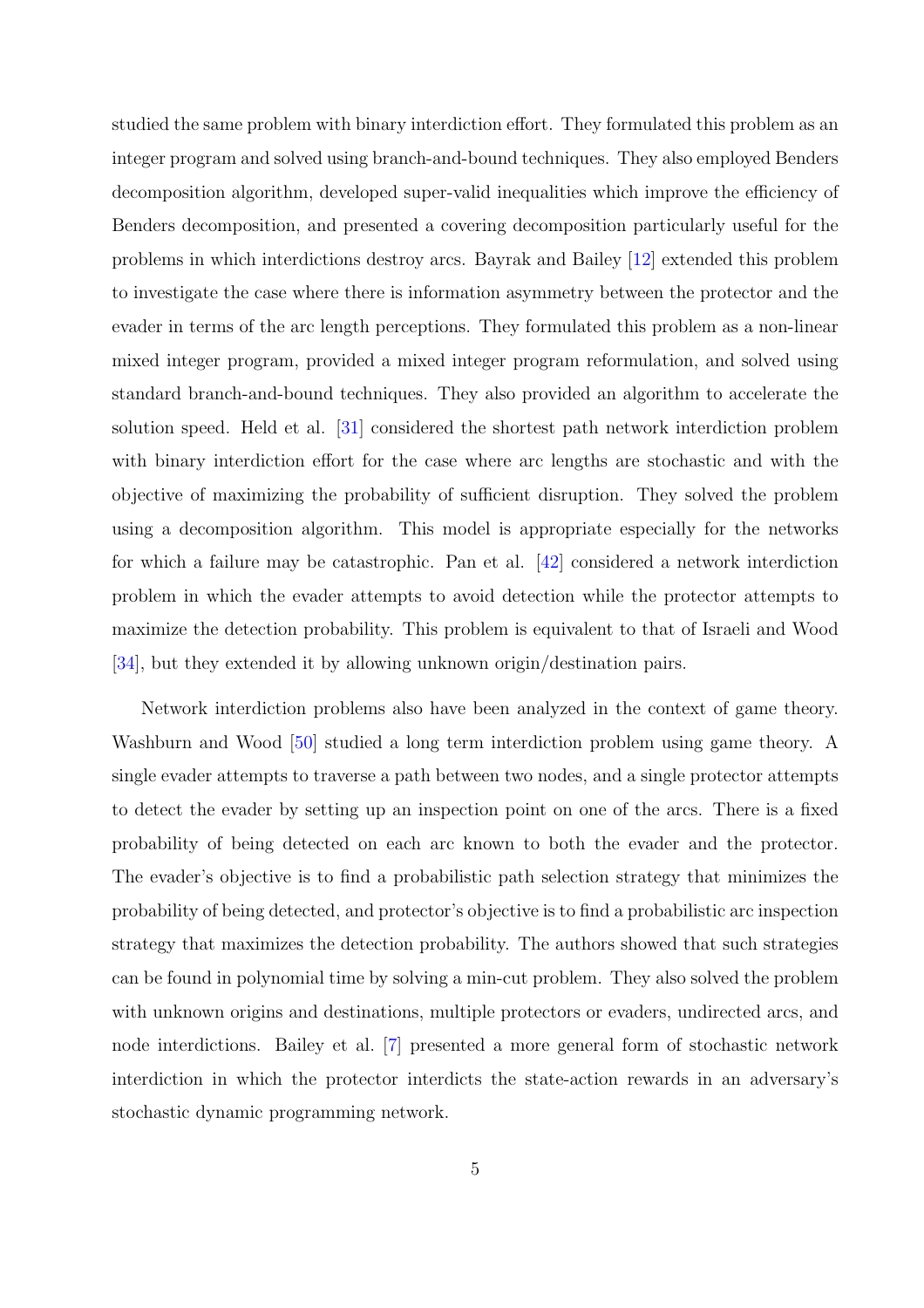studied the same problem with binary interdiction effort. They formulated this problem as an integer program and solved using branch-and-bound techniques. They also employed Benders decomposition algorithm, developed super-valid inequalities which improve the efficiency of Benders decomposition, and presented a covering decomposition particularly useful for the problems in which interdictions destroy arcs. Bayrak and Bailey [12] extended this problem to investigate the case where there is information asymmetry between the protector and the evader in terms of the arc length perceptions. They formulated this problem as a non-linear mixed integer program, provided a mixed integer program reformulation, and solved using standard branch-and-bound techniques. They also provided an algorithm to accelerate the solution speed. Held et al. [31] considered the shortest path network interdiction problem with binary interdiction effort for the case where arc lengths are stochastic and with the objective of maximizing the probability of sufficient disruption. They solved the problem using a decomposition algorithm. This model is appropriate especially for the networks for which a failure may be catastrophic. Pan et al. [42] considered a network interdiction problem in which the evader attempts to avoid detection while the protector attempts to maximize the detection probability. This problem is equivalent to that of Israeli and Wood [34], but they extended it by allowing unknown origin/destination pairs.

Network interdiction problems also have been analyzed in the context of game theory. Washburn and Wood [50] studied a long term interdiction problem using game theory. A single evader attempts to traverse a path between two nodes, and a single protector attempts to detect the evader by setting up an inspection point on one of the arcs. There is a fixed probability of being detected on each arc known to both the evader and the protector. The evader's objective is to find a probabilistic path selection strategy that minimizes the probability of being detected, and protector's objective is to find a probabilistic arc inspection strategy that maximizes the detection probability. The authors showed that such strategies can be found in polynomial time by solving a min-cut problem. They also solved the problem with unknown origins and destinations, multiple protectors or evaders, undirected arcs, and node interdictions. Bailey et al. [7] presented a more general form of stochastic network interdiction in which the protector interdicts the state-action rewards in an adversary's stochastic dynamic programming network.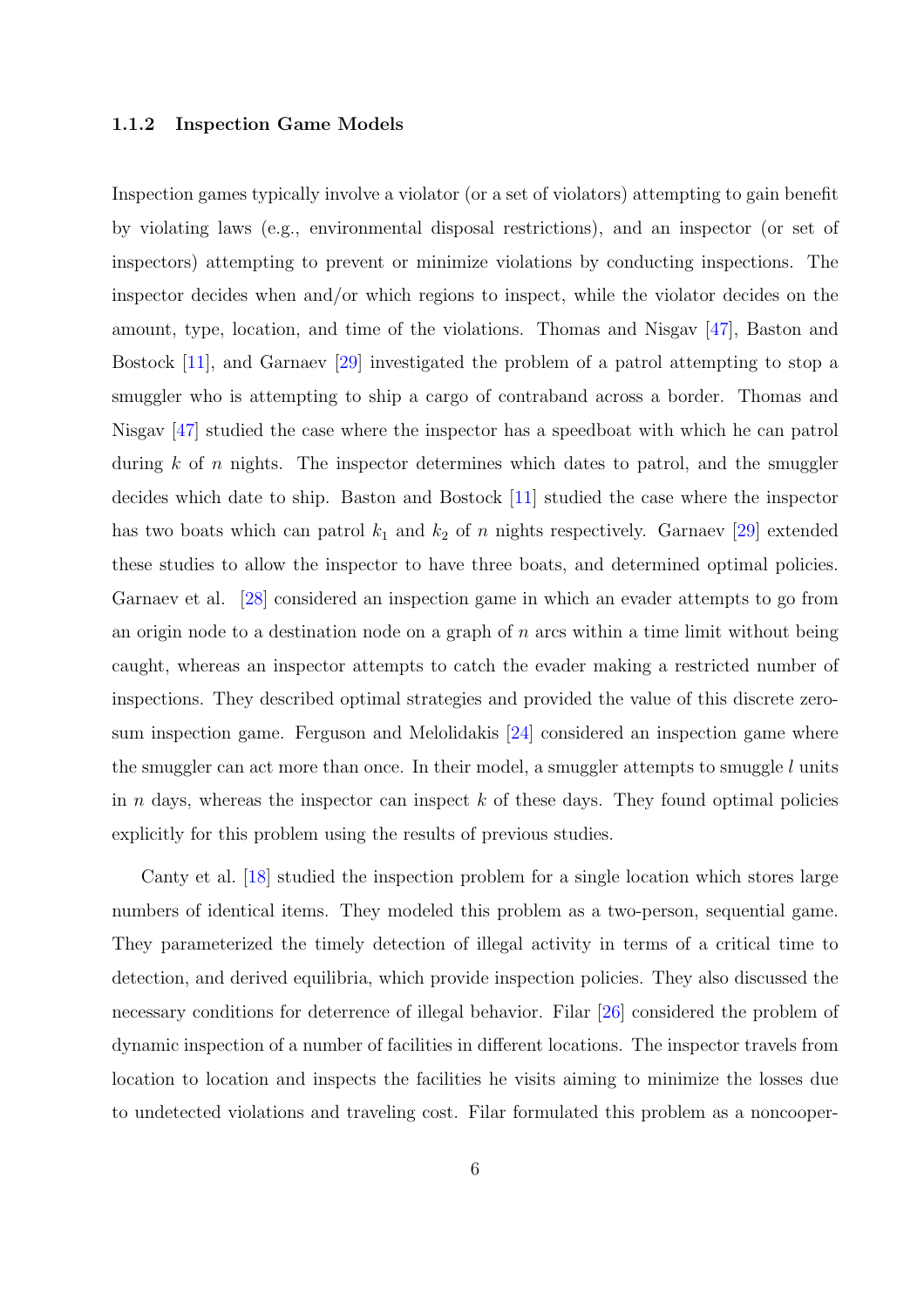### 1.1.2 Inspection Game Models

Inspection games typically involve a violator (or a set of violators) attempting to gain benefit by violating laws (e.g., environmental disposal restrictions), and an inspector (or set of inspectors) attempting to prevent or minimize violations by conducting inspections. The inspector decides when and/or which regions to inspect, while the violator decides on the amount, type, location, and time of the violations. Thomas and Nisgav [47], Baston and Bostock [11], and Garnaev [29] investigated the problem of a patrol attempting to stop a smuggler who is attempting to ship a cargo of contraband across a border. Thomas and Nisgav [47] studied the case where the inspector has a speedboat with which he can patrol during $k$ of $n$ nights. The inspector determines which dates to patrol, and the smuggler decides which date to ship. Baston and Bostock [11] studied the case where the inspector has two boats which can patrol $k_1$ and $k_2$ of $n$ nights respectively. Garnaev [29] extended these studies to allow the inspector to have three boats, and determined optimal policies. Garnaev et al. [28] considered an inspection game in which an evader attempts to go from an origin node to a destination node on a graph of $n$ arcs within a time limit without being caught, whereas an inspector attempts to catch the evader making a restricted number of inspections. They described optimal strategies and provided the value of this discrete zero-sum inspection game. Ferguson and Melolidakis [24] considered an inspection game where the smuggler can act more than once. In their model, a smuggler attempts to smuggle $l$ units in $n$ days, whereas the inspector can inspect $k$ of these days. They found optimal policies explicitly for this problem using the results of previous studies.

Canty et al. [18] studied the inspection problem for a single location which stores large numbers of identical items. They modeled this problem as a two-person, sequential game. They parameterized the timely detection of illegal activity in terms of a critical time to detection, and derived equilibria, which provide inspection policies. They also discussed the necessary conditions for deterrence of illegal behavior. Filar [26] considered the problem of dynamic inspection of a number of facilities in different locations. The inspector travels from location to location and inspects the facilities he visits aiming to minimize the losses due to undetected violations and traveling cost. Filar formulated this problem as a noncooper-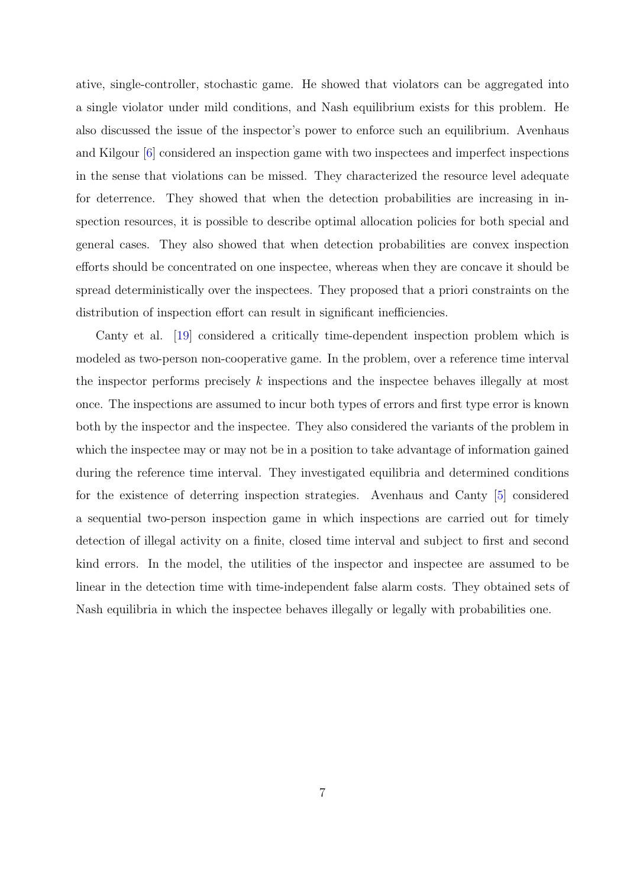ative, single-controller, stochastic game. He showed that violators can be aggregated into a single violator under mild conditions, and Nash equilibrium exists for this problem. He also discussed the issue of the inspector's power to enforce such an equilibrium. Avenhaus and Kilgour [6] considered an inspection game with two inspectees and imperfect inspections in the sense that violations can be missed. They characterized the resource level adequate for deterrence. They showed that when the detection probabilities are increasing in inspection resources, it is possible to describe optimal allocation policies for both special and general cases. They also showed that when detection probabilities are convex inspection efforts should be concentrated on one inspectee, whereas when they are concave it should be spread deterministically over the inspectees. They proposed that a priori constraints on the distribution of inspection effort can result in significant inefficiencies.

Canty et al. [19] considered a critically time-dependent inspection problem which is modeled as two-person non-cooperative game. In the problem, over a reference time interval the inspector performs precisely $k$ inspections and the inspectee behaves illegally at most once. The inspections are assumed to incur both types of errors and first type error is known both by the inspector and the inspectee. They also considered the variants of the problem in which the inspectee may or may not be in a position to take advantage of information gained during the reference time interval. They investigated equilibria and determined conditions for the existence of deterring inspection strategies. Avenhaus and Canty [5] considered a sequential two-person inspection game in which inspections are carried out for timely detection of illegal activity on a finite, closed time interval and subject to first and second kind errors. In the model, the utilities of the inspector and inspectee are assumed to be linear in the detection time with time-independent false alarm costs. They obtained sets of Nash equilibria in which the inspectee behaves illegally or legally with probabilities one.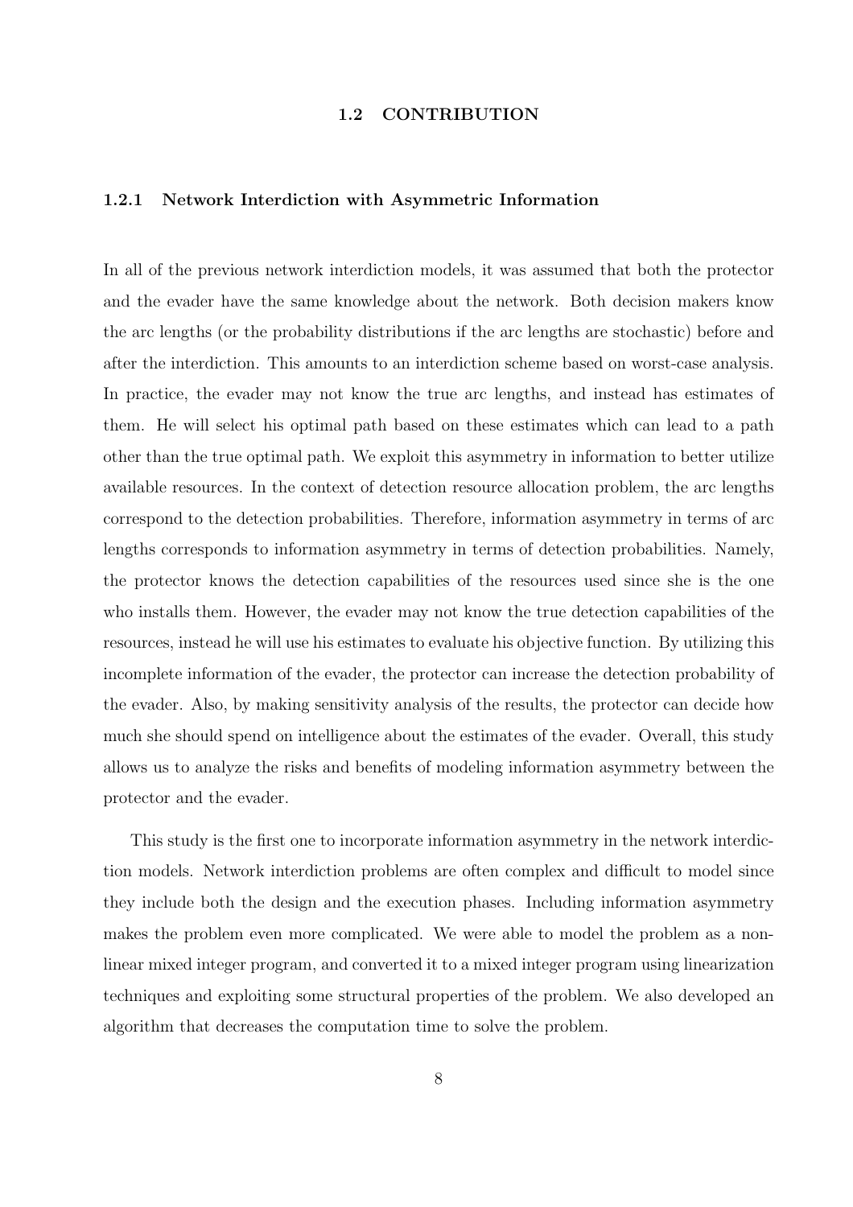## 1.2 CONTRIBUTION

### 1.2.1 Network Interdiction with Asymmetric Information

In all of the previous network interdiction models, it was assumed that both the protector and the evader have the same knowledge about the network. Both decision makers know the arc lengths (or the probability distributions if the arc lengths are stochastic) before and after the interdiction. This amounts to an interdiction scheme based on worst-case analysis. In practice, the evader may not know the true arc lengths, and instead has estimates of them. He will select his optimal path based on these estimates which can lead to a path other than the true optimal path. We exploit this asymmetry in information to better utilize available resources. In the context of detection resource allocation problem, the arc lengths correspond to the detection probabilities. Therefore, information asymmetry in terms of arc lengths corresponds to information asymmetry in terms of detection probabilities. Namely, the protector knows the detection capabilities of the resources used since she is the one who installs them. However, the evader may not know the true detection capabilities of the resources, instead he will use his estimates to evaluate his objective function. By utilizing this incomplete information of the evader, the protector can increase the detection probability of the evader. Also, by making sensitivity analysis of the results, the protector can decide how much she should spend on intelligence about the estimates of the evader. Overall, this study allows us to analyze the risks and benefits of modeling information asymmetry between the protector and the evader.

This study is the first one to incorporate information asymmetry in the network interdiction models. Network interdiction problems are often complex and difficult to model since they include both the design and the execution phases. Including information asymmetry makes the problem even more complicated. We were able to model the problem as a nonlinear mixed integer program, and converted it to a mixed integer program using linearization techniques and exploiting some structural properties of the problem. We also developed an algorithm that decreases the computation time to solve the problem.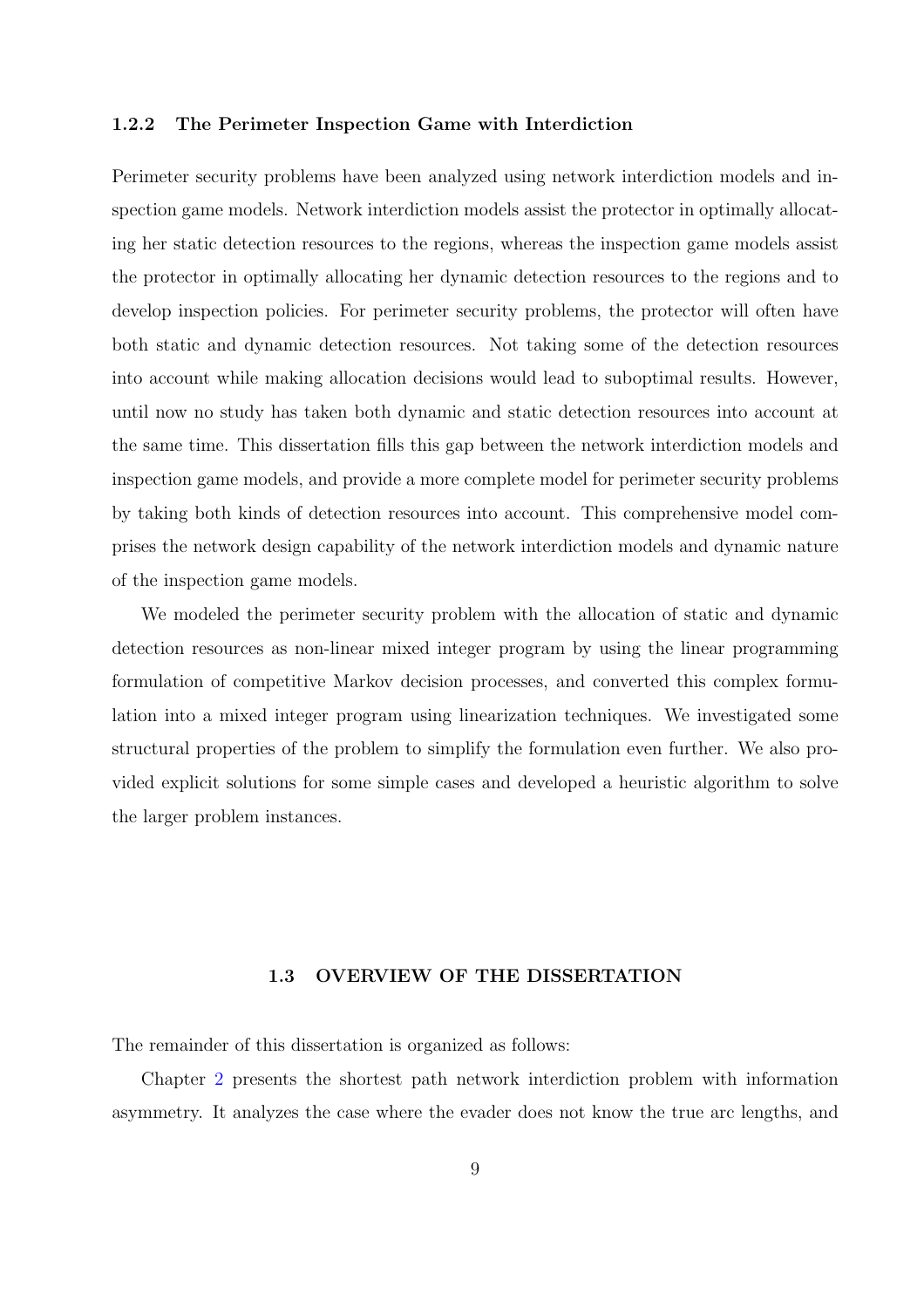### 1.2.2 The Perimeter Inspection Game with Interdiction

Perimeter security problems have been analyzed using network interdiction models and inspection game models. Network interdiction models assist the protector in optimally allocating her static detection resources to the regions, whereas the inspection game models assist the protector in optimally allocating her dynamic detection resources to the regions and to develop inspection policies. For perimeter security problems, the protector will often have both static and dynamic detection resources. Not taking some of the detection resources into account while making allocation decisions would lead to suboptimal results. However, until now no study has taken both dynamic and static detection resources into account at the same time. This dissertation fills this gap between the network interdiction models and inspection game models, and provide a more complete model for perimeter security problems by taking both kinds of detection resources into account. This comprehensive model comprises the network design capability of the network interdiction models and dynamic nature of the inspection game models.

We modeled the perimeter security problem with the allocation of static and dynamic detection resources as non-linear mixed integer program by using the linear programming formulation of competitive Markov decision processes, and converted this complex formulation into a mixed integer program using linearization techniques. We investigated some structural properties of the problem to simplify the formulation even further. We also provided explicit solutions for some simple cases and developed a heuristic algorithm to solve the larger problem instances.

## 1.3 OVERVIEW OF THE DISSERTATION

The remainder of this dissertation is organized as follows:

Chapter 2 presents the shortest path network interdiction problem with information asymmetry. It analyzes the case where the evader does not know the true arc lengths, and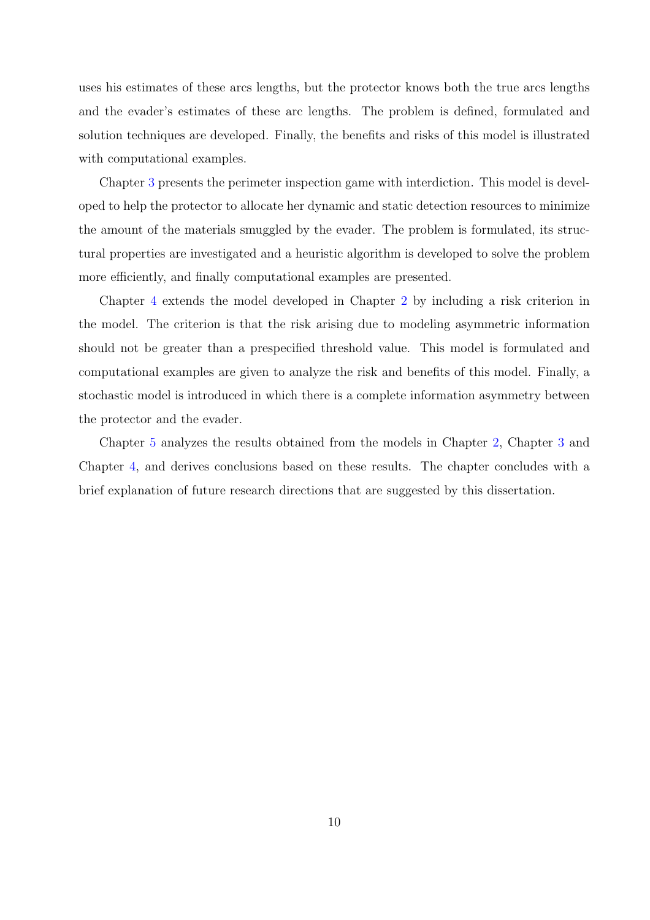uses his estimates of these arcs lengths, but the protector knows both the true arcs lengths and the evader's estimates of these arc lengths. The problem is defined, formulated and solution techniques are developed. Finally, the benefits and risks of this model is illustrated with computational examples.

Chapter 3 presents the perimeter inspection game with interdiction. This model is developed to help the protector to allocate her dynamic and static detection resources to minimize the amount of the materials smuggled by the evader. The problem is formulated, its structural properties are investigated and a heuristic algorithm is developed to solve the problem more efficiently, and finally computational examples are presented.

Chapter 4 extends the model developed in Chapter 2 by including a risk criterion in the model. The criterion is that the risk arising due to modeling asymmetric information should not be greater than a prespecified threshold value. This model is formulated and computational examples are given to analyze the risk and benefits of this model. Finally, a stochastic model is introduced in which there is a complete information asymmetry between the protector and the evader.

Chapter 5 analyzes the results obtained from the models in Chapter 2, Chapter 3 and Chapter 4, and derives conclusions based on these results. The chapter concludes with a brief explanation of future research directions that are suggested by this dissertation.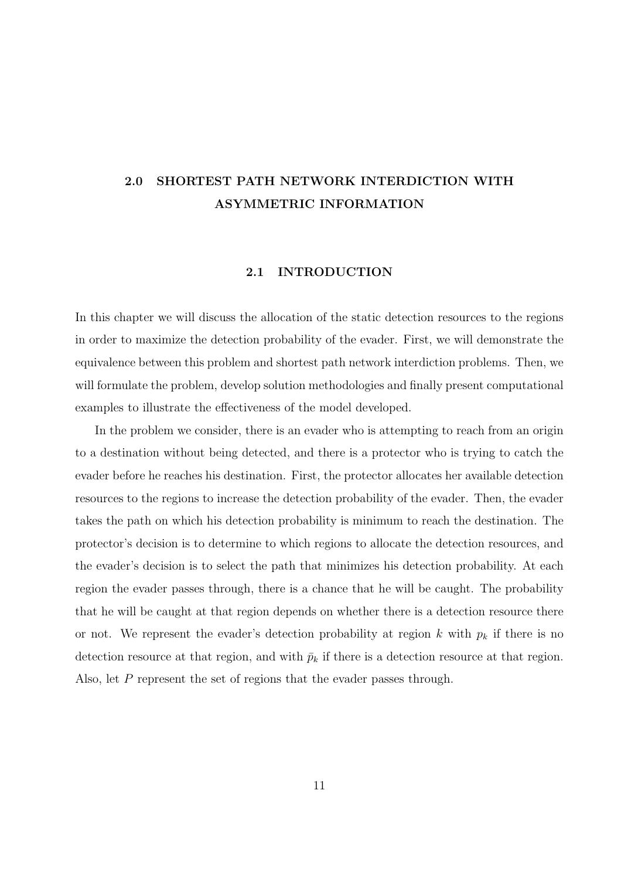# 2.0 SHORTEST PATH NETWORK INTERDICTION WITH ASYMMETRIC INFORMATION

## 2.1 INTRODUCTION

In this chapter we will discuss the allocation of the static detection resources to the regions in order to maximize the detection probability of the evader. First, we will demonstrate the equivalence between this problem and shortest path network interdiction problems. Then, we will formulate the problem, develop solution methodologies and finally present computational examples to illustrate the effectiveness of the model developed.

In the problem we consider, there is an evader who is attempting to reach from an origin to a destination without being detected, and there is a protector who is trying to catch the evader before he reaches his destination. First, the protector allocates her available detection resources to the regions to increase the detection probability of the evader. Then, the evader takes the path on which his detection probability is minimum to reach the destination. The protector's decision is to determine to which regions to allocate the detection resources, and the evader's decision is to select the path that minimizes his detection probability. At each region the evader passes through, there is a chance that he will be caught. The probability that he will be caught at that region depends on whether there is a detection resource there or not. We represent the evader's detection probability at region $k$ with $p_k$ if there is no detection resource at that region, and with $\bar{p}_k$ if there is a detection resource at that region. Also, let $P$ represent the set of regions that the evader passes through.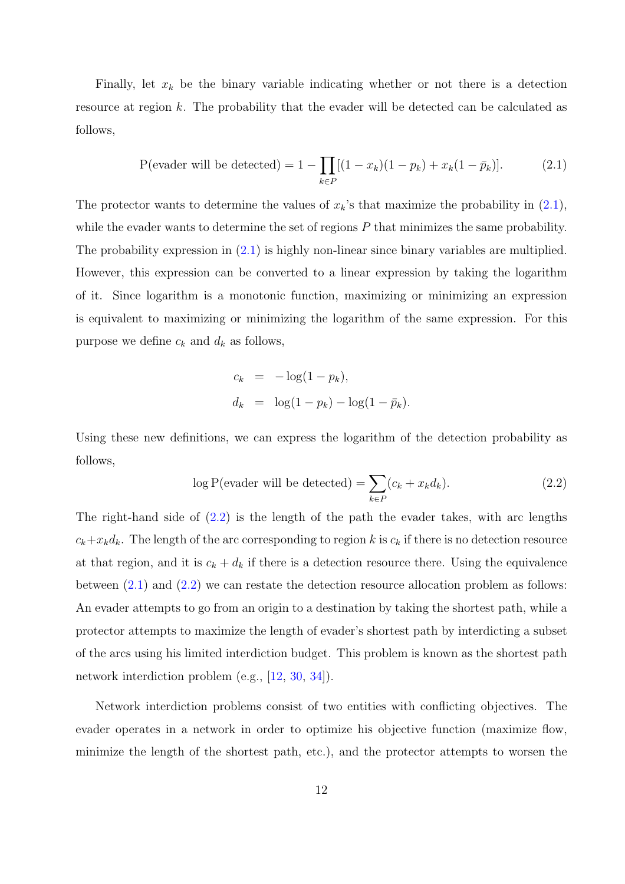Finally, let $x_k$ be the binary variable indicating whether or not there is a detection resource at region $k$. The probability that the evader will be detected can be calculated as follows,

$$\text{P(evader will be detected)} = 1 - \prod_{k \in P} [(1 - x_k)(1 - p_k) + x_k(1 - \bar{p}_k)]. \tag{2.1}$$

The protector wants to determine the values of $x_k$'s that maximize the probability in (2.1), while the evader wants to determine the set of regions $P$ that minimizes the same probability. The probability expression in (2.1) is highly non-linear since binary variables are multiplied. However, this expression can be converted to a linear expression by taking the logarithm of it. Since logarithm is a monotonic function, maximizing or minimizing an expression is equivalent to maximizing or minimizing the logarithm of the same expression. For this purpose we define $c_k$ and $d_k$ as follows,

$$\begin{aligned} c_k &= -\log(1 - p_k), \\ d_k &= \log(1 - p_k) - \log(1 - \bar{p}_k). \end{aligned}$$

Using these new definitions, we can express the logarithm of the detection probability as follows,

$$\log \text{P(evader will be detected)} = \sum_{k \in P} (c_k + x_k d_k). \tag{2.2}$$

The right-hand side of (2.2) is the length of the path the evader takes, with arc lengths $c_k + x_k d_k$. The length of the arc corresponding to region $k$ is $c_k$ if there is no detection resource at that region, and it is $c_k + d_k$ if there is a detection resource there. Using the equivalence between (2.1) and (2.2) we can restate the detection resource allocation problem as follows: An evader attempts to go from an origin to a destination by taking the shortest path, while a protector attempts to maximize the length of evader's shortest path by interdicting a subset of the arcs using his limited interdiction budget. This problem is known as the shortest path network interdiction problem (e.g., [12, 30, 34]).

Network interdiction problems consist of two entities with conflicting objectives. The evader operates in a network in order to optimize his objective function (maximize flow, minimize the length of the shortest path, etc.), and the protector attempts to worsen the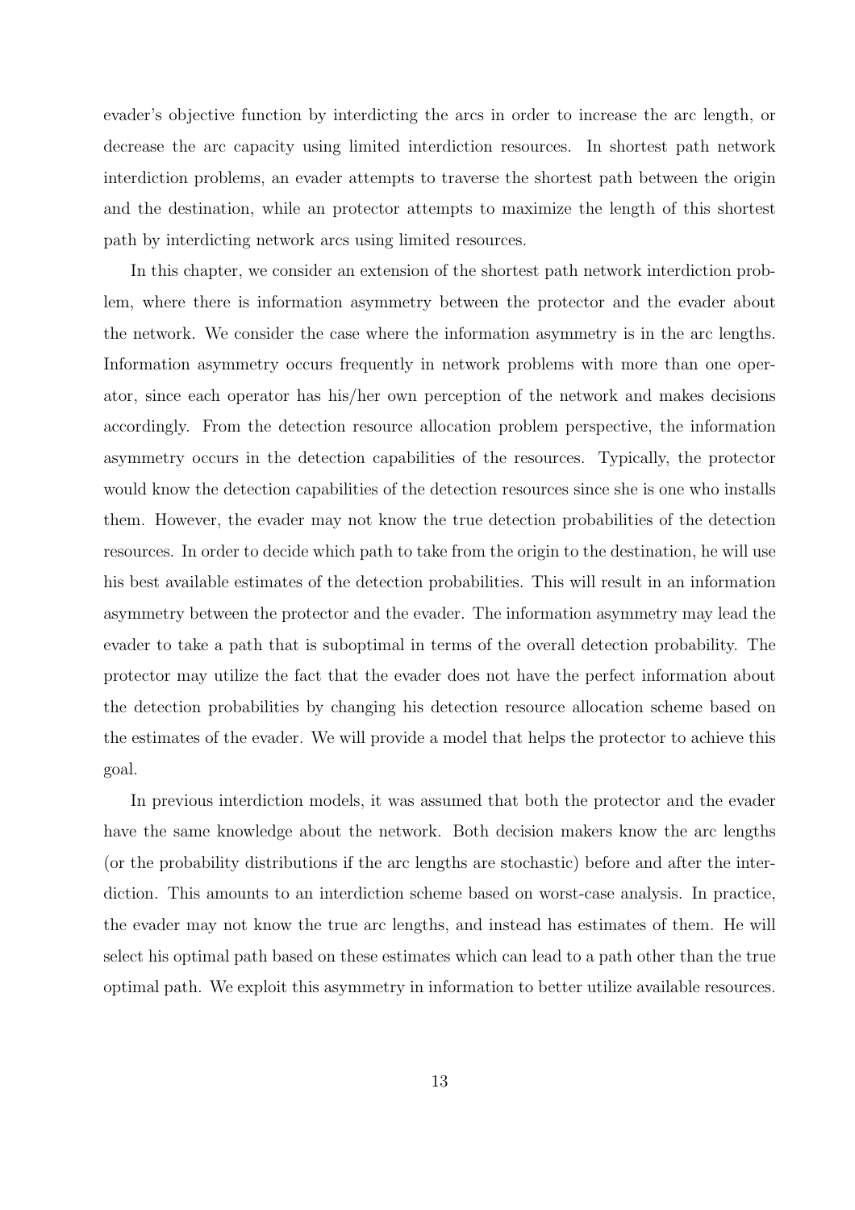evader's objective function by interdicting the arcs in order to increase the arc length, or decrease the arc capacity using limited interdiction resources. In shortest path network interdiction problems, an evader attempts to traverse the shortest path between the origin and the destination, while an protector attempts to maximize the length of this shortest path by interdicting network arcs using limited resources.

In this chapter, we consider an extension of the shortest path network interdiction problem, where there is information asymmetry between the protector and the evader about the network. We consider the case where the information asymmetry is in the arc lengths. Information asymmetry occurs frequently in network problems with more than one operator, since each operator has his/her own perception of the network and makes decisions accordingly. From the detection resource allocation problem perspective, the information asymmetry occurs in the detection capabilities of the resources. Typically, the protector would know the detection capabilities of the detection resources since she is one who installs them. However, the evader may not know the true detection probabilities of the detection resources. In order to decide which path to take from the origin to the destination, he will use his best available estimates of the detection probabilities. This will result in an information asymmetry between the protector and the evader. The information asymmetry may lead the evader to take a path that is suboptimal in terms of the overall detection probability. The protector may utilize the fact that the evader does not have the perfect information about the detection probabilities by changing his detection resource allocation scheme based on the estimates of the evader. We will provide a model that helps the protector to achieve this goal.

In previous interdiction models, it was assumed that both the protector and the evader have the same knowledge about the network. Both decision makers know the arc lengths (or the probability distributions if the arc lengths are stochastic) before and after the interdiction. This amounts to an interdiction scheme based on worst-case analysis. In practice, the evader may not know the true arc lengths, and instead has estimates of them. He will select his optimal path based on these estimates which can lead to a path other than the true optimal path. We exploit this asymmetry in information to better utilize available resources.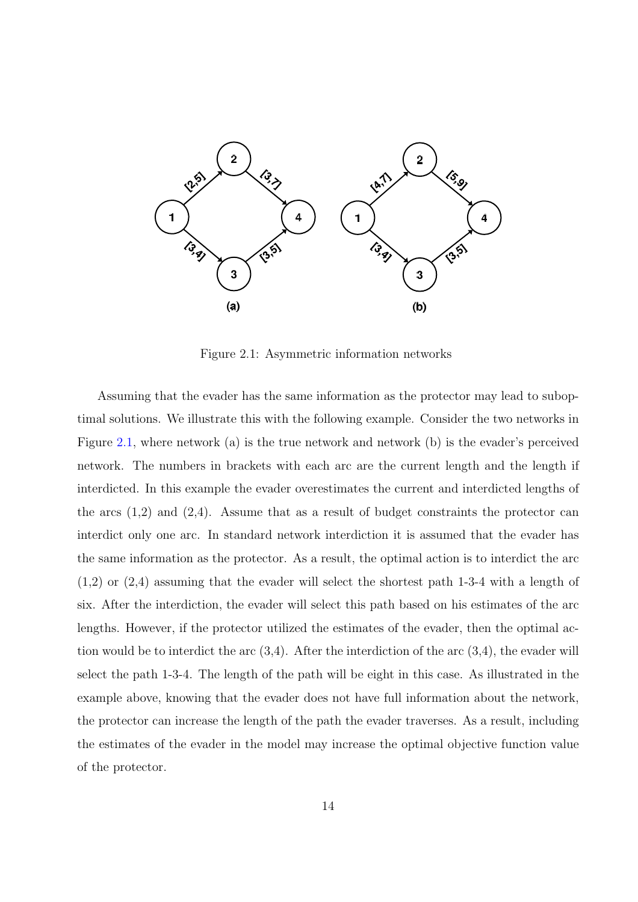Figure 2.1: Asymmetric information networks

Assuming that the evader has the same information as the protector may lead to suboptimal solutions. We illustrate this with the following example. Consider the two networks in Figure 2.1, where network (a) is the true network and network (b) is the evader's perceived network. The numbers in brackets with each arc are the current length and the length if interdicted. In this example the evader overestimates the current and interdicted lengths of the arcs (1,2) and (2,4). Assume that as a result of budget constraints the protector can interdict only one arc. In standard network interdiction it is assumed that the evader has the same information as the protector. As a result, the optimal action is to interdict the arc (1,2) or (2,4) assuming that the evader will select the shortest path 1-3-4 with a length of six. After the interdiction, the evader will select this path based on his estimates of the arc lengths. However, if the protector utilized the estimates of the evader, then the optimal action would be to interdict the arc (3,4). After the interdiction of the arc (3,4), the evader will select the path 1-3-4. The length of the path will be eight in this case. As illustrated in the example above, knowing that the evader does not have full information about the network, the protector can increase the length of the path the evader traverses. As a result, including the estimates of the evader in the model may increase the optimal objective function value of the protector.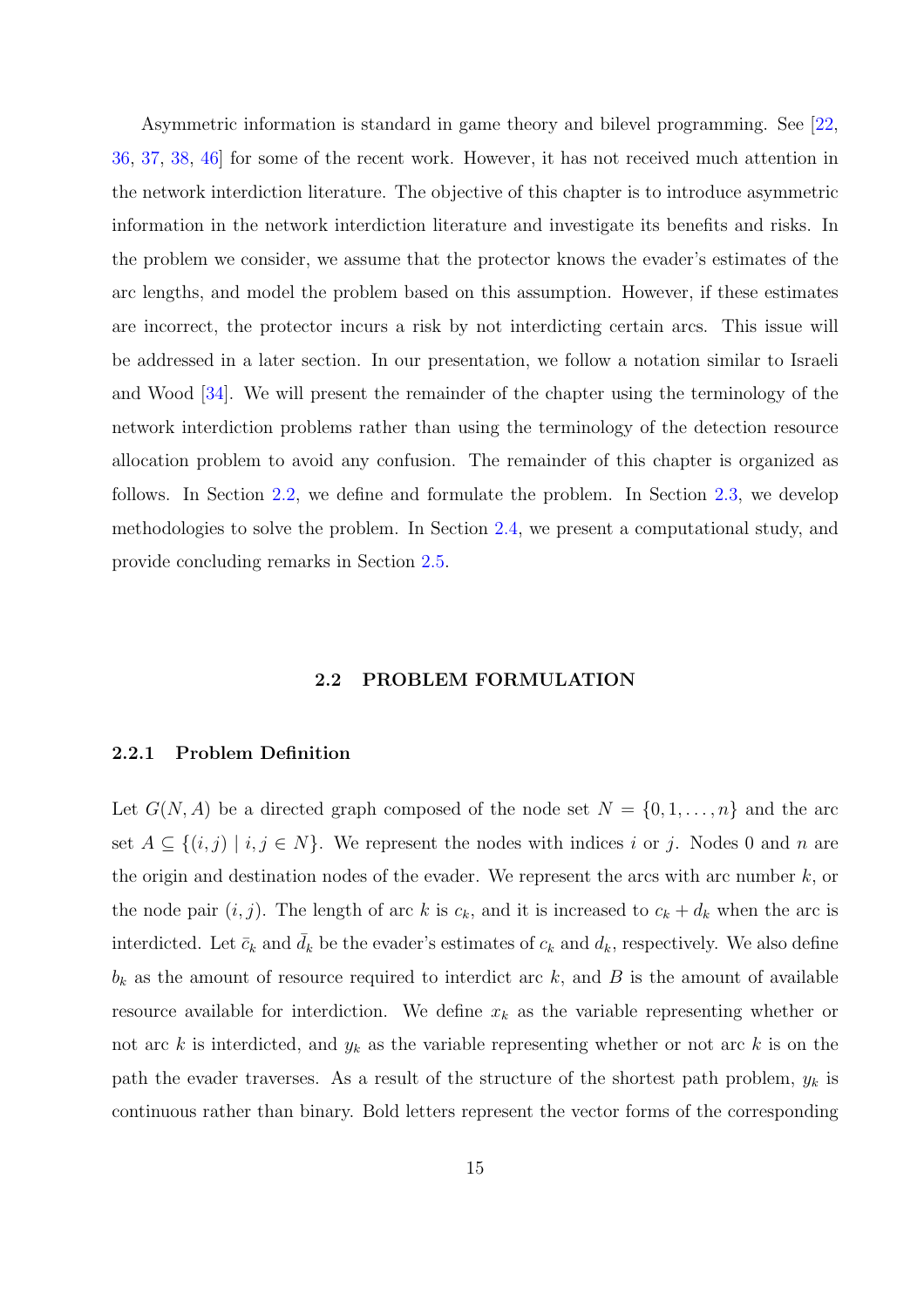Asymmetric information is standard in game theory and bilevel programming. See [22, 36, 37, 38, 46] for some of the recent work. However, it has not received much attention in the network interdiction literature. The objective of this chapter is to introduce asymmetric information in the network interdiction literature and investigate its benefits and risks. In the problem we consider, we assume that the protector knows the evader's estimates of the arc lengths, and model the problem based on this assumption. However, if these estimates are incorrect, the protector incurs a risk by not interdicting certain arcs. This issue will be addressed in a later section. In our presentation, we follow a notation similar to Israeli and Wood [34]. We will present the remainder of the chapter using the terminology of the network interdiction problems rather than using the terminology of the detection resource allocation problem to avoid any confusion. The remainder of this chapter is organized as follows. In Section 2.2, we define and formulate the problem. In Section 2.3, we develop methodologies to solve the problem. In Section 2.4, we present a computational study, and provide concluding remarks in Section 2.5.

## 2.2 PROBLEM FORMULATION

### 2.2.1 Problem Definition

Let $G(N, A)$ be a directed graph composed of the node set $N = \{0, 1, \ldots, n\}$ and the arc set $A \subseteq \{(i, j) \mid i, j \in N\}$. We represent the nodes with indices $i$ or $j$. Nodes 0 and $n$ are the origin and destination nodes of the evader. We represent the arcs with arc number $k$, or the node pair $(i, j)$. The length of arc $k$ is $c_k$, and it is increased to $c_k + d_k$ when the arc is interdicted. Let $\bar{c}_k$ and $\bar{d}_k$ be the evader's estimates of $c_k$ and $d_k$, respectively. We also define $b_k$ as the amount of resource required to interdict arc $k$, and $B$ is the amount of available resource available for interdiction. We define $x_k$ as the variable representing whether or not arc $k$ is interdicted, and $y_k$ as the variable representing whether or not arc $k$ is on the path the evader traverses. As a result of the structure of the shortest path problem, $y_k$ is continuous rather than binary. Bold letters represent the vector forms of the corresponding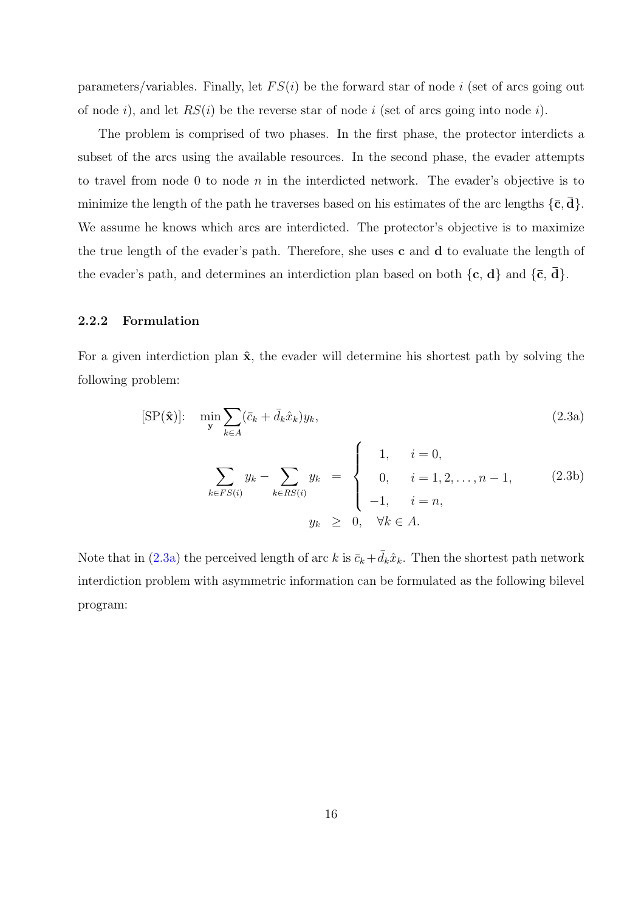parameters/variables. Finally, let $FS(i)$ be the forward star of node $i$ (set of arcs going out of node $i$), and let $RS(i)$ be the reverse star of node $i$ (set of arcs going into node $i$).

The problem is comprised of two phases. In the first phase, the protector interdicts a subset of the arcs using the available resources. In the second phase, the evader attempts to travel from node 0 to node $n$ in the interdicted network. The evader's objective is to minimize the length of the path he traverses based on his estimates of the arc lengths $\{\bar{\mathbf{c}}, \bar{\mathbf{d}}\}$. We assume he knows which arcs are interdicted. The protector's objective is to maximize the true length of the evader's path. Therefore, she uses $\mathbf{c}$ and $\mathbf{d}$ to evaluate the length of the evader's path, and determines an interdiction plan based on both $\{\mathbf{c}, \mathbf{d}\}$ and $\{\bar{\mathbf{c}}, \bar{\mathbf{d}}\}$.

### 2.2.2 Formulation

For a given interdiction plan $\hat{\mathbf{x}}$, the evader will determine his shortest path by solving the following problem:

$$[\text{SP}(\hat{\mathbf{x}})]: \quad \min_{\mathbf{y}} \sum_{k \in A} (\bar{c}_k + \bar{d}_k \hat{x}_k) y_k, \tag{2.3a}$$

$$\sum_{k \in FS(i)} y_k - \sum_{k \in RS(i)} y_k = \begin{cases} 1, & i = 0, \\ 0, & i = 1, 2, \ldots, n-1, \\ -1, & i = n, \end{cases} \tag{2.3b}$$

$$y_k \geq 0, \quad \forall k \in A.$$

Note that in (2.3a) the perceived length of arc $k$ is $\bar{c}_k + \bar{d}_k \hat{x}_k$. Then the shortest path network interdiction problem with asymmetric information can be formulated as the following bilevel program: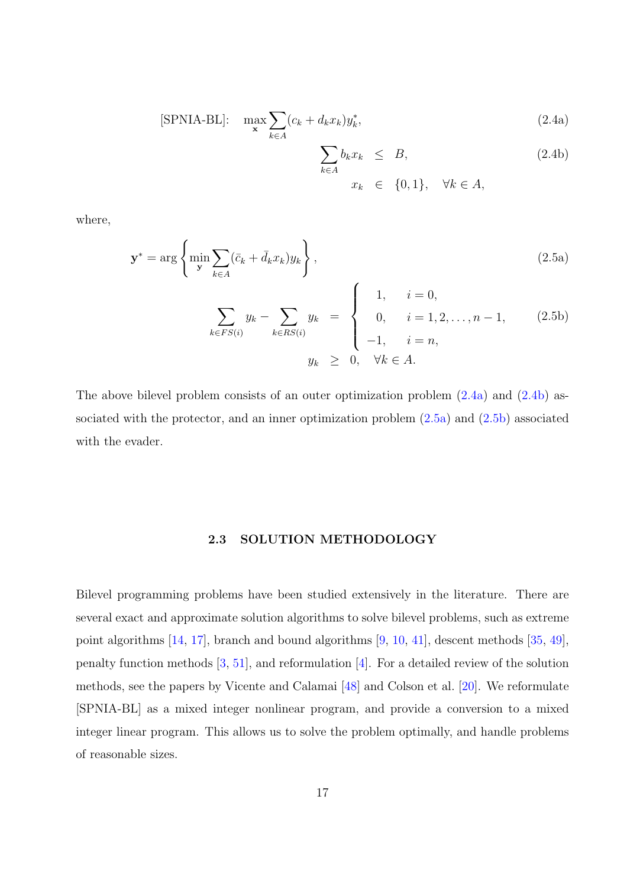$$
\text{[SPNIA-BL]:} \quad \max_{\mathbf{x}} \sum_{k \in A} (c_k + d_k x_k) y_k^*, \tag{2.4a}
$$

$$
\begin{aligned}
\sum_{k \in A} b_k x_k &\leq B, \qquad\qquad\qquad (2.4b) \\
x_k &\in \{0, 1\}, \quad \forall k \in A,
\end{aligned}
$$

where,

$$
\mathbf{y}^* = \arg \left\{ \min_{\mathbf{y}} \sum_{k \in A} (\bar{c}_k + \bar{d}_k x_k) y_k \right\}, \tag{2.5a}
$$

$$
\begin{aligned}
\sum_{k \in FS(i)} y_k - \sum_{k \in RS(i)} y_k &= \begin{cases} 1, & i = 0, \\ 0, & i = 1, 2, \ldots, n-1, \\ -1, & i = n, \end{cases} \qquad (2.5b) \\
y_k &\geq 0, \quad \forall k \in A.
\end{aligned}
$$

The above bilevel problem consists of an outer optimization problem (2.4a) and (2.4b) associated with the protector, and an inner optimization problem (2.5a) and (2.5b) associated with the evader.

## 2.3 SOLUTION METHODOLOGY

Bilevel programming problems have been studied extensively in the literature. There are several exact and approximate solution algorithms to solve bilevel problems, such as extreme point algorithms [14, 17], branch and bound algorithms [9, 10, 41], descent methods [35, 49], penalty function methods [3, 51], and reformulation [4]. For a detailed review of the solution methods, see the papers by Vicente and Calamai [48] and Colson et al. [20]. We reformulate [SPNIA-BL] as a mixed integer nonlinear program, and provide a conversion to a mixed integer linear program. This allows us to solve the problem optimally, and handle problems of reasonable sizes.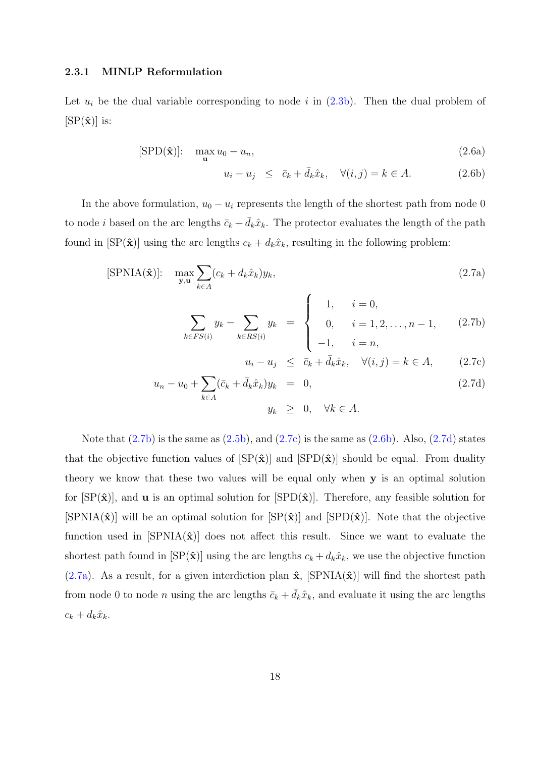### 2.3.1 MINLP Reformulation

Let $u_i$ be the dual variable corresponding to node $i$ in (2.3b). Then the dual problem of [SP($\hat{\mathbf{x}}$)] is:

$$
\begin{aligned}
\text{[SPD}(\hat{\mathbf{x}})\text{]:} \quad & \max_{\mathbf{u}} u_0 - u_n, && (2.6a)\\
& u_i - u_j \leq \bar{c}_k + \bar{d}_k \hat{x}_k, \quad \forall (i,j) = k \in A. && (2.6b)
\end{aligned}
$$

In the above formulation, $u_0 - u_i$ represents the length of the shortest path from node 0 to node $i$ based on the arc lengths $\bar{c}_k + \bar{d}_k \hat{x}_k$. The protector evaluates the length of the path found in [SP($\hat{\mathbf{x}}$)] using the arc lengths $c_k + d_k \hat{x}_k$, resulting in the following problem:

$$
\begin{aligned}
\text{[SPNIA}(\hat{\mathbf{x}})\text{]:} \quad & \max_{\mathbf{y},\mathbf{u}} \sum_{k \in A} (c_k + d_k \hat{x}_k) y_k, && (2.7a)\\
& \sum_{k \in FS(i)} y_k - \sum_{k \in RS(i)} y_k = \begin{cases} 1, & i = 0, \\ 0, & i = 1, 2, \ldots, n-1, \\ -1, & i = n, \end{cases} && (2.7b)\\
& u_i - u_j \leq \bar{c}_k + \bar{d}_k \hat{x}_k, \quad \forall (i,j) = k \in A, && (2.7c)\\
& u_n - u_0 + \sum_{k \in A} (\bar{c}_k + \bar{d}_k \hat{x}_k) y_k = 0, && (2.7d)\\
& y_k \geq 0, \quad \forall k \in A.
\end{aligned}
$$

Note that (2.7b) is the same as (2.5b), and (2.7c) is the same as (2.6b). Also, (2.7d) states that the objective function values of [SP($\hat{\mathbf{x}}$)] and [SPD($\hat{\mathbf{x}}$)] should be equal. From duality theory we know that these two values will be equal only when $\mathbf{y}$ is an optimal solution for [SP($\hat{\mathbf{x}}$)], and $\mathbf{u}$ is an optimal solution for [SPD($\hat{\mathbf{x}}$)]. Therefore, any feasible solution for [SPNIA($\hat{\mathbf{x}}$)] will be an optimal solution for [SP($\hat{\mathbf{x}}$)] and [SPD($\hat{\mathbf{x}}$)]. Note that the objective function used in [SPNIA($\hat{\mathbf{x}}$)] does not affect this result. Since we want to evaluate the shortest path found in [SP($\hat{\mathbf{x}}$)] using the arc lengths $c_k + d_k \hat{x}_k$, we use the objective function (2.7a). As a result, for a given interdiction plan $\hat{\mathbf{x}}$, [SPNIA($\hat{\mathbf{x}}$)] will find the shortest path from node 0 to node $n$ using the arc lengths $\bar{c}_k + \bar{d}_k \hat{x}_k$, and evaluate it using the arc lengths $c_k + d_k \hat{x}_k$.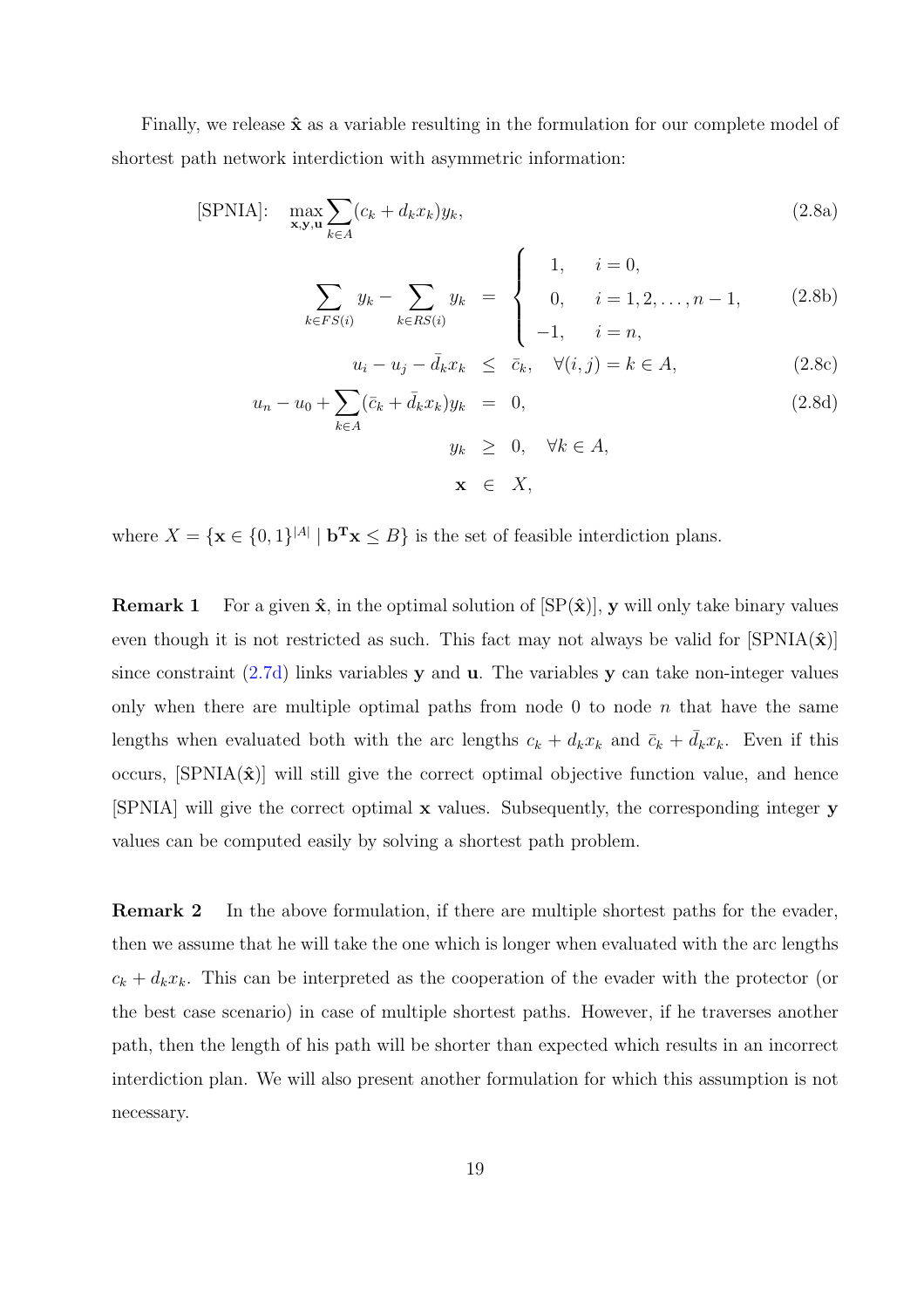Finally, we release $\hat{\mathbf{x}}$ as a variable resulting in the formulation for our complete model of shortest path network interdiction with asymmetric information:

$$
\text{[SPNIA]:} \quad \max_{\mathbf{x},\mathbf{y},\mathbf{u}} \sum_{k \in A} (c_k + d_k x_k) y_k, \tag{2.8a}
$$

$$
\sum_{k \in FS(i)} y_k - \sum_{k \in RS(i)} y_k = \begin{cases} 1, & i = 0, \\ 0, & i = 1, 2, \ldots, n-1, \\ -1, & i = n, \end{cases} \tag{2.8b}
$$

$$
u_i - u_j - \bar{d}_k x_k \leq \bar{c}_k, \quad \forall (i,j) = k \in A, \tag{2.8c}
$$

$$
u_n - u_0 + \sum_{k \in A} (\bar{c}_k + \bar{d}_k x_k) y_k = 0, \tag{2.8d}
$$

$$
y_k \geq 0, \quad \forall k \in A,
$$

$$
\mathbf{x} \in X,
$$

where $X = \{\mathbf{x} \in \{0,1\}^{|A|} \mid \mathbf{b}^{\mathbf{T}}\mathbf{x} \leq B\}$ is the set of feasible interdiction plans.

**Remark 1** For a given $\hat{\mathbf{x}}$, in the optimal solution of [SP($\hat{\mathbf{x}}$)], $\mathbf{y}$ will only take binary values even though it is not restricted as such. This fact may not always be valid for [SPNIA($\hat{\mathbf{x}}$)] since constraint (2.7d) links variables $\mathbf{y}$ and $\mathbf{u}$. The variables $\mathbf{y}$ can take non-integer values only when there are multiple optimal paths from node 0 to node $n$ that have the same lengths when evaluated both with the arc lengths $c_k + d_k x_k$ and $\bar{c}_k + \bar{d}_k x_k$. Even if this occurs, [SPNIA($\hat{\mathbf{x}}$)] will still give the correct optimal objective function value, and hence [SPNIA] will give the correct optimal $\mathbf{x}$ values. Subsequently, the corresponding integer $\mathbf{y}$ values can be computed easily by solving a shortest path problem.

**Remark 2** In the above formulation, if there are multiple shortest paths for the evader, then we assume that he will take the one which is longer when evaluated with the arc lengths $c_k + d_k x_k$. This can be interpreted as the cooperation of the evader with the protector (or the best case scenario) in case of multiple shortest paths. However, if he traverses another path, then the length of his path will be shorter than expected which results in an incorrect interdiction plan. We will also present another formulation for which this assumption is not necessary.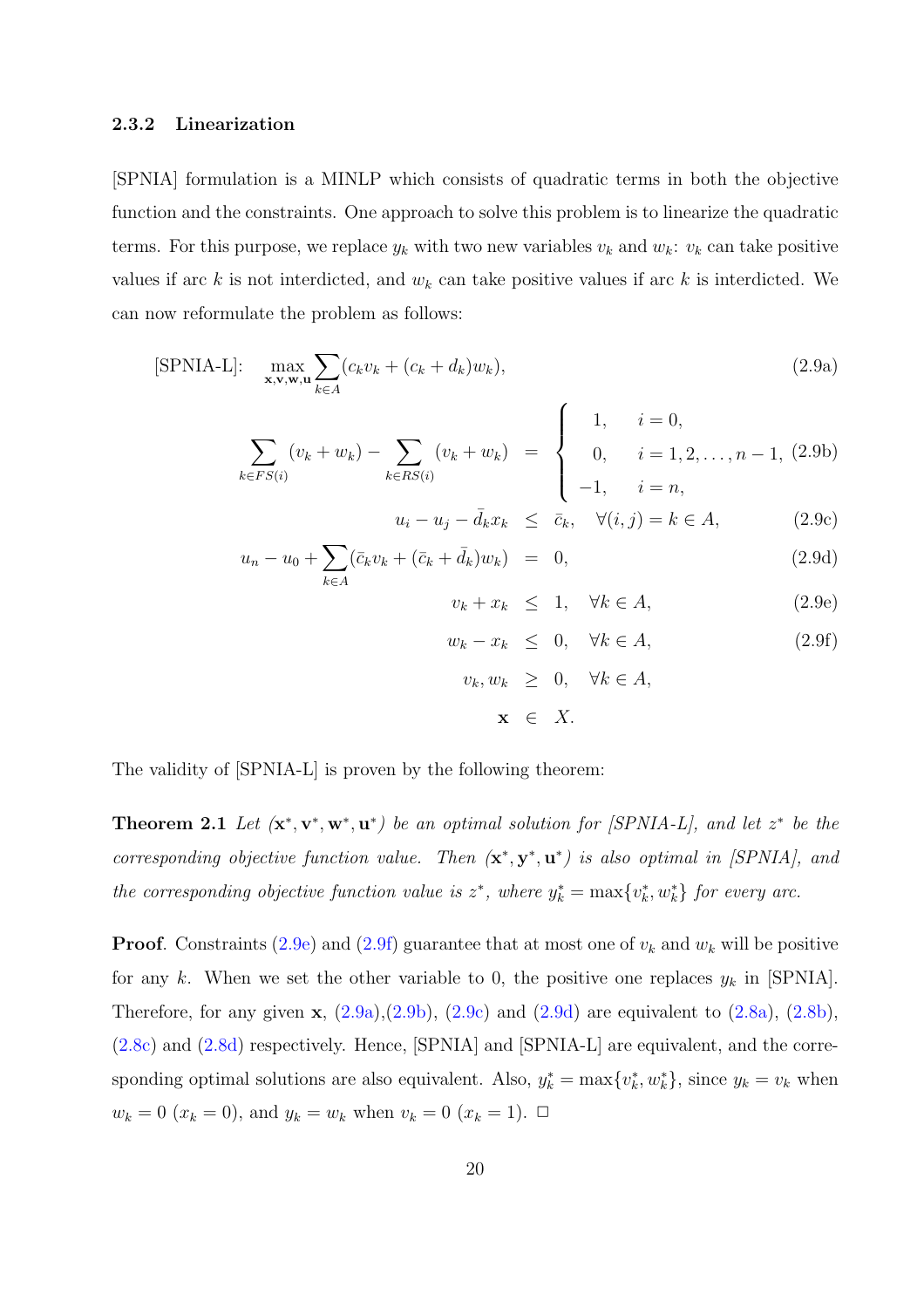### 2.3.2 Linearization

[SPNIA] formulation is a MINLP which consists of quadratic terms in both the objective function and the constraints. One approach to solve this problem is to linearize the quadratic terms. For this purpose, we replace $y_k$ with two new variables $v_k$ and $w_k$: $v_k$ can take positive values if arc $k$ is not interdicted, and $w_k$ can take positive values if arc $k$ is interdicted. We can now reformulate the problem as follows:

$$
\text{[SPNIA-L]:} \quad \max_{\mathbf{x},\mathbf{v},\mathbf{w},\mathbf{u}} \sum_{k \in A} (c_k v_k + (c_k + d_k) w_k), \tag{2.9a}
$$

$$
\sum_{k \in FS(i)} (v_k + w_k) - \sum_{k \in RS(i)} (v_k + w_k) = \begin{cases} 1, & i = 0, \\ 0, & i = 1, 2, \ldots, n-1, \\ -1, & i = n, \end{cases} \tag{2.9b}
$$

$$
u_i - u_j - \bar{d}_k x_k \leq \bar{c}_k, \quad \forall (i,j) = k \in A, \tag{2.9c}
$$

$$
u_n - u_0 + \sum_{k \in A} (\bar{c}_k v_k + (\bar{c}_k + \bar{d}_k) w_k) = 0, \tag{2.9d}
$$

$$
v_k + x_k \leq 1, \quad \forall k \in A, \tag{2.9e}
$$

$$
w_k - x_k \leq 0, \quad \forall k \in A, \tag{2.9f}
$$

$$
v_k, w_k \geq 0, \quad \forall k \in A,
$$

$$
\mathbf{x} \in X.
$$

The validity of [SPNIA-L] is proven by the following theorem:

**Theorem 2.1** *Let $(\mathbf{x}^*, \mathbf{v}^*, \mathbf{w}^*, \mathbf{u}^*)$ be an optimal solution for [SPNIA-L], and let $z^*$ be the corresponding objective function value. Then $(\mathbf{x}^*, \mathbf{y}^*, \mathbf{u}^*)$ is also optimal in [SPNIA], and the corresponding objective function value is $z^*$, where $y_k^* = \max\{v_k^*, w_k^*\}$ for every arc.*

**Proof**. Constraints (2.9e) and (2.9f) guarantee that at most one of $v_k$ and $w_k$ will be positive for any $k$. When we set the other variable to 0, the positive one replaces $y_k$ in [SPNIA]. Therefore, for any given $\mathbf{x}$, (2.9a),(2.9b), (2.9c) and (2.9d) are equivalent to (2.8a), (2.8b), (2.8c) and (2.8d) respectively. Hence, [SPNIA] and [SPNIA-L] are equivalent, and the corresponding optimal solutions are also equivalent. Also, $y_k^* = \max\{v_k^*, w_k^*\}$, since $y_k = v_k$ when $w_k = 0$ $(x_k = 0)$, and $y_k = w_k$ when $v_k = 0$ $(x_k = 1)$. □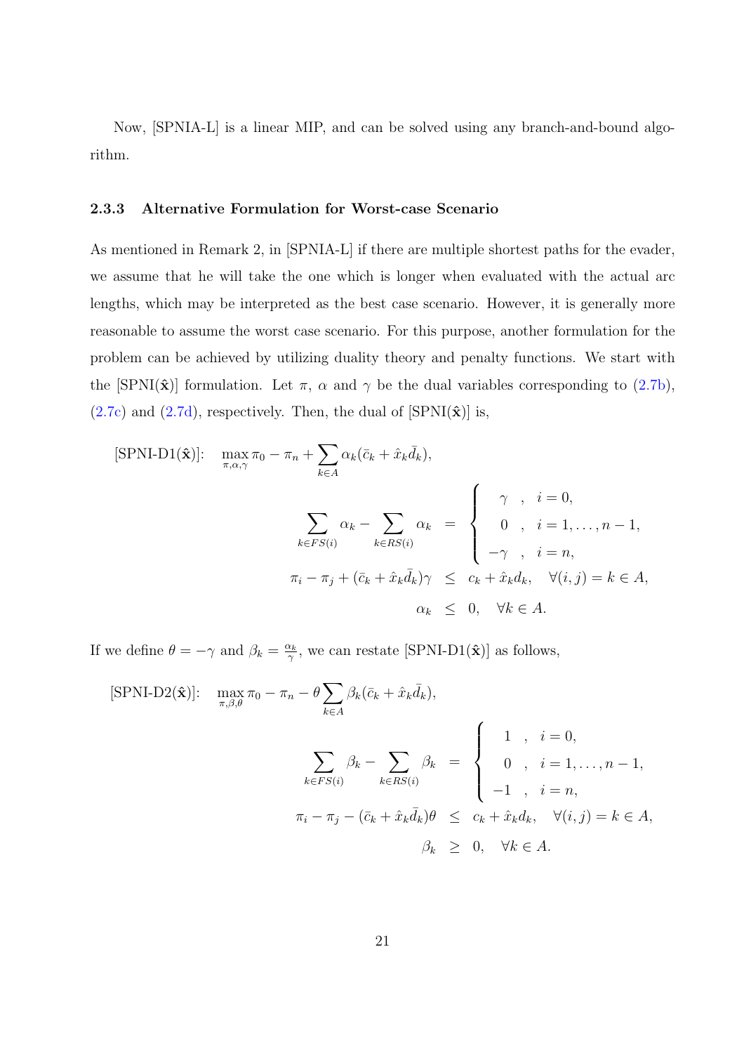Now, [SPNIA-L] is a linear MIP, and can be solved using any branch-and-bound algorithm.

### 2.3.3 Alternative Formulation for Worst-case Scenario

As mentioned in Remark 2, in [SPNIA-L] if there are multiple shortest paths for the evader, we assume that he will take the one which is longer when evaluated with the actual arc lengths, which may be interpreted as the best case scenario. However, it is generally more reasonable to assume the worst case scenario. For this purpose, another formulation for the problem can be achieved by utilizing duality theory and penalty functions. We start with the [SPNI($\hat{\mathbf{x}}$)] formulation. Let $\pi$, $\alpha$ and $\gamma$ be the dual variables corresponding to (2.7b), (2.7c) and (2.7d), respectively. Then, the dual of [SPNI($\hat{\mathbf{x}}$)] is,

$$
\text{[SPNI-D1}(\hat{\mathbf{x}})]: \quad \max_{\pi,\alpha,\gamma} \pi_0 - \pi_n + \sum_{k\in A} \alpha_k(\bar{c}_k + \hat{x}_k\bar{d}_k),
$$

$$
\begin{aligned}
\sum_{k\in FS(i)} \alpha_k - \sum_{k\in RS(i)} \alpha_k \;&=\; \begin{cases} \gamma \;\;, & i = 0, \\ 0 \;\;, & i = 1,\ldots,n-1, \\ -\gamma \;\;, & i = n, \end{cases} \\
\pi_i - \pi_j + (\bar{c}_k + \hat{x}_k\bar{d}_k)\gamma \;&\leq\; c_k + \hat{x}_k d_k, \quad \forall (i,j) = k \in A, \\
\alpha_k \;&\leq\; 0, \quad \forall k \in A.
\end{aligned}
$$

If we define $\theta = -\gamma$ and $\beta_k = \frac{\alpha_k}{\gamma}$, we can restate [SPNI-D1($\hat{\mathbf{x}}$)] as follows,

$$
\text{[SPNI-D2}(\hat{\mathbf{x}})]: \quad \max_{\pi,\beta,\theta} \pi_0 - \pi_n - \theta\sum_{k\in A} \beta_k(\bar{c}_k + \hat{x}_k\bar{d}_k),
$$

$$
\begin{aligned}
\sum_{k\in FS(i)} \beta_k - \sum_{k\in RS(i)} \beta_k \;&=\; \begin{cases} 1 \;\;, & i = 0, \\ 0 \;\;, & i = 1,\ldots,n-1, \\ -1 \;\;, & i = n, \end{cases} \\
\pi_i - \pi_j - (\bar{c}_k + \hat{x}_k\bar{d}_k)\theta \;&\leq\; c_k + \hat{x}_k d_k, \quad \forall (i,j) = k \in A, \\
\beta_k \;&\geq\; 0, \quad \forall k \in A.
\end{aligned}
$$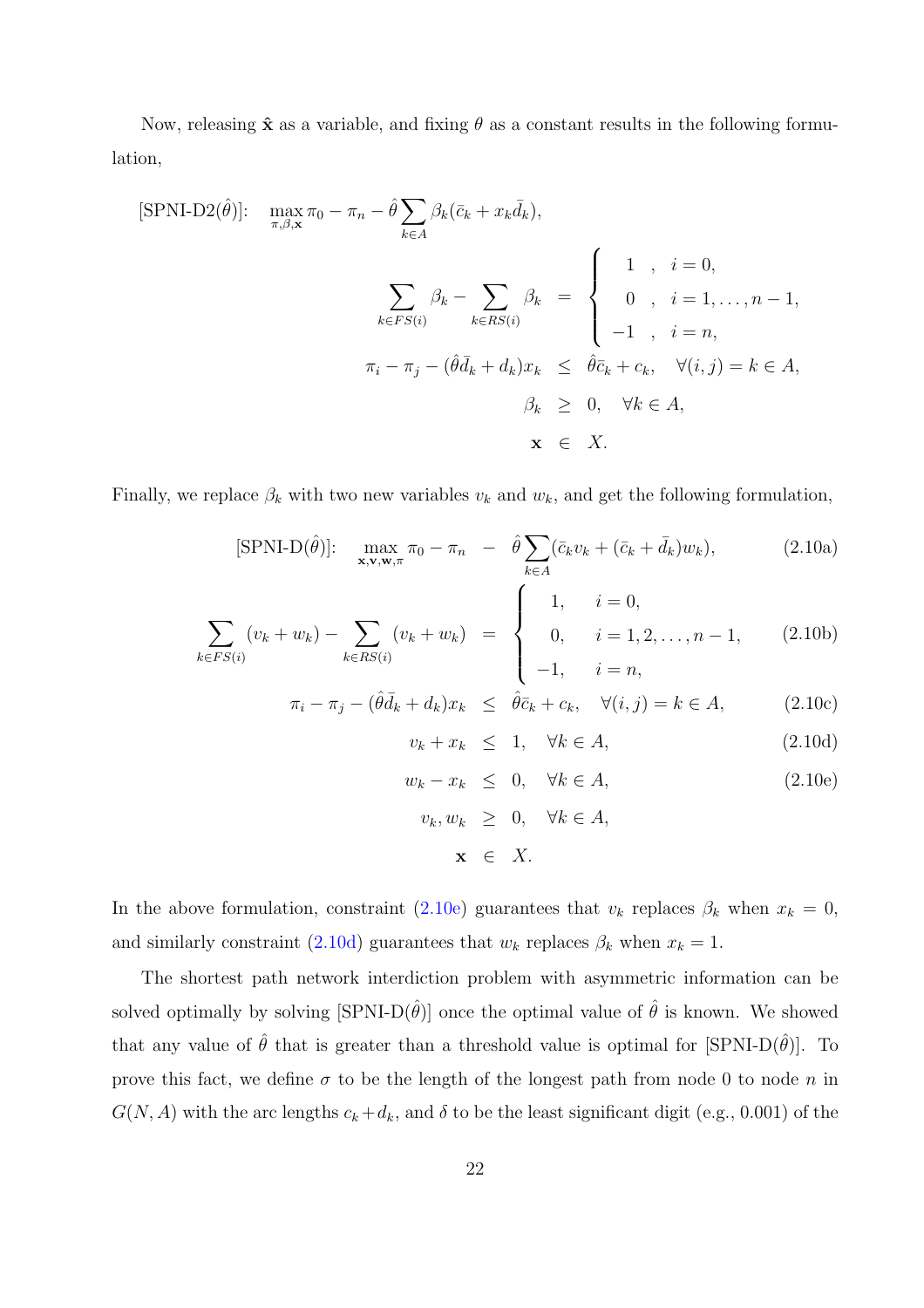Now, releasing $\hat{\mathbf{x}}$ as a variable, and fixing $\theta$ as a constant results in the following formulation,

$$
\begin{aligned}
\text{[SPNI-D2}(\hat{\theta})\text{]:} \quad & \max_{\pi,\beta,\mathbf{x}} \pi_0 - \pi_n - \hat{\theta} \sum_{k \in A} \beta_k (\bar{c}_k + x_k \bar{d}_k), \\
& \sum_{k \in FS(i)} \beta_k - \sum_{k \in RS(i)} \beta_k \;=\; \begin{cases} 1 &, \; i = 0, \\ 0 &, \; i = 1, \ldots, n-1, \\ -1 &, \; i = n, \end{cases} \\
& \pi_i - \pi_j - (\hat{\theta} \bar{d}_k + d_k) x_k \;\leq\; \hat{\theta} \bar{c}_k + c_k, \quad \forall (i,j) = k \in A, \\
& \beta_k \;\geq\; 0, \quad \forall k \in A, \\
& \mathbf{x} \;\in\; X.
\end{aligned}
$$

Finally, we replace $\beta_k$ with two new variables $v_k$ and $w_k$, and get the following formulation,

$$
\text{[SPNI-D}(\hat{\theta})\text{]:} \quad \max_{\mathbf{x},\mathbf{v},\mathbf{w},\pi} \pi_0 - \pi_n \; - \; \hat{\theta} \sum_{k \in A} (\bar{c}_k v_k + (\bar{c}_k + \bar{d}_k) w_k), \tag{2.10a}
$$

$$
\sum_{k \in FS(i)} (v_k + w_k) - \sum_{k \in RS(i)} (v_k + w_k) \;=\; \begin{cases} 1, & i = 0, \\ 0, & i = 1, 2, \ldots, n-1, \\ -1, & i = n, \end{cases} \tag{2.10b}
$$

$$
\pi_i - \pi_j - (\hat{\theta} \bar{d}_k + d_k) x_k \;\leq\; \hat{\theta} \bar{c}_k + c_k, \quad \forall (i,j) = k \in A, \tag{2.10c}
$$

$$
v_k + x_k \;\leq\; 1, \quad \forall k \in A, \tag{2.10d}
$$

$$
w_k - x_k \;\leq\; 0, \quad \forall k \in A, \tag{2.10e}
$$

$$
v_k, w_k \;\geq\; 0, \quad \forall k \in A,
$$

$$
\mathbf{x} \;\in\; X.
$$

In the above formulation, constraint (2.10e) guarantees that $v_k$ replaces $\beta_k$ when $x_k = 0$, and similarly constraint (2.10d) guarantees that $w_k$ replaces $\beta_k$ when $x_k = 1$.

The shortest path network interdiction problem with asymmetric information can be solved optimally by solving [SPNI-D($\hat{\theta}$)] once the optimal value of $\hat{\theta}$ is known. We showed that any value of $\hat{\theta}$ that is greater than a threshold value is optimal for [SPNI-D($\hat{\theta}$)]. To prove this fact, we define $\sigma$ to be the length of the longest path from node 0 to node $n$ in $G(N, A)$ with the arc lengths $c_k + d_k$, and $\delta$ to be the least significant digit (e.g., 0.001) of the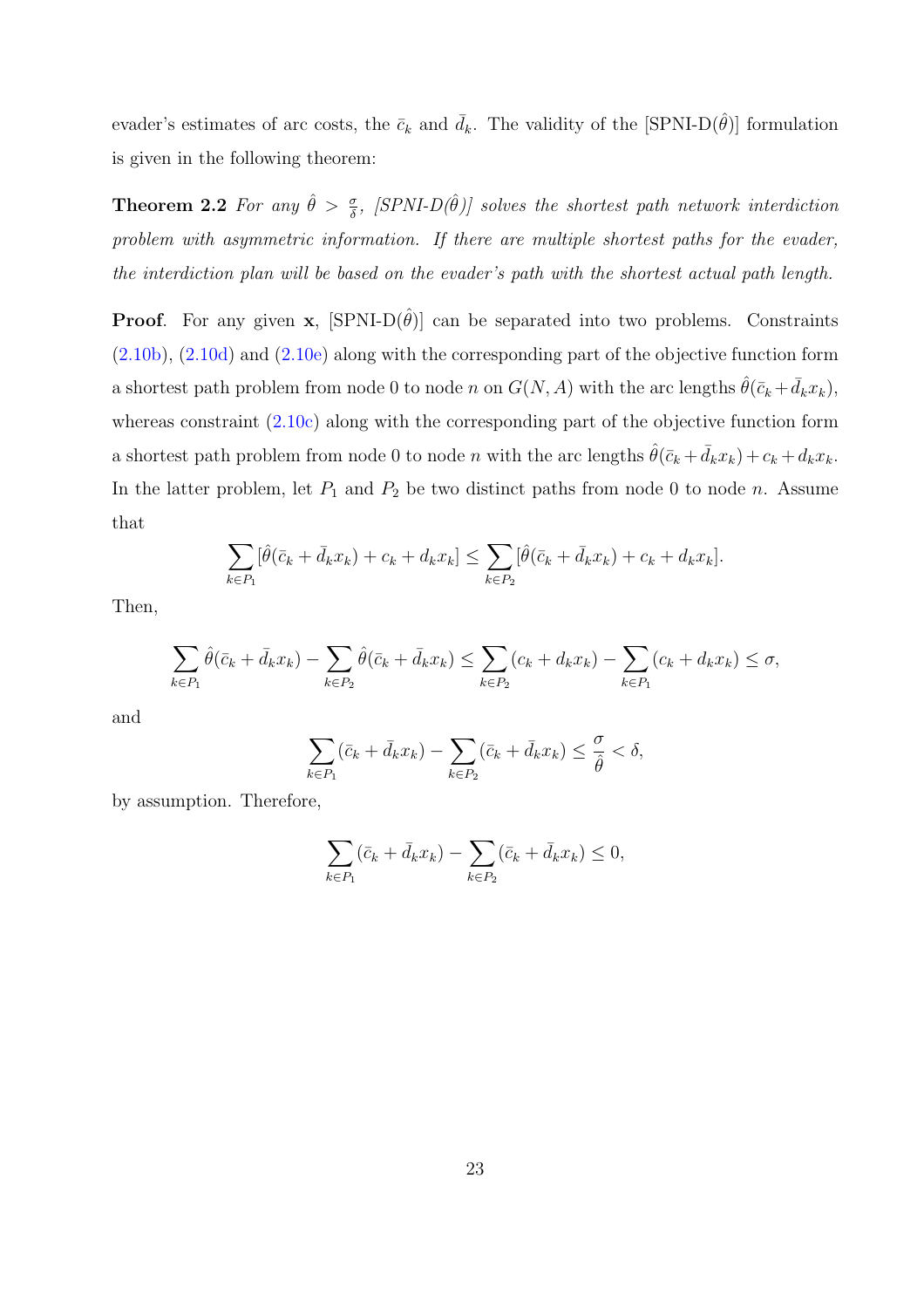evader's estimates of arc costs, the $\bar{c}_k$ and $\bar{d}_k$. The validity of the [SPNI-D($\hat{\theta}$)] formulation is given in the following theorem:

**Theorem 2.2** *For any $\hat{\theta} > \frac{\sigma}{\delta}$, [SPNI-D($\hat{\theta}$)] solves the shortest path network interdiction problem with asymmetric information. If there are multiple shortest paths for the evader, the interdiction plan will be based on the evader's path with the shortest actual path length.*

**Proof**. For any given $\mathbf{x}$, [SPNI-D($\hat{\theta}$)] can be separated into two problems. Constraints (2.10b), (2.10d) and (2.10e) along with the corresponding part of the objective function form a shortest path problem from node 0 to node $n$ on $G(N, A)$ with the arc lengths $\hat{\theta}(\bar{c}_k + \bar{d}_k x_k)$, whereas constraint (2.10c) along with the corresponding part of the objective function form a shortest path problem from node 0 to node $n$ with the arc lengths $\hat{\theta}(\bar{c}_k + \bar{d}_k x_k) + c_k + d_k x_k$. In the latter problem, let $P_1$ and $P_2$ be two distinct paths from node 0 to node $n$. Assume that

$$\sum_{k \in P_1} [\hat{\theta}(\bar{c}_k + \bar{d}_k x_k) + c_k + d_k x_k] \leq \sum_{k \in P_2} [\hat{\theta}(\bar{c}_k + \bar{d}_k x_k) + c_k + d_k x_k].$$

Then,

$$\sum_{k \in P_1} \hat{\theta}(\bar{c}_k + \bar{d}_k x_k) - \sum_{k \in P_2} \hat{\theta}(\bar{c}_k + \bar{d}_k x_k) \leq \sum_{k \in P_2} (c_k + d_k x_k) - \sum_{k \in P_1} (c_k + d_k x_k) \leq \sigma,$$

and

$$\sum_{k \in P_1} (\bar{c}_k + \bar{d}_k x_k) - \sum_{k \in P_2} (\bar{c}_k + \bar{d}_k x_k) \leq \frac{\sigma}{\hat{\theta}} < \delta,$$

by assumption. Therefore,

$$\sum_{k \in P_1} (\bar{c}_k + \bar{d}_k x_k) - \sum_{k \in P_2} (\bar{c}_k + \bar{d}_k x_k) \leq 0,$$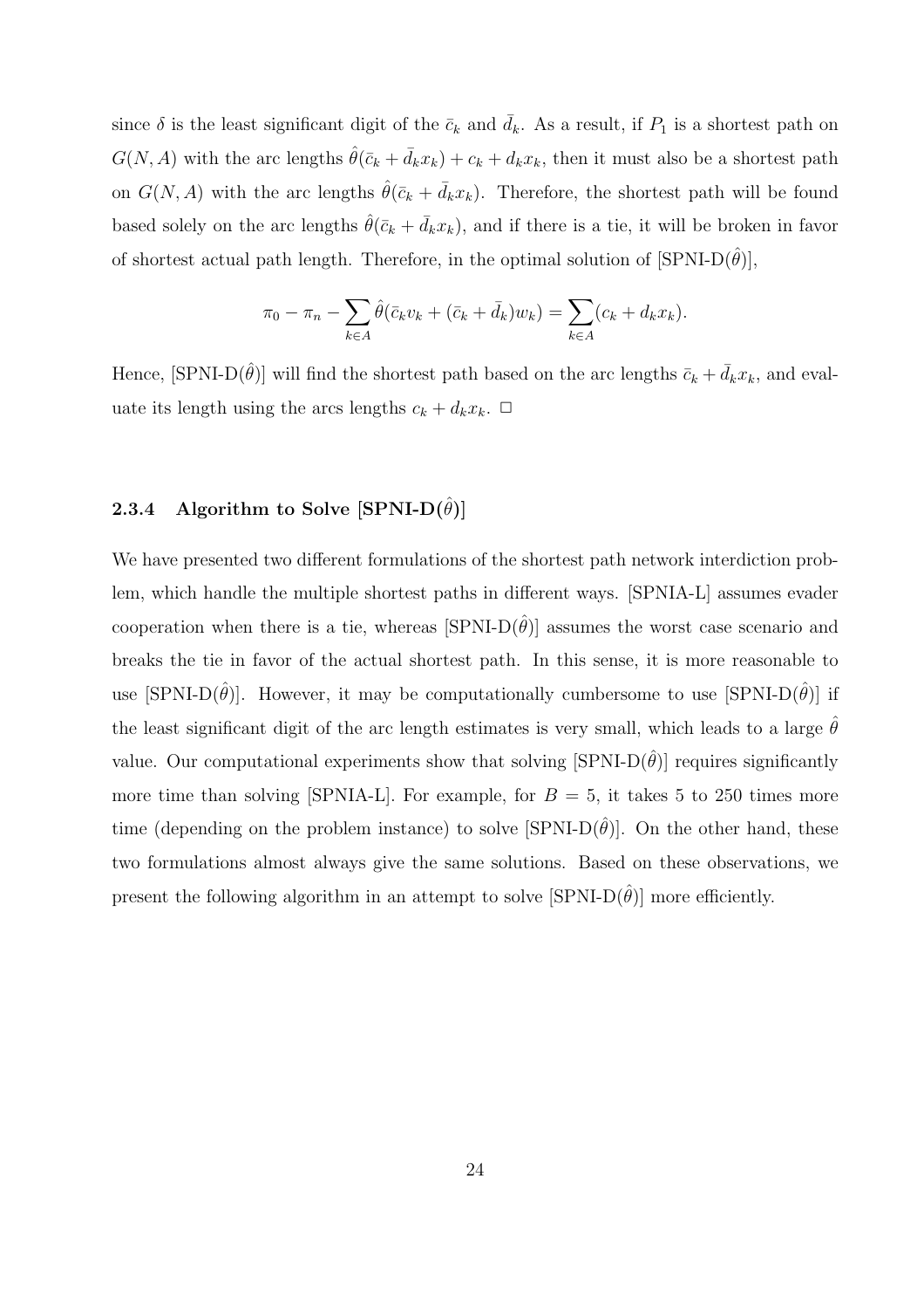since $\delta$ is the least significant digit of the $\bar{c}_k$ and $\bar{d}_k$. As a result, if $P_1$ is a shortest path on $G(N, A)$ with the arc lengths $\hat{\theta}(\bar{c}_k + \bar{d}_k x_k) + c_k + d_k x_k$, then it must also be a shortest path on $G(N, A)$ with the arc lengths $\hat{\theta}(\bar{c}_k + \bar{d}_k x_k)$. Therefore, the shortest path will be found based solely on the arc lengths $\hat{\theta}(\bar{c}_k + \bar{d}_k x_k)$, and if there is a tie, it will be broken in favor of shortest actual path length. Therefore, in the optimal solution of [SPNI-D($\hat{\theta}$)],

$$\pi_0 - \pi_n - \sum_{k \in A} \hat{\theta}(\bar{c}_k v_k + (\bar{c}_k + \bar{d}_k) w_k) = \sum_{k \in A} (c_k + d_k x_k).$$

Hence, [SPNI-D($\hat{\theta}$)] will find the shortest path based on the arc lengths $\bar{c}_k + \bar{d}_k x_k$, and evaluate its length using the arcs lengths $c_k + d_k x_k$. □

### 2.3.4 Algorithm to Solve [SPNI-D($\hat{\theta}$)]

We have presented two different formulations of the shortest path network interdiction problem, which handle the multiple shortest paths in different ways. [SPNIA-L] assumes evader cooperation when there is a tie, whereas [SPNI-D($\hat{\theta}$)] assumes the worst case scenario and breaks the tie in favor of the actual shortest path. In this sense, it is more reasonable to use [SPNI-D($\hat{\theta}$)]. However, it may be computationally cumbersome to use [SPNI-D($\hat{\theta}$)] if the least significant digit of the arc length estimates is very small, which leads to a large $\hat{\theta}$ value. Our computational experiments show that solving [SPNI-D($\hat{\theta}$)] requires significantly more time than solving [SPNIA-L]. For example, for $B = 5$, it takes 5 to 250 times more time (depending on the problem instance) to solve [SPNI-D($\hat{\theta}$)]. On the other hand, these two formulations almost always give the same solutions. Based on these observations, we present the following algorithm in an attempt to solve [SPNI-D($\hat{\theta}$)] more efficiently.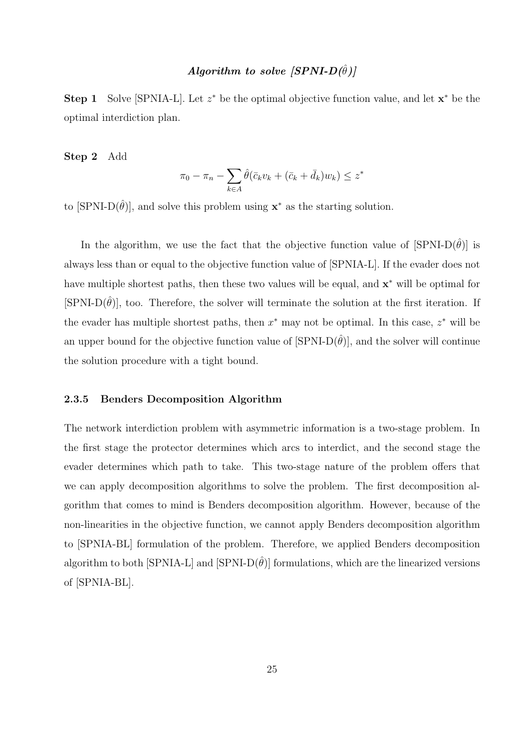***Algorithm to solve [SPNI-D($\hat{\theta}$)]***

**Step 1** Solve [SPNIA-L]. Let $z^*$ be the optimal objective function value, and let $\mathbf{x}^*$ be the optimal interdiction plan.

**Step 2** Add

$$\pi_0 - \pi_n - \sum_{k \in A} \hat{\theta}(\bar{c}_k v_k + (\bar{c}_k + \bar{d}_k) w_k) \leq z^*$$

to [SPNI-D($\hat{\theta}$)], and solve this problem using $\mathbf{x}^*$ as the starting solution.

In the algorithm, we use the fact that the objective function value of [SPNI-D($\hat{\theta}$)] is always less than or equal to the objective function value of [SPNIA-L]. If the evader does not have multiple shortest paths, then these two values will be equal, and $\mathbf{x}^*$ will be optimal for [SPNI-D($\hat{\theta}$)], too. Therefore, the solver will terminate the solution at the first iteration. If the evader has multiple shortest paths, then $x^*$ may not be optimal. In this case, $z^*$ will be an upper bound for the objective function value of [SPNI-D($\hat{\theta}$)], and the solver will continue the solution procedure with a tight bound.

### 2.3.5 Benders Decomposition Algorithm

The network interdiction problem with asymmetric information is a two-stage problem. In the first stage the protector determines which arcs to interdict, and the second stage the evader determines which path to take. This two-stage nature of the problem offers that we can apply decomposition algorithms to solve the problem. The first decomposition algorithm that comes to mind is Benders decomposition algorithm. However, because of the non-linearities in the objective function, we cannot apply Benders decomposition algorithm to [SPNIA-BL] formulation of the problem. Therefore, we applied Benders decomposition algorithm to both [SPNIA-L] and [SPNI-D($\hat{\theta}$)] formulations, which are the linearized versions of [SPNIA-BL].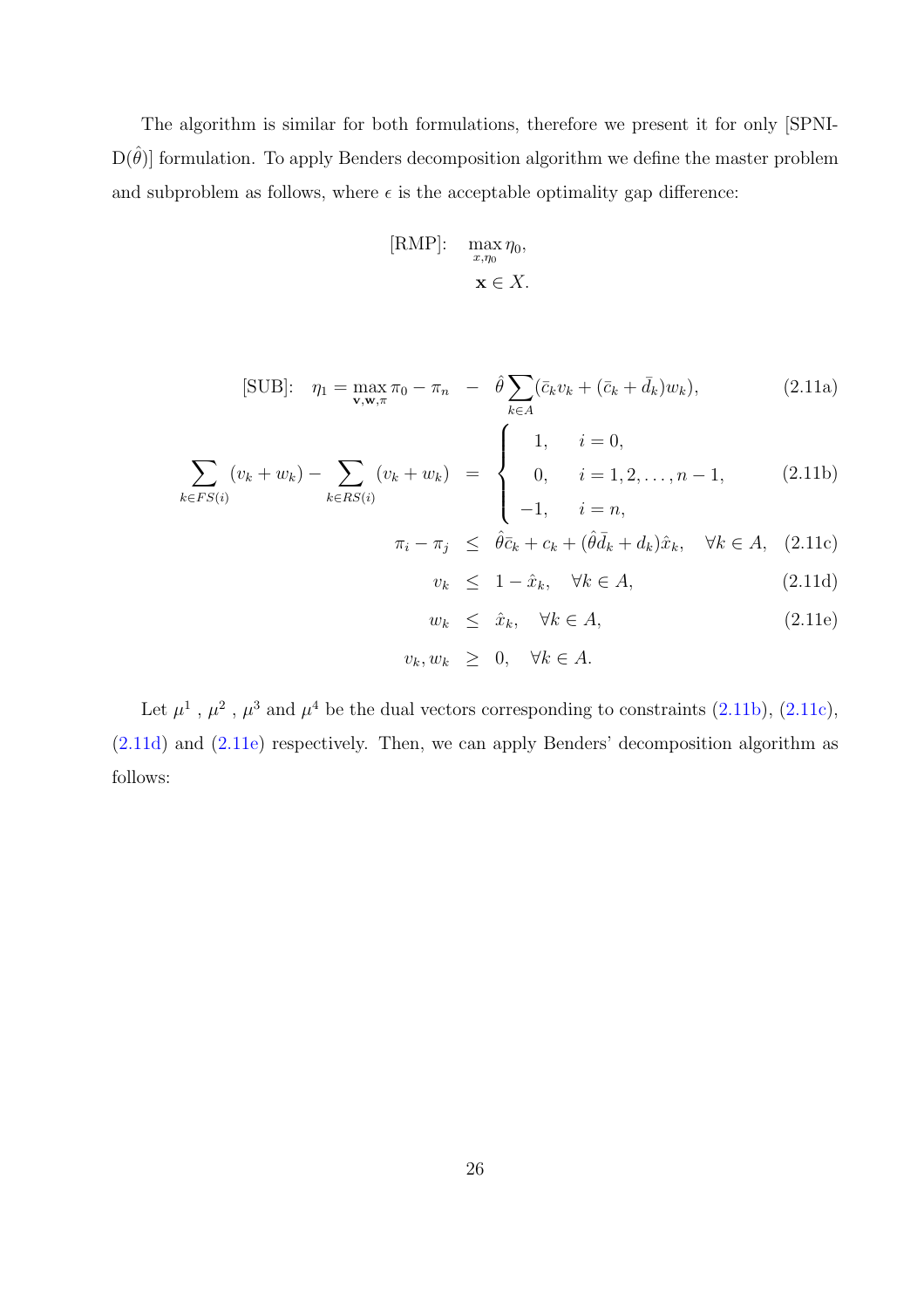The algorithm is similar for both formulations, therefore we present it for only [SPNI-D($\hat{\theta}$)] formulation. To apply Benders decomposition algorithm we define the master problem and subproblem as follows, where $\epsilon$ is the acceptable optimality gap difference:

$$
\begin{aligned}
\text{[RMP]:} \quad & \max_{x,\eta_0} \eta_0, \\
& \mathbf{x} \in X.
\end{aligned}
$$

$$
\begin{aligned}
\text{[SUB]:} \quad \eta_1 = \max_{\mathbf{v},\mathbf{w},\pi} \pi_0 - \pi_n \quad & - \quad \hat{\theta} \sum_{k \in A} (\bar{c}_k v_k + (\bar{c}_k + \bar{d}_k) w_k), && \text{(2.11a)} \\
\sum_{k \in FS(i)} (v_k + w_k) - \sum_{k \in RS(i)} (v_k + w_k) \quad & = \quad \begin{cases} 1, & i = 0, \\ 0, & i = 1, 2, \ldots, n-1, \\ -1, & i = n, \end{cases} && \text{(2.11b)} \\
\pi_i - \pi_j \quad & \leq \quad \hat{\theta}\bar{c}_k + c_k + (\hat{\theta}\bar{d}_k + d_k)\hat{x}_k, \quad \forall k \in A, && \text{(2.11c)} \\
v_k \quad & \leq \quad 1 - \hat{x}_k, \quad \forall k \in A, && \text{(2.11d)} \\
w_k \quad & \leq \quad \hat{x}_k, \quad \forall k \in A, && \text{(2.11e)} \\
v_k, w_k \quad & \geq \quad 0, \quad \forall k \in A.
\end{aligned}
$$

Let $\mu^1$ , $\mu^2$ , $\mu^3$ and $\mu^4$ be the dual vectors corresponding to constraints (2.11b), (2.11c), (2.11d) and (2.11e) respectively. Then, we can apply Benders' decomposition algorithm as follows: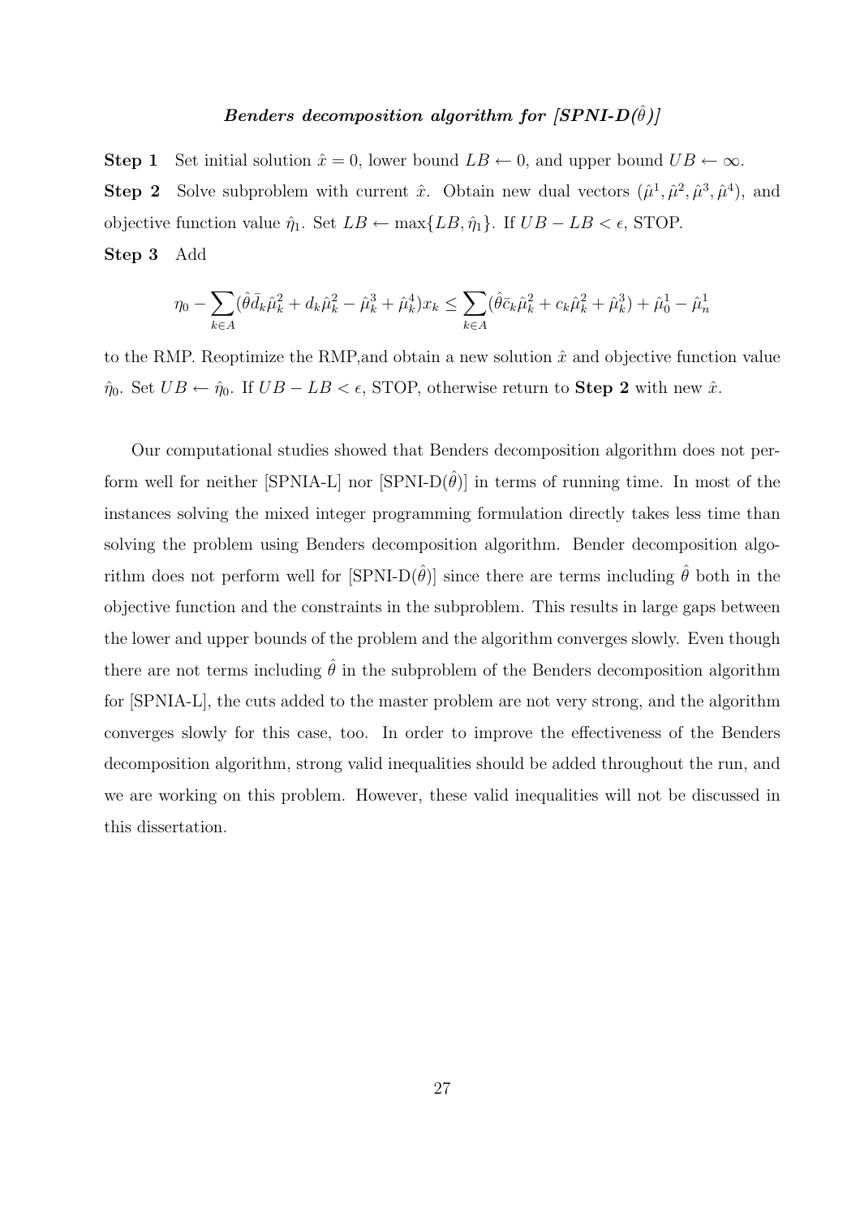***Benders decomposition algorithm for [SPNI-D($\hat{\theta}$)]***

**Step 1** Set initial solution $\hat{x} = 0$, lower bound $LB \leftarrow 0$, and upper bound $UB \leftarrow \infty$.

**Step 2** Solve subproblem with current $\hat{x}$. Obtain new dual vectors $(\hat{\mu}^1, \hat{\mu}^2, \hat{\mu}^3, \hat{\mu}^4)$, and objective function value $\hat{\eta}_1$. Set $LB \leftarrow \max\{LB, \hat{\eta}_1\}$. If $UB - LB < \epsilon$, STOP.

**Step 3** Add

$$\eta_0 - \sum_{k \in A} (\hat{\theta} \bar{d}_k \hat{\mu}_k^2 + d_k \hat{\mu}_k^2 - \hat{\mu}_k^3 + \hat{\mu}_k^4) x_k \leq \sum_{k \in A} (\hat{\theta} \bar{c}_k \hat{\mu}_k^2 + c_k \hat{\mu}_k^2 + \hat{\mu}_k^3) + \hat{\mu}_0^1 - \hat{\mu}_n^1$$

to the RMP. Reoptimize the RMP,and obtain a new solution $\hat{x}$ and objective function value $\hat{\eta}_0$. Set $UB \leftarrow \hat{\eta}_0$. If $UB - LB < \epsilon$, STOP, otherwise return to **Step 2** with new $\hat{x}$.

Our computational studies showed that Benders decomposition algorithm does not perform well for neither [SPNIA-L] nor [SPNI-D($\hat{\theta}$)] in terms of running time. In most of the instances solving the mixed integer programming formulation directly takes less time than solving the problem using Benders decomposition algorithm. Bender decomposition algorithm does not perform well for [SPNI-D($\hat{\theta}$)] since there are terms including $\hat{\theta}$ both in the objective function and the constraints in the subproblem. This results in large gaps between the lower and upper bounds of the problem and the algorithm converges slowly. Even though there are not terms including $\hat{\theta}$ in the subproblem of the Benders decomposition algorithm for [SPNIA-L], the cuts added to the master problem are not very strong, and the algorithm converges slowly for this case, too. In order to improve the effectiveness of the Benders decomposition algorithm, strong valid inequalities should be added throughout the run, and we are working on this problem. However, these valid inequalities will not be discussed in this dissertation.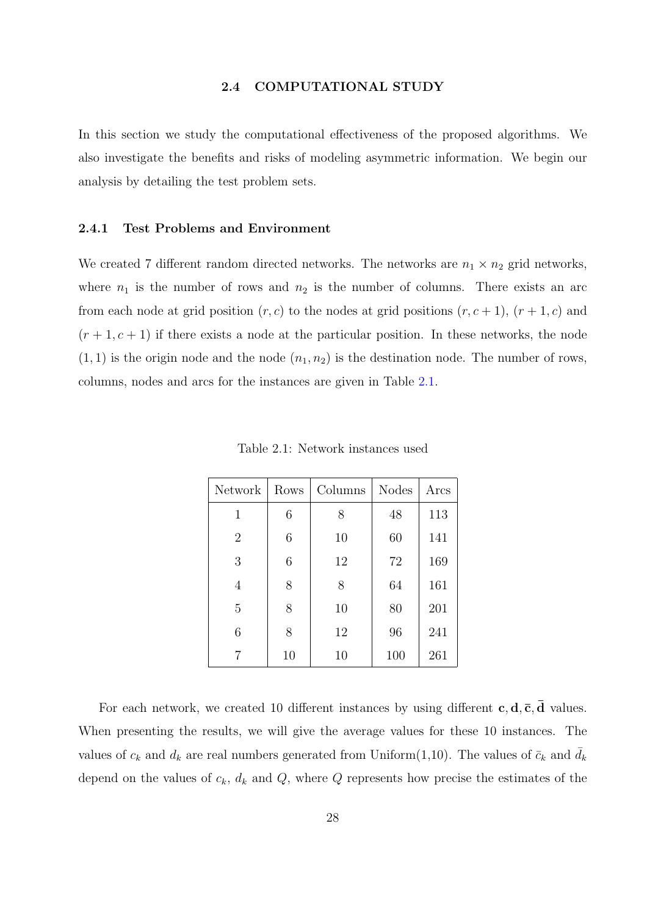## 2.4 COMPUTATIONAL STUDY

In this section we study the computational effectiveness of the proposed algorithms. We also investigate the benefits and risks of modeling asymmetric information. We begin our analysis by detailing the test problem sets.

### 2.4.1 Test Problems and Environment

We created 7 different random directed networks. The networks are $n_1 \times n_2$ grid networks, where $n_1$ is the number of rows and $n_2$ is the number of columns. There exists an arc from each node at grid position $(r, c)$ to the nodes at grid positions $(r, c+1)$, $(r+1, c)$ and $(r+1, c+1)$ if there exists a node at the particular position. In these networks, the node $(1, 1)$ is the origin node and the node $(n_1, n_2)$ is the destination node. The number of rows, columns, nodes and arcs for the instances are given in Table 2.1.

Table 2.1: Network instances used

| Network | Rows | Columns | Nodes | Arcs |
|---|---|---|---|---|
| 1 | 6 | 8 | 48 | 113 |
| 2 | 6 | 10 | 60 | 141 |
| 3 | 6 | 12 | 72 | 169 |
| 4 | 8 | 8 | 64 | 161 |
| 5 | 8 | 10 | 80 | 201 |
| 6 | 8 | 12 | 96 | 241 |
| 7 | 10 | 10 | 100 | 261 |

For each network, we created 10 different instances by using different $\mathbf{c}, \mathbf{d}, \bar{\mathbf{c}}, \bar{\mathbf{d}}$ values. When presenting the results, we will give the average values for these 10 instances. The values of $c_k$ and $d_k$ are real numbers generated from Uniform(1,10). The values of $\bar{c}_k$ and $\bar{d}_k$ depend on the values of $c_k$, $d_k$ and $Q$, where $Q$ represents how precise the estimates of the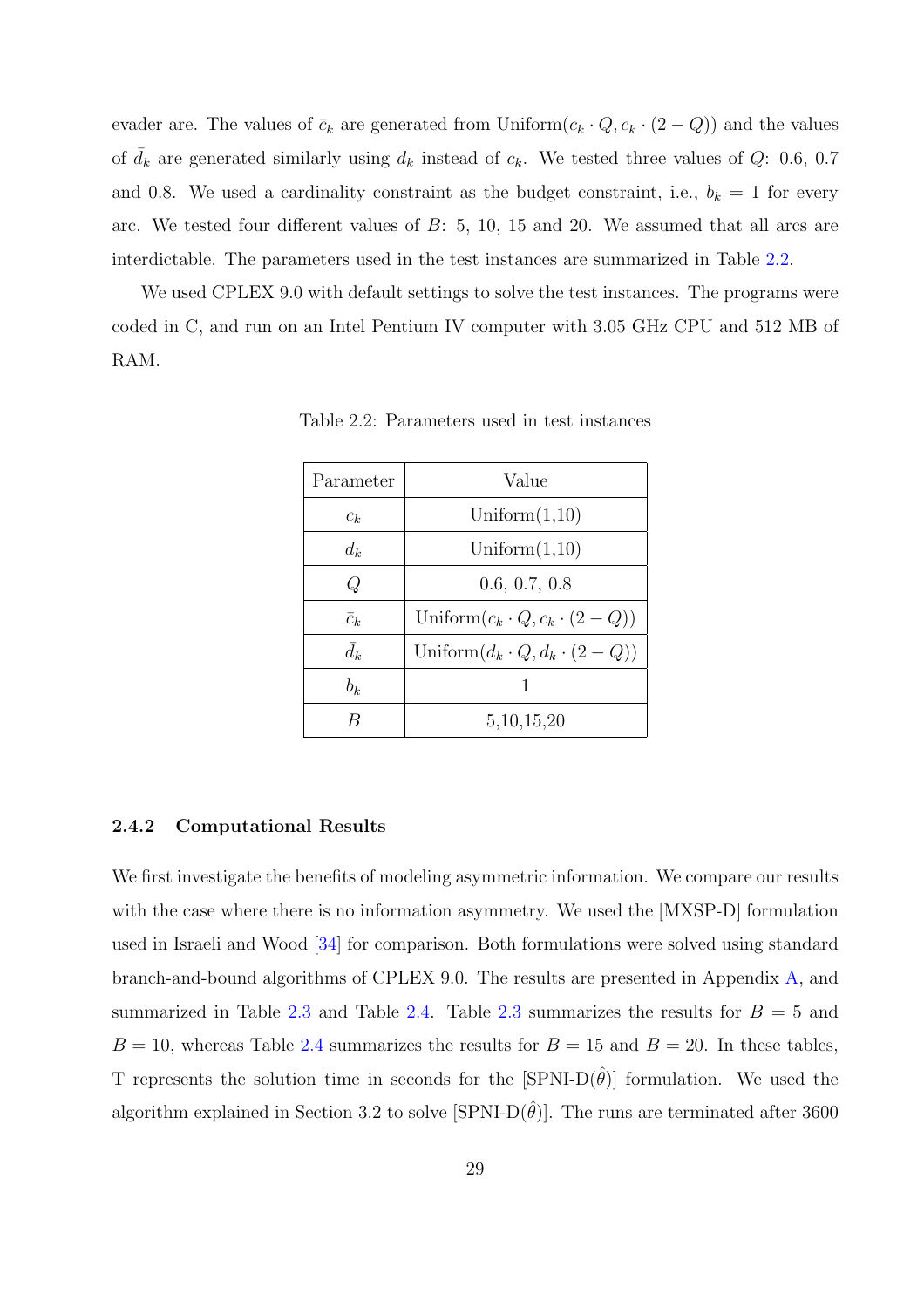evader are. The values of $\bar{c}_k$ are generated from Uniform$(c_k \cdot Q, c_k \cdot (2-Q))$ and the values of $\bar{d}_k$ are generated similarly using $d_k$ instead of $c_k$. We tested three values of $Q$: 0.6, 0.7 and 0.8. We used a cardinality constraint as the budget constraint, i.e., $b_k = 1$ for every arc. We tested four different values of $B$: 5, 10, 15 and 20. We assumed that all arcs are interdictable. The parameters used in the test instances are summarized in Table 2.2.

We used CPLEX 9.0 with default settings to solve the test instances. The programs were coded in C, and run on an Intel Pentium IV computer with 3.05 GHz CPU and 512 MB of RAM.

Table 2.2: Parameters used in test instances

| Parameter | Value |
|---|---|
| $c_k$ | Uniform(1,10) |
| $d_k$ | Uniform(1,10) |
| $Q$ | 0.6, 0.7, 0.8 |
| $\bar{c}_k$ | Uniform$(c_k \cdot Q, c_k \cdot (2-Q))$ |
| $\bar{d}_k$ | Uniform$(d_k \cdot Q, d_k \cdot (2-Q))$ |
| $b_k$ | 1 |
| $B$ | 5,10,15,20 |

### 2.4.2 Computational Results

We first investigate the benefits of modeling asymmetric information. We compare our results with the case where there is no information asymmetry. We used the [MXSP-D] formulation used in Israeli and Wood [34] for comparison. Both formulations were solved using standard branch-and-bound algorithms of CPLEX 9.0. The results are presented in Appendix A, and summarized in Table 2.3 and Table 2.4. Table 2.3 summarizes the results for $B = 5$ and $B = 10$, whereas Table 2.4 summarizes the results for $B = 15$ and $B = 20$. In these tables, T represents the solution time in seconds for the [SPNI-D$(\hat{\theta})$] formulation. We used the algorithm explained in Section 3.2 to solve [SPNI-D$(\hat{\theta})$]. The runs are terminated after 3600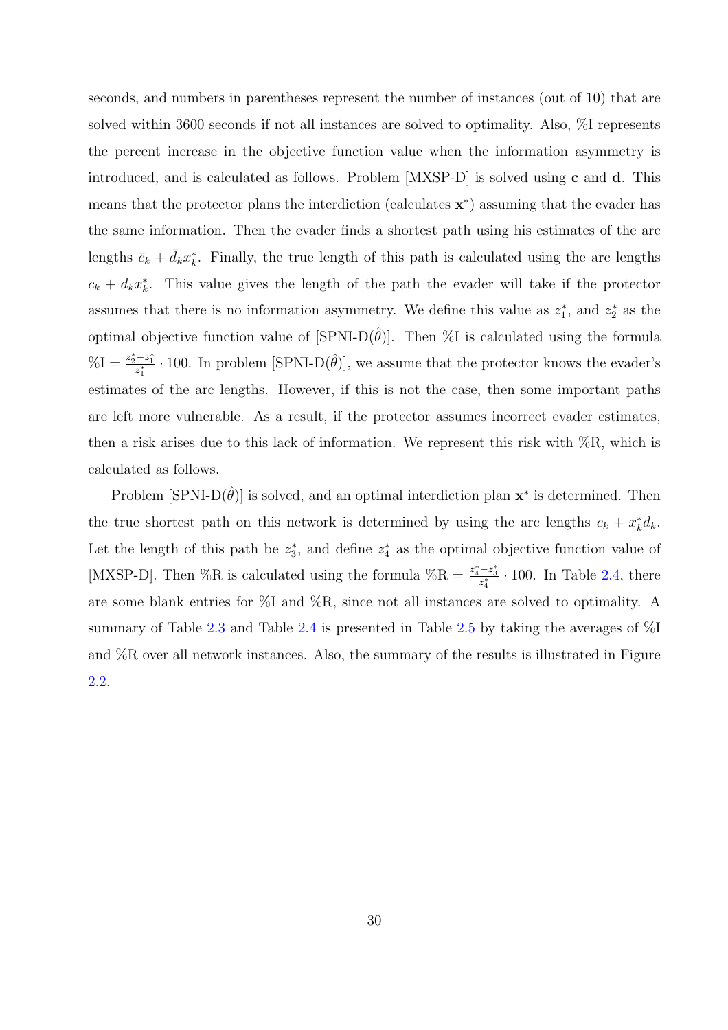seconds, and numbers in parentheses represent the number of instances (out of 10) that are solved within 3600 seconds if not all instances are solved to optimality. Also, %I represents the percent increase in the objective function value when the information asymmetry is introduced, and is calculated as follows. Problem [MXSP-D] is solved using $\mathbf{c}$ and $\mathbf{d}$. This means that the protector plans the interdiction (calculates $\mathbf{x}^*$) assuming that the evader has the same information. Then the evader finds a shortest path using his estimates of the arc lengths $\bar{c}_k + \bar{d}_k x_k^*$. Finally, the true length of this path is calculated using the arc lengths $c_k + d_k x_k^*$. This value gives the length of the path the evader will take if the protector assumes that there is no information asymmetry. We define this value as $z_1^*$, and $z_2^*$ as the optimal objective function value of [SPNI-D($\hat{\theta}$)]. Then %I is calculated using the formula $\%\text{I} = \frac{z_2^* - z_1^*}{z_1^*} \cdot 100$. In problem [SPNI-D($\hat{\theta}$)], we assume that the protector knows the evader's estimates of the arc lengths. However, if this is not the case, then some important paths are left more vulnerable. As a result, if the protector assumes incorrect evader estimates, then a risk arises due to this lack of information. We represent this risk with %R, which is calculated as follows.

Problem [SPNI-D($\hat{\theta}$)] is solved, and an optimal interdiction plan $\mathbf{x}^*$ is determined. Then the true shortest path on this network is determined by using the arc lengths $c_k + x_k^* d_k$. Let the length of this path be $z_3^*$, and define $z_4^*$ as the optimal objective function value of [MXSP-D]. Then %R is calculated using the formula $\%\text{R} = \frac{z_4^* - z_3^*}{z_4^*} \cdot 100$. In Table 2.4, there are some blank entries for %I and %R, since not all instances are solved to optimality. A summary of Table 2.3 and Table 2.4 is presented in Table 2.5 by taking the averages of %I and %R over all network instances. Also, the summary of the results is illustrated in Figure 2.2.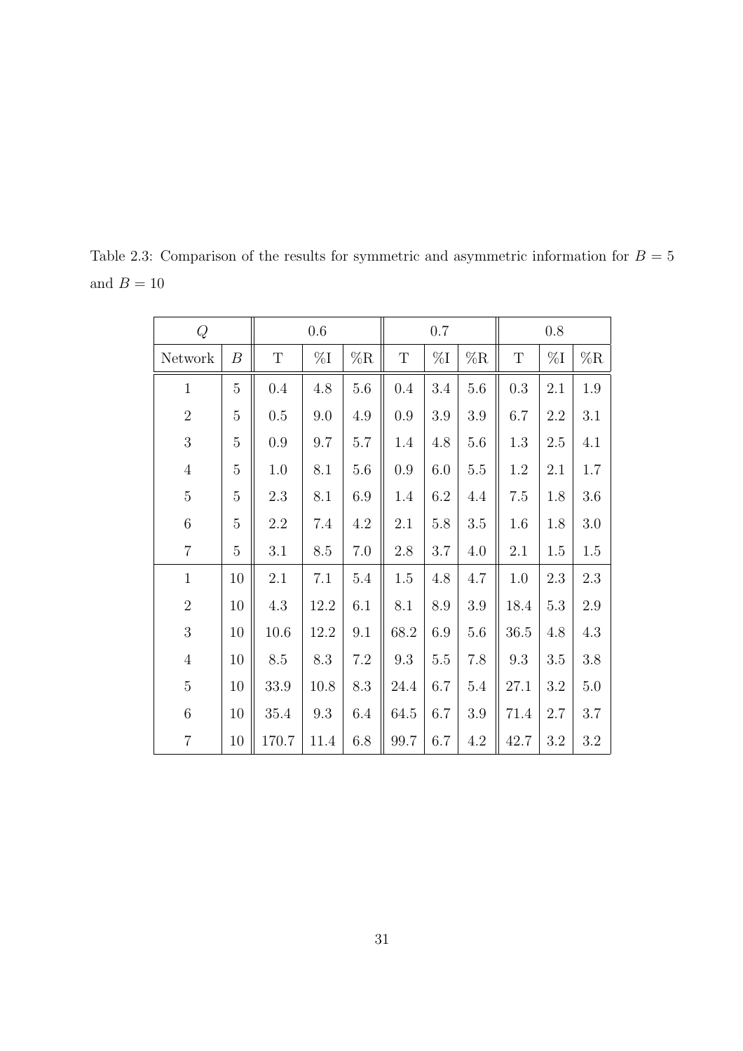Table 2.3: Comparison of the results for symmetric and asymmetric information for $B = 5$ and $B = 10$

| $Q$ | | 0.6 | | | 0.7 | | | 0.8 | | |
|---|---|---|---|---|---|---|---|---|---|---|
| Network | $B$ | T | %I | %R | T | %I | %R | T | %I | %R |
| 1 | 5 | 0.4 | 4.8 | 5.6 | 0.4 | 3.4 | 5.6 | 0.3 | 2.1 | 1.9 |
| 2 | 5 | 0.5 | 9.0 | 4.9 | 0.9 | 3.9 | 3.9 | 6.7 | 2.2 | 3.1 |
| 3 | 5 | 0.9 | 9.7 | 5.7 | 1.4 | 4.8 | 5.6 | 1.3 | 2.5 | 4.1 |
| 4 | 5 | 1.0 | 8.1 | 5.6 | 0.9 | 6.0 | 5.5 | 1.2 | 2.1 | 1.7 |
| 5 | 5 | 2.3 | 8.1 | 6.9 | 1.4 | 6.2 | 4.4 | 7.5 | 1.8 | 3.6 |
| 6 | 5 | 2.2 | 7.4 | 4.2 | 2.1 | 5.8 | 3.5 | 1.6 | 1.8 | 3.0 |
| 7 | 5 | 3.1 | 8.5 | 7.0 | 2.8 | 3.7 | 4.0 | 2.1 | 1.5 | 1.5 |
| 1 | 10 | 2.1 | 7.1 | 5.4 | 1.5 | 4.8 | 4.7 | 1.0 | 2.3 | 2.3 |
| 2 | 10 | 4.3 | 12.2 | 6.1 | 8.1 | 8.9 | 3.9 | 18.4 | 5.3 | 2.9 |
| 3 | 10 | 10.6 | 12.2 | 9.1 | 68.2 | 6.9 | 5.6 | 36.5 | 4.8 | 4.3 |
| 4 | 10 | 8.5 | 8.3 | 7.2 | 9.3 | 5.5 | 7.8 | 9.3 | 3.5 | 3.8 |
| 5 | 10 | 33.9 | 10.8 | 8.3 | 24.4 | 6.7 | 5.4 | 27.1 | 3.2 | 5.0 |
| 6 | 10 | 35.4 | 9.3 | 6.4 | 64.5 | 6.7 | 3.9 | 71.4 | 2.7 | 3.7 |
| 7 | 10 | 170.7 | 11.4 | 6.8 | 99.7 | 6.7 | 4.2 | 42.7 | 3.2 | 3.2 |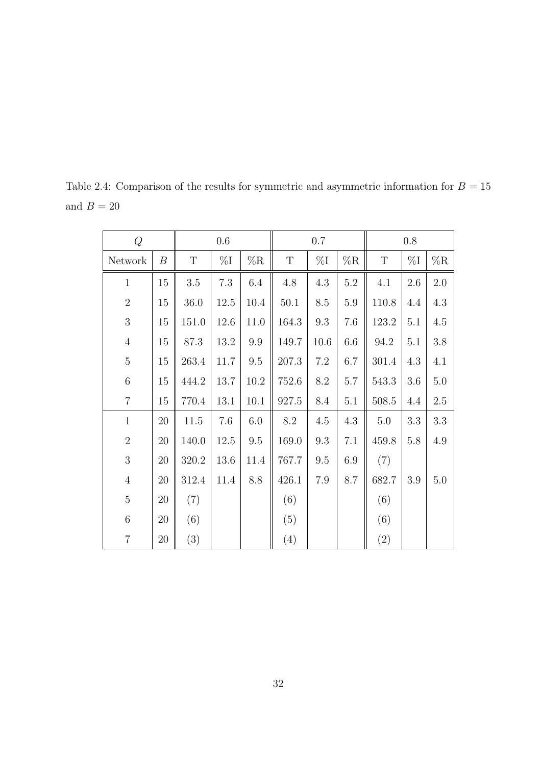Table 2.4: Comparison of the results for symmetric and asymmetric information for $B = 15$ and $B = 20$

| $Q$ | | 0.6 | | | 0.7 | | | 0.8 | | |
|---|---|---|---|---|---|---|---|---|---|---|
| Network | $B$ | T | %I | %R | T | %I | %R | T | %I | %R |
| 1 | 15 | 3.5 | 7.3 | 6.4 | 4.8 | 4.3 | 5.2 | 4.1 | 2.6 | 2.0 |
| 2 | 15 | 36.0 | 12.5 | 10.4 | 50.1 | 8.5 | 5.9 | 110.8 | 4.4 | 4.3 |
| 3 | 15 | 151.0 | 12.6 | 11.0 | 164.3 | 9.3 | 7.6 | 123.2 | 5.1 | 4.5 |
| 4 | 15 | 87.3 | 13.2 | 9.9 | 149.7 | 10.6 | 6.6 | 94.2 | 5.1 | 3.8 |
| 5 | 15 | 263.4 | 11.7 | 9.5 | 207.3 | 7.2 | 6.7 | 301.4 | 4.3 | 4.1 |
| 6 | 15 | 444.2 | 13.7 | 10.2 | 752.6 | 8.2 | 5.7 | 543.3 | 3.6 | 5.0 |
| 7 | 15 | 770.4 | 13.1 | 10.1 | 927.5 | 8.4 | 5.1 | 508.5 | 4.4 | 2.5 |
| 1 | 20 | 11.5 | 7.6 | 6.0 | 8.2 | 4.5 | 4.3 | 5.0 | 3.3 | 3.3 |
| 2 | 20 | 140.0 | 12.5 | 9.5 | 169.0 | 9.3 | 7.1 | 459.8 | 5.8 | 4.9 |
| 3 | 20 | 320.2 | 13.6 | 11.4 | 767.7 | 9.5 | 6.9 | (7) | | |
| 4 | 20 | 312.4 | 11.4 | 8.8 | 426.1 | 7.9 | 8.7 | 682.7 | 3.9 | 5.0 |
| 5 | 20 | (7) | | | (6) | | | (6) | | |
| 6 | 20 | (6) | | | (5) | | | (6) | | |
| 7 | 20 | (3) | | | (4) | | | (2) | | |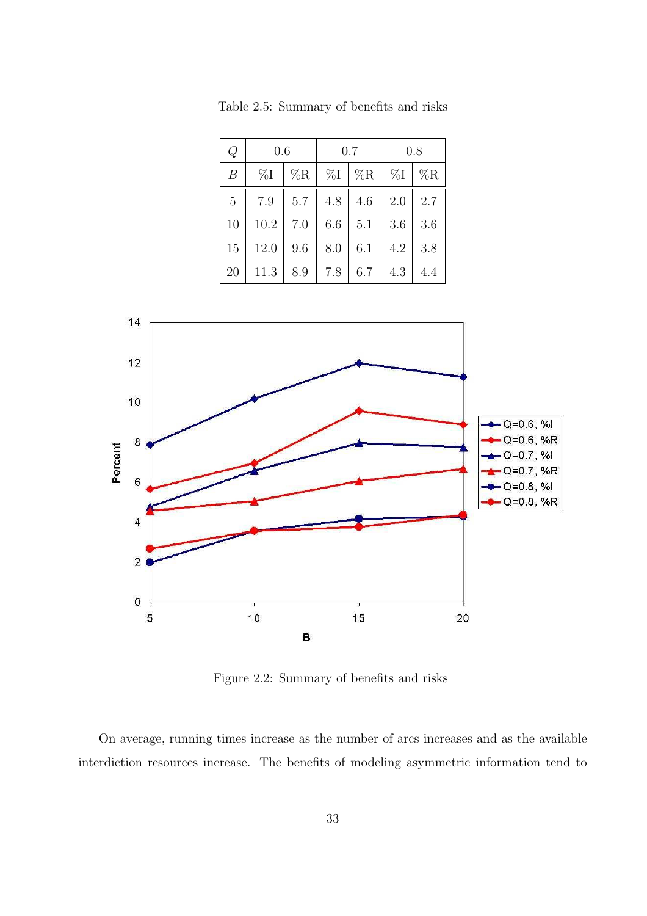Table 2.5: Summary of benefits and risks

| $Q$ | 0.6 | | 0.7 | | 0.8 | |
|---|---|---|---|---|---|---|
| $B$ | %I | %R | %I | %R | %I | %R |
| 5 | 7.9 | 5.7 | 4.8 | 4.6 | 2.0 | 2.7 |
| 10 | 10.2 | 7.0 | 6.6 | 5.1 | 3.6 | 3.6 |
| 15 | 12.0 | 9.6 | 8.0 | 6.1 | 4.2 | 3.8 |
| 20 | 11.3 | 8.9 | 7.8 | 6.7 | 4.3 | 4.4 |

Figure 2.2: Summary of benefits and risks

On average, running times increase as the number of arcs increases and as the available interdiction resources increase. The benefits of modeling asymmetric information tend to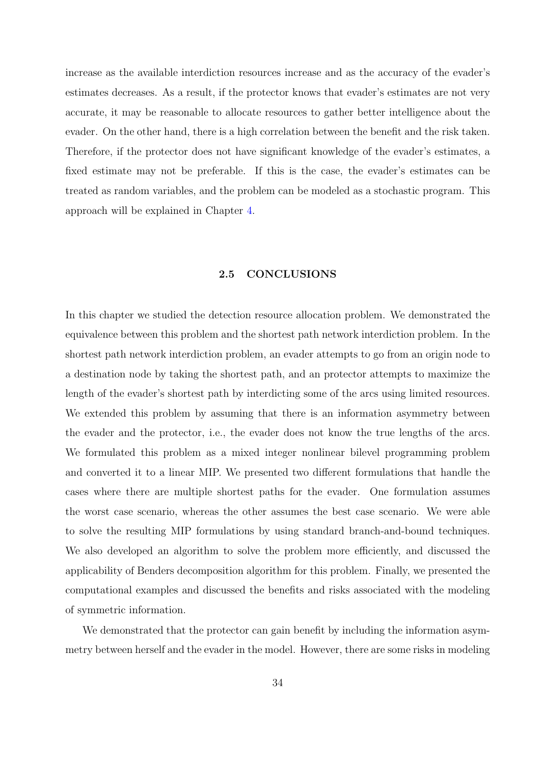increase as the available interdiction resources increase and as the accuracy of the evader's estimates decreases. As a result, if the protector knows that evader's estimates are not very accurate, it may be reasonable to allocate resources to gather better intelligence about the evader. On the other hand, there is a high correlation between the benefit and the risk taken. Therefore, if the protector does not have significant knowledge of the evader's estimates, a fixed estimate may not be preferable. If this is the case, the evader's estimates can be treated as random variables, and the problem can be modeled as a stochastic program. This approach will be explained in Chapter 4.

## 2.5 CONCLUSIONS

In this chapter we studied the detection resource allocation problem. We demonstrated the equivalence between this problem and the shortest path network interdiction problem. In the shortest path network interdiction problem, an evader attempts to go from an origin node to a destination node by taking the shortest path, and an protector attempts to maximize the length of the evader's shortest path by interdicting some of the arcs using limited resources. We extended this problem by assuming that there is an information asymmetry between the evader and the protector, i.e., the evader does not know the true lengths of the arcs. We formulated this problem as a mixed integer nonlinear bilevel programming problem and converted it to a linear MIP. We presented two different formulations that handle the cases where there are multiple shortest paths for the evader. One formulation assumes the worst case scenario, whereas the other assumes the best case scenario. We were able to solve the resulting MIP formulations by using standard branch-and-bound techniques. We also developed an algorithm to solve the problem more efficiently, and discussed the applicability of Benders decomposition algorithm for this problem. Finally, we presented the computational examples and discussed the benefits and risks associated with the modeling of symmetric information.

We demonstrated that the protector can gain benefit by including the information asymmetry between herself and the evader in the model. However, there are some risks in modeling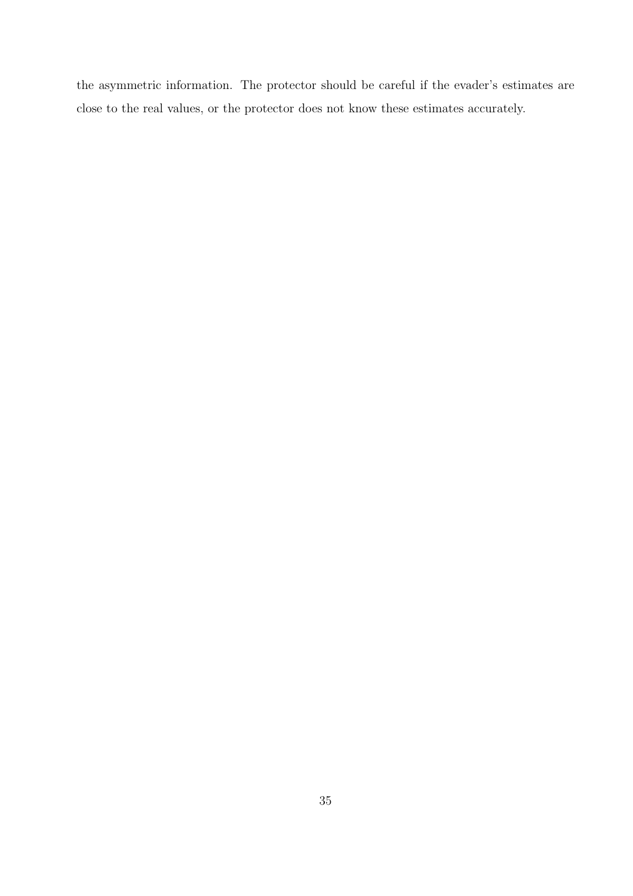the asymmetric information. The protector should be careful if the evader's estimates are close to the real values, or the protector does not know these estimates accurately.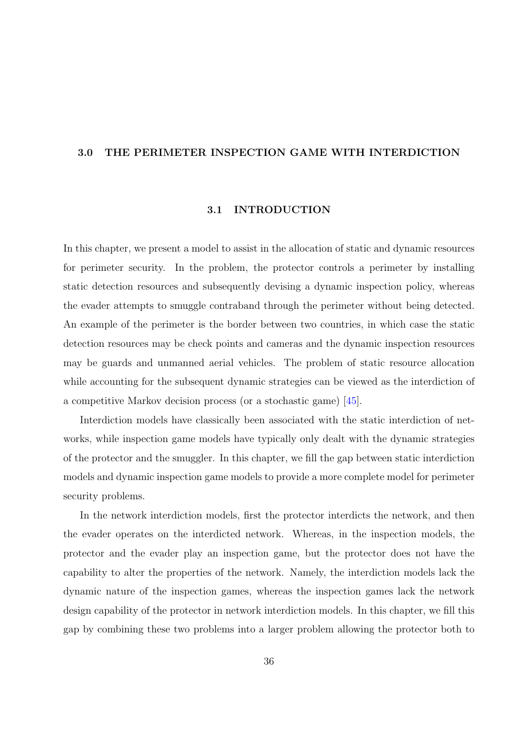# 3.0 THE PERIMETER INSPECTION GAME WITH INTERDICTION

## 3.1 INTRODUCTION

In this chapter, we present a model to assist in the allocation of static and dynamic resources for perimeter security. In the problem, the protector controls a perimeter by installing static detection resources and subsequently devising a dynamic inspection policy, whereas the evader attempts to smuggle contraband through the perimeter without being detected. An example of the perimeter is the border between two countries, in which case the static detection resources may be check points and cameras and the dynamic inspection resources may be guards and unmanned aerial vehicles. The problem of static resource allocation while accounting for the subsequent dynamic strategies can be viewed as the interdiction of a competitive Markov decision process (or a stochastic game) [45].

Interdiction models have classically been associated with the static interdiction of networks, while inspection game models have typically only dealt with the dynamic strategies of the protector and the smuggler. In this chapter, we fill the gap between static interdiction models and dynamic inspection game models to provide a more complete model for perimeter security problems.

In the network interdiction models, first the protector interdicts the network, and then the evader operates on the interdicted network. Whereas, in the inspection models, the protector and the evader play an inspection game, but the protector does not have the capability to alter the properties of the network. Namely, the interdiction models lack the dynamic nature of the inspection games, whereas the inspection games lack the network design capability of the protector in network interdiction models. In this chapter, we fill this gap by combining these two problems into a larger problem allowing the protector both to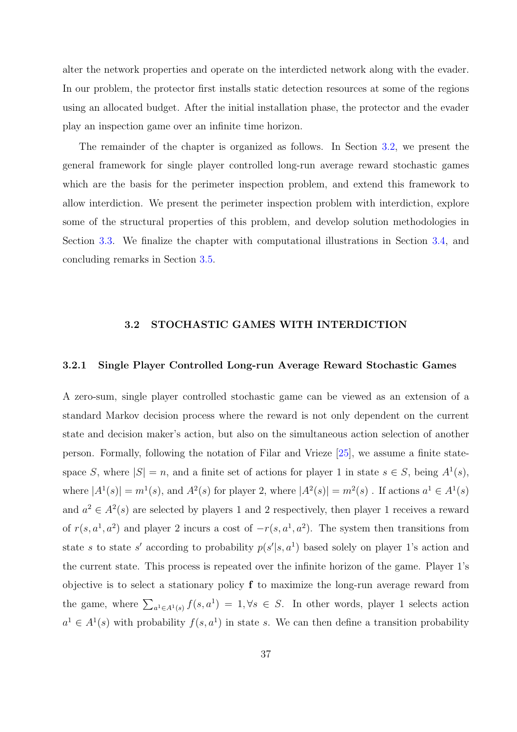alter the network properties and operate on the interdicted network along with the evader. In our problem, the protector first installs static detection resources at some of the regions using an allocated budget. After the initial installation phase, the protector and the evader play an inspection game over an infinite time horizon.

The remainder of the chapter is organized as follows. In Section 3.2, we present the general framework for single player controlled long-run average reward stochastic games which are the basis for the perimeter inspection problem, and extend this framework to allow interdiction. We present the perimeter inspection problem with interdiction, explore some of the structural properties of this problem, and develop solution methodologies in Section 3.3. We finalize the chapter with computational illustrations in Section 3.4, and concluding remarks in Section 3.5.

## 3.2 STOCHASTIC GAMES WITH INTERDICTION

### 3.2.1 Single Player Controlled Long-run Average Reward Stochastic Games

A zero-sum, single player controlled stochastic game can be viewed as an extension of a standard Markov decision process where the reward is not only dependent on the current state and decision maker's action, but also on the simultaneous action selection of another person. Formally, following the notation of Filar and Vrieze [25], we assume a finite state-space $S$, where $|S| = n$, and a finite set of actions for player 1 in state $s \in S$, being $A^1(s)$, where $|A^1(s)| = m^1(s)$, and $A^2(s)$ for player 2, where $|A^2(s)| = m^2(s)$ . If actions $a^1 \in A^1(s)$ and $a^2 \in A^2(s)$ are selected by players 1 and 2 respectively, then player 1 receives a reward of $r(s, a^1, a^2)$ and player 2 incurs a cost of $-r(s, a^1, a^2)$. The system then transitions from state $s$ to state $s'$ according to probability $p(s'|s, a^1)$ based solely on player 1's action and the current state. This process is repeated over the infinite horizon of the game. Player 1's objective is to select a stationary policy $\mathbf{f}$ to maximize the long-run average reward from the game, where $\sum_{a^1 \in A^1(s)} f(s, a^1) = 1, \forall s \in S$. In other words, player 1 selects action $a^1 \in A^1(s)$ with probability $f(s, a^1)$ in state $s$. We can then define a transition probability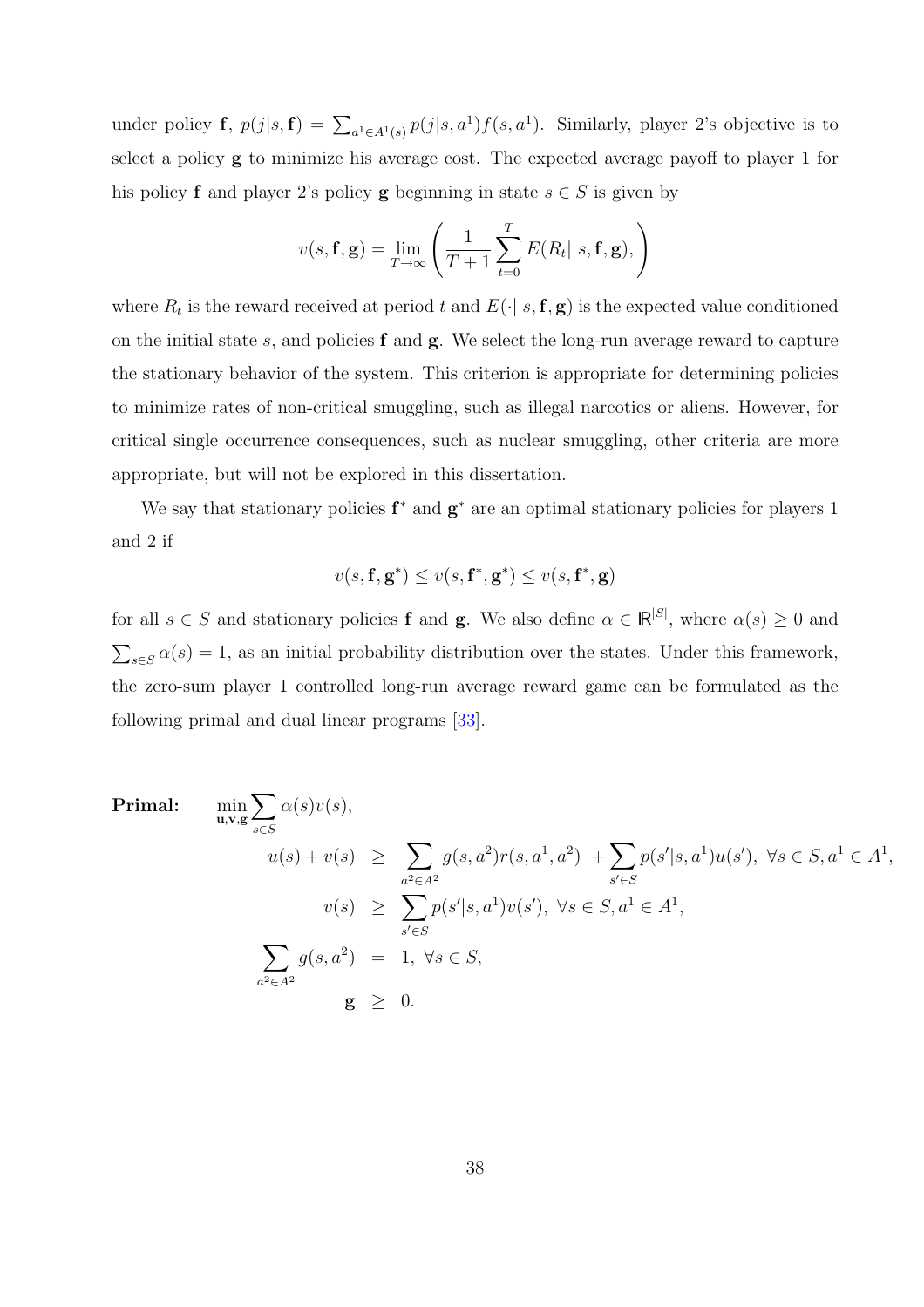under policy $\mathbf{f}$, $p(j|s,\mathbf{f}) = \sum_{a^1 \in A^1(s)} p(j|s,a^1)f(s,a^1)$. Similarly, player 2's objective is to select a policy $\mathbf{g}$ to minimize his average cost. The expected average payoff to player 1 for his policy $\mathbf{f}$ and player 2's policy $\mathbf{g}$ beginning in state $s \in S$ is given by

$$v(s,\mathbf{f},\mathbf{g}) = \lim_{T\to\infty} \left( \frac{1}{T+1} \sum_{t=0}^{T} E(R_t|\ s,\mathbf{f},\mathbf{g}), \right)$$

where $R_t$ is the reward received at period $t$ and $E(\cdot|\ s,\mathbf{f},\mathbf{g})$ is the expected value conditioned on the initial state $s$, and policies $\mathbf{f}$ and $\mathbf{g}$. We select the long-run average reward to capture the stationary behavior of the system. This criterion is appropriate for determining policies to minimize rates of non-critical smuggling, such as illegal narcotics or aliens. However, for critical single occurrence consequences, such as nuclear smuggling, other criteria are more appropriate, but will not be explored in this dissertation.

We say that stationary policies $\mathbf{f}^*$ and $\mathbf{g}^*$ are an optimal stationary policies for players 1 and 2 if

$$v(s,\mathbf{f},\mathbf{g}^*) \leq v(s,\mathbf{f}^*,\mathbf{g}^*) \leq v(s,\mathbf{f}^*,\mathbf{g})$$

for all $s \in S$ and stationary policies $\mathbf{f}$ and $\mathbf{g}$. We also define $\alpha \in \mathbb{R}^{|S|}$, where $\alpha(s) \geq 0$ and $\sum_{s\in S}\alpha(s) = 1$, as an initial probability distribution over the states. Under this framework, the zero-sum player 1 controlled long-run average reward game can be formulated as the following primal and dual linear programs [33].

**Primal:**

$$\begin{aligned}
&\min_{\mathbf{u},\mathbf{v},\mathbf{g}} \sum_{s\in S} \alpha(s)v(s), \\
&u(s) + v(s) \;\geq\; \sum_{a^2\in A^2} g(s,a^2)r(s,a^1,a^2) + \sum_{s'\in S} p(s'|s,a^1)u(s'),\ \forall s\in S, a^1\in A^1, \\
&v(s) \;\geq\; \sum_{s'\in S} p(s'|s,a^1)v(s'),\ \forall s\in S, a^1\in A^1, \\
&\sum_{a^2\in A^2} g(s,a^2) \;=\; 1,\ \forall s\in S, \\
&\mathbf{g} \;\geq\; 0.
\end{aligned}$$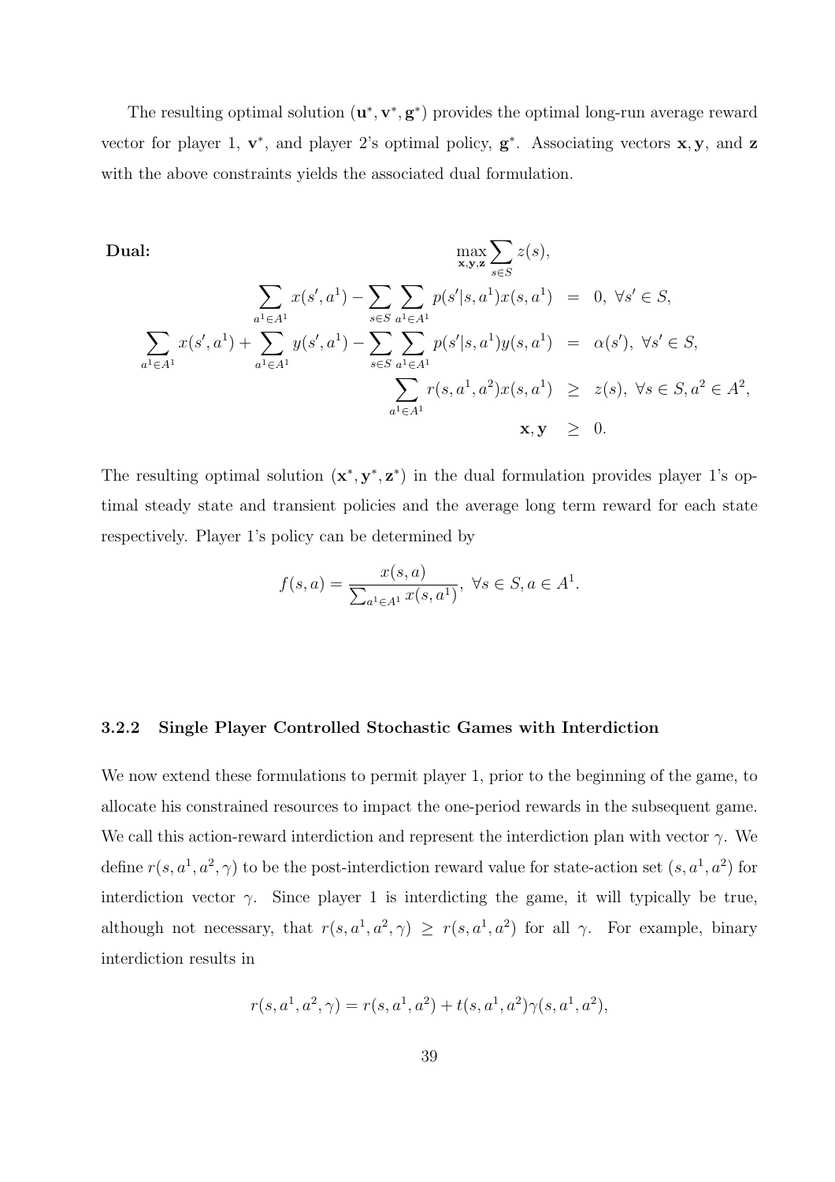The resulting optimal solution $(\mathbf{u}^*, \mathbf{v}^*, \mathbf{g}^*)$ provides the optimal long-run average reward vector for player 1, $\mathbf{v}^*$, and player 2's optimal policy, $\mathbf{g}^*$. Associating vectors $\mathbf{x}, \mathbf{y}$, and $\mathbf{z}$ with the above constraints yields the associated dual formulation.

**Dual:**

$$
\begin{aligned}
&\max_{\mathbf{x},\mathbf{y},\mathbf{z}} \sum_{s \in S} z(s), \\
\sum_{a^1 \in A^1} x(s', a^1) - \sum_{s \in S} \sum_{a^1 \in A^1} p(s'|s, a^1) x(s, a^1) \;&=\; 0, \;\forall s' \in S, \\
\sum_{a^1 \in A^1} x(s', a^1) + \sum_{a^1 \in A^1} y(s', a^1) - \sum_{s \in S} \sum_{a^1 \in A^1} p(s'|s, a^1) y(s, a^1) \;&=\; \alpha(s'), \;\forall s' \in S, \\
\sum_{a^1 \in A^1} r(s, a^1, a^2) x(s, a^1) \;&\geq\; z(s), \;\forall s \in S, a^2 \in A^2, \\
\mathbf{x}, \mathbf{y} \;&\geq\; 0.
\end{aligned}
$$

The resulting optimal solution $(\mathbf{x}^*, \mathbf{y}^*, \mathbf{z}^*)$ in the dual formulation provides player 1's optimal steady state and transient policies and the average long term reward for each state respectively. Player 1's policy can be determined by

$$
f(s, a) = \frac{x(s, a)}{\sum_{a^1 \in A^1} x(s, a^1)}, \;\forall s \in S, a \in A^1.
$$

### 3.2.2 Single Player Controlled Stochastic Games with Interdiction

We now extend these formulations to permit player 1, prior to the beginning of the game, to allocate his constrained resources to impact the one-period rewards in the subsequent game. We call this action-reward interdiction and represent the interdiction plan with vector $\gamma$. We define $r(s, a^1, a^2, \gamma)$ to be the post-interdiction reward value for state-action set $(s, a^1, a^2)$ for interdiction vector $\gamma$. Since player 1 is interdicting the game, it will typically be true, although not necessary, that $r(s, a^1, a^2, \gamma) \geq r(s, a^1, a^2)$ for all $\gamma$. For example, binary interdiction results in

$$
r(s, a^1, a^2, \gamma) = r(s, a^1, a^2) + t(s, a^1, a^2)\gamma(s, a^1, a^2),
$$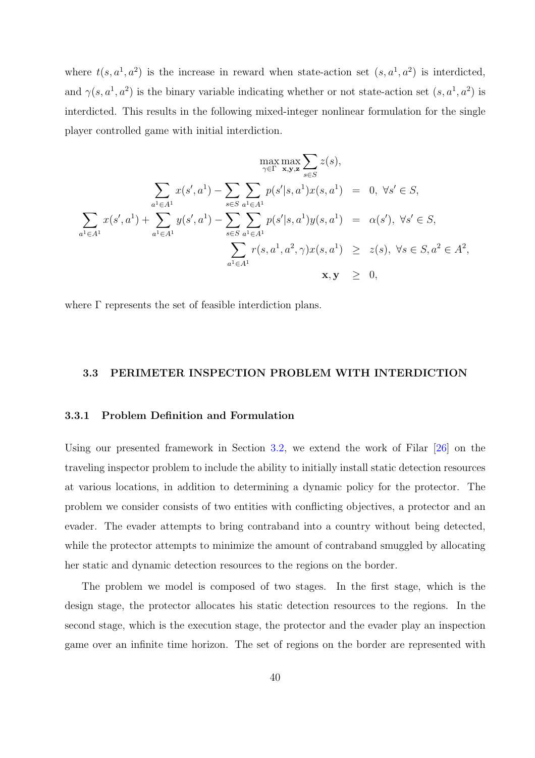where $t(s, a^1, a^2)$ is the increase in reward when state-action set $(s, a^1, a^2)$ is interdicted, and $\gamma(s, a^1, a^2)$ is the binary variable indicating whether or not state-action set $(s, a^1, a^2)$ is interdicted. This results in the following mixed-integer nonlinear formulation for the single player controlled game with initial interdiction.

$$
\begin{aligned}
& \max_{\gamma \in \Gamma} \max_{\mathbf{x},\mathbf{y},\mathbf{z}} \sum_{s \in S} z(s), \\
\sum_{a^1 \in A^1} x(s', a^1) - \sum_{s \in S} \sum_{a^1 \in A^1} p(s'|s, a^1) x(s, a^1) &= 0, \ \forall s' \in S, \\
\sum_{a^1 \in A^1} x(s', a^1) + \sum_{a^1 \in A^1} y(s', a^1) - \sum_{s \in S} \sum_{a^1 \in A^1} p(s'|s, a^1) y(s, a^1) &= \alpha(s'), \ \forall s' \in S, \\
\sum_{a^1 \in A^1} r(s, a^1, a^2, \gamma) x(s, a^1) &\geq z(s), \ \forall s \in S, a^2 \in A^2, \\
\mathbf{x}, \mathbf{y} &\geq 0,
\end{aligned}
$$

where $\Gamma$ represents the set of feasible interdiction plans.

## 3.3 PERIMETER INSPECTION PROBLEM WITH INTERDICTION

### 3.3.1 Problem Definition and Formulation

Using our presented framework in Section 3.2, we extend the work of Filar [26] on the traveling inspector problem to include the ability to initially install static detection resources at various locations, in addition to determining a dynamic policy for the protector. The problem we consider consists of two entities with conflicting objectives, a protector and an evader. The evader attempts to bring contraband into a country without being detected, while the protector attempts to minimize the amount of contraband smuggled by allocating her static and dynamic detection resources to the regions on the border.

The problem we model is composed of two stages. In the first stage, which is the design stage, the protector allocates his static detection resources to the regions. In the second stage, which is the execution stage, the protector and the evader play an inspection game over an infinite time horizon. The set of regions on the border are represented with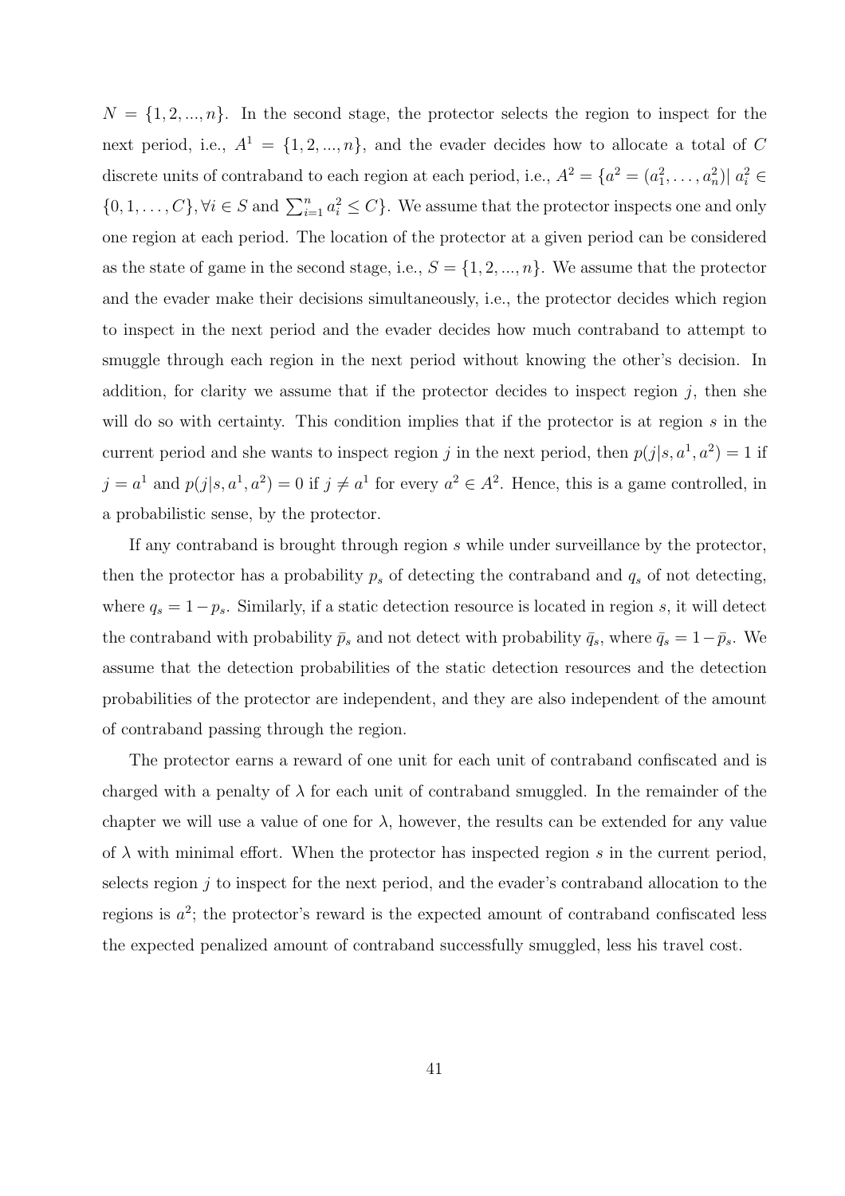$N = \{1, 2, ..., n\}$. In the second stage, the protector selects the region to inspect for the next period, i.e., $A^1 = \{1, 2, ..., n\}$, and the evader decides how to allocate a total of $C$ discrete units of contraband to each region at each period, i.e., $A^2 = \{a^2 = (a_1^2, \ldots, a_n^2) | \; a_i^2 \in \{0, 1, \ldots, C\}, \forall i \in S \text{ and } \sum_{i=1}^n a_i^2 \leq C\}$. We assume that the protector inspects one and only one region at each period. The location of the protector at a given period can be considered as the state of game in the second stage, i.e., $S = \{1, 2, ..., n\}$. We assume that the protector and the evader make their decisions simultaneously, i.e., the protector decides which region to inspect in the next period and the evader decides how much contraband to attempt to smuggle through each region in the next period without knowing the other's decision. In addition, for clarity we assume that if the protector decides to inspect region $j$, then she will do so with certainty. This condition implies that if the protector is at region $s$ in the current period and she wants to inspect region $j$ in the next period, then $p(j|s, a^1, a^2) = 1$ if $j = a^1$ and $p(j|s, a^1, a^2) = 0$ if $j \neq a^1$ for every $a^2 \in A^2$. Hence, this is a game controlled, in a probabilistic sense, by the protector.

If any contraband is brought through region $s$ while under surveillance by the protector, then the protector has a probability $p_s$ of detecting the contraband and $q_s$ of not detecting, where $q_s = 1 - p_s$. Similarly, if a static detection resource is located in region $s$, it will detect the contraband with probability $\bar{p}_s$ and not detect with probability $\bar{q}_s$, where $\bar{q}_s = 1 - \bar{p}_s$. We assume that the detection probabilities of the static detection resources and the detection probabilities of the protector are independent, and they are also independent of the amount of contraband passing through the region.

The protector earns a reward of one unit for each unit of contraband confiscated and is charged with a penalty of $\lambda$ for each unit of contraband smuggled. In the remainder of the chapter we will use a value of one for $\lambda$, however, the results can be extended for any value of $\lambda$ with minimal effort. When the protector has inspected region $s$ in the current period, selects region $j$ to inspect for the next period, and the evader's contraband allocation to the regions is $a^2$; the protector's reward is the expected amount of contraband confiscated less the expected penalized amount of contraband successfully smuggled, less his travel cost.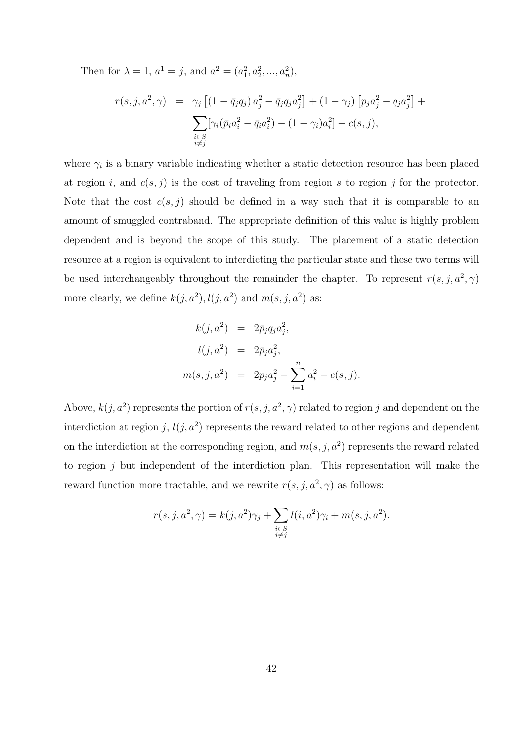Then for $\lambda = 1$, $a^1 = j$, and $a^2 = (a_1^2, a_2^2, ..., a_n^2)$,

$$
\begin{aligned}
r(s, j, a^2, \gamma) &= \gamma_j \left[ \left(1 - \bar{q}_j q_j\right) a_j^2 - \bar{q}_j q_j a_j^2 \right] + \left(1 - \gamma_j\right) \left[ p_j a_j^2 - q_j a_j^2 \right] + \\
&\quad \sum_{\substack{i \in S \\ i \neq j}} [\gamma_i (\bar{p}_i a_i^2 - \bar{q}_i a_i^2) - (1 - \gamma_i) a_i^2] - c(s, j),
\end{aligned}
$$

where $\gamma_i$ is a binary variable indicating whether a static detection resource has been placed at region $i$, and $c(s, j)$ is the cost of traveling from region $s$ to region $j$ for the protector. Note that the cost $c(s, j)$ should be defined in a way such that it is comparable to an amount of smuggled contraband. The appropriate definition of this value is highly problem dependent and is beyond the scope of this study. The placement of a static detection resource at a region is equivalent to interdicting the particular state and these two terms will be used interchangeably throughout the remainder the chapter. To represent $r(s, j, a^2, \gamma)$ more clearly, we define $k(j, a^2), l(j, a^2)$ and $m(s, j, a^2)$ as:

$$
\begin{aligned}
k(j, a^2) &= 2\bar{p}_j q_j a_j^2, \\
l(j, a^2) &= 2\bar{p}_j a_j^2, \\
m(s, j, a^2) &= 2p_j a_j^2 - \sum_{i=1}^{n} a_i^2 - c(s, j).
\end{aligned}
$$

Above, $k(j, a^2)$ represents the portion of $r(s, j, a^2, \gamma)$ related to region $j$ and dependent on the interdiction at region $j$, $l(j, a^2)$ represents the reward related to other regions and dependent on the interdiction at the corresponding region, and $m(s, j, a^2)$ represents the reward related to region $j$ but independent of the interdiction plan. This representation will make the reward function more tractable, and we rewrite $r(s, j, a^2, \gamma)$ as follows:

$$
r(s, j, a^2, \gamma) = k(j, a^2)\gamma_j + \sum_{\substack{i \in S \\ i \neq j}} l(i, a^2)\gamma_i + m(s, j, a^2).
$$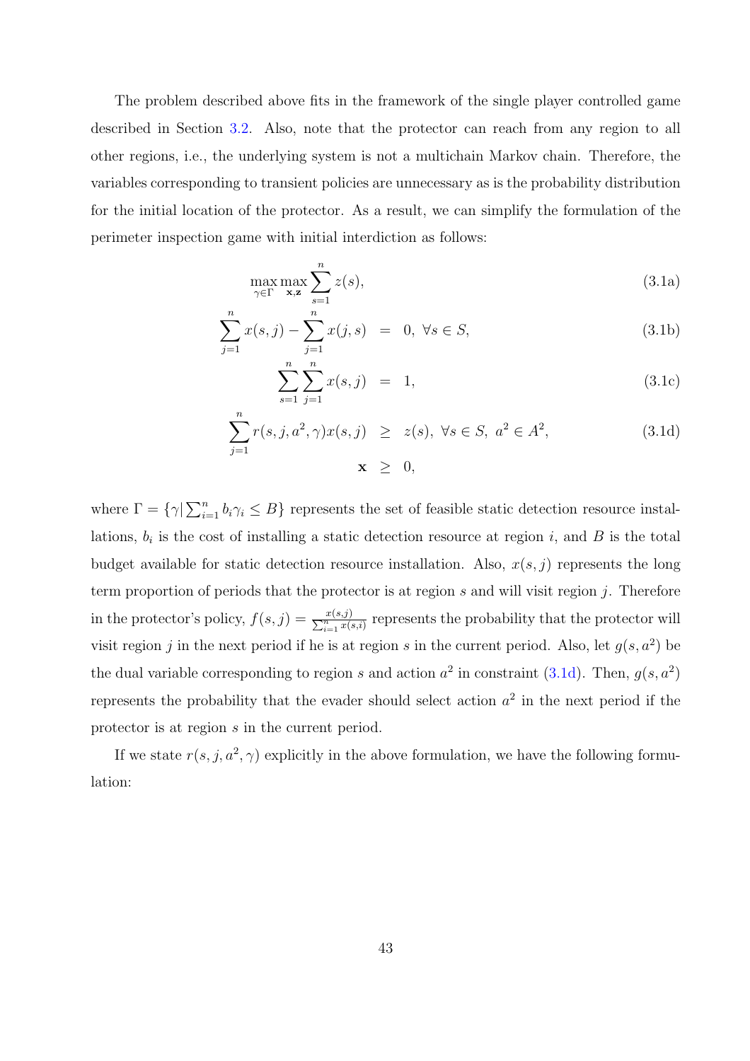The problem described above fits in the framework of the single player controlled game described in Section 3.2. Also, note that the protector can reach from any region to all other regions, i.e., the underlying system is not a multichain Markov chain. Therefore, the variables corresponding to transient policies are unnecessary as is the probability distribution for the initial location of the protector. As a result, we can simplify the formulation of the perimeter inspection game with initial interdiction as follows:

$$\max_{\gamma \in \Gamma} \max_{\mathbf{x},\mathbf{z}} \sum_{s=1}^{n} z(s), \tag{3.1a}$$

$$\sum_{j=1}^{n} x(s,j) - \sum_{j=1}^{n} x(j,s) = 0, \ \forall s \in S, \tag{3.1b}$$

$$\sum_{s=1}^{n} \sum_{j=1}^{n} x(s,j) = 1, \tag{3.1c}$$

$$\sum_{j=1}^{n} r(s,j,a^2,\gamma) x(s,j) \geq z(s), \ \forall s \in S, \ a^2 \in A^2, \tag{3.1d}$$

$$\mathbf{x} \geq 0,$$

where $\Gamma = \{\gamma | \sum_{i=1}^{n} b_i \gamma_i \leq B\}$ represents the set of feasible static detection resource installations, $b_i$ is the cost of installing a static detection resource at region $i$, and $B$ is the total budget available for static detection resource installation. Also, $x(s,j)$ represents the long term proportion of periods that the protector is at region $s$ and will visit region $j$. Therefore in the protector's policy, $f(s,j) = \frac{x(s,j)}{\sum_{i=1}^{n} x(s,i)}$ represents the probability that the protector will visit region $j$ in the next period if he is at region $s$ in the current period. Also, let $g(s,a^2)$ be the dual variable corresponding to region $s$ and action $a^2$ in constraint (3.1d). Then, $g(s,a^2)$ represents the probability that the evader should select action $a^2$ in the next period if the protector is at region $s$ in the current period.

If we state $r(s,j,a^2,\gamma)$ explicitly in the above formulation, we have the following formulation: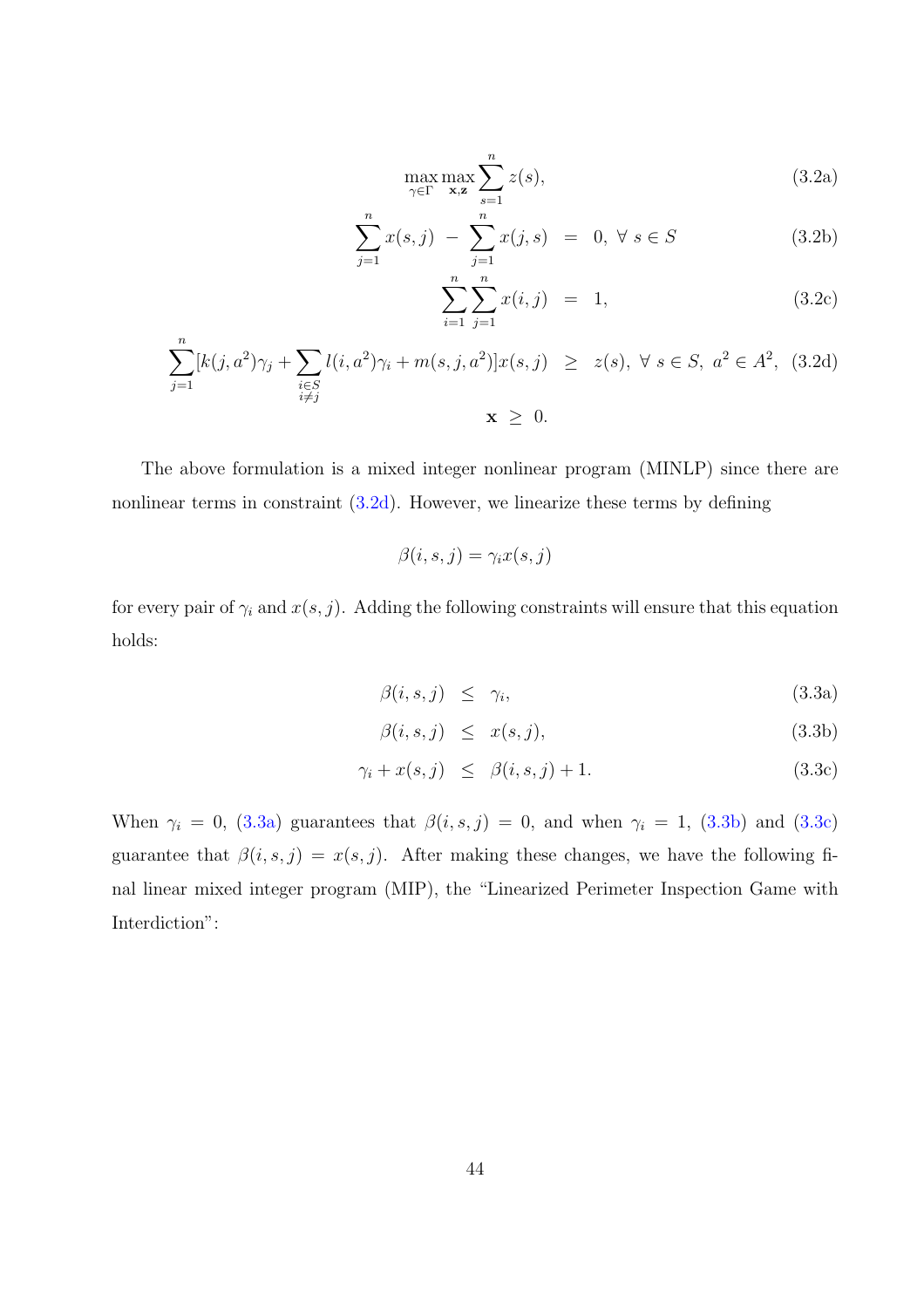$$\max_{\gamma \in \Gamma} \max_{\mathbf{x}, \mathbf{z}} \sum_{s=1}^{n} z(s), \tag{3.2a}$$

$$\sum_{j=1}^{n} x(s,j) \; - \; \sum_{j=1}^{n} x(j,s) \;\; = \;\; 0, \; \forall \; s \in S \tag{3.2b}$$

$$\sum_{i=1}^{n} \sum_{j=1}^{n} x(i,j) \;\; = \;\; 1, \tag{3.2c}$$

$$\sum_{j=1}^{n} [k(j,a^2)\gamma_j + \sum_{\substack{i \in S \\ i \neq j}} l(i,a^2)\gamma_i + m(s,j,a^2)] x(s,j) \;\; \geq \;\; z(s), \; \forall \; s \in S, \; a^2 \in A^2, \tag{3.2d}$$

$$\mathbf{x} \;\; \geq \;\; 0.$$

The above formulation is a mixed integer nonlinear program (MINLP) since there are nonlinear terms in constraint (3.2d). However, we linearize these terms by defining

$$\beta(i,s,j) = \gamma_i x(s,j)$$

for every pair of $\gamma_i$ and $x(s,j)$. Adding the following constraints will ensure that this equation holds:

$$\beta(i,s,j) \;\; \leq \;\; \gamma_i, \tag{3.3a}$$

$$\beta(i,s,j) \;\; \leq \;\; x(s,j), \tag{3.3b}$$

$$\gamma_i + x(s,j) \;\; \leq \;\; \beta(i,s,j) + 1. \tag{3.3c}$$

When $\gamma_i = 0$, (3.3a) guarantees that $\beta(i,s,j) = 0$, and when $\gamma_i = 1$, (3.3b) and (3.3c) guarantee that $\beta(i,s,j) = x(s,j)$. After making these changes, we have the following final linear mixed integer program (MIP), the "Linearized Perimeter Inspection Game with Interdiction":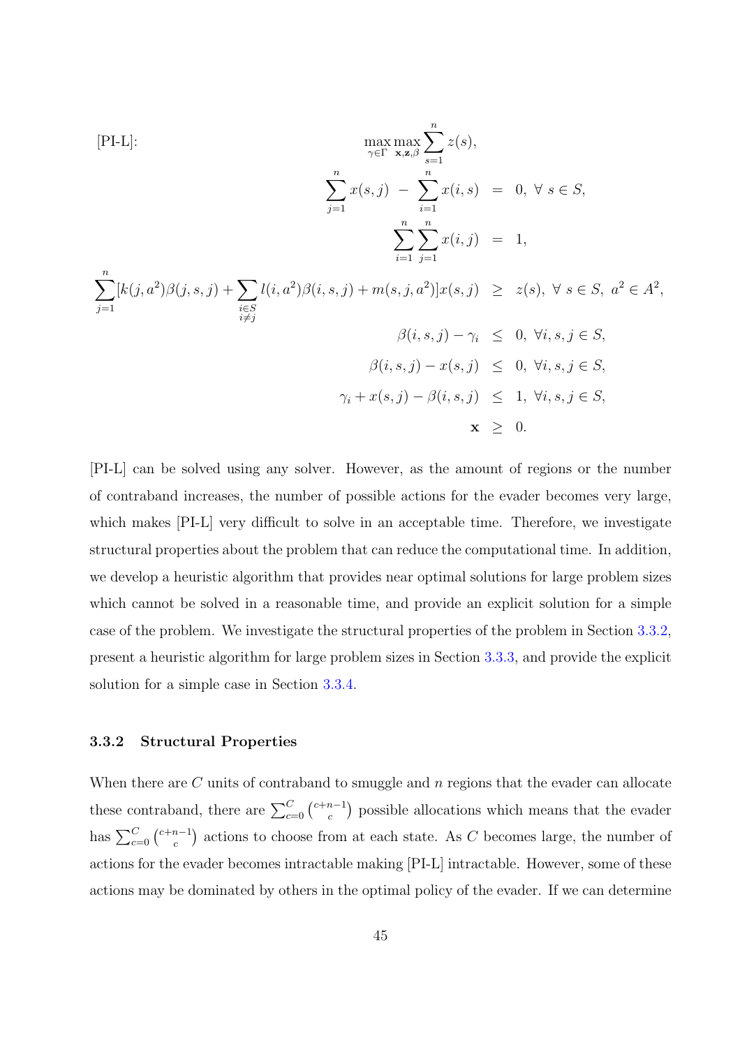[PI-L]:

$$
\begin{aligned}
&\max_{\gamma\in\Gamma}\max_{\mathbf{x},\mathbf{z},\beta} \sum_{s=1}^{n} z(s), \\
&\sum_{j=1}^{n} x(s,j) \;-\; \sum_{i=1}^{n} x(i,s) \;=\; 0,\ \forall\, s \in S, \\
&\sum_{i=1}^{n}\sum_{j=1}^{n} x(i,j) \;=\; 1, \\
&\sum_{j=1}^{n}[k(j,a^2)\beta(j,s,j) + \sum_{\substack{i\in S\\ i\neq j}} l(i,a^2)\beta(i,s,j) + m(s,j,a^2)]x(s,j) \;\geq\; z(s),\ \forall\, s\in S,\ a^2\in A^2, \\
&\beta(i,s,j) - \gamma_i \;\leq\; 0,\ \forall i,s,j \in S, \\
&\beta(i,s,j) - x(s,j) \;\leq\; 0,\ \forall i,s,j \in S, \\
&\gamma_i + x(s,j) - \beta(i,s,j) \;\leq\; 1,\ \forall i,s,j \in S, \\
&\mathbf{x} \;\geq\; 0.
\end{aligned}
$$

[PI-L] can be solved using any solver. However, as the amount of regions or the number of contraband increases, the number of possible actions for the evader becomes very large, which makes [PI-L] very difficult to solve in an acceptable time. Therefore, we investigate structural properties about the problem that can reduce the computational time. In addition, we develop a heuristic algorithm that provides near optimal solutions for large problem sizes which cannot be solved in a reasonable time, and provide an explicit solution for a simple case of the problem. We investigate the structural properties of the problem in Section 3.3.2, present a heuristic algorithm for large problem sizes in Section 3.3.3, and provide the explicit solution for a simple case in Section 3.3.4.

### 3.3.2 Structural Properties

When there are $C$ units of contraband to smuggle and $n$ regions that the evader can allocate these contraband, there are $\sum_{c=0}^{C}\binom{c+n-1}{c}$ possible allocations which means that the evader has $\sum_{c=0}^{C}\binom{c+n-1}{c}$ actions to choose from at each state. As $C$ becomes large, the number of actions for the evader becomes intractable making [PI-L] intractable. However, some of these actions may be dominated by others in the optimal policy of the evader. If we can determine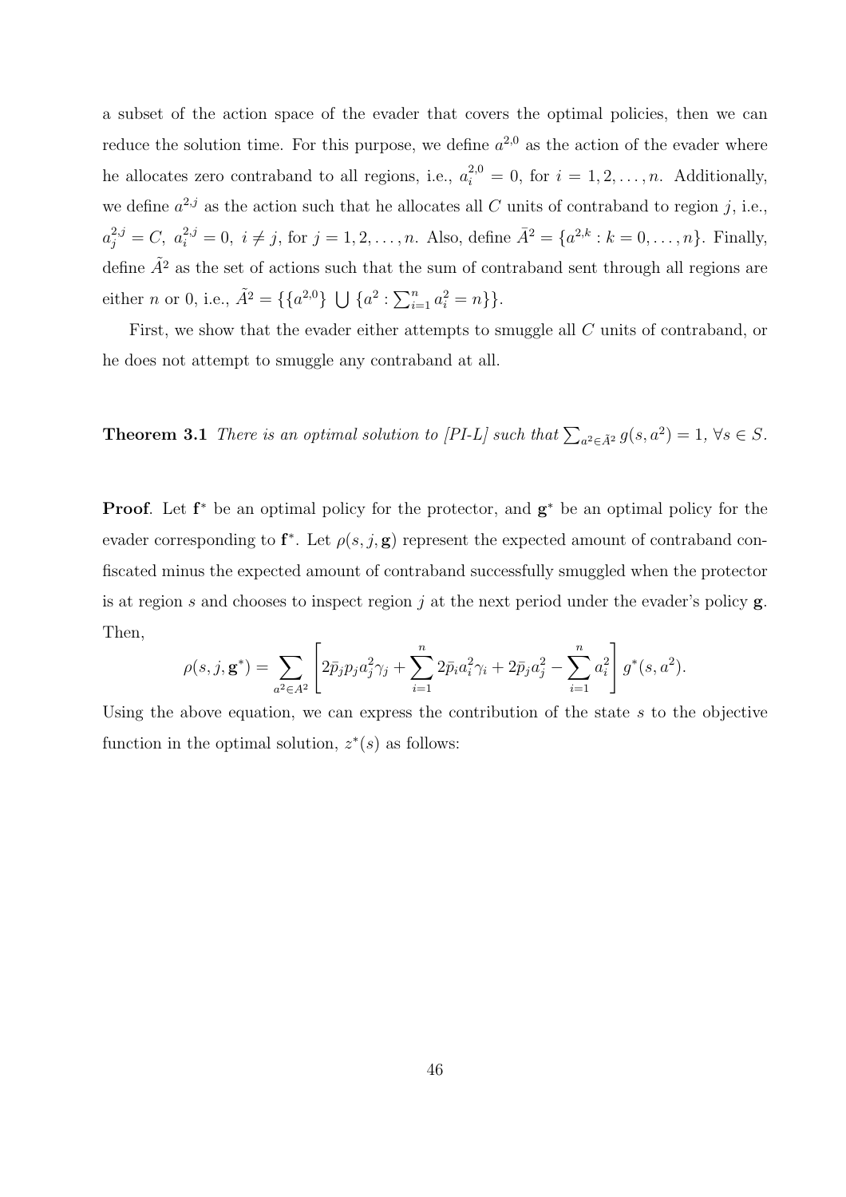a subset of the action space of the evader that covers the optimal policies, then we can reduce the solution time. For this purpose, we define $a^{2,0}$ as the action of the evader where he allocates zero contraband to all regions, i.e., $a_i^{2,0} = 0$, for $i = 1, 2, \ldots, n$. Additionally, we define $a^{2,j}$ as the action such that he allocates all $C$ units of contraband to region $j$, i.e., $a_j^{2,j} = C$, $a_i^{2,j} = 0$, $i \neq j$, for $j = 1, 2, \ldots, n$. Also, define $\bar{A}^2 = \{a^{2,k} : k = 0, \ldots, n\}$. Finally, define $\tilde{A}^2$ as the set of actions such that the sum of contraband sent through all regions are either $n$ or 0, i.e., $\tilde{A}^2 = \{\{a^{2,0}\} \bigcup \{a^2 : \sum_{i=1}^n a_i^2 = n\}\}$.

First, we show that the evader either attempts to smuggle all $C$ units of contraband, or he does not attempt to smuggle any contraband at all.

**Theorem 3.1** *There is an optimal solution to [PI-L] such that* $\sum_{a^2 \in \tilde{A}^2} g(s, a^2) = 1$, $\forall s \in S$.

**Proof**. Let $\mathbf{f}^*$ be an optimal policy for the protector, and $\mathbf{g}^*$ be an optimal policy for the evader corresponding to $\mathbf{f}^*$. Let $\rho(s, j, \mathbf{g})$ represent the expected amount of contraband confiscated minus the expected amount of contraband successfully smuggled when the protector is at region $s$ and chooses to inspect region $j$ at the next period under the evader's policy $\mathbf{g}$. Then,

$$\rho(s, j, \mathbf{g}^*) = \sum_{a^2 \in A^2} \left[ 2\bar{p}_j p_j a_j^2 \gamma_j + \sum_{i=1}^{n} 2\bar{p}_i a_i^2 \gamma_i + 2\bar{p}_j a_j^2 - \sum_{i=1}^{n} a_i^2 \right] g^*(s, a^2).$$

Using the above equation, we can express the contribution of the state $s$ to the objective function in the optimal solution, $z^*(s)$ as follows: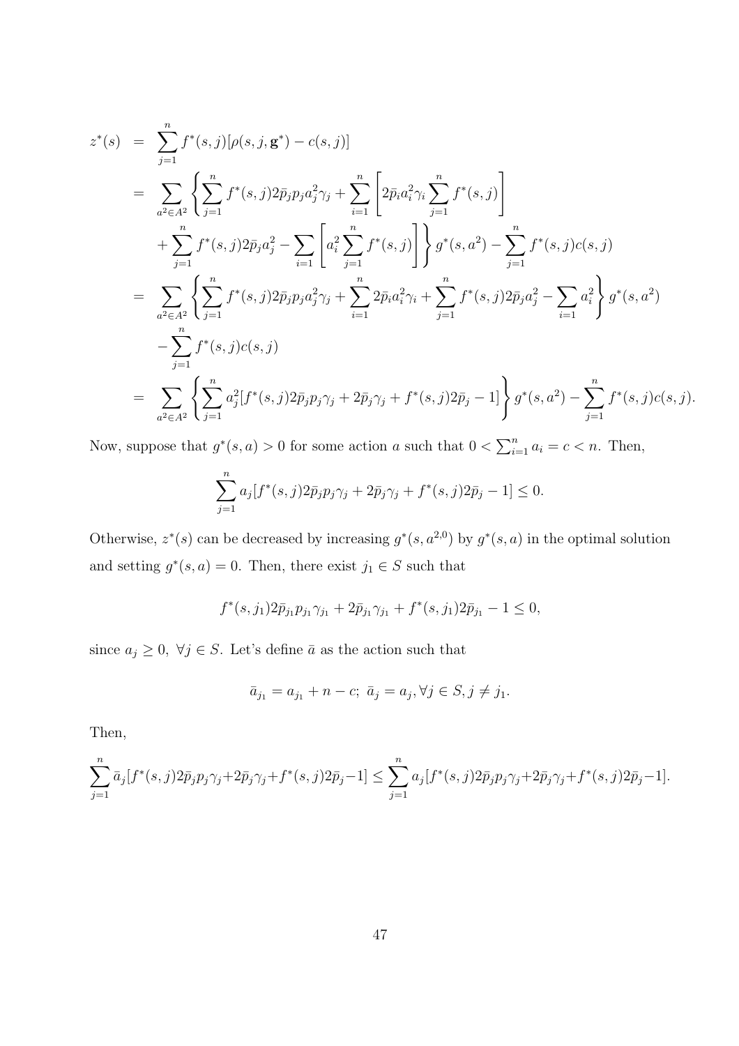$$
\begin{aligned}
z^*(s) &= \sum_{j=1}^{n} f^*(s,j)[\rho(s,j,\mathbf{g}^*) - c(s,j)] \\
&= \sum_{a^2 \in A^2} \left\{ \sum_{j=1}^{n} f^*(s,j) 2\bar{p}_j p_j a_j^2 \gamma_j + \sum_{i=1}^{n} \left[ 2\bar{p}_i a_i^2 \gamma_i \sum_{j=1}^{n} f^*(s,j) \right] \right. \\
&\quad \left. + \sum_{j=1}^{n} f^*(s,j) 2\bar{p}_j a_j^2 - \sum_{i=1} \left[ a_i^2 \sum_{j=1}^{n} f^*(s,j) \right] \right\} g^*(s,a^2) - \sum_{j=1}^{n} f^*(s,j) c(s,j) \\
&= \sum_{a^2 \in A^2} \left\{ \sum_{j=1}^{n} f^*(s,j) 2\bar{p}_j p_j a_j^2 \gamma_j + \sum_{i=1}^{n} 2\bar{p}_i a_i^2 \gamma_i + \sum_{j=1}^{n} f^*(s,j) 2\bar{p}_j a_j^2 - \sum_{i=1} a_i^2 \right\} g^*(s,a^2) \\
&\quad - \sum_{j=1}^{n} f^*(s,j) c(s,j) \\
&= \sum_{a^2 \in A^2} \left\{ \sum_{j=1}^{n} a_j^2 [f^*(s,j) 2\bar{p}_j p_j \gamma_j + 2\bar{p}_j \gamma_j + f^*(s,j) 2\bar{p}_j - 1] \right\} g^*(s,a^2) - \sum_{j=1}^{n} f^*(s,j) c(s,j).
\end{aligned}
$$

Now, suppose that $g^*(s,a) > 0$ for some action $a$ such that $0 < \sum_{i=1}^{n} a_i = c < n$. Then,

$$
\sum_{j=1}^{n} a_j [f^*(s,j) 2\bar{p}_j p_j \gamma_j + 2\bar{p}_j \gamma_j + f^*(s,j) 2\bar{p}_j - 1] \leq 0.
$$

Otherwise, $z^*(s)$ can be decreased by increasing $g^*(s,a^{2,0})$ by $g^*(s,a)$ in the optimal solution and setting $g^*(s,a) = 0$. Then, there exist $j_1 \in S$ such that

$$
f^*(s,j_1) 2\bar{p}_{j_1} p_{j_1} \gamma_{j_1} + 2\bar{p}_{j_1} \gamma_{j_1} + f^*(s,j_1) 2\bar{p}_{j_1} - 1 \leq 0,
$$

since $a_j \geq 0, \ \forall j \in S$. Let's define $\bar{a}$ as the action such that

$$
\bar{a}_{j_1} = a_{j_1} + n - c; \ \bar{a}_j = a_j, \forall j \in S, j \neq j_1.
$$

Then,

$$
\sum_{j=1}^{n} \bar{a}_j [f^*(s,j) 2\bar{p}_j p_j \gamma_j + 2\bar{p}_j \gamma_j + f^*(s,j) 2\bar{p}_j - 1] \leq \sum_{j=1}^{n} a_j [f^*(s,j) 2\bar{p}_j p_j \gamma_j + 2\bar{p}_j \gamma_j + f^*(s,j) 2\bar{p}_j - 1].
$$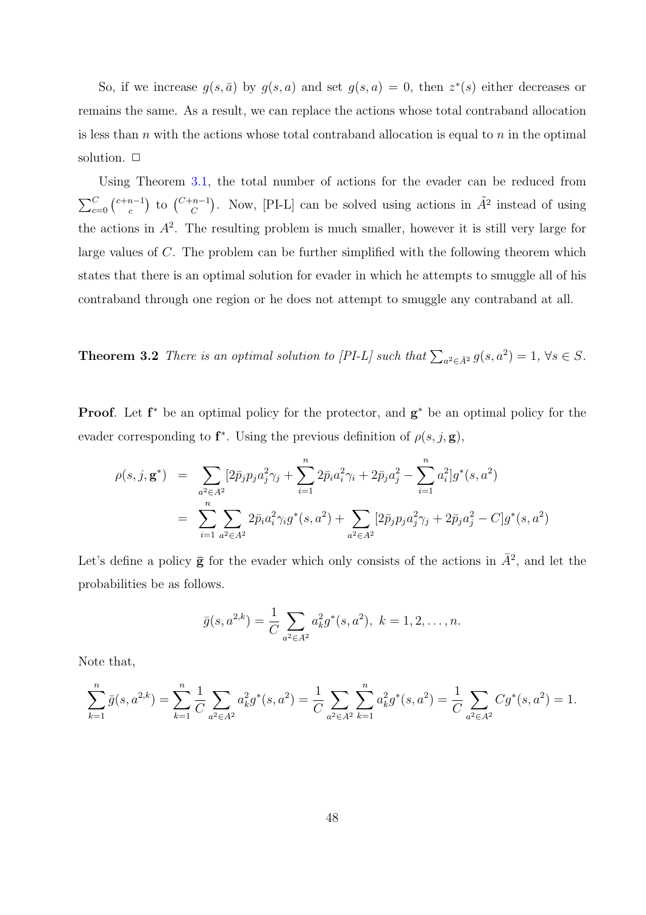So, if we increase $g(s, \bar{a})$ by $g(s, a)$ and set $g(s, a) = 0$, then $z^*(s)$ either decreases or remains the same. As a result, we can replace the actions whose total contraband allocation is less than $n$ with the actions whose total contraband allocation is equal to $n$ in the optimal solution. $\Box$

Using Theorem 3.1, the total number of actions for the evader can be reduced from $\sum_{c=0}^{C} \binom{c+n-1}{c}$ to $\binom{C+n-1}{C}$. Now, [PI-L] can be solved using actions in $\tilde{A}^2$ instead of using the actions in $A^2$. The resulting problem is much smaller, however it is still very large for large values of $C$. The problem can be further simplified with the following theorem which states that there is an optimal solution for evader in which he attempts to smuggle all of his contraband through one region or he does not attempt to smuggle any contraband at all.

**Theorem 3.2** *There is an optimal solution to [PI-L] such that* $\sum_{a^2 \in \bar{A}^2} g(s, a^2) = 1$, $\forall s \in S$.

**Proof**. Let $\mathbf{f}^*$ be an optimal policy for the protector, and $\mathbf{g}^*$ be an optimal policy for the evader corresponding to $\mathbf{f}^*$. Using the previous definition of $\rho(s, j, \mathbf{g})$,

$$
\begin{aligned}
\rho(s, j, \mathbf{g}^*) &= \sum_{a^2 \in A^2} [2\bar{p}_j p_j a_j^2 \gamma_j + \sum_{i=1}^{n} 2\bar{p}_i a_i^2 \gamma_i + 2\bar{p}_j a_j^2 - \sum_{i=1}^{n} a_i^2] g^*(s, a^2) \\
&= \sum_{i=1}^{n} \sum_{a^2 \in A^2} 2\bar{p}_i a_i^2 \gamma_i g^*(s, a^2) + \sum_{a^2 \in A^2} [2\bar{p}_j p_j a_j^2 \gamma_j + 2\bar{p}_j a_j^2 - C] g^*(s, a^2)
\end{aligned}
$$

Let's define a policy $\bar{\mathbf{g}}$ for the evader which only consists of the actions in $\bar{A}^2$, and let the probabilities be as follows.

$$
\bar{g}(s, a^{2,k}) = \frac{1}{C} \sum_{a^2 \in A^2} a_k^2 g^*(s, a^2), \; k = 1, 2, \ldots, n.
$$

Note that,

$$
\sum_{k=1}^{n} \bar{g}(s, a^{2,k}) = \sum_{k=1}^{n} \frac{1}{C} \sum_{a^2 \in A^2} a_k^2 g^*(s, a^2) = \frac{1}{C} \sum_{a^2 \in A^2} \sum_{k=1}^{n} a_k^2 g^*(s, a^2) = \frac{1}{C} \sum_{a^2 \in A^2} C g^*(s, a^2) = 1.
$$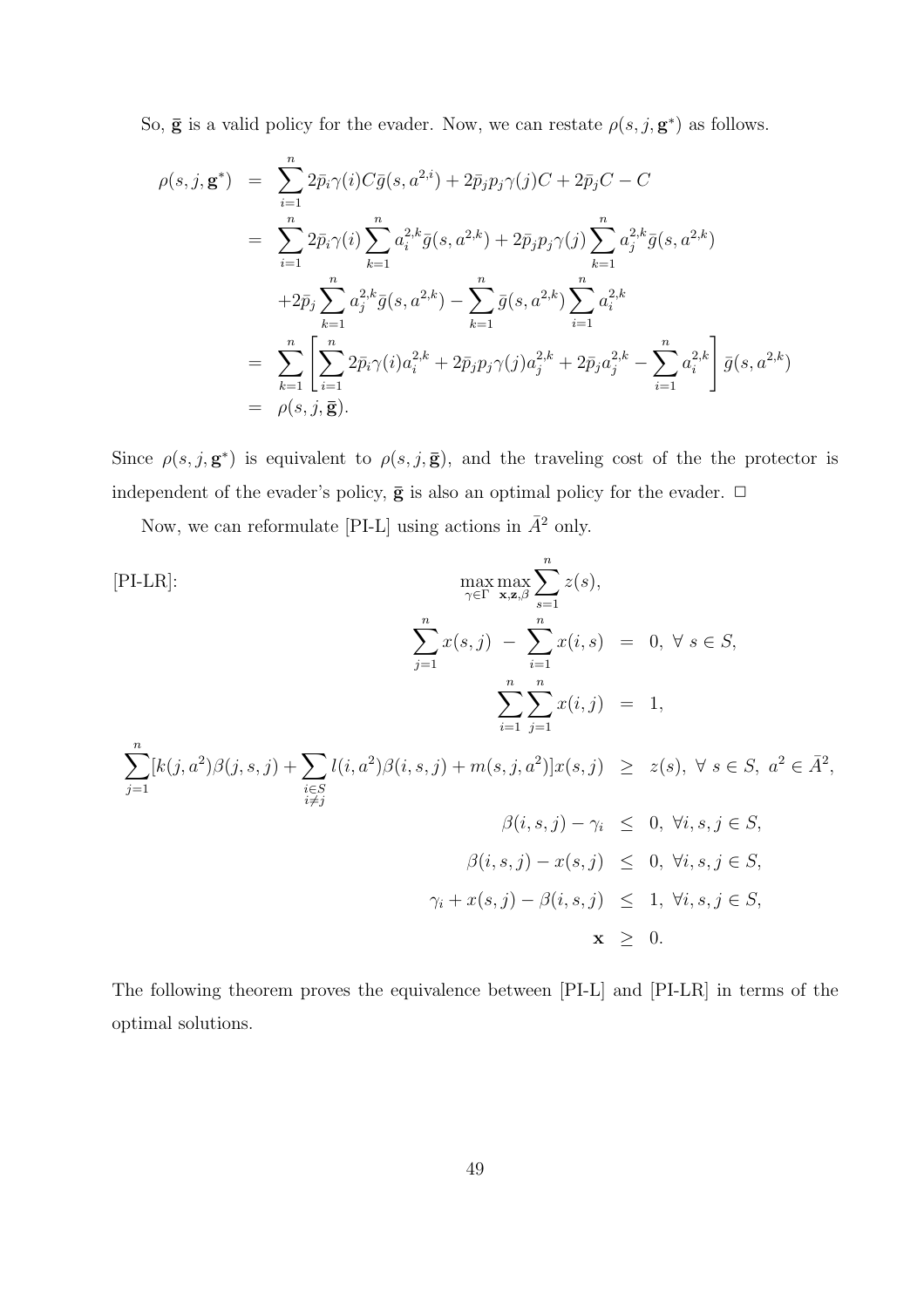So, $\bar{\mathbf{g}}$ is a valid policy for the evader. Now, we can restate $\rho(s, j, \mathbf{g}^*)$ as follows.

$$
\begin{aligned}
\rho(s, j, \mathbf{g}^*) &= \sum_{i=1}^{n} 2\bar{p}_i \gamma(i) C \bar{g}(s, a^{2,i}) + 2\bar{p}_j p_j \gamma(j) C + 2\bar{p}_j C - C \\
&= \sum_{i=1}^{n} 2\bar{p}_i \gamma(i) \sum_{k=1}^{n} a_i^{2,k} \bar{g}(s, a^{2,k}) + 2\bar{p}_j p_j \gamma(j) \sum_{k=1}^{n} a_j^{2,k} \bar{g}(s, a^{2,k}) \\
&\quad + 2\bar{p}_j \sum_{k=1}^{n} a_j^{2,k} \bar{g}(s, a^{2,k}) - \sum_{k=1}^{n} \bar{g}(s, a^{2,k}) \sum_{i=1}^{n} a_i^{2,k} \\
&= \sum_{k=1}^{n} \left[ \sum_{i=1}^{n} 2\bar{p}_i \gamma(i) a_i^{2,k} + 2\bar{p}_j p_j \gamma(j) a_j^{2,k} + 2\bar{p}_j a_j^{2,k} - \sum_{i=1}^{n} a_i^{2,k} \right] \bar{g}(s, a^{2,k}) \\
&= \rho(s, j, \bar{\mathbf{g}}).
\end{aligned}
$$

Since $\rho(s, j, \mathbf{g}^*)$ is equivalent to $\rho(s, j, \bar{\mathbf{g}})$, and the traveling cost of the the protector is independent of the evader's policy, $\bar{\mathbf{g}}$ is also an optimal policy for the evader. $\square$

Now, we can reformulate [PI-L] using actions in $\bar{A}^2$ only.

[PI-LR]:

$$
\max_{\gamma \in \Gamma} \max_{\mathbf{x}, \mathbf{z}, \beta} \sum_{s=1}^{n} z(s),
$$

$$
\begin{aligned}
\sum_{j=1}^{n} x(s, j) \; - \; \sum_{i=1}^{n} x(i, s) \; &= \; 0, \; \forall \; s \in S, \\
\sum_{i=1}^{n} \sum_{j=1}^{n} x(i, j) \; &= \; 1, \\
\sum_{j=1}^{n} [k(j, a^2) \beta(j, s, j) + \sum_{\substack{i \in S \\ i \neq j}} l(i, a^2) \beta(i, s, j) + m(s, j, a^2)] x(s, j) \; &\geq \; z(s), \; \forall \; s \in S, \; a^2 \in \bar{A}^2, \\
\beta(i, s, j) - \gamma_i \; &\leq \; 0, \; \forall i, s, j \in S, \\
\beta(i, s, j) - x(s, j) \; &\leq \; 0, \; \forall i, s, j \in S, \\
\gamma_i + x(s, j) - \beta(i, s, j) \; &\leq \; 1, \; \forall i, s, j \in S, \\
\mathbf{x} \; &\geq \; 0.
\end{aligned}
$$

The following theorem proves the equivalence between [PI-L] and [PI-LR] in terms of the optimal solutions.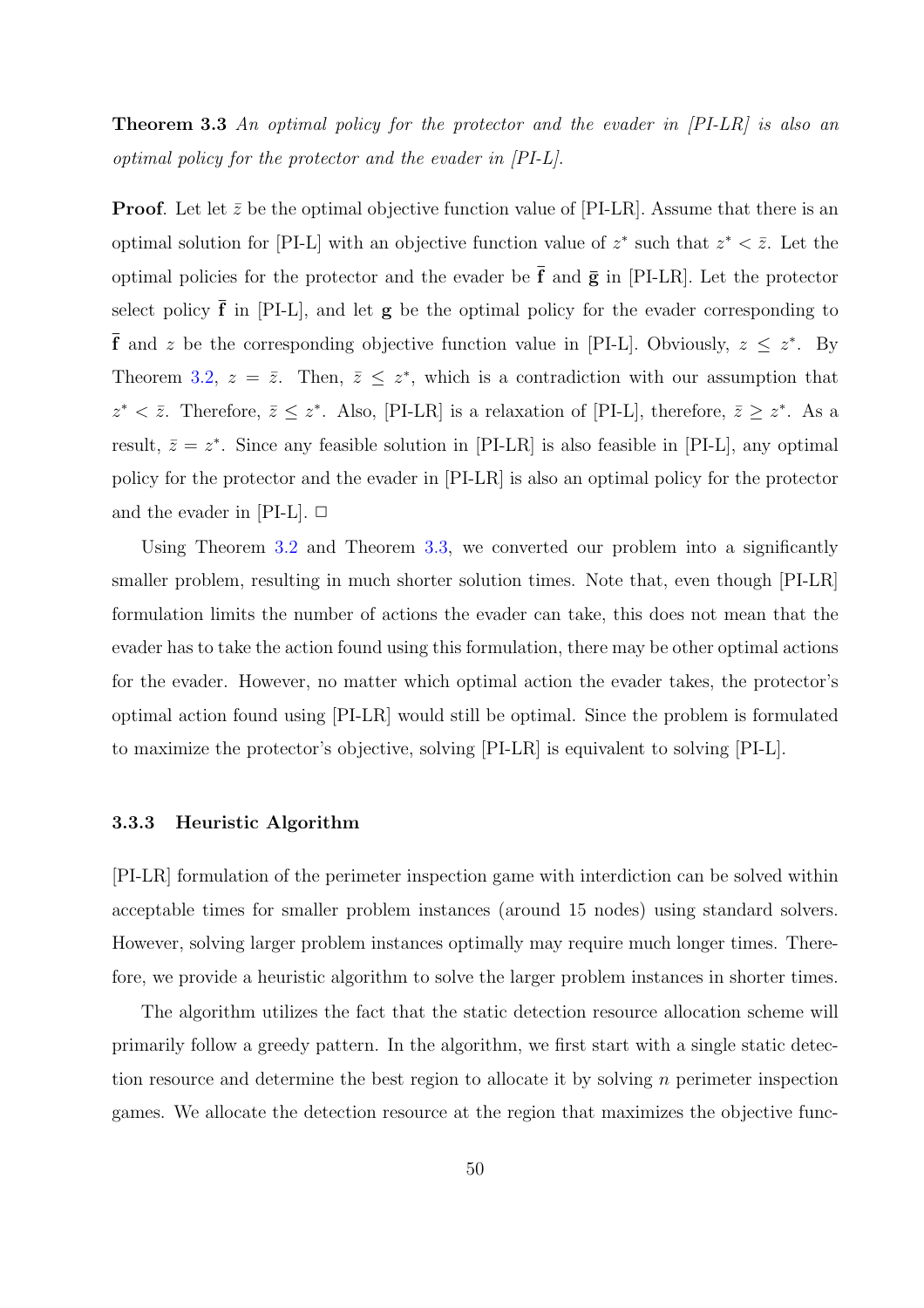**Theorem 3.3** *An optimal policy for the protector and the evader in [PI-LR] is also an optimal policy for the protector and the evader in [PI-L].*

**Proof**. Let let $\bar{z}$ be the optimal objective function value of [PI-LR]. Assume that there is an optimal solution for [PI-L] with an objective function value of $z^*$ such that $z^* < \bar{z}$. Let the optimal policies for the protector and the evader be $\bar{\mathbf{f}}$ and $\bar{\mathbf{g}}$ in [PI-LR]. Let the protector select policy $\bar{\mathbf{f}}$ in [PI-L], and let $\mathbf{g}$ be the optimal policy for the evader corresponding to $\bar{\mathbf{f}}$ and $z$ be the corresponding objective function value in [PI-L]. Obviously, $z \leq z^*$. By Theorem 3.2, $z = \bar{z}$. Then, $\bar{z} \leq z^*$, which is a contradiction with our assumption that $z^* < \bar{z}$. Therefore, $\bar{z} \leq z^*$. Also, [PI-LR] is a relaxation of [PI-L], therefore, $\bar{z} \geq z^*$. As a result, $\bar{z} = z^*$. Since any feasible solution in [PI-LR] is also feasible in [PI-L], any optimal policy for the protector and the evader in [PI-LR] is also an optimal policy for the protector and the evader in [PI-L]. □

Using Theorem 3.2 and Theorem 3.3, we converted our problem into a significantly smaller problem, resulting in much shorter solution times. Note that, even though [PI-LR] formulation limits the number of actions the evader can take, this does not mean that the evader has to take the action found using this formulation, there may be other optimal actions for the evader. However, no matter which optimal action the evader takes, the protector's optimal action found using [PI-LR] would still be optimal. Since the problem is formulated to maximize the protector's objective, solving [PI-LR] is equivalent to solving [PI-L].

### 3.3.3 Heuristic Algorithm

[PI-LR] formulation of the perimeter inspection game with interdiction can be solved within acceptable times for smaller problem instances (around 15 nodes) using standard solvers. However, solving larger problem instances optimally may require much longer times. Therefore, we provide a heuristic algorithm to solve the larger problem instances in shorter times.

The algorithm utilizes the fact that the static detection resource allocation scheme will primarily follow a greedy pattern. In the algorithm, we first start with a single static detection resource and determine the best region to allocate it by solving $n$ perimeter inspection games. We allocate the detection resource at the region that maximizes the objective func-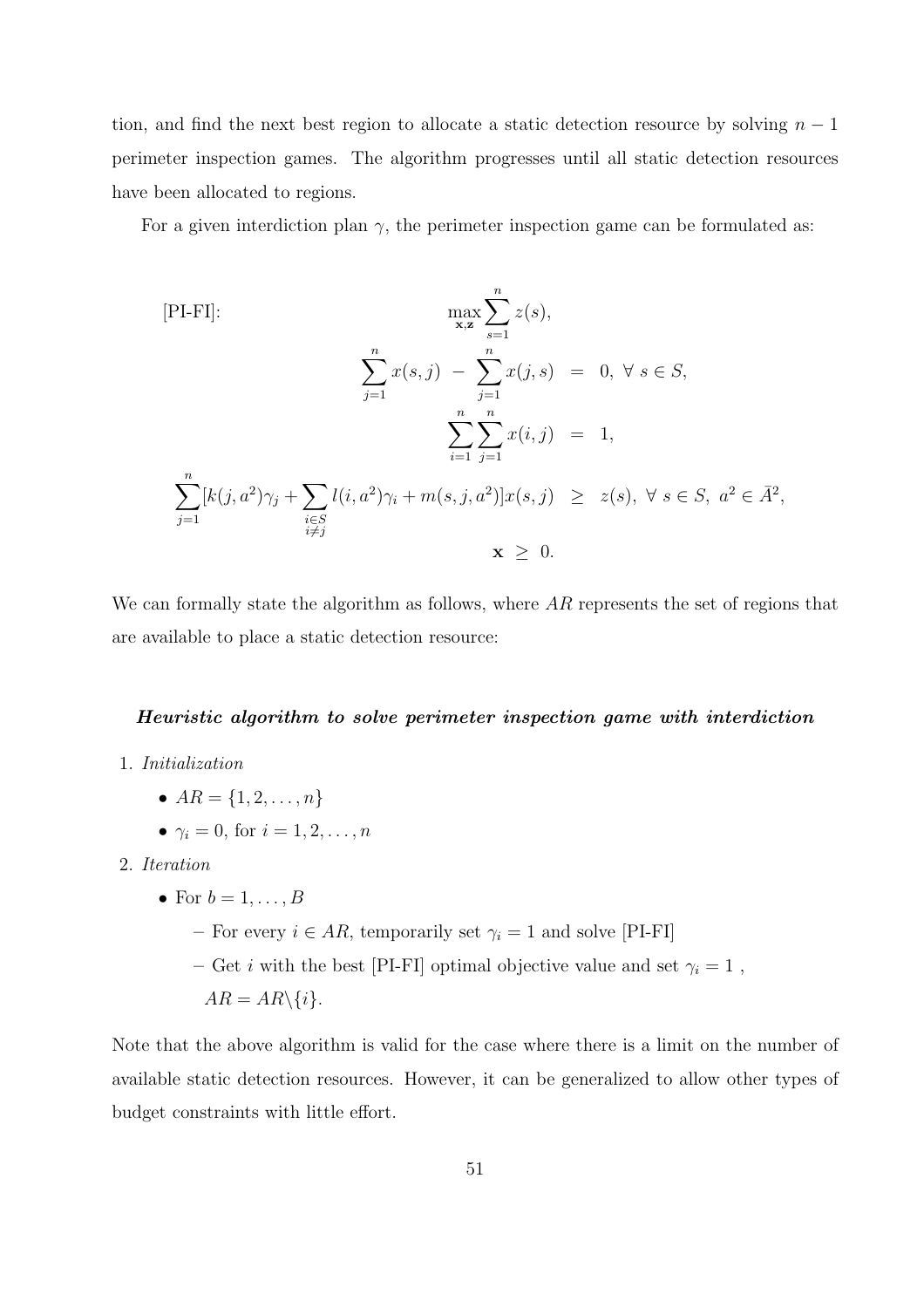tion, and find the next best region to allocate a static detection resource by solving $n-1$ perimeter inspection games. The algorithm progresses until all static detection resources have been allocated to regions.

For a given interdiction plan $\gamma$, the perimeter inspection game can be formulated as:

$$
\begin{aligned}
\text{[PI-FI]:} \quad & \max_{\mathbf{x},\mathbf{z}} \sum_{s=1}^{n} z(s), \\
& \sum_{j=1}^{n} x(s,j) \; - \; \sum_{j=1}^{n} x(j,s) \;=\; 0, \; \forall \; s \in S, \\
& \sum_{i=1}^{n} \sum_{j=1}^{n} x(i,j) \;=\; 1, \\
& \sum_{j=1}^{n} [k(j,a^2)\gamma_j + \sum_{\substack{i \in S \\ i \neq j}} l(i,a^2)\gamma_i + m(s,j,a^2)] x(s,j) \;\geq\; z(s), \; \forall \; s \in S, \; a^2 \in \bar{A}^2, \\
& \mathbf{x} \;\geq\; 0.
\end{aligned}
$$

We can formally state the algorithm as follows, where $AR$ represents the set of regions that are available to place a static detection resource:

***Heuristic algorithm to solve perimeter inspection game with interdiction***

1. *Initialization*
   - $AR = \{1, 2, \ldots, n\}$
   - $\gamma_i = 0$, for $i = 1, 2, \ldots, n$
2. *Iteration*
   - For $b = 1, \ldots, B$
     - For every $i \in AR$, temporarily set $\gamma_i = 1$ and solve [PI-FI]
     - Get $i$ with the best [PI-FI] optimal objective value and set $\gamma_i = 1$ , $AR = AR \backslash \{i\}$.

Note that the above algorithm is valid for the case where there is a limit on the number of available static detection resources. However, it can be generalized to allow other types of budget constraints with little effort.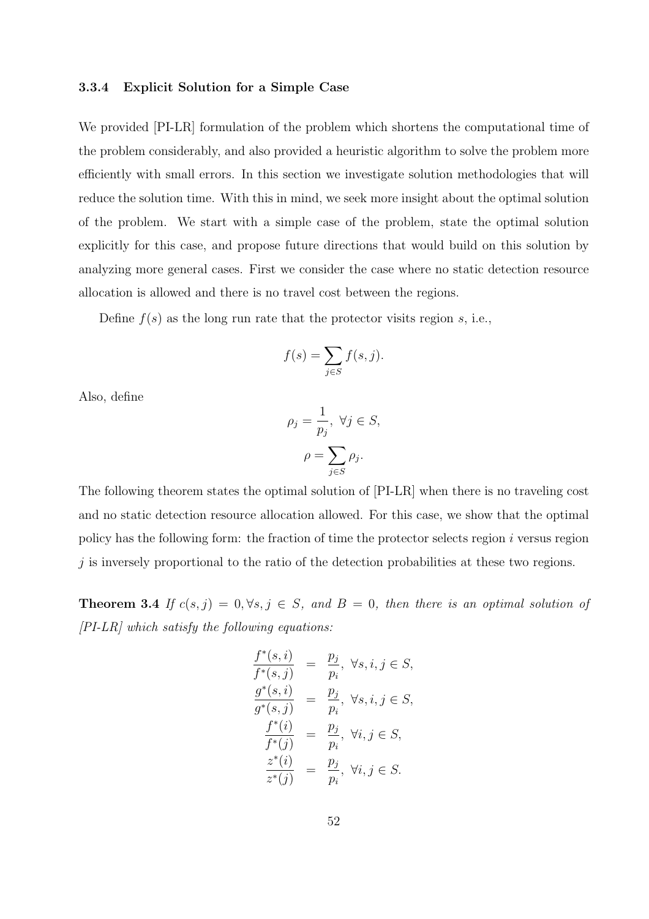### 3.3.4 Explicit Solution for a Simple Case

We provided [PI-LR] formulation of the problem which shortens the computational time of the problem considerably, and also provided a heuristic algorithm to solve the problem more efficiently with small errors. In this section we investigate solution methodologies that will reduce the solution time. With this in mind, we seek more insight about the optimal solution of the problem. We start with a simple case of the problem, state the optimal solution explicitly for this case, and propose future directions that would build on this solution by analyzing more general cases. First we consider the case where no static detection resource allocation is allowed and there is no travel cost between the regions.

Define $f(s)$ as the long run rate that the protector visits region $s$, i.e.,

$$f(s) = \sum_{j \in S} f(s, j).$$

Also, define

$$\rho_j = \frac{1}{p_j}, \ \forall j \in S,$$

$$\rho = \sum_{j \in S} \rho_j.$$

The following theorem states the optimal solution of [PI-LR] when there is no traveling cost and no static detection resource allocation allowed. For this case, we show that the optimal policy has the following form: the fraction of time the protector selects region $i$ versus region $j$ is inversely proportional to the ratio of the detection probabilities at these two regions.

**Theorem 3.4** *If $c(s, j) = 0, \forall s, j \in S$, and $B = 0$, then there is an optimal solution of [PI-LR] which satisfy the following equations:*

$$\begin{aligned}
\frac{f^*(s,i)}{f^*(s,j)} &= \frac{p_j}{p_i}, \ \forall s, i, j \in S, \\
\frac{g^*(s,i)}{g^*(s,j)} &= \frac{p_j}{p_i}, \ \forall s, i, j \in S, \\
\frac{f^*(i)}{f^*(j)} &= \frac{p_j}{p_i}, \ \forall i, j \in S, \\
\frac{z^*(i)}{z^*(j)} &= \frac{p_j}{p_i}, \ \forall i, j \in S.
\end{aligned}$$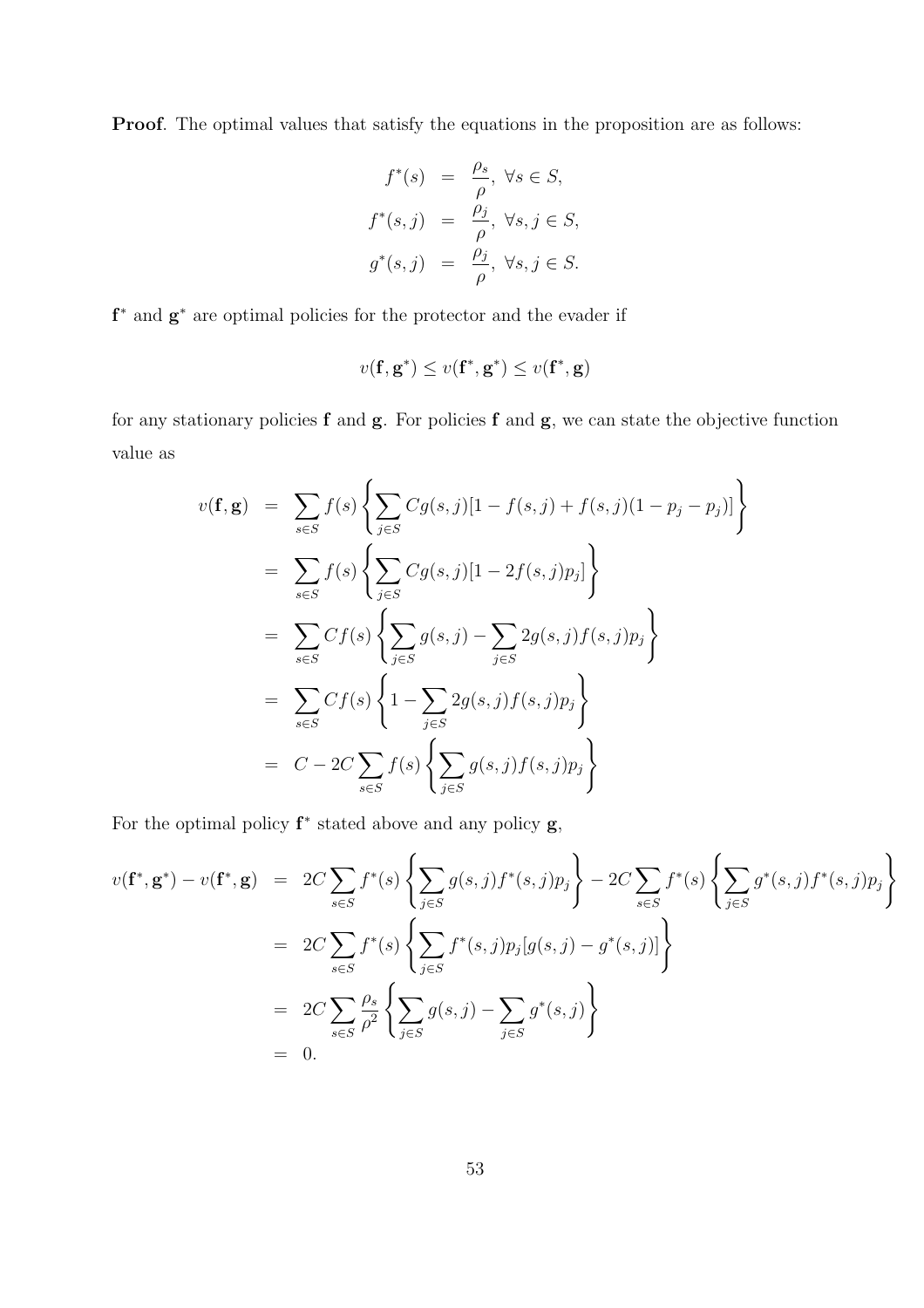**Proof**. The optimal values that satisfy the equations in the proposition are as follows:

$$
\begin{aligned}
f^*(s) &= \frac{\rho_s}{\rho}, \ \forall s \in S, \\
f^*(s,j) &= \frac{\rho_j}{\rho}, \ \forall s, j \in S, \\
g^*(s,j) &= \frac{\rho_j}{\rho}, \ \forall s, j \in S.
\end{aligned}
$$

$\mathbf{f}^*$ and $\mathbf{g}^*$ are optimal policies for the protector and the evader if

$$
v(\mathbf{f}, \mathbf{g}^*) \leq v(\mathbf{f}^*, \mathbf{g}^*) \leq v(\mathbf{f}^*, \mathbf{g})
$$

for any stationary policies $\mathbf{f}$ and $\mathbf{g}$. For policies $\mathbf{f}$ and $\mathbf{g}$, we can state the objective function value as

$$
\begin{aligned}
v(\mathbf{f}, \mathbf{g}) &= \sum_{s \in S} f(s) \left\{ \sum_{j \in S} C g(s,j)[1 - f(s,j) + f(s,j)(1 - p_j - p_j)] \right\} \\
&= \sum_{s \in S} f(s) \left\{ \sum_{j \in S} C g(s,j)[1 - 2f(s,j)p_j] \right\} \\
&= \sum_{s \in S} C f(s) \left\{ \sum_{j \in S} g(s,j) - \sum_{j \in S} 2 g(s,j) f(s,j) p_j \right\} \\
&= \sum_{s \in S} C f(s) \left\{ 1 - \sum_{j \in S} 2 g(s,j) f(s,j) p_j \right\} \\
&= C - 2C \sum_{s \in S} f(s) \left\{ \sum_{j \in S} g(s,j) f(s,j) p_j \right\}
\end{aligned}
$$

For the optimal policy $\mathbf{f}^*$ stated above and any policy $\mathbf{g}$,

$$
\begin{aligned}
v(\mathbf{f}^*, \mathbf{g}^*) - v(\mathbf{f}^*, \mathbf{g}) &= 2C \sum_{s \in S} f^*(s) \left\{ \sum_{j \in S} g(s,j) f^*(s,j) p_j \right\} - 2C \sum_{s \in S} f^*(s) \left\{ \sum_{j \in S} g^*(s,j) f^*(s,j) p_j \right\} \\
&= 2C \sum_{s \in S} f^*(s) \left\{ \sum_{j \in S} f^*(s,j) p_j [g(s,j) - g^*(s,j)] \right\} \\
&= 2C \sum_{s \in S} \frac{\rho_s}{\rho^2} \left\{ \sum_{j \in S} g(s,j) - \sum_{j \in S} g^*(s,j) \right\} \\
&= 0.
\end{aligned}
$$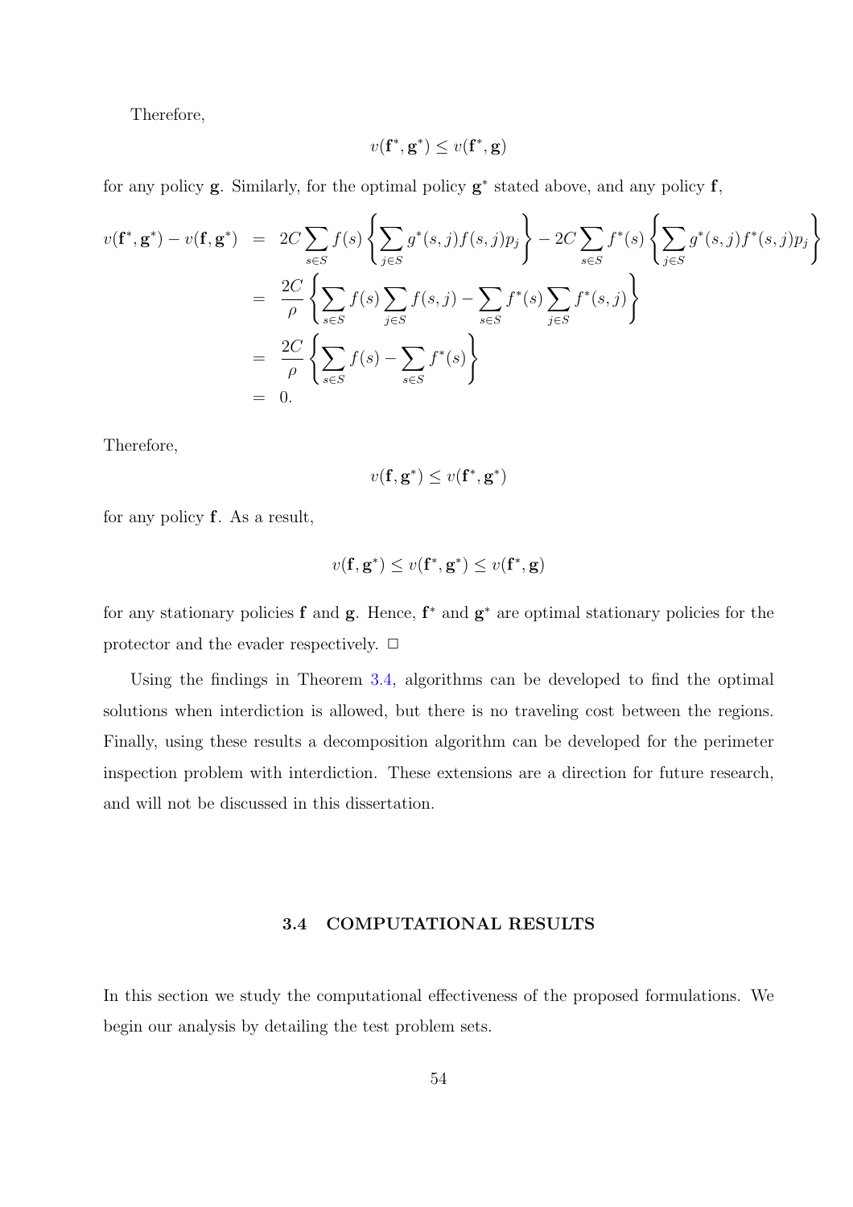Therefore,

$$v(\mathbf{f}^*, \mathbf{g}^*) \leq v(\mathbf{f}^*, \mathbf{g})$$

for any policy $\mathbf{g}$. Similarly, for the optimal policy $\mathbf{g}^*$ stated above, and any policy $\mathbf{f}$,

$$\begin{aligned}
v(\mathbf{f}^*, \mathbf{g}^*) - v(\mathbf{f}, \mathbf{g}^*) &= 2C \sum_{s \in S} f(s) \left\{ \sum_{j \in S} g^*(s,j) f(s,j) p_j \right\} - 2C \sum_{s \in S} f^*(s) \left\{ \sum_{j \in S} g^*(s,j) f^*(s,j) p_j \right\} \\
&= \frac{2C}{\rho} \left\{ \sum_{s \in S} f(s) \sum_{j \in S} f(s,j) - \sum_{s \in S} f^*(s) \sum_{j \in S} f^*(s,j) \right\} \\
&= \frac{2C}{\rho} \left\{ \sum_{s \in S} f(s) - \sum_{s \in S} f^*(s) \right\} \\
&= 0.
\end{aligned}$$

Therefore,

$$v(\mathbf{f}, \mathbf{g}^*) \leq v(\mathbf{f}^*, \mathbf{g}^*)$$

for any policy $\mathbf{f}$. As a result,

$$v(\mathbf{f}, \mathbf{g}^*) \leq v(\mathbf{f}^*, \mathbf{g}^*) \leq v(\mathbf{f}^*, \mathbf{g})$$

for any stationary policies $\mathbf{f}$ and $\mathbf{g}$. Hence, $\mathbf{f}^*$ and $\mathbf{g}^*$ are optimal stationary policies for the protector and the evader respectively. □

Using the findings in Theorem 3.4, algorithms can be developed to find the optimal solutions when interdiction is allowed, but there is no traveling cost between the regions. Finally, using these results a decomposition algorithm can be developed for the perimeter inspection problem with interdiction. These extensions are a direction for future research, and will not be discussed in this dissertation.

## 3.4 COMPUTATIONAL RESULTS

In this section we study the computational effectiveness of the proposed formulations. We begin our analysis by detailing the test problem sets.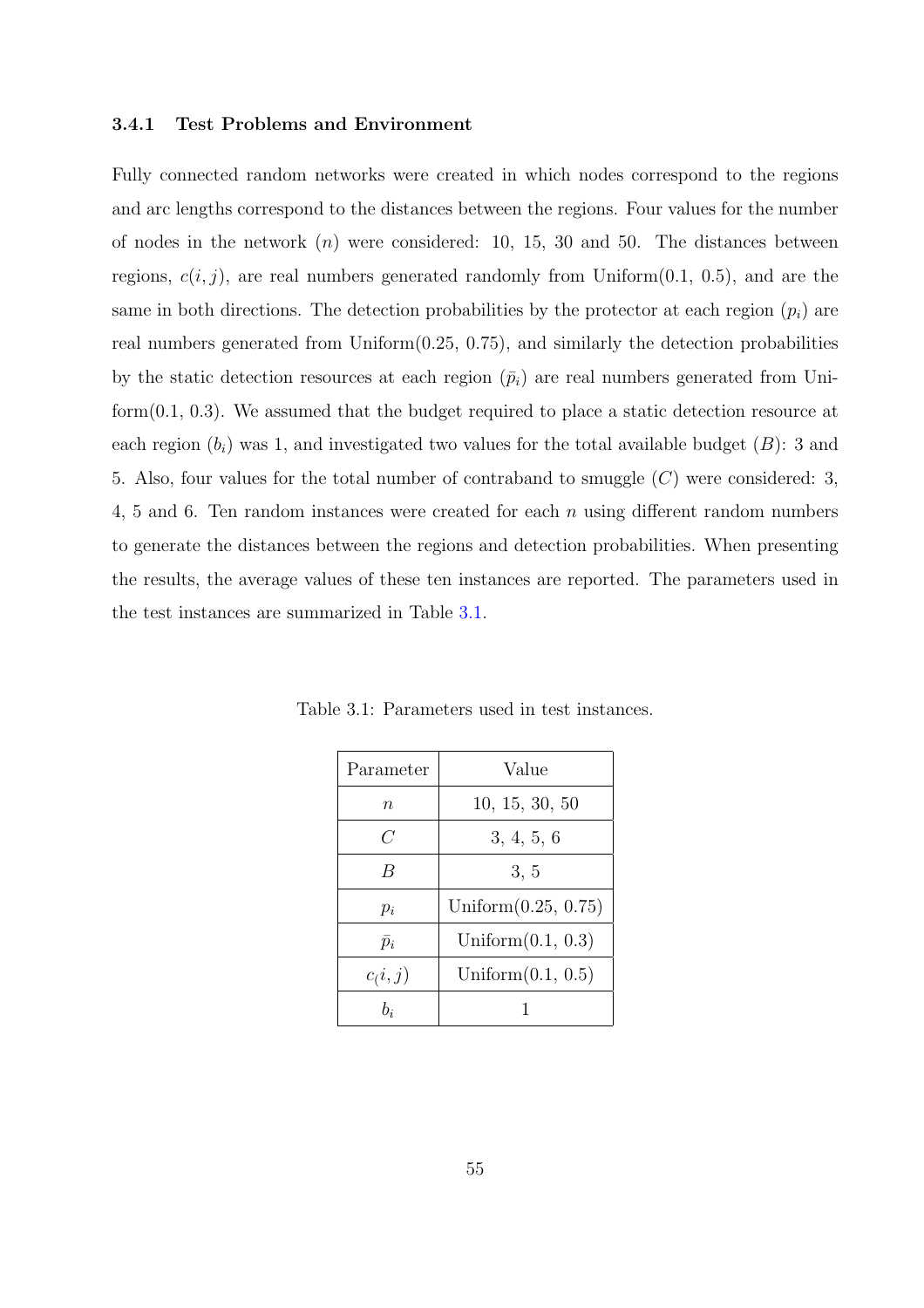### 3.4.1 Test Problems and Environment

Fully connected random networks were created in which nodes correspond to the regions and arc lengths correspond to the distances between the regions. Four values for the number of nodes in the network ($n$) were considered: 10, 15, 30 and 50. The distances between regions, $c(i, j)$, are real numbers generated randomly from Uniform(0.1, 0.5), and are the same in both directions. The detection probabilities by the protector at each region ($p_i$) are real numbers generated from Uniform(0.25, 0.75), and similarly the detection probabilities by the static detection resources at each region ($\bar{p}_i$) are real numbers generated from Uniform(0.1, 0.3). We assumed that the budget required to place a static detection resource at each region ($b_i$) was 1, and investigated two values for the total available budget ($B$): 3 and 5. Also, four values for the total number of contraband to smuggle ($C$) were considered: 3, 4, 5 and 6. Ten random instances were created for each $n$ using different random numbers to generate the distances between the regions and detection probabilities. When presenting the results, the average values of these ten instances are reported. The parameters used in the test instances are summarized in Table 3.1.

Table 3.1: Parameters used in test instances.

| Parameter | Value |
|---|---|
| $n$ | 10, 15, 30, 50 |
| $C$ | 3, 4, 5, 6 |
| $B$ | 3, 5 |
| $p_i$ | Uniform(0.25, 0.75) |
| $\bar{p}_i$ | Uniform(0.1, 0.3) |
| $c_(i, j)$ | Uniform(0.1, 0.5) |
| $b_i$ | 1 |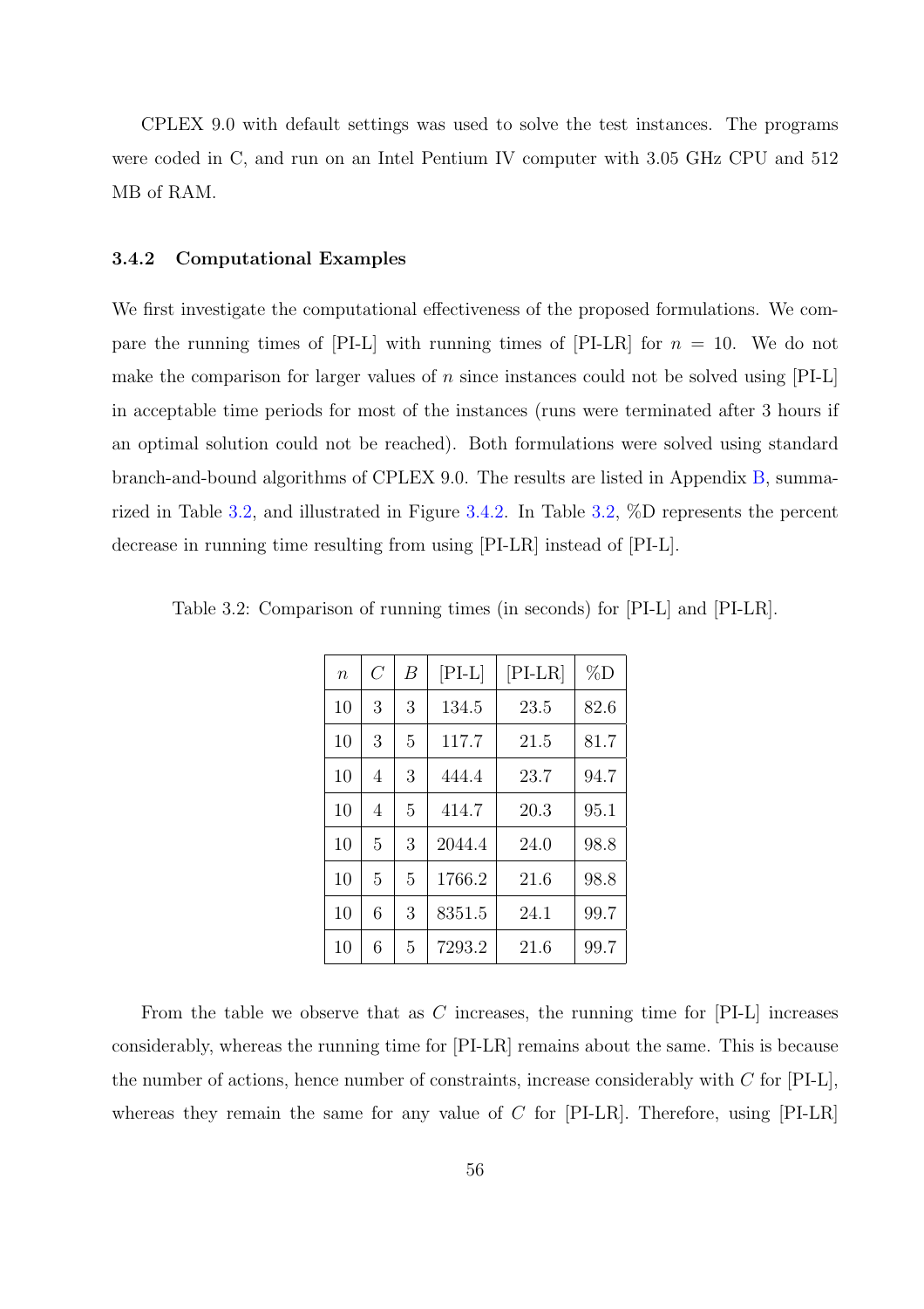CPLEX 9.0 with default settings was used to solve the test instances. The programs were coded in C, and run on an Intel Pentium IV computer with 3.05 GHz CPU and 512 MB of RAM.

### 3.4.2 Computational Examples

We first investigate the computational effectiveness of the proposed formulations. We compare the running times of [PI-L] with running times of [PI-LR] for $n = 10$. We do not make the comparison for larger values of $n$ since instances could not be solved using [PI-L] in acceptable time periods for most of the instances (runs were terminated after 3 hours if an optimal solution could not be reached). Both formulations were solved using standard branch-and-bound algorithms of CPLEX 9.0. The results are listed in Appendix B, summarized in Table 3.2, and illustrated in Figure 3.4.2. In Table 3.2, %D represents the percent decrease in running time resulting from using [PI-LR] instead of [PI-L].

Table 3.2: Comparison of running times (in seconds) for [PI-L] and [PI-LR].

| $n$ | $C$ | $B$ | [PI-L] | [PI-LR] | %D |
|---|---|---|---|---|---|
| 10 | 3 | 3 | 134.5 | 23.5 | 82.6 |
| 10 | 3 | 5 | 117.7 | 21.5 | 81.7 |
| 10 | 4 | 3 | 444.4 | 23.7 | 94.7 |
| 10 | 4 | 5 | 414.7 | 20.3 | 95.1 |
| 10 | 5 | 3 | 2044.4 | 24.0 | 98.8 |
| 10 | 5 | 5 | 1766.2 | 21.6 | 98.8 |
| 10 | 6 | 3 | 8351.5 | 24.1 | 99.7 |
| 10 | 6 | 5 | 7293.2 | 21.6 | 99.7 |

From the table we observe that as $C$ increases, the running time for [PI-L] increases considerably, whereas the running time for [PI-LR] remains about the same. This is because the number of actions, hence number of constraints, increase considerably with $C$ for [PI-L], whereas they remain the same for any value of $C$ for [PI-LR]. Therefore, using [PI-LR]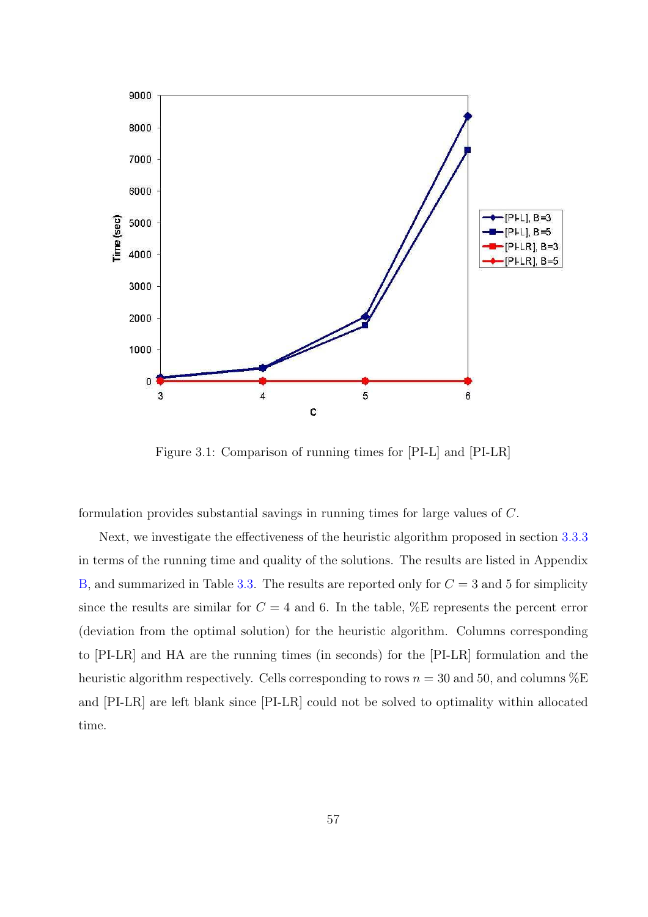Figure 3.1: Comparison of running times for [PI-L] and [PI-LR]

formulation provides substantial savings in running times for large values of $C$.

Next, we investigate the effectiveness of the heuristic algorithm proposed in section 3.3.3 in terms of the running time and quality of the solutions. The results are listed in Appendix B, and summarized in Table 3.3. The results are reported only for $C = 3$ and 5 for simplicity since the results are similar for $C = 4$ and 6. In the table, %E represents the percent error (deviation from the optimal solution) for the heuristic algorithm. Columns corresponding to [PI-LR] and HA are the running times (in seconds) for the [PI-LR] formulation and the heuristic algorithm respectively. Cells corresponding to rows $n = 30$ and 50, and columns %E and [PI-LR] are left blank since [PI-LR] could not be solved to optimality within allocated time.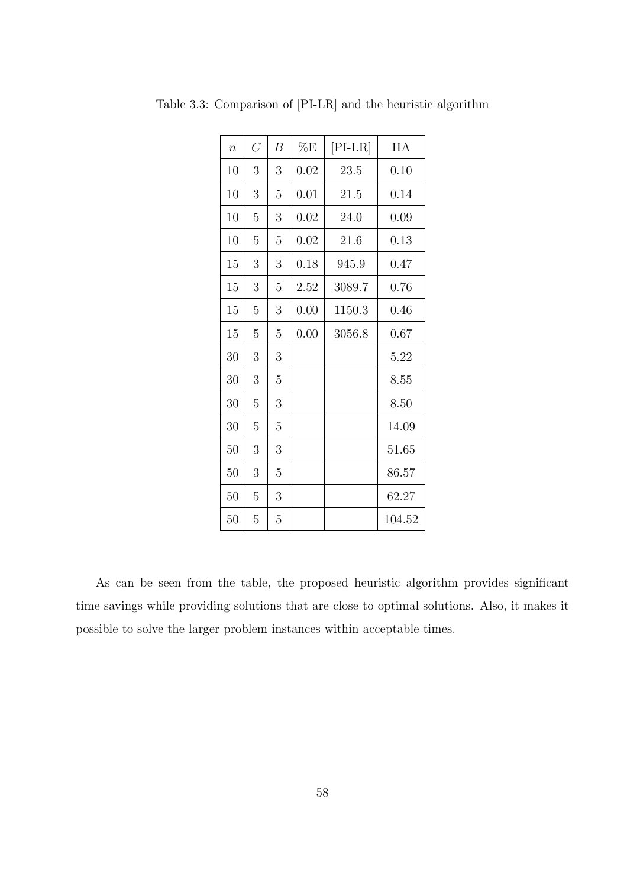Table 3.3: Comparison of [PI-LR] and the heuristic algorithm

| $n$ | $C$ | $B$ | %E | [PI-LR] | HA |
|---|---|---|---|---|---|
| 10 | 3 | 3 | 0.02 | 23.5 | 0.10 |
| 10 | 3 | 5 | 0.01 | 21.5 | 0.14 |
| 10 | 5 | 3 | 0.02 | 24.0 | 0.09 |
| 10 | 5 | 5 | 0.02 | 21.6 | 0.13 |
| 15 | 3 | 3 | 0.18 | 945.9 | 0.47 |
| 15 | 3 | 5 | 2.52 | 3089.7 | 0.76 |
| 15 | 5 | 3 | 0.00 | 1150.3 | 0.46 |
| 15 | 5 | 5 | 0.00 | 3056.8 | 0.67 |
| 30 | 3 | 3 | | | 5.22 |
| 30 | 3 | 5 | | | 8.55 |
| 30 | 5 | 3 | | | 8.50 |
| 30 | 5 | 5 | | | 14.09 |
| 50 | 3 | 3 | | | 51.65 |
| 50 | 3 | 5 | | | 86.57 |
| 50 | 5 | 3 | | | 62.27 |
| 50 | 5 | 5 | | | 104.52 |

As can be seen from the table, the proposed heuristic algorithm provides significant time savings while providing solutions that are close to optimal solutions. Also, it makes it possible to solve the larger problem instances within acceptable times.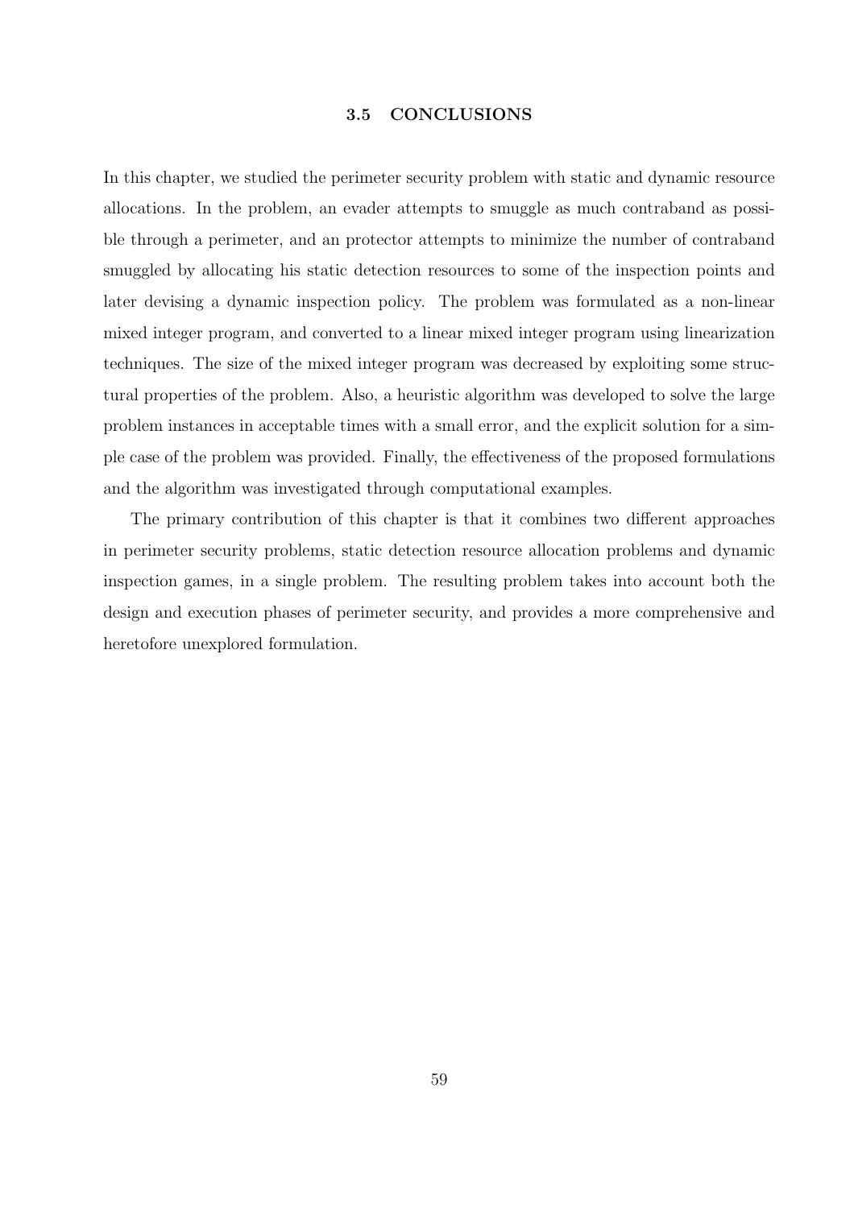### 3.5 CONCLUSIONS

In this chapter, we studied the perimeter security problem with static and dynamic resource allocations. In the problem, an evader attempts to smuggle as much contraband as possible through a perimeter, and an protector attempts to minimize the number of contraband smuggled by allocating his static detection resources to some of the inspection points and later devising a dynamic inspection policy. The problem was formulated as a non-linear mixed integer program, and converted to a linear mixed integer program using linearization techniques. The size of the mixed integer program was decreased by exploiting some structural properties of the problem. Also, a heuristic algorithm was developed to solve the large problem instances in acceptable times with a small error, and the explicit solution for a simple case of the problem was provided. Finally, the effectiveness of the proposed formulations and the algorithm was investigated through computational examples.

The primary contribution of this chapter is that it combines two different approaches in perimeter security problems, static detection resource allocation problems and dynamic inspection games, in a single problem. The resulting problem takes into account both the design and execution phases of perimeter security, and provides a more comprehensive and heretofore unexplored formulation.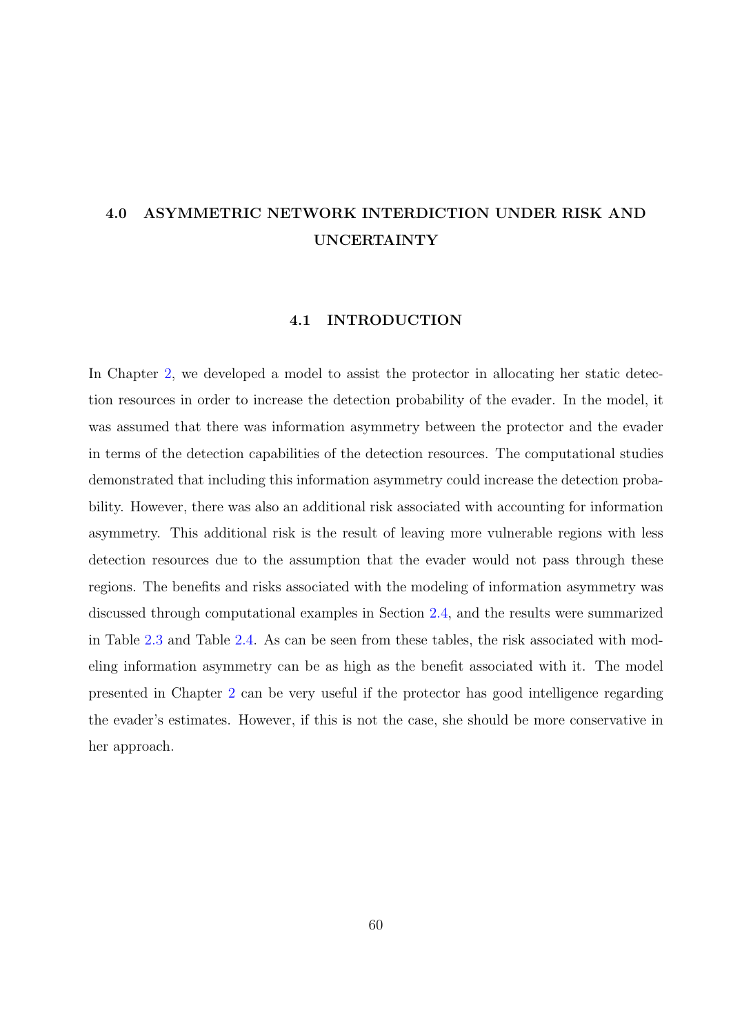# 4.0 ASYMMETRIC NETWORK INTERDICTION UNDER RISK AND UNCERTAINTY

## 4.1 INTRODUCTION

In Chapter 2, we developed a model to assist the protector in allocating her static detection resources in order to increase the detection probability of the evader. In the model, it was assumed that there was information asymmetry between the protector and the evader in terms of the detection capabilities of the detection resources. The computational studies demonstrated that including this information asymmetry could increase the detection probability. However, there was also an additional risk associated with accounting for information asymmetry. This additional risk is the result of leaving more vulnerable regions with less detection resources due to the assumption that the evader would not pass through these regions. The benefits and risks associated with the modeling of information asymmetry was discussed through computational examples in Section 2.4, and the results were summarized in Table 2.3 and Table 2.4. As can be seen from these tables, the risk associated with modeling information asymmetry can be as high as the benefit associated with it. The model presented in Chapter 2 can be very useful if the protector has good intelligence regarding the evader's estimates. However, if this is not the case, she should be more conservative in her approach.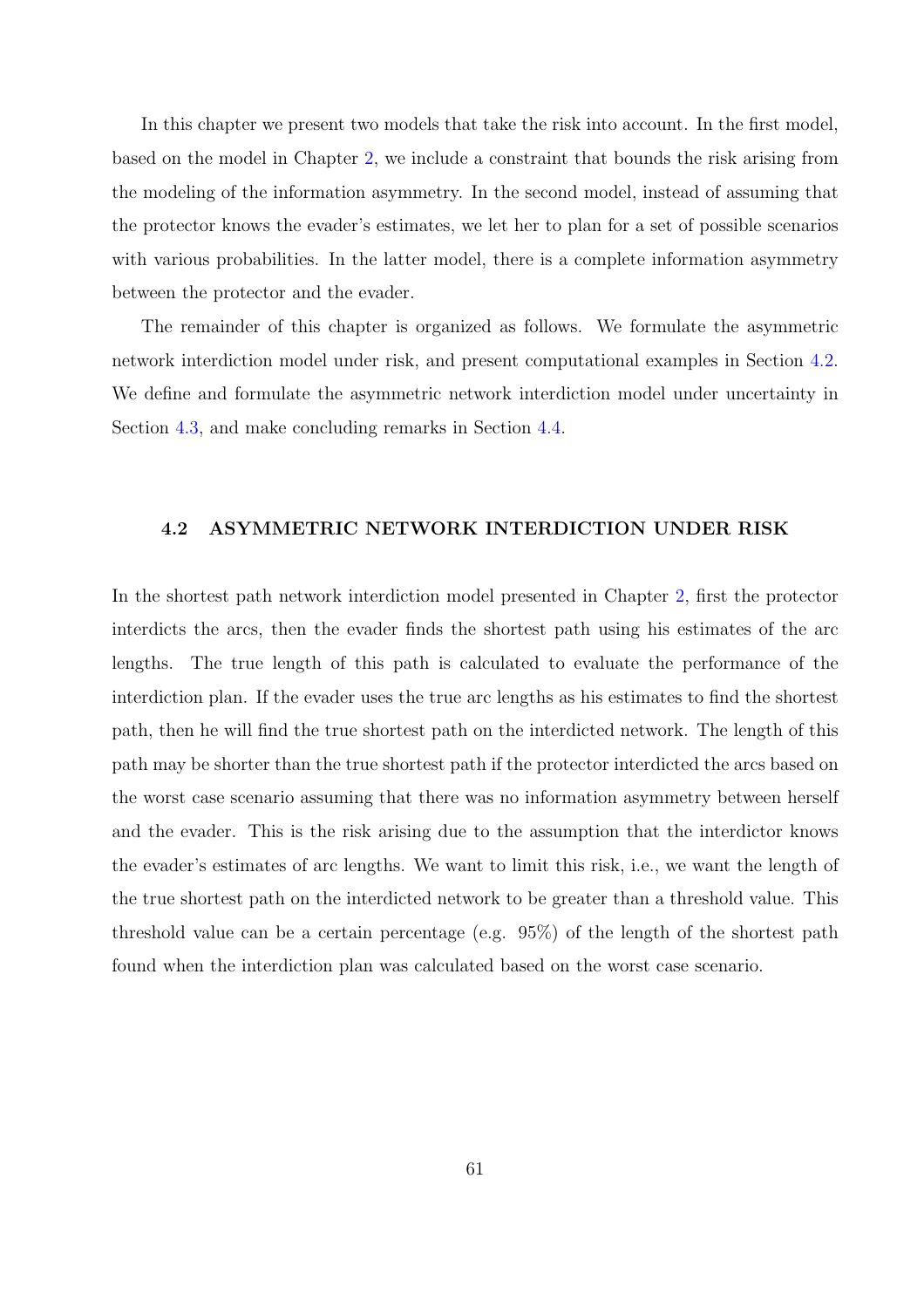In this chapter we present two models that take the risk into account. In the first model, based on the model in Chapter 2, we include a constraint that bounds the risk arising from the modeling of the information asymmetry. In the second model, instead of assuming that the protector knows the evader's estimates, we let her to plan for a set of possible scenarios with various probabilities. In the latter model, there is a complete information asymmetry between the protector and the evader.

The remainder of this chapter is organized as follows. We formulate the asymmetric network interdiction model under risk, and present computational examples in Section 4.2. We define and formulate the asymmetric network interdiction model under uncertainty in Section 4.3, and make concluding remarks in Section 4.4.

## 4.2 ASYMMETRIC NETWORK INTERDICTION UNDER RISK

In the shortest path network interdiction model presented in Chapter 2, first the protector interdicts the arcs, then the evader finds the shortest path using his estimates of the arc lengths. The true length of this path is calculated to evaluate the performance of the interdiction plan. If the evader uses the true arc lengths as his estimates to find the shortest path, then he will find the true shortest path on the interdicted network. The length of this path may be shorter than the true shortest path if the protector interdicted the arcs based on the worst case scenario assuming that there was no information asymmetry between herself and the evader. This is the risk arising due to the assumption that the interdictor knows the evader's estimates of arc lengths. We want to limit this risk, i.e., we want the length of the true shortest path on the interdicted network to be greater than a threshold value. This threshold value can be a certain percentage (e.g. 95%) of the length of the shortest path found when the interdiction plan was calculated based on the worst case scenario.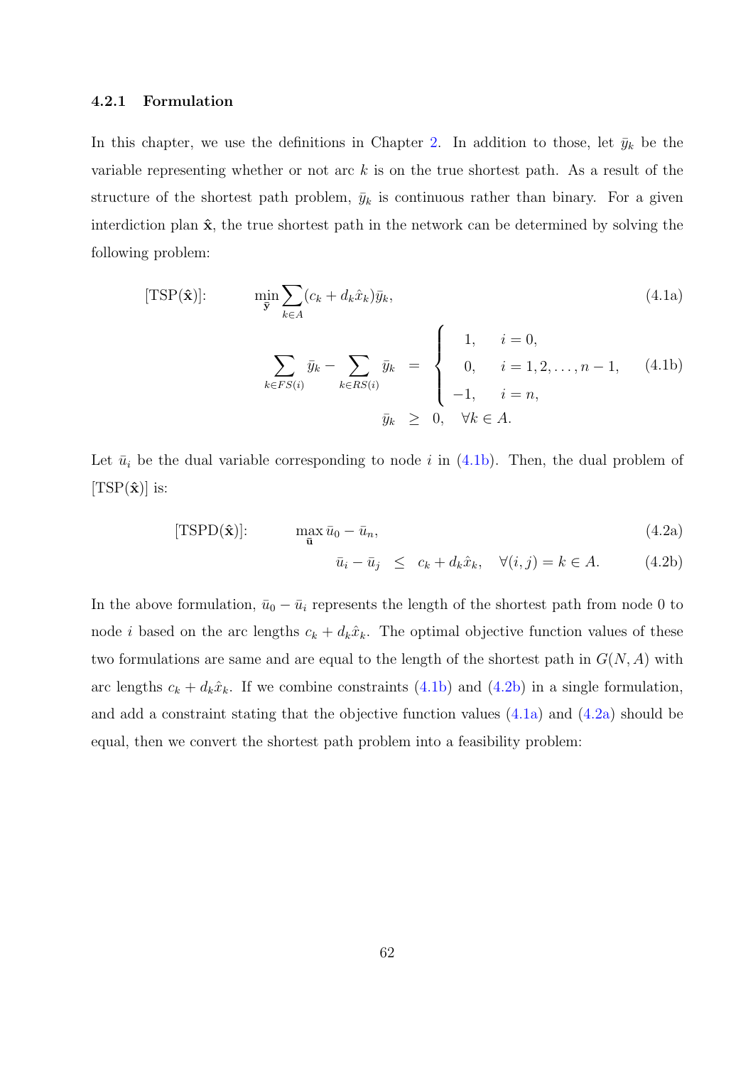### 4.2.1 Formulation

In this chapter, we use the definitions in Chapter 2. In addition to those, let $\bar{y}_k$ be the variable representing whether or not arc $k$ is on the true shortest path. As a result of the structure of the shortest path problem, $\bar{y}_k$ is continuous rather than binary. For a given interdiction plan $\hat{\mathbf{x}}$, the true shortest path in the network can be determined by solving the following problem:

$$
[\text{TSP}(\hat{\mathbf{x}})]: \qquad \min_{\bar{\mathbf{y}}} \sum_{k \in A} (c_k + d_k \hat{x}_k) \bar{y}_k, \tag{4.1a}
$$

$$
\sum_{k \in FS(i)} \bar{y}_k - \sum_{k \in RS(i)} \bar{y}_k = \begin{cases} 1, & i = 0, \\ 0, & i = 1, 2, \ldots, n-1, \\ -1, & i = n, \end{cases} \tag{4.1b}
$$

$$
\bar{y}_k \geq 0, \quad \forall k \in A.
$$

Let $\bar{u}_i$ be the dual variable corresponding to node $i$ in (4.1b). Then, the dual problem of $[\text{TSP}(\hat{\mathbf{x}})]$ is:

$$
[\text{TSPD}(\hat{\mathbf{x}})]: \qquad \max_{\bar{\mathbf{u}}} \bar{u}_0 - \bar{u}_n, \tag{4.2a}
$$

$$
\bar{u}_i - \bar{u}_j \leq c_k + d_k \hat{x}_k, \quad \forall (i,j) = k \in A. \tag{4.2b}
$$

In the above formulation, $\bar{u}_0 - \bar{u}_i$ represents the length of the shortest path from node 0 to node $i$ based on the arc lengths $c_k + d_k \hat{x}_k$. The optimal objective function values of these two formulations are same and are equal to the length of the shortest path in $G(N, A)$ with arc lengths $c_k + d_k \hat{x}_k$. If we combine constraints (4.1b) and (4.2b) in a single formulation, and add a constraint stating that the objective function values (4.1a) and (4.2a) should be equal, then we convert the shortest path problem into a feasibility problem: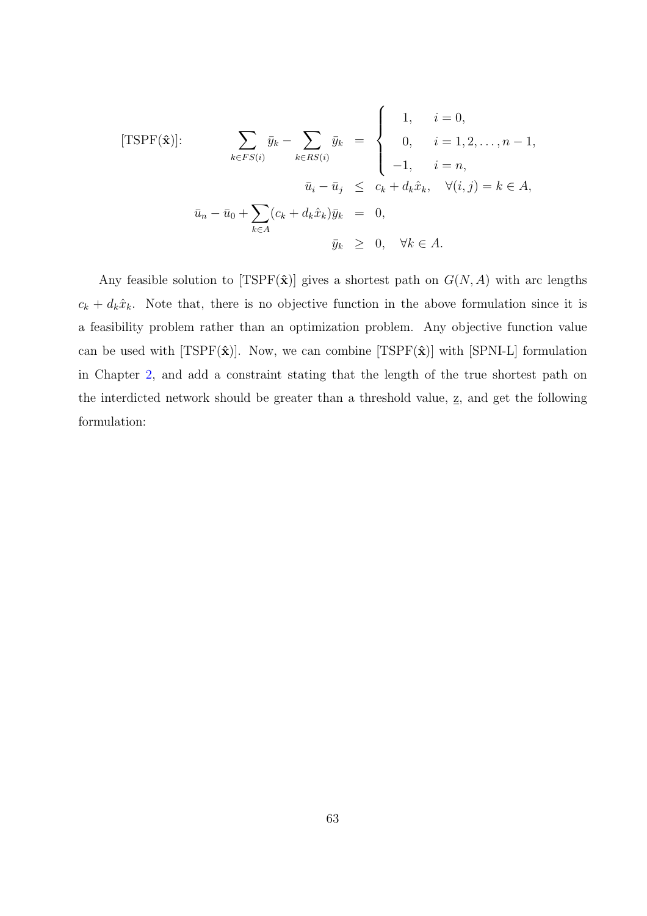$$
[\text{TSPF}(\hat{\mathbf{x}})]: \qquad \begin{aligned}
\sum_{k \in FS(i)} \bar{y}_k - \sum_{k \in RS(i)} \bar{y}_k &= \begin{cases} 1, & i = 0, \\ 0, & i = 1, 2, \dots, n-1, \\ -1, & i = n, \end{cases} \\
\bar{u}_i - \bar{u}_j &\leq c_k + d_k \hat{x}_k, \quad \forall (i,j) = k \in A, \\
\bar{u}_n - \bar{u}_0 + \sum_{k \in A} (c_k + d_k \hat{x}_k) \bar{y}_k &= 0, \\
\bar{y}_k &\geq 0, \quad \forall k \in A.
\end{aligned}
$$

Any feasible solution to [TSPF($\hat{\mathbf{x}}$)] gives a shortest path on $G(N, A)$ with arc lengths $c_k + d_k \hat{x}_k$. Note that, there is no objective function in the above formulation since it is a feasibility problem rather than an optimization problem. Any objective function value can be used with [TSPF($\hat{\mathbf{x}}$)]. Now, we can combine [TSPF($\hat{\mathbf{x}}$)] with [SPNI-L] formulation in Chapter 2, and add a constraint stating that the length of the true shortest path on the interdicted network should be greater than a threshold value, $\underline{z}$, and get the following formulation: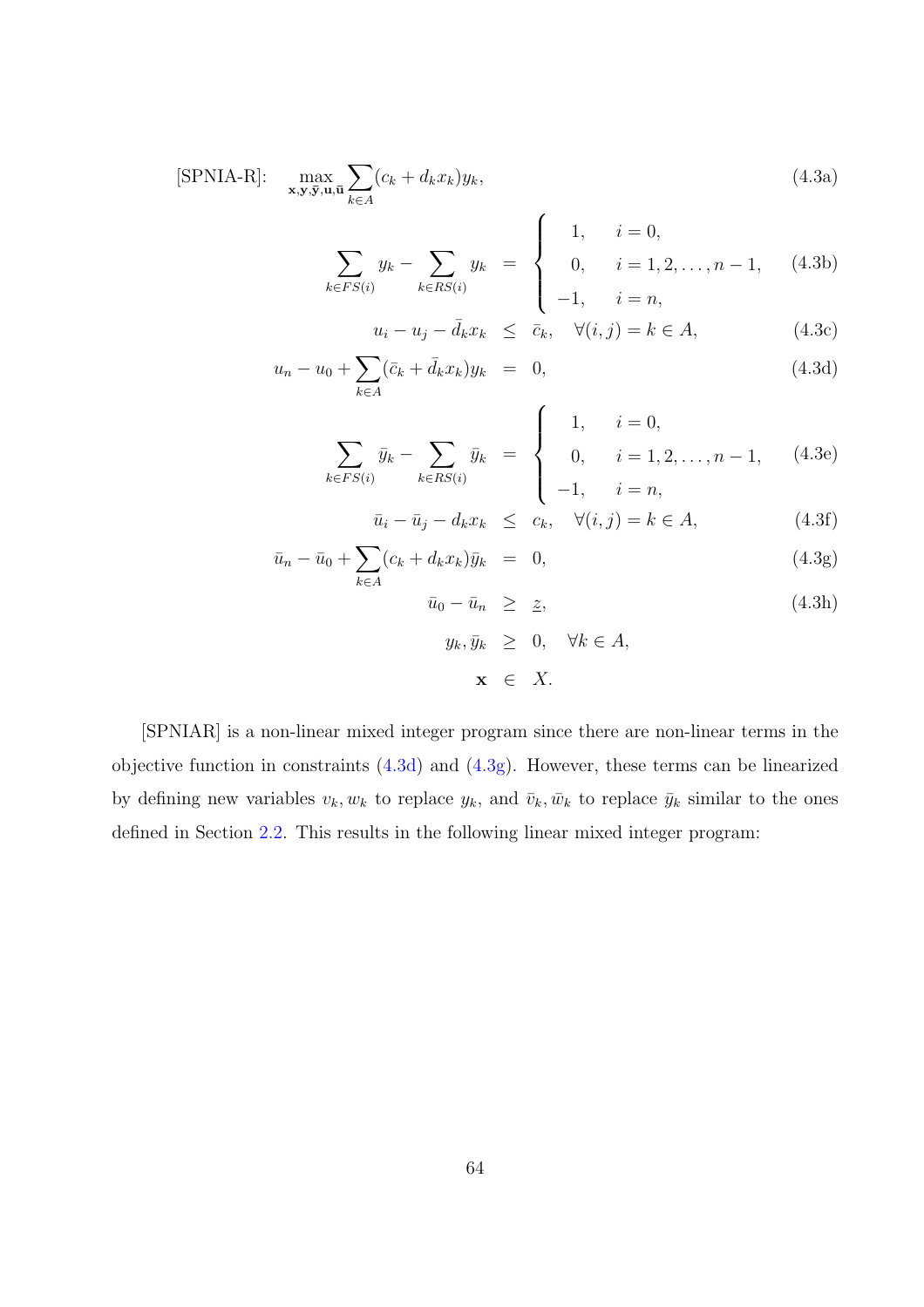$$
\begin{aligned}
\text{[SPNIA-R]:} \quad & \max_{\mathbf{x},\mathbf{y},\bar{\mathbf{y}},\mathbf{u},\bar{\mathbf{u}}} \sum_{k\in A}(c_k + d_k x_k) y_k, && \text{(4.3a)} \\
& \sum_{k\in FS(i)} y_k - \sum_{k\in RS(i)} y_k = \begin{cases} 1, & i = 0, \\ 0, & i = 1,2,\ldots,n-1, \\ -1, & i = n, \end{cases} && \text{(4.3b)} \\
& u_i - u_j - \bar{d}_k x_k \leq \bar{c}_k, \quad \forall (i,j) = k \in A, && \text{(4.3c)} \\
& u_n - u_0 + \sum_{k\in A}(\bar{c}_k + \bar{d}_k x_k) y_k = 0, && \text{(4.3d)} \\
& \sum_{k\in FS(i)} \bar{y}_k - \sum_{k\in RS(i)} \bar{y}_k = \begin{cases} 1, & i = 0, \\ 0, & i = 1,2,\ldots,n-1, \\ -1, & i = n, \end{cases} && \text{(4.3e)} \\
& \bar{u}_i - \bar{u}_j - d_k x_k \leq c_k, \quad \forall (i,j) = k \in A, && \text{(4.3f)} \\
& \bar{u}_n - \bar{u}_0 + \sum_{k\in A}(c_k + d_k x_k) \bar{y}_k = 0, && \text{(4.3g)} \\
& \bar{u}_0 - \bar{u}_n \geq \underline{z}, && \text{(4.3h)} \\
& y_k, \bar{y}_k \geq 0, \quad \forall k \in A, \\
& \mathbf{x} \in X.
\end{aligned}
$$

[SPNIAR] is a non-linear mixed integer program since there are non-linear terms in the objective function in constraints (4.3d) and (4.3g). However, these terms can be linearized by defining new variables $v_k, w_k$ to replace $y_k$, and $\bar{v}_k, \bar{w}_k$ to replace $\bar{y}_k$ similar to the ones defined in Section 2.2. This results in the following linear mixed integer program: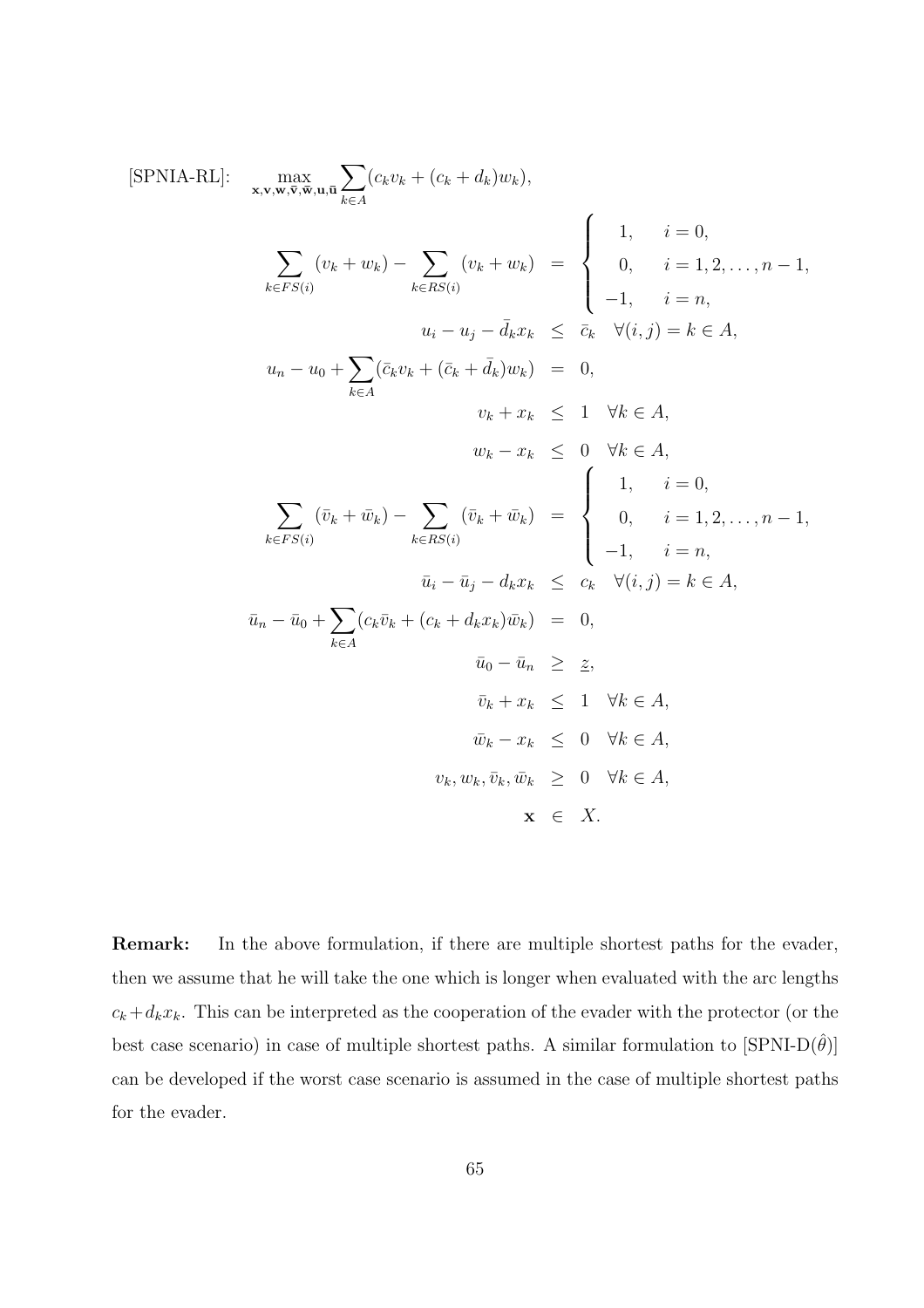$$
\begin{array}{lrcl}
\text{[SPNIA-RL]:} & \displaystyle\max_{\mathbf{x},\mathbf{v},\mathbf{w},\bar{\mathbf{v}},\bar{\mathbf{w}},\mathbf{u},\bar{\mathbf{u}}} \sum_{k\in A}(c_k v_k + (c_k+d_k)w_k), & & \\
& \displaystyle\sum_{k\in FS(i)}(v_k+w_k) - \sum_{k\in RS(i)}(v_k+w_k) & = & \left\{\begin{array}{ll} 1, & i=0,\\ 0, & i=1,2,\ldots,n-1,\\ -1, & i=n,\end{array}\right. \\
& u_i - u_j - \bar{d}_k x_k & \leq & \bar{c}_k \quad \forall (i,j)=k\in A, \\
& \displaystyle u_n - u_0 + \sum_{k\in A}(\bar{c}_k v_k + (\bar{c}_k + \bar{d}_k)w_k) & = & 0, \\
& v_k + x_k & \leq & 1 \quad \forall k \in A, \\
& w_k - x_k & \leq & 0 \quad \forall k \in A, \\
& \displaystyle\sum_{k\in FS(i)}(\bar{v}_k+\bar{w}_k) - \sum_{k\in RS(i)}(\bar{v}_k+\bar{w}_k) & = & \left\{\begin{array}{ll} 1, & i=0,\\ 0, & i=1,2,\ldots,n-1,\\ -1, & i=n,\end{array}\right. \\
& \bar{u}_i - \bar{u}_j - d_k x_k & \leq & c_k \quad \forall (i,j)=k\in A, \\
& \displaystyle \bar{u}_n - \bar{u}_0 + \sum_{k\in A}(c_k \bar{v}_k + (c_k + d_k x_k)\bar{w}_k) & = & 0, \\
& \bar{u}_0 - \bar{u}_n & \geq & \underline{z}, \\
& \bar{v}_k + x_k & \leq & 1 \quad \forall k \in A, \\
& \bar{w}_k - x_k & \leq & 0 \quad \forall k \in A, \\
& v_k, w_k, \bar{v}_k, \bar{w}_k & \geq & 0 \quad \forall k \in A, \\
& \mathbf{x} & \in & X.
\end{array}
$$

**Remark:** In the above formulation, if there are multiple shortest paths for the evader, then we assume that he will take the one which is longer when evaluated with the arc lengths $c_k + d_k x_k$. This can be interpreted as the cooperation of the evader with the protector (or the best case scenario) in case of multiple shortest paths. A similar formulation to [SPNI-D($\hat{\theta}$)] can be developed if the worst case scenario is assumed in the case of multiple shortest paths for the evader.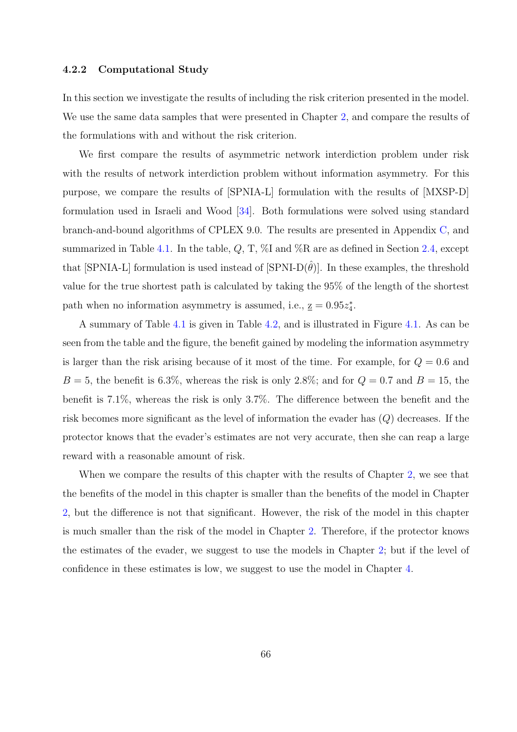### 4.2.2 Computational Study

In this section we investigate the results of including the risk criterion presented in the model. We use the same data samples that were presented in Chapter 2, and compare the results of the formulations with and without the risk criterion.

We first compare the results of asymmetric network interdiction problem under risk with the results of network interdiction problem without information asymmetry. For this purpose, we compare the results of [SPNIA-L] formulation with the results of [MXSP-D] formulation used in Israeli and Wood [34]. Both formulations were solved using standard branch-and-bound algorithms of CPLEX 9.0. The results are presented in Appendix C, and summarized in Table 4.1. In the table, $Q$, T, %I and %R are as defined in Section 2.4, except that [SPNIA-L] formulation is used instead of [SPNI-D($\hat{\theta}$)]. In these examples, the threshold value for the true shortest path is calculated by taking the 95% of the length of the shortest path when no information asymmetry is assumed, i.e., $\underline{z} = 0.95z_4^*$.

A summary of Table 4.1 is given in Table 4.2, and is illustrated in Figure 4.1. As can be seen from the table and the figure, the benefit gained by modeling the information asymmetry is larger than the risk arising because of it most of the time. For example, for $Q = 0.6$ and $B = 5$, the benefit is 6.3%, whereas the risk is only 2.8%; and for $Q = 0.7$ and $B = 15$, the benefit is 7.1%, whereas the risk is only 3.7%. The difference between the benefit and the risk becomes more significant as the level of information the evader has ($Q$) decreases. If the protector knows that the evader's estimates are not very accurate, then she can reap a large reward with a reasonable amount of risk.

When we compare the results of this chapter with the results of Chapter 2, we see that the benefits of the model in this chapter is smaller than the benefits of the model in Chapter 2, but the difference is not that significant. However, the risk of the model in this chapter is much smaller than the risk of the model in Chapter 2. Therefore, if the protector knows the estimates of the evader, we suggest to use the models in Chapter 2; but if the level of confidence in these estimates is low, we suggest to use the model in Chapter 4.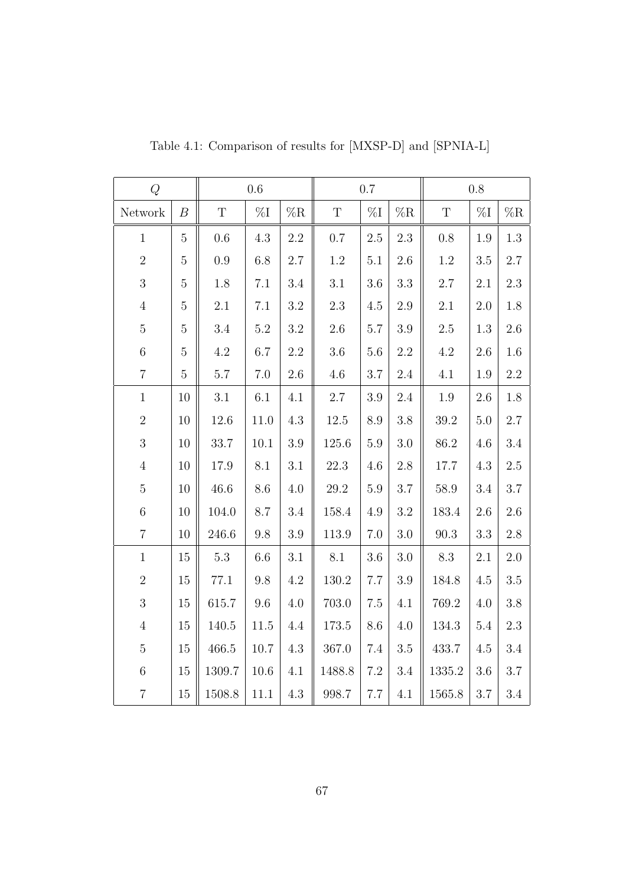Table 4.1: Comparison of results for [MXSP-D] and [SPNIA-L]

| $Q$ | | 0.6 | | | 0.7 | | | 0.8 | | |
|---|---|---|---|---|---|---|---|---|---|---|
| Network | $B$ | T | %I | %R | T | %I | %R | T | %I | %R |
| 1 | 5 | 0.6 | 4.3 | 2.2 | 0.7 | 2.5 | 2.3 | 0.8 | 1.9 | 1.3 |
| 2 | 5 | 0.9 | 6.8 | 2.7 | 1.2 | 5.1 | 2.6 | 1.2 | 3.5 | 2.7 |
| 3 | 5 | 1.8 | 7.1 | 3.4 | 3.1 | 3.6 | 3.3 | 2.7 | 2.1 | 2.3 |
| 4 | 5 | 2.1 | 7.1 | 3.2 | 2.3 | 4.5 | 2.9 | 2.1 | 2.0 | 1.8 |
| 5 | 5 | 3.4 | 5.2 | 3.2 | 2.6 | 5.7 | 3.9 | 2.5 | 1.3 | 2.6 |
| 6 | 5 | 4.2 | 6.7 | 2.2 | 3.6 | 5.6 | 2.2 | 4.2 | 2.6 | 1.6 |
| 7 | 5 | 5.7 | 7.0 | 2.6 | 4.6 | 3.7 | 2.4 | 4.1 | 1.9 | 2.2 |
| 1 | 10 | 3.1 | 6.1 | 4.1 | 2.7 | 3.9 | 2.4 | 1.9 | 2.6 | 1.8 |
| 2 | 10 | 12.6 | 11.0 | 4.3 | 12.5 | 8.9 | 3.8 | 39.2 | 5.0 | 2.7 |
| 3 | 10 | 33.7 | 10.1 | 3.9 | 125.6 | 5.9 | 3.0 | 86.2 | 4.6 | 3.4 |
| 4 | 10 | 17.9 | 8.1 | 3.1 | 22.3 | 4.6 | 2.8 | 17.7 | 4.3 | 2.5 |
| 5 | 10 | 46.6 | 8.6 | 4.0 | 29.2 | 5.9 | 3.7 | 58.9 | 3.4 | 3.7 |
| 6 | 10 | 104.0 | 8.7 | 3.4 | 158.4 | 4.9 | 3.2 | 183.4 | 2.6 | 2.6 |
| 7 | 10 | 246.6 | 9.8 | 3.9 | 113.9 | 7.0 | 3.0 | 90.3 | 3.3 | 2.8 |
| 1 | 15 | 5.3 | 6.6 | 3.1 | 8.1 | 3.6 | 3.0 | 8.3 | 2.1 | 2.0 |
| 2 | 15 | 77.1 | 9.8 | 4.2 | 130.2 | 7.7 | 3.9 | 184.8 | 4.5 | 3.5 |
| 3 | 15 | 615.7 | 9.6 | 4.0 | 703.0 | 7.5 | 4.1 | 769.2 | 4.0 | 3.8 |
| 4 | 15 | 140.5 | 11.5 | 4.4 | 173.5 | 8.6 | 4.0 | 134.3 | 5.4 | 2.3 |
| 5 | 15 | 466.5 | 10.7 | 4.3 | 367.0 | 7.4 | 3.5 | 433.7 | 4.5 | 3.4 |
| 6 | 15 | 1309.7 | 10.6 | 4.1 | 1488.8 | 7.2 | 3.4 | 1335.2 | 3.6 | 3.7 |
| 7 | 15 | 1508.8 | 11.1 | 4.3 | 998.7 | 7.7 | 4.1 | 1565.8 | 3.7 | 3.4 |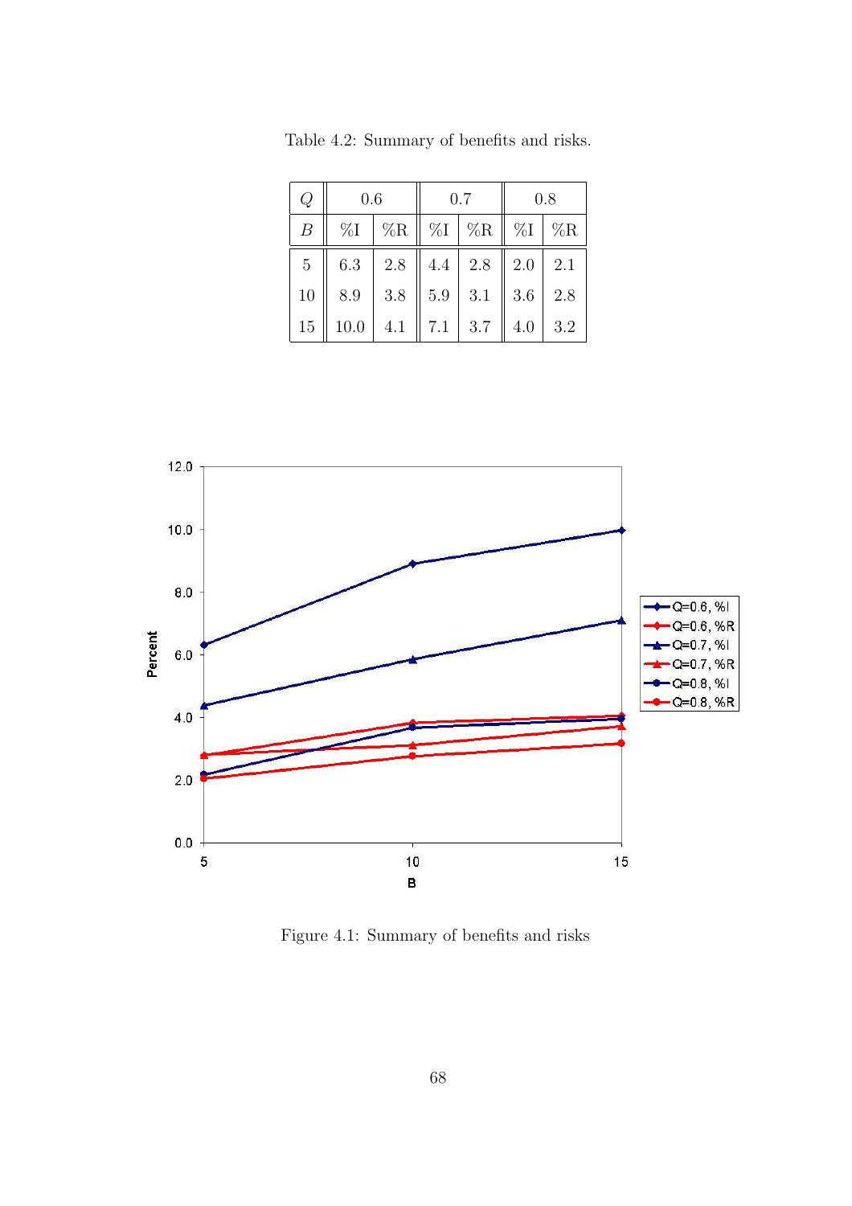Table 4.2: Summary of benefits and risks.

| $Q$ | 0.6 | | 0.7 | | 0.8 | |
|---|---|---|---|---|---|---|
| $B$ | %I | %R | %I | %R | %I | %R |
| 5 | 6.3 | 2.8 | 4.4 | 2.8 | 2.0 | 2.1 |
| 10 | 8.9 | 3.8 | 5.9 | 3.1 | 3.6 | 2.8 |
| 15 | 10.0 | 4.1 | 7.1 | 3.7 | 4.0 | 3.2 |

Figure 4.1: Summary of benefits and risks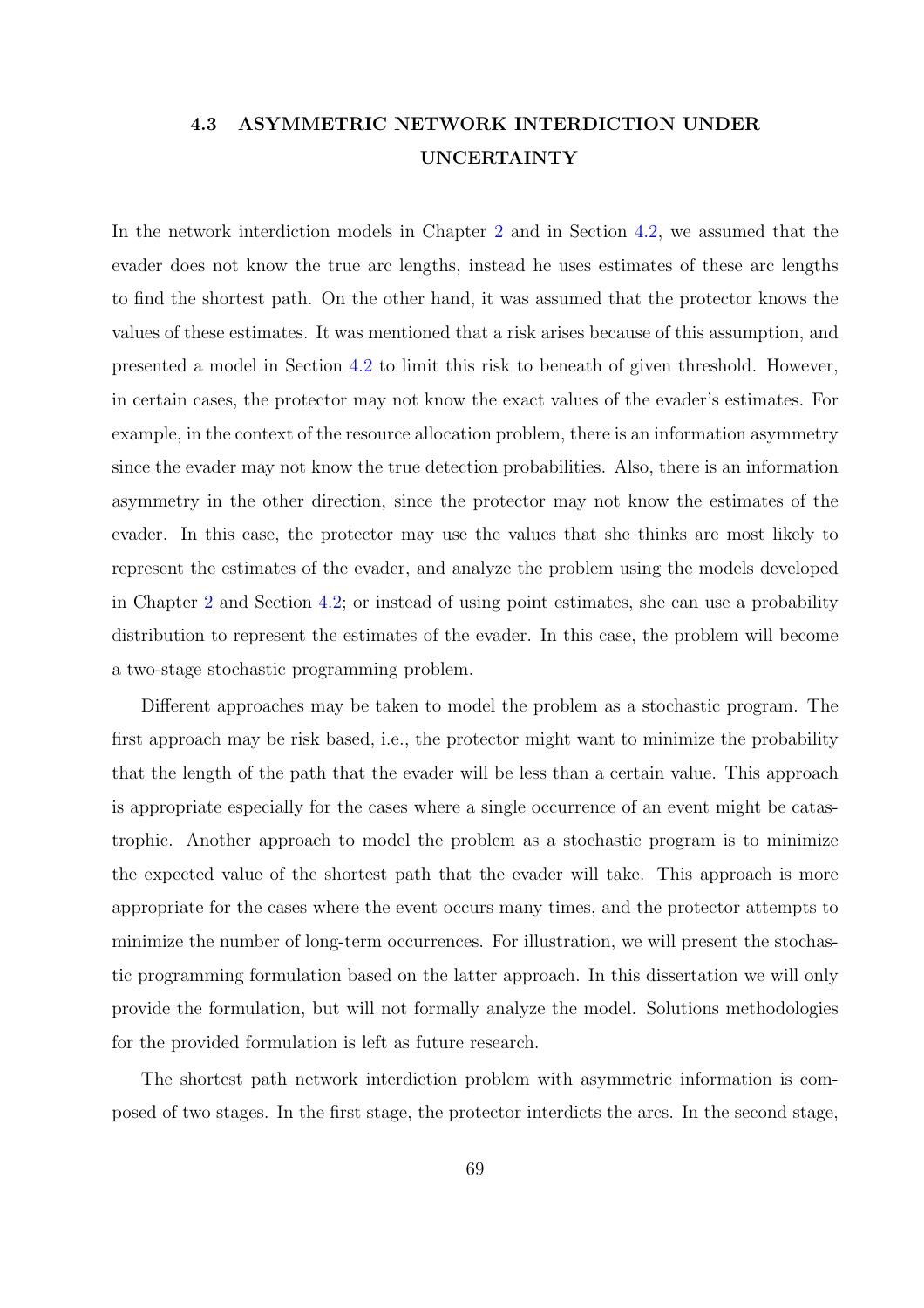## 4.3 ASYMMETRIC NETWORK INTERDICTION UNDER UNCERTAINTY

In the network interdiction models in Chapter 2 and in Section 4.2, we assumed that the evader does not know the true arc lengths, instead he uses estimates of these arc lengths to find the shortest path. On the other hand, it was assumed that the protector knows the values of these estimates. It was mentioned that a risk arises because of this assumption, and presented a model in Section 4.2 to limit this risk to beneath of given threshold. However, in certain cases, the protector may not know the exact values of the evader's estimates. For example, in the context of the resource allocation problem, there is an information asymmetry since the evader may not know the true detection probabilities. Also, there is an information asymmetry in the other direction, since the protector may not know the estimates of the evader. In this case, the protector may use the values that she thinks are most likely to represent the estimates of the evader, and analyze the problem using the models developed in Chapter 2 and Section 4.2; or instead of using point estimates, she can use a probability distribution to represent the estimates of the evader. In this case, the problem will become a two-stage stochastic programming problem.

Different approaches may be taken to model the problem as a stochastic program. The first approach may be risk based, i.e., the protector might want to minimize the probability that the length of the path that the evader will be less than a certain value. This approach is appropriate especially for the cases where a single occurrence of an event might be catastrophic. Another approach to model the problem as a stochastic program is to minimize the expected value of the shortest path that the evader will take. This approach is more appropriate for the cases where the event occurs many times, and the protector attempts to minimize the number of long-term occurrences. For illustration, we will present the stochastic programming formulation based on the latter approach. In this dissertation we will only provide the formulation, but will not formally analyze the model. Solutions methodologies for the provided formulation is left as future research.

The shortest path network interdiction problem with asymmetric information is composed of two stages. In the first stage, the protector interdicts the arcs. In the second stage,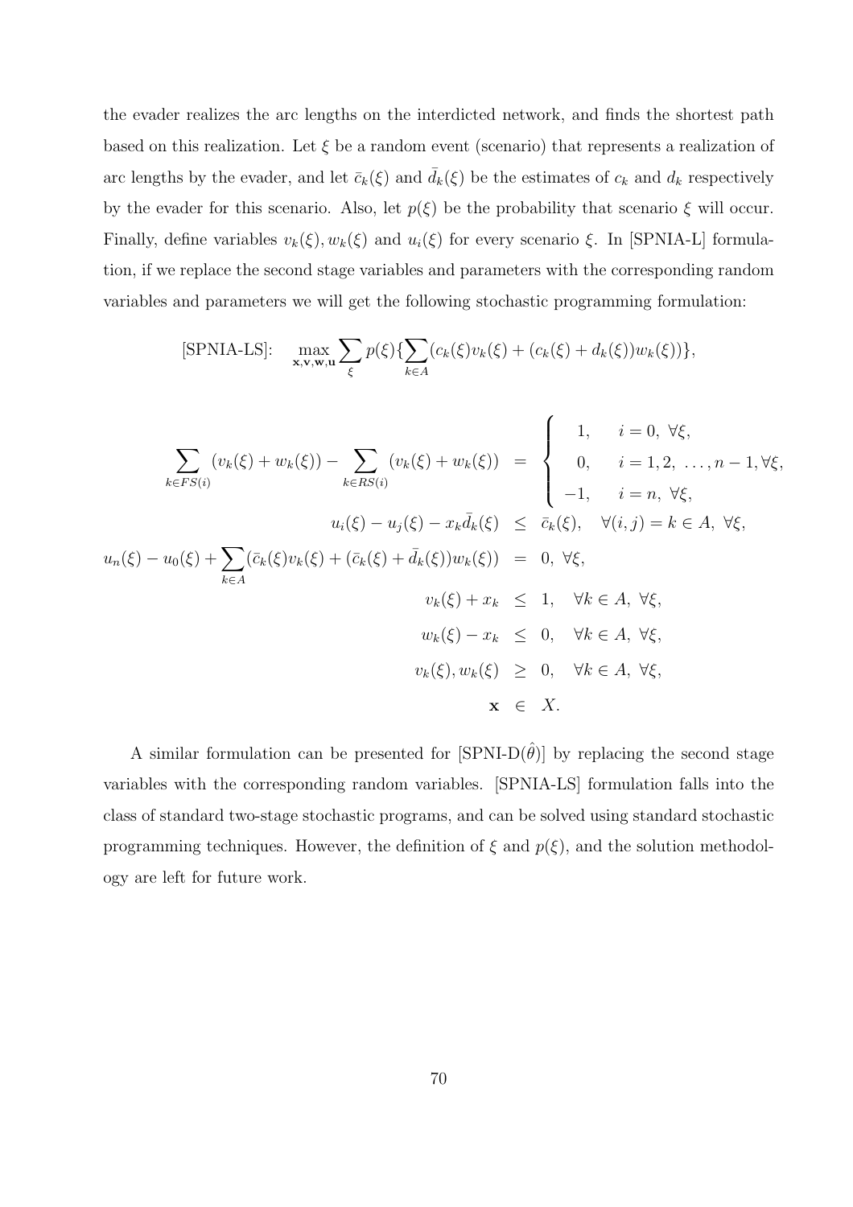the evader realizes the arc lengths on the interdicted network, and finds the shortest path based on this realization. Let $\xi$ be a random event (scenario) that represents a realization of arc lengths by the evader, and let $\bar{c}_k(\xi)$ and $\bar{d}_k(\xi)$ be the estimates of $c_k$ and $d_k$ respectively by the evader for this scenario. Also, let $p(\xi)$ be the probability that scenario $\xi$ will occur. Finally, define variables $v_k(\xi), w_k(\xi)$ and $u_i(\xi)$ for every scenario $\xi$. In [SPNIA-L] formulation, if we replace the second stage variables and parameters with the corresponding random variables and parameters we will get the following stochastic programming formulation:

$$
\text{[SPNIA-LS]:} \quad \max_{\mathbf{x},\mathbf{v},\mathbf{w},\mathbf{u}} \sum_{\xi} p(\xi) \{ \sum_{k \in A} (c_k(\xi) v_k(\xi) + (c_k(\xi) + d_k(\xi)) w_k(\xi)) \},
$$

$$
\begin{aligned}
\sum_{k \in FS(i)} (v_k(\xi) + w_k(\xi)) - \sum_{k \in RS(i)} (v_k(\xi) + w_k(\xi)) \; &= \; \begin{cases} 1, & i = 0, \ \forall \xi, \\ 0, & i = 1, 2, \ \ldots, n-1, \forall \xi, \\ -1, & i = n, \ \forall \xi, \end{cases} \\
u_i(\xi) - u_j(\xi) - x_k \bar{d}_k(\xi) \; &\leq \; \bar{c}_k(\xi), \quad \forall (i,j) = k \in A, \ \forall \xi, \\
u_n(\xi) - u_0(\xi) + \sum_{k \in A} (\bar{c}_k(\xi) v_k(\xi) + (\bar{c}_k(\xi) + \bar{d}_k(\xi)) w_k(\xi)) \; &= \; 0, \ \forall \xi, \\
v_k(\xi) + x_k \; &\leq \; 1, \quad \forall k \in A, \ \forall \xi, \\
w_k(\xi) - x_k \; &\leq \; 0, \quad \forall k \in A, \ \forall \xi, \\
v_k(\xi), w_k(\xi) \; &\geq \; 0, \quad \forall k \in A, \ \forall \xi, \\
\mathbf{x} \; &\in \; X.
\end{aligned}
$$

A similar formulation can be presented for [SPNI-D($\hat{\theta}$)] by replacing the second stage variables with the corresponding random variables. [SPNIA-LS] formulation falls into the class of standard two-stage stochastic programs, and can be solved using standard stochastic programming techniques. However, the definition of $\xi$ and $p(\xi)$, and the solution methodology are left for future work.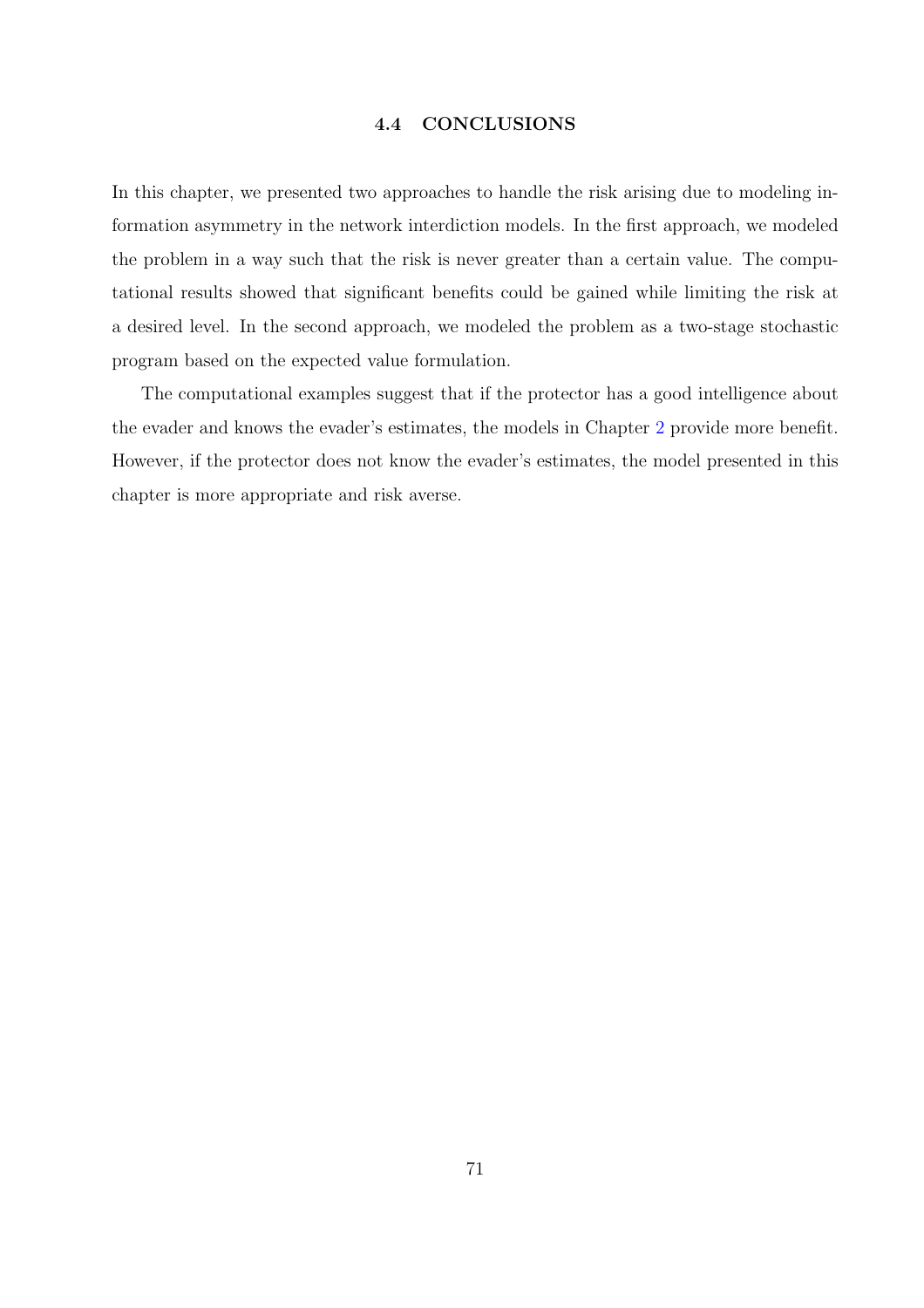### 4.4 CONCLUSIONS

In this chapter, we presented two approaches to handle the risk arising due to modeling information asymmetry in the network interdiction models. In the first approach, we modeled the problem in a way such that the risk is never greater than a certain value. The computational results showed that significant benefits could be gained while limiting the risk at a desired level. In the second approach, we modeled the problem as a two-stage stochastic program based on the expected value formulation.

The computational examples suggest that if the protector has a good intelligence about the evader and knows the evader's estimates, the models in Chapter 2 provide more benefit. However, if the protector does not know the evader's estimates, the model presented in this chapter is more appropriate and risk averse.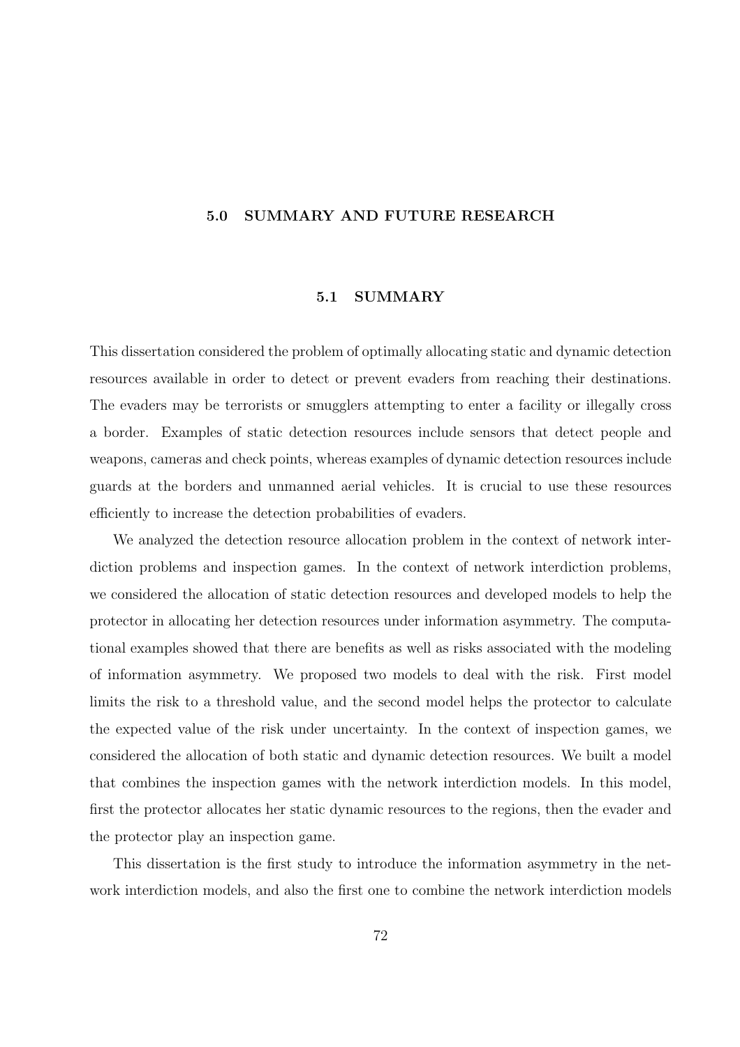# 5.0 SUMMARY AND FUTURE RESEARCH

## 5.1 SUMMARY

This dissertation considered the problem of optimally allocating static and dynamic detection resources available in order to detect or prevent evaders from reaching their destinations. The evaders may be terrorists or smugglers attempting to enter a facility or illegally cross a border. Examples of static detection resources include sensors that detect people and weapons, cameras and check points, whereas examples of dynamic detection resources include guards at the borders and unmanned aerial vehicles. It is crucial to use these resources efficiently to increase the detection probabilities of evaders.

We analyzed the detection resource allocation problem in the context of network interdiction problems and inspection games. In the context of network interdiction problems, we considered the allocation of static detection resources and developed models to help the protector in allocating her detection resources under information asymmetry. The computational examples showed that there are benefits as well as risks associated with the modeling of information asymmetry. We proposed two models to deal with the risk. First model limits the risk to a threshold value, and the second model helps the protector to calculate the expected value of the risk under uncertainty. In the context of inspection games, we considered the allocation of both static and dynamic detection resources. We built a model that combines the inspection games with the network interdiction models. In this model, first the protector allocates her static dynamic resources to the regions, then the evader and the protector play an inspection game.

This dissertation is the first study to introduce the information asymmetry in the network interdiction models, and also the first one to combine the network interdiction models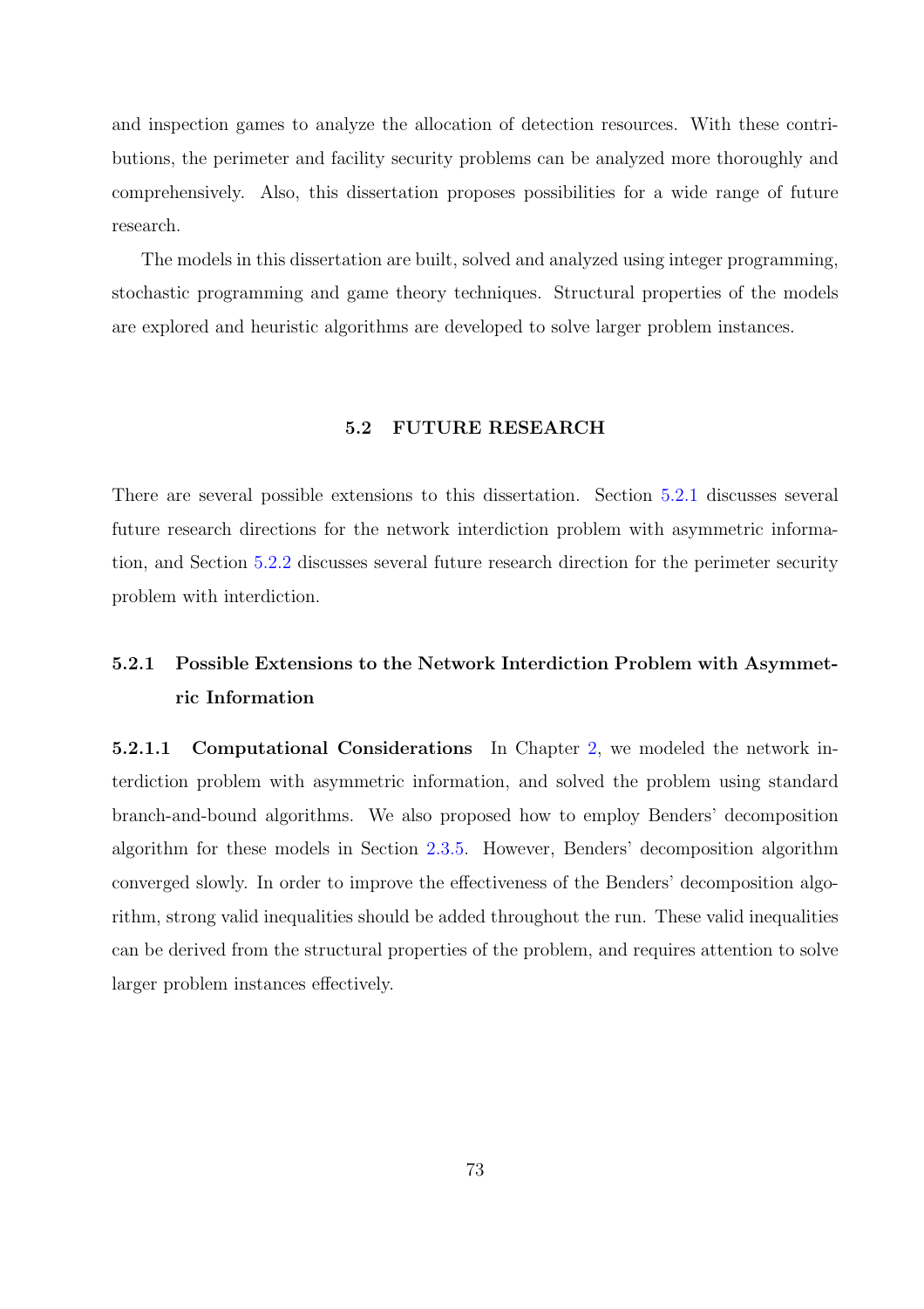and inspection games to analyze the allocation of detection resources. With these contributions, the perimeter and facility security problems can be analyzed more thoroughly and comprehensively. Also, this dissertation proposes possibilities for a wide range of future research.

The models in this dissertation are built, solved and analyzed using integer programming, stochastic programming and game theory techniques. Structural properties of the models are explored and heuristic algorithms are developed to solve larger problem instances.

## 5.2 FUTURE RESEARCH

There are several possible extensions to this dissertation. Section 5.2.1 discusses several future research directions for the network interdiction problem with asymmetric information, and Section 5.2.2 discusses several future research direction for the perimeter security problem with interdiction.

### 5.2.1 Possible Extensions to the Network Interdiction Problem with Asymmetric Information

**5.2.1.1 Computational Considerations** In Chapter 2, we modeled the network interdiction problem with asymmetric information, and solved the problem using standard branch-and-bound algorithms. We also proposed how to employ Benders' decomposition algorithm for these models in Section 2.3.5. However, Benders' decomposition algorithm converged slowly. In order to improve the effectiveness of the Benders' decomposition algorithm, strong valid inequalities should be added throughout the run. These valid inequalities can be derived from the structural properties of the problem, and requires attention to solve larger problem instances effectively.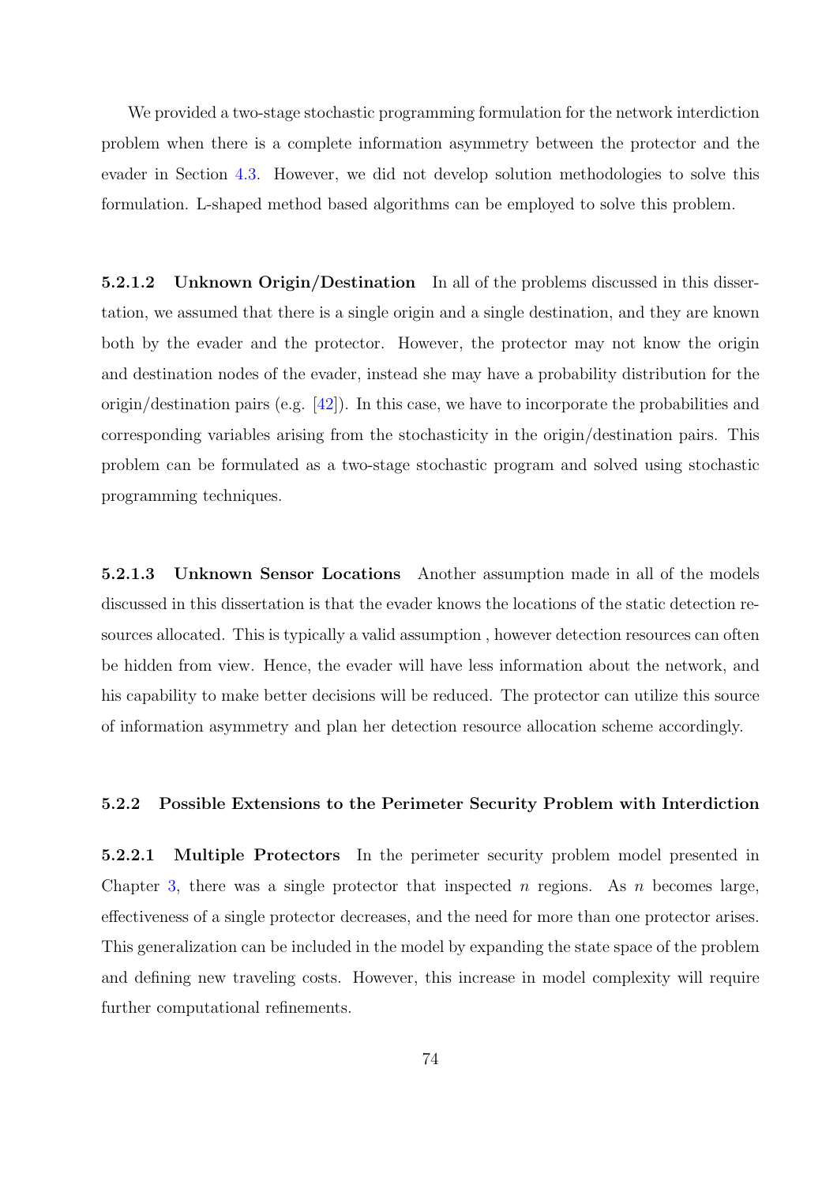We provided a two-stage stochastic programming formulation for the network interdiction problem when there is a complete information asymmetry between the protector and the evader in Section 4.3. However, we did not develop solution methodologies to solve this formulation. L-shaped method based algorithms can be employed to solve this problem.

#### 5.2.1.2 Unknown Origin/Destination

In all of the problems discussed in this dissertation, we assumed that there is a single origin and a single destination, and they are known both by the evader and the protector. However, the protector may not know the origin and destination nodes of the evader, instead she may have a probability distribution for the origin/destination pairs (e.g. [42]). In this case, we have to incorporate the probabilities and corresponding variables arising from the stochasticity in the origin/destination pairs. This problem can be formulated as a two-stage stochastic program and solved using stochastic programming techniques.

#### 5.2.1.3 Unknown Sensor Locations

Another assumption made in all of the models discussed in this dissertation is that the evader knows the locations of the static detection resources allocated. This is typically a valid assumption , however detection resources can often be hidden from view. Hence, the evader will have less information about the network, and his capability to make better decisions will be reduced. The protector can utilize this source of information asymmetry and plan her detection resource allocation scheme accordingly.

### 5.2.2 Possible Extensions to the Perimeter Security Problem with Interdiction

#### 5.2.2.1 Multiple Protectors

In the perimeter security problem model presented in Chapter 3, there was a single protector that inspected $n$ regions. As $n$ becomes large, effectiveness of a single protector decreases, and the need for more than one protector arises. This generalization can be included in the model by expanding the state space of the problem and defining new traveling costs. However, this increase in model complexity will require further computational refinements.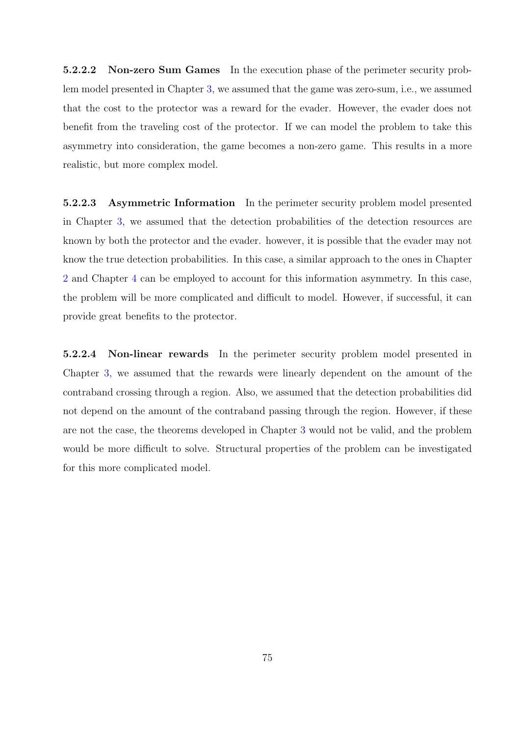**5.2.2.2 Non-zero Sum Games** In the execution phase of the perimeter security problem model presented in Chapter 3, we assumed that the game was zero-sum, i.e., we assumed that the cost to the protector was a reward for the evader. However, the evader does not benefit from the traveling cost of the protector. If we can model the problem to take this asymmetry into consideration, the game becomes a non-zero game. This results in a more realistic, but more complex model.

**5.2.2.3 Asymmetric Information** In the perimeter security problem model presented in Chapter 3, we assumed that the detection probabilities of the detection resources are known by both the protector and the evader. however, it is possible that the evader may not know the true detection probabilities. In this case, a similar approach to the ones in Chapter 2 and Chapter 4 can be employed to account for this information asymmetry. In this case, the problem will be more complicated and difficult to model. However, if successful, it can provide great benefits to the protector.

**5.2.2.4 Non-linear rewards** In the perimeter security problem model presented in Chapter 3, we assumed that the rewards were linearly dependent on the amount of the contraband crossing through a region. Also, we assumed that the detection probabilities did not depend on the amount of the contraband passing through the region. However, if these are not the case, the theorems developed in Chapter 3 would not be valid, and the problem would be more difficult to solve. Structural properties of the problem can be investigated for this more complicated model.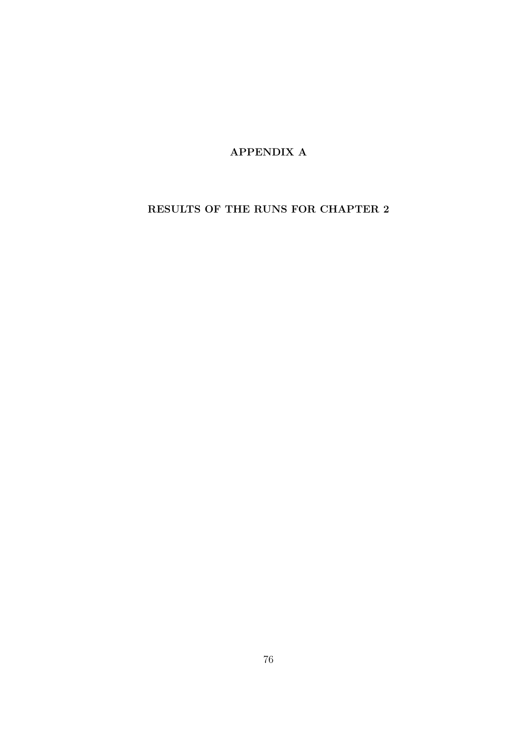# APPENDIX A

# RESULTS OF THE RUNS FOR CHAPTER 2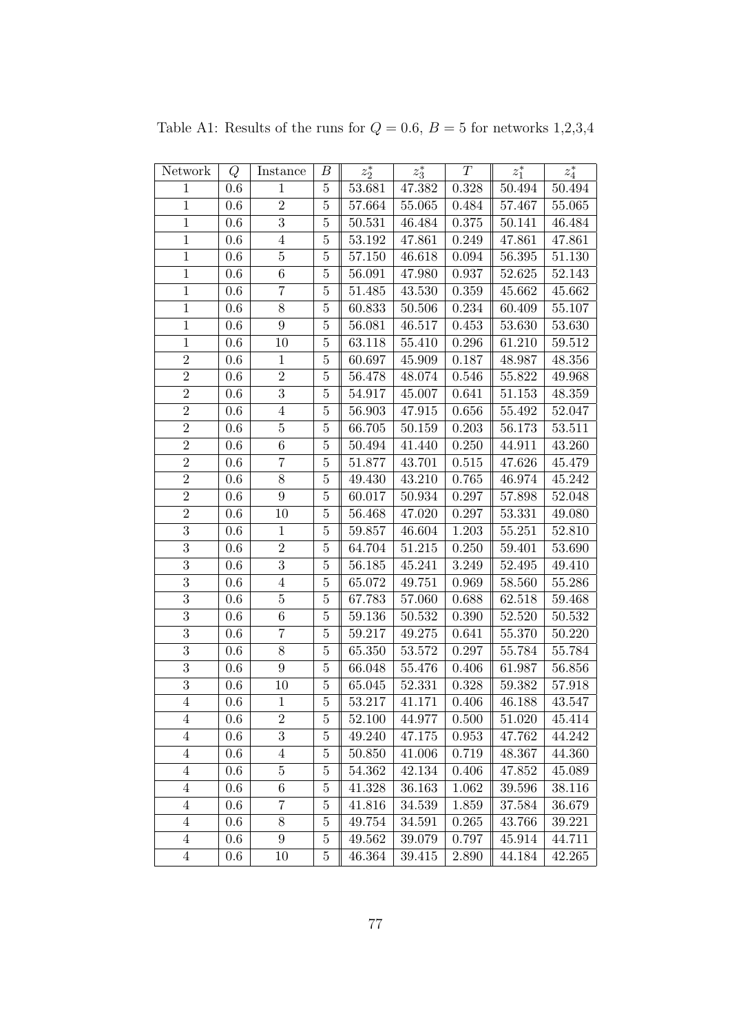Table A1: Results of the runs for $Q = 0.6$, $B = 5$ for networks 1,2,3,4

| Network | $Q$ | Instance | $B$ | $z_2^*$ | $z_3^*$ | $T$ | $z_1^*$ | $z_4^*$ |
|---|---|---|---|---|---|---|---|---|
| 1 | 0.6 | 1 | 5 | 53.681 | 47.382 | 0.328 | 50.494 | 50.494 |
| 1 | 0.6 | 2 | 5 | 57.664 | 55.065 | 0.484 | 57.467 | 55.065 |
| 1 | 0.6 | 3 | 5 | 50.531 | 46.484 | 0.375 | 50.141 | 46.484 |
| 1 | 0.6 | 4 | 5 | 53.192 | 47.861 | 0.249 | 47.861 | 47.861 |
| 1 | 0.6 | 5 | 5 | 57.150 | 46.618 | 0.094 | 56.395 | 51.130 |
| 1 | 0.6 | 6 | 5 | 56.091 | 47.980 | 0.937 | 52.625 | 52.143 |
| 1 | 0.6 | 7 | 5 | 51.485 | 43.530 | 0.359 | 45.662 | 45.662 |
| 1 | 0.6 | 8 | 5 | 60.833 | 50.506 | 0.234 | 60.409 | 55.107 |
| 1 | 0.6 | 9 | 5 | 56.081 | 46.517 | 0.453 | 53.630 | 53.630 |
| 1 | 0.6 | 10 | 5 | 63.118 | 55.410 | 0.296 | 61.210 | 59.512 |
| 2 | 0.6 | 1 | 5 | 60.697 | 45.909 | 0.187 | 48.987 | 48.356 |
| 2 | 0.6 | 2 | 5 | 56.478 | 48.074 | 0.546 | 55.822 | 49.968 |
| 2 | 0.6 | 3 | 5 | 54.917 | 45.007 | 0.641 | 51.153 | 48.359 |
| 2 | 0.6 | 4 | 5 | 56.903 | 47.915 | 0.656 | 55.492 | 52.047 |
| 2 | 0.6 | 5 | 5 | 66.705 | 50.159 | 0.203 | 56.173 | 53.511 |
| 2 | 0.6 | 6 | 5 | 50.494 | 41.440 | 0.250 | 44.911 | 43.260 |
| 2 | 0.6 | 7 | 5 | 51.877 | 43.701 | 0.515 | 47.626 | 45.479 |
| 2 | 0.6 | 8 | 5 | 49.430 | 43.210 | 0.765 | 46.974 | 45.242 |
| 2 | 0.6 | 9 | 5 | 60.017 | 50.934 | 0.297 | 57.898 | 52.048 |
| 2 | 0.6 | 10 | 5 | 56.468 | 47.020 | 0.297 | 53.331 | 49.080 |
| 3 | 0.6 | 1 | 5 | 59.857 | 46.604 | 1.203 | 55.251 | 52.810 |
| 3 | 0.6 | 2 | 5 | 64.704 | 51.215 | 0.250 | 59.401 | 53.690 |
| 3 | 0.6 | 3 | 5 | 56.185 | 45.241 | 3.249 | 52.495 | 49.410 |
| 3 | 0.6 | 4 | 5 | 65.072 | 49.751 | 0.969 | 58.560 | 55.286 |
| 3 | 0.6 | 5 | 5 | 67.783 | 57.060 | 0.688 | 62.518 | 59.468 |
| 3 | 0.6 | 6 | 5 | 59.136 | 50.532 | 0.390 | 52.520 | 50.532 |
| 3 | 0.6 | 7 | 5 | 59.217 | 49.275 | 0.641 | 55.370 | 50.220 |
| 3 | 0.6 | 8 | 5 | 65.350 | 53.572 | 0.297 | 55.784 | 55.784 |
| 3 | 0.6 | 9 | 5 | 66.048 | 55.476 | 0.406 | 61.987 | 56.856 |
| 3 | 0.6 | 10 | 5 | 65.045 | 52.331 | 0.328 | 59.382 | 57.918 |
| 4 | 0.6 | 1 | 5 | 53.217 | 41.171 | 0.406 | 46.188 | 43.547 |
| 4 | 0.6 | 2 | 5 | 52.100 | 44.977 | 0.500 | 51.020 | 45.414 |
| 4 | 0.6 | 3 | 5 | 49.240 | 47.175 | 0.953 | 47.762 | 44.242 |
| 4 | 0.6 | 4 | 5 | 50.850 | 41.006 | 0.719 | 48.367 | 44.360 |
| 4 | 0.6 | 5 | 5 | 54.362 | 42.134 | 0.406 | 47.852 | 45.089 |
| 4 | 0.6 | 6 | 5 | 41.328 | 36.163 | 1.062 | 39.596 | 38.116 |
| 4 | 0.6 | 7 | 5 | 41.816 | 34.539 | 1.859 | 37.584 | 36.679 |
| 4 | 0.6 | 8 | 5 | 49.754 | 34.591 | 0.265 | 43.766 | 39.221 |
| 4 | 0.6 | 9 | 5 | 49.562 | 39.079 | 0.797 | 45.914 | 44.711 |
| 4 | 0.6 | 10 | 5 | 46.364 | 39.415 | 2.890 | 44.184 | 42.265 |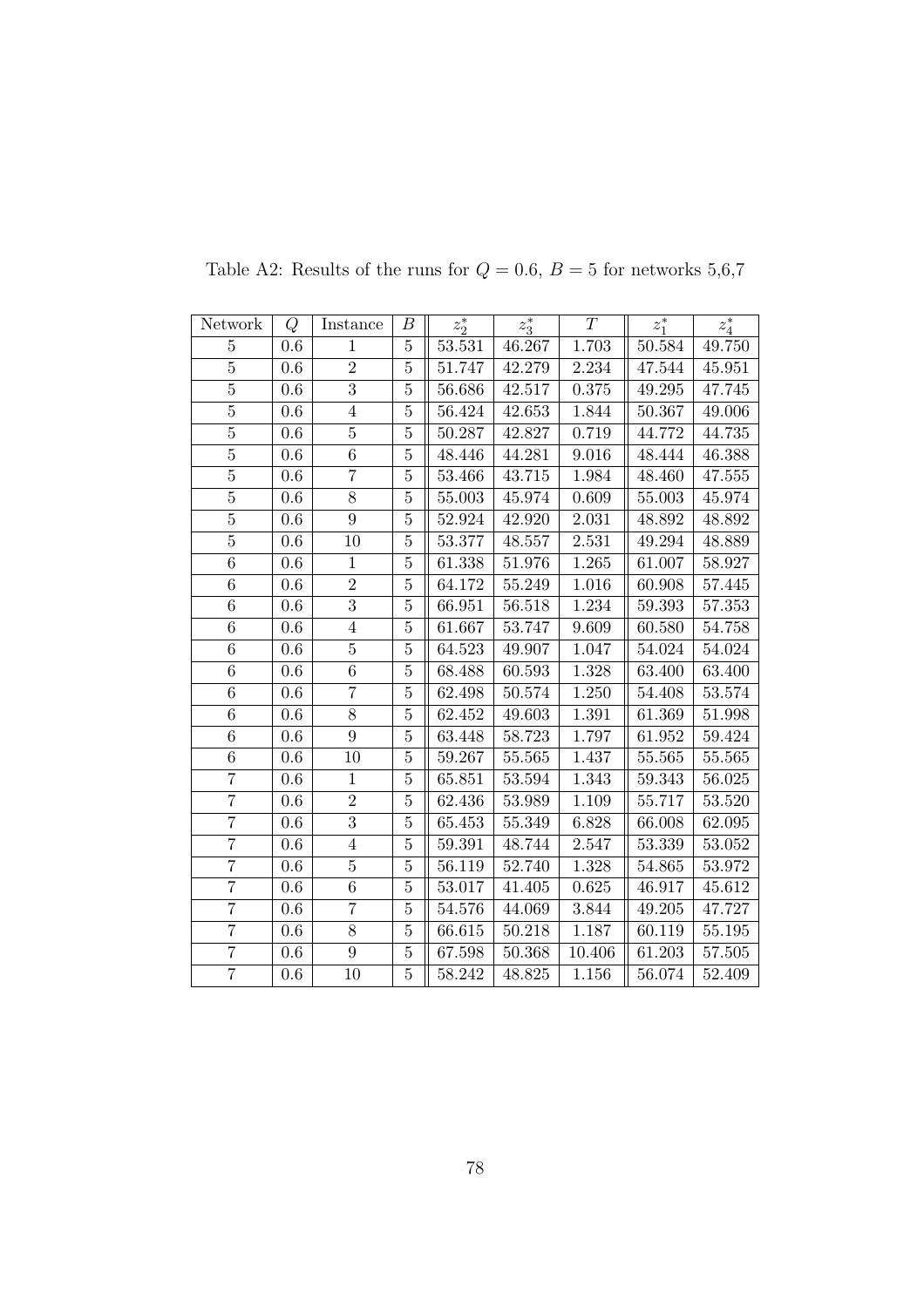Table A2: Results of the runs for $Q = 0.6$, $B = 5$ for networks 5,6,7

| Network | $Q$ | Instance | $B$ | $z_2^*$ | $z_3^*$ | $T$ | $z_1^*$ | $z_4^*$ |
|---|---|---|---|---|---|---|---|---|
| 5 | 0.6 | 1 | 5 | 53.531 | 46.267 | 1.703 | 50.584 | 49.750 |
| 5 | 0.6 | 2 | 5 | 51.747 | 42.279 | 2.234 | 47.544 | 45.951 |
| 5 | 0.6 | 3 | 5 | 56.686 | 42.517 | 0.375 | 49.295 | 47.745 |
| 5 | 0.6 | 4 | 5 | 56.424 | 42.653 | 1.844 | 50.367 | 49.006 |
| 5 | 0.6 | 5 | 5 | 50.287 | 42.827 | 0.719 | 44.772 | 44.735 |
| 5 | 0.6 | 6 | 5 | 48.446 | 44.281 | 9.016 | 48.444 | 46.388 |
| 5 | 0.6 | 7 | 5 | 53.466 | 43.715 | 1.984 | 48.460 | 47.555 |
| 5 | 0.6 | 8 | 5 | 55.003 | 45.974 | 0.609 | 55.003 | 45.974 |
| 5 | 0.6 | 9 | 5 | 52.924 | 42.920 | 2.031 | 48.892 | 48.892 |
| 5 | 0.6 | 10 | 5 | 53.377 | 48.557 | 2.531 | 49.294 | 48.889 |
| 6 | 0.6 | 1 | 5 | 61.338 | 51.976 | 1.265 | 61.007 | 58.927 |
| 6 | 0.6 | 2 | 5 | 64.172 | 55.249 | 1.016 | 60.908 | 57.445 |
| 6 | 0.6 | 3 | 5 | 66.951 | 56.518 | 1.234 | 59.393 | 57.353 |
| 6 | 0.6 | 4 | 5 | 61.667 | 53.747 | 9.609 | 60.580 | 54.758 |
| 6 | 0.6 | 5 | 5 | 64.523 | 49.907 | 1.047 | 54.024 | 54.024 |
| 6 | 0.6 | 6 | 5 | 68.488 | 60.593 | 1.328 | 63.400 | 63.400 |
| 6 | 0.6 | 7 | 5 | 62.498 | 50.574 | 1.250 | 54.408 | 53.574 |
| 6 | 0.6 | 8 | 5 | 62.452 | 49.603 | 1.391 | 61.369 | 51.998 |
| 6 | 0.6 | 9 | 5 | 63.448 | 58.723 | 1.797 | 61.952 | 59.424 |
| 6 | 0.6 | 10 | 5 | 59.267 | 55.565 | 1.437 | 55.565 | 55.565 |
| 7 | 0.6 | 1 | 5 | 65.851 | 53.594 | 1.343 | 59.343 | 56.025 |
| 7 | 0.6 | 2 | 5 | 62.436 | 53.989 | 1.109 | 55.717 | 53.520 |
| 7 | 0.6 | 3 | 5 | 65.453 | 55.349 | 6.828 | 66.008 | 62.095 |
| 7 | 0.6 | 4 | 5 | 59.391 | 48.744 | 2.547 | 53.339 | 53.052 |
| 7 | 0.6 | 5 | 5 | 56.119 | 52.740 | 1.328 | 54.865 | 53.972 |
| 7 | 0.6 | 6 | 5 | 53.017 | 41.405 | 0.625 | 46.917 | 45.612 |
| 7 | 0.6 | 7 | 5 | 54.576 | 44.069 | 3.844 | 49.205 | 47.727 |
| 7 | 0.6 | 8 | 5 | 66.615 | 50.218 | 1.187 | 60.119 | 55.195 |
| 7 | 0.6 | 9 | 5 | 67.598 | 50.368 | 10.406 | 61.203 | 57.505 |
| 7 | 0.6 | 10 | 5 | 58.242 | 48.825 | 1.156 | 56.074 | 52.409 |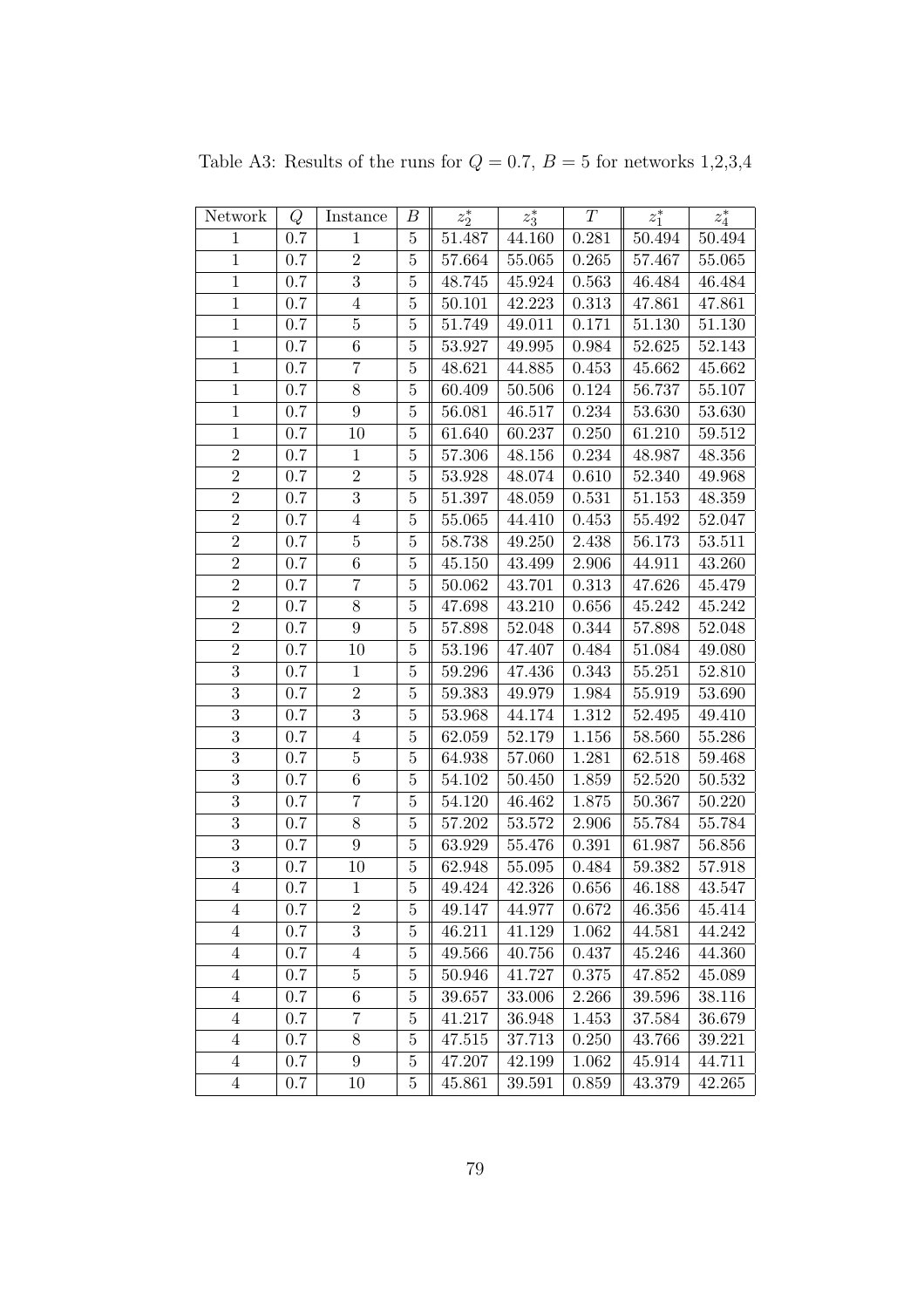Table A3: Results of the runs for $Q = 0.7$, $B = 5$ for networks 1,2,3,4

| Network | $Q$ | Instance | $B$ | $z_2^*$ | $z_3^*$ | $T$ | $z_1^*$ | $z_4^*$ |
|---|---|---|---|---|---|---|---|---|
| 1 | 0.7 | 1 | 5 | 51.487 | 44.160 | 0.281 | 50.494 | 50.494 |
| 1 | 0.7 | 2 | 5 | 57.664 | 55.065 | 0.265 | 57.467 | 55.065 |
| 1 | 0.7 | 3 | 5 | 48.745 | 45.924 | 0.563 | 46.484 | 46.484 |
| 1 | 0.7 | 4 | 5 | 50.101 | 42.223 | 0.313 | 47.861 | 47.861 |
| 1 | 0.7 | 5 | 5 | 51.749 | 49.011 | 0.171 | 51.130 | 51.130 |
| 1 | 0.7 | 6 | 5 | 53.927 | 49.995 | 0.984 | 52.625 | 52.143 |
| 1 | 0.7 | 7 | 5 | 48.621 | 44.885 | 0.453 | 45.662 | 45.662 |
| 1 | 0.7 | 8 | 5 | 60.409 | 50.506 | 0.124 | 56.737 | 55.107 |
| 1 | 0.7 | 9 | 5 | 56.081 | 46.517 | 0.234 | 53.630 | 53.630 |
| 1 | 0.7 | 10 | 5 | 61.640 | 60.237 | 0.250 | 61.210 | 59.512 |
| 2 | 0.7 | 1 | 5 | 57.306 | 48.156 | 0.234 | 48.987 | 48.356 |
| 2 | 0.7 | 2 | 5 | 53.928 | 48.074 | 0.610 | 52.340 | 49.968 |
| 2 | 0.7 | 3 | 5 | 51.397 | 48.059 | 0.531 | 51.153 | 48.359 |
| 2 | 0.7 | 4 | 5 | 55.065 | 44.410 | 0.453 | 55.492 | 52.047 |
| 2 | 0.7 | 5 | 5 | 58.738 | 49.250 | 2.438 | 56.173 | 53.511 |
| 2 | 0.7 | 6 | 5 | 45.150 | 43.499 | 2.906 | 44.911 | 43.260 |
| 2 | 0.7 | 7 | 5 | 50.062 | 43.701 | 0.313 | 47.626 | 45.479 |
| 2 | 0.7 | 8 | 5 | 47.698 | 43.210 | 0.656 | 45.242 | 45.242 |
| 2 | 0.7 | 9 | 5 | 57.898 | 52.048 | 0.344 | 57.898 | 52.048 |
| 2 | 0.7 | 10 | 5 | 53.196 | 47.407 | 0.484 | 51.084 | 49.080 |
| 3 | 0.7 | 1 | 5 | 59.296 | 47.436 | 0.343 | 55.251 | 52.810 |
| 3 | 0.7 | 2 | 5 | 59.383 | 49.979 | 1.984 | 55.919 | 53.690 |
| 3 | 0.7 | 3 | 5 | 53.968 | 44.174 | 1.312 | 52.495 | 49.410 |
| 3 | 0.7 | 4 | 5 | 62.059 | 52.179 | 1.156 | 58.560 | 55.286 |
| 3 | 0.7 | 5 | 5 | 64.938 | 57.060 | 1.281 | 62.518 | 59.468 |
| 3 | 0.7 | 6 | 5 | 54.102 | 50.450 | 1.859 | 52.520 | 50.532 |
| 3 | 0.7 | 7 | 5 | 54.120 | 46.462 | 1.875 | 50.367 | 50.220 |
| 3 | 0.7 | 8 | 5 | 57.202 | 53.572 | 2.906 | 55.784 | 55.784 |
| 3 | 0.7 | 9 | 5 | 63.929 | 55.476 | 0.391 | 61.987 | 56.856 |
| 3 | 0.7 | 10 | 5 | 62.948 | 55.095 | 0.484 | 59.382 | 57.918 |
| 4 | 0.7 | 1 | 5 | 49.424 | 42.326 | 0.656 | 46.188 | 43.547 |
| 4 | 0.7 | 2 | 5 | 49.147 | 44.977 | 0.672 | 46.356 | 45.414 |
| 4 | 0.7 | 3 | 5 | 46.211 | 41.129 | 1.062 | 44.581 | 44.242 |
| 4 | 0.7 | 4 | 5 | 49.566 | 40.756 | 0.437 | 45.246 | 44.360 |
| 4 | 0.7 | 5 | 5 | 50.946 | 41.727 | 0.375 | 47.852 | 45.089 |
| 4 | 0.7 | 6 | 5 | 39.657 | 33.006 | 2.266 | 39.596 | 38.116 |
| 4 | 0.7 | 7 | 5 | 41.217 | 36.948 | 1.453 | 37.584 | 36.679 |
| 4 | 0.7 | 8 | 5 | 47.515 | 37.713 | 0.250 | 43.766 | 39.221 |
| 4 | 0.7 | 9 | 5 | 47.207 | 42.199 | 1.062 | 45.914 | 44.711 |
| 4 | 0.7 | 10 | 5 | 45.861 | 39.591 | 0.859 | 43.379 | 42.265 |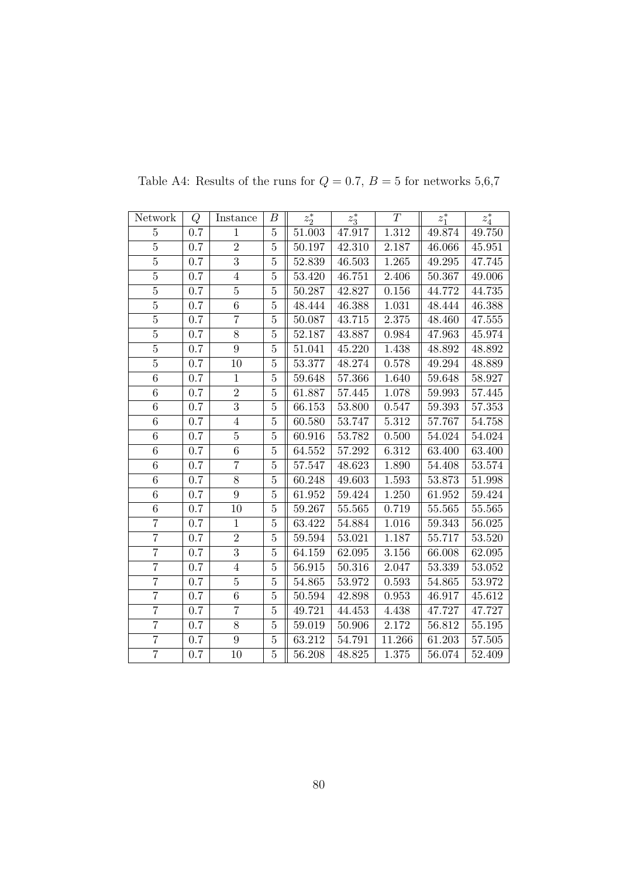Table A4: Results of the runs for $Q = 0.7$, $B = 5$ for networks 5,6,7

| Network | $Q$ | Instance | $B$ | $z_2^*$ | $z_3^*$ | $T$ | $z_1^*$ | $z_4^*$ |
|---|---|---|---|---|---|---|---|---|
| 5 | 0.7 | 1 | 5 | 51.003 | 47.917 | 1.312 | 49.874 | 49.750 |
| 5 | 0.7 | 2 | 5 | 50.197 | 42.310 | 2.187 | 46.066 | 45.951 |
| 5 | 0.7 | 3 | 5 | 52.839 | 46.503 | 1.265 | 49.295 | 47.745 |
| 5 | 0.7 | 4 | 5 | 53.420 | 46.751 | 2.406 | 50.367 | 49.006 |
| 5 | 0.7 | 5 | 5 | 50.287 | 42.827 | 0.156 | 44.772 | 44.735 |
| 5 | 0.7 | 6 | 5 | 48.444 | 46.388 | 1.031 | 48.444 | 46.388 |
| 5 | 0.7 | 7 | 5 | 50.087 | 43.715 | 2.375 | 48.460 | 47.555 |
| 5 | 0.7 | 8 | 5 | 52.187 | 43.887 | 0.984 | 47.963 | 45.974 |
| 5 | 0.7 | 9 | 5 | 51.041 | 45.220 | 1.438 | 48.892 | 48.892 |
| 5 | 0.7 | 10 | 5 | 53.377 | 48.274 | 0.578 | 49.294 | 48.889 |
| 6 | 0.7 | 1 | 5 | 59.648 | 57.366 | 1.640 | 59.648 | 58.927 |
| 6 | 0.7 | 2 | 5 | 61.887 | 57.445 | 1.078 | 59.993 | 57.445 |
| 6 | 0.7 | 3 | 5 | 66.153 | 53.800 | 0.547 | 59.393 | 57.353 |
| 6 | 0.7 | 4 | 5 | 60.580 | 53.747 | 5.312 | 57.767 | 54.758 |
| 6 | 0.7 | 5 | 5 | 60.916 | 53.782 | 0.500 | 54.024 | 54.024 |
| 6 | 0.7 | 6 | 5 | 64.552 | 57.292 | 6.312 | 63.400 | 63.400 |
| 6 | 0.7 | 7 | 5 | 57.547 | 48.623 | 1.890 | 54.408 | 53.574 |
| 6 | 0.7 | 8 | 5 | 60.248 | 49.603 | 1.593 | 53.873 | 51.998 |
| 6 | 0.7 | 9 | 5 | 61.952 | 59.424 | 1.250 | 61.952 | 59.424 |
| 6 | 0.7 | 10 | 5 | 59.267 | 55.565 | 0.719 | 55.565 | 55.565 |
| 7 | 0.7 | 1 | 5 | 63.422 | 54.884 | 1.016 | 59.343 | 56.025 |
| 7 | 0.7 | 2 | 5 | 59.594 | 53.021 | 1.187 | 55.717 | 53.520 |
| 7 | 0.7 | 3 | 5 | 64.159 | 62.095 | 3.156 | 66.008 | 62.095 |
| 7 | 0.7 | 4 | 5 | 56.915 | 50.316 | 2.047 | 53.339 | 53.052 |
| 7 | 0.7 | 5 | 5 | 54.865 | 53.972 | 0.593 | 54.865 | 53.972 |
| 7 | 0.7 | 6 | 5 | 50.594 | 42.898 | 0.953 | 46.917 | 45.612 |
| 7 | 0.7 | 7 | 5 | 49.721 | 44.453 | 4.438 | 47.727 | 47.727 |
| 7 | 0.7 | 8 | 5 | 59.019 | 50.906 | 2.172 | 56.812 | 55.195 |
| 7 | 0.7 | 9 | 5 | 63.212 | 54.791 | 11.266 | 61.203 | 57.505 |
| 7 | 0.7 | 10 | 5 | 56.208 | 48.825 | 1.375 | 56.074 | 52.409 |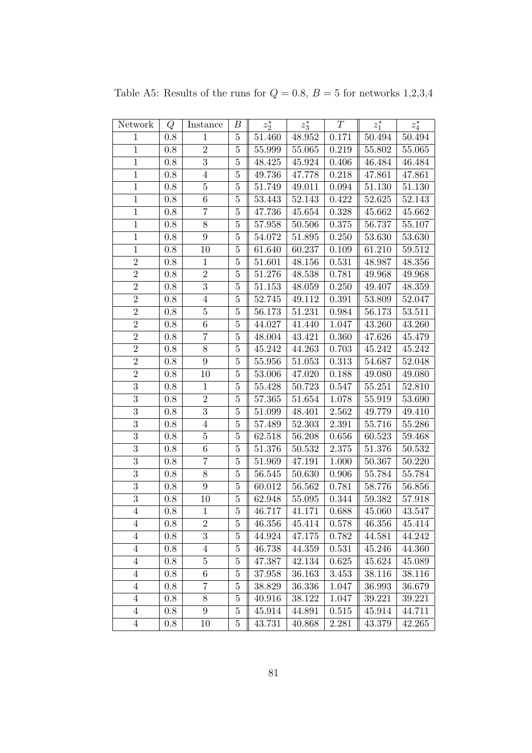Table A5: Results of the runs for $Q = 0.8$, $B = 5$ for networks 1,2,3,4

| Network | $Q$ | Instance | $B$ | $z_2^*$ | $z_3^*$ | $T$ | $z_1^*$ | $z_4^*$ |
|---|---|---|---|---|---|---|---|---|
| 1 | 0.8 | 1 | 5 | 51.460 | 48.952 | 0.171 | 50.494 | 50.494 |
| 1 | 0.8 | 2 | 5 | 55.999 | 55.065 | 0.219 | 55.802 | 55.065 |
| 1 | 0.8 | 3 | 5 | 48.425 | 45.924 | 0.406 | 46.484 | 46.484 |
| 1 | 0.8 | 4 | 5 | 49.736 | 47.778 | 0.218 | 47.861 | 47.861 |
| 1 | 0.8 | 5 | 5 | 51.749 | 49.011 | 0.094 | 51.130 | 51.130 |
| 1 | 0.8 | 6 | 5 | 53.443 | 52.143 | 0.422 | 52.625 | 52.143 |
| 1 | 0.8 | 7 | 5 | 47.736 | 45.654 | 0.328 | 45.662 | 45.662 |
| 1 | 0.8 | 8 | 5 | 57.958 | 50.506 | 0.375 | 56.737 | 55.107 |
| 1 | 0.8 | 9 | 5 | 54.072 | 51.895 | 0.250 | 53.630 | 53.630 |
| 1 | 0.8 | 10 | 5 | 61.640 | 60.237 | 0.109 | 61.210 | 59.512 |
| 2 | 0.8 | 1 | 5 | 51.601 | 48.156 | 0.531 | 48.987 | 48.356 |
| 2 | 0.8 | 2 | 5 | 51.276 | 48.538 | 0.781 | 49.968 | 49.968 |
| 2 | 0.8 | 3 | 5 | 51.153 | 48.059 | 0.250 | 49.407 | 48.359 |
| 2 | 0.8 | 4 | 5 | 52.745 | 49.112 | 0.391 | 53.809 | 52.047 |
| 2 | 0.8 | 5 | 5 | 56.173 | 51.231 | 0.984 | 56.173 | 53.511 |
| 2 | 0.8 | 6 | 5 | 44.027 | 41.440 | 1.047 | 43.260 | 43.260 |
| 2 | 0.8 | 7 | 5 | 48.004 | 43.421 | 0.360 | 47.626 | 45.479 |
| 2 | 0.8 | 8 | 5 | 45.242 | 44.263 | 0.703 | 45.242 | 45.242 |
| 2 | 0.8 | 9 | 5 | 55.956 | 51.053 | 0.313 | 54.687 | 52.048 |
| 2 | 0.8 | 10 | 5 | 53.006 | 47.020 | 0.188 | 49.080 | 49.080 |
| 3 | 0.8 | 1 | 5 | 55.428 | 50.723 | 0.547 | 55.251 | 52.810 |
| 3 | 0.8 | 2 | 5 | 57.365 | 51.654 | 1.078 | 55.919 | 53.690 |
| 3 | 0.8 | 3 | 5 | 51.099 | 48.401 | 2.562 | 49.779 | 49.410 |
| 3 | 0.8 | 4 | 5 | 57.489 | 52.303 | 2.391 | 55.716 | 55.286 |
| 3 | 0.8 | 5 | 5 | 62.518 | 56.208 | 0.656 | 60.523 | 59.468 |
| 3 | 0.8 | 6 | 5 | 51.376 | 50.532 | 2.375 | 51.376 | 50.532 |
| 3 | 0.8 | 7 | 5 | 51.969 | 47.191 | 1.000 | 50.367 | 50.220 |
| 3 | 0.8 | 8 | 5 | 56.545 | 50.630 | 0.906 | 55.784 | 55.784 |
| 3 | 0.8 | 9 | 5 | 60.012 | 56.562 | 0.781 | 58.776 | 56.856 |
| 3 | 0.8 | 10 | 5 | 62.948 | 55.095 | 0.344 | 59.382 | 57.918 |
| 4 | 0.8 | 1 | 5 | 46.717 | 41.171 | 0.688 | 45.060 | 43.547 |
| 4 | 0.8 | 2 | 5 | 46.356 | 45.414 | 0.578 | 46.356 | 45.414 |
| 4 | 0.8 | 3 | 5 | 44.924 | 47.175 | 0.782 | 44.581 | 44.242 |
| 4 | 0.8 | 4 | 5 | 46.738 | 44.359 | 0.531 | 45.246 | 44.360 |
| 4 | 0.8 | 5 | 5 | 47.387 | 42.134 | 0.625 | 45.624 | 45.089 |
| 4 | 0.8 | 6 | 5 | 37.958 | 36.163 | 3.453 | 38.116 | 38.116 |
| 4 | 0.8 | 7 | 5 | 38.829 | 36.336 | 1.047 | 36.993 | 36.679 |
| 4 | 0.8 | 8 | 5 | 40.916 | 38.122 | 1.047 | 39.221 | 39.221 |
| 4 | 0.8 | 9 | 5 | 45.914 | 44.891 | 0.515 | 45.914 | 44.711 |
| 4 | 0.8 | 10 | 5 | 43.731 | 40.868 | 2.281 | 43.379 | 42.265 |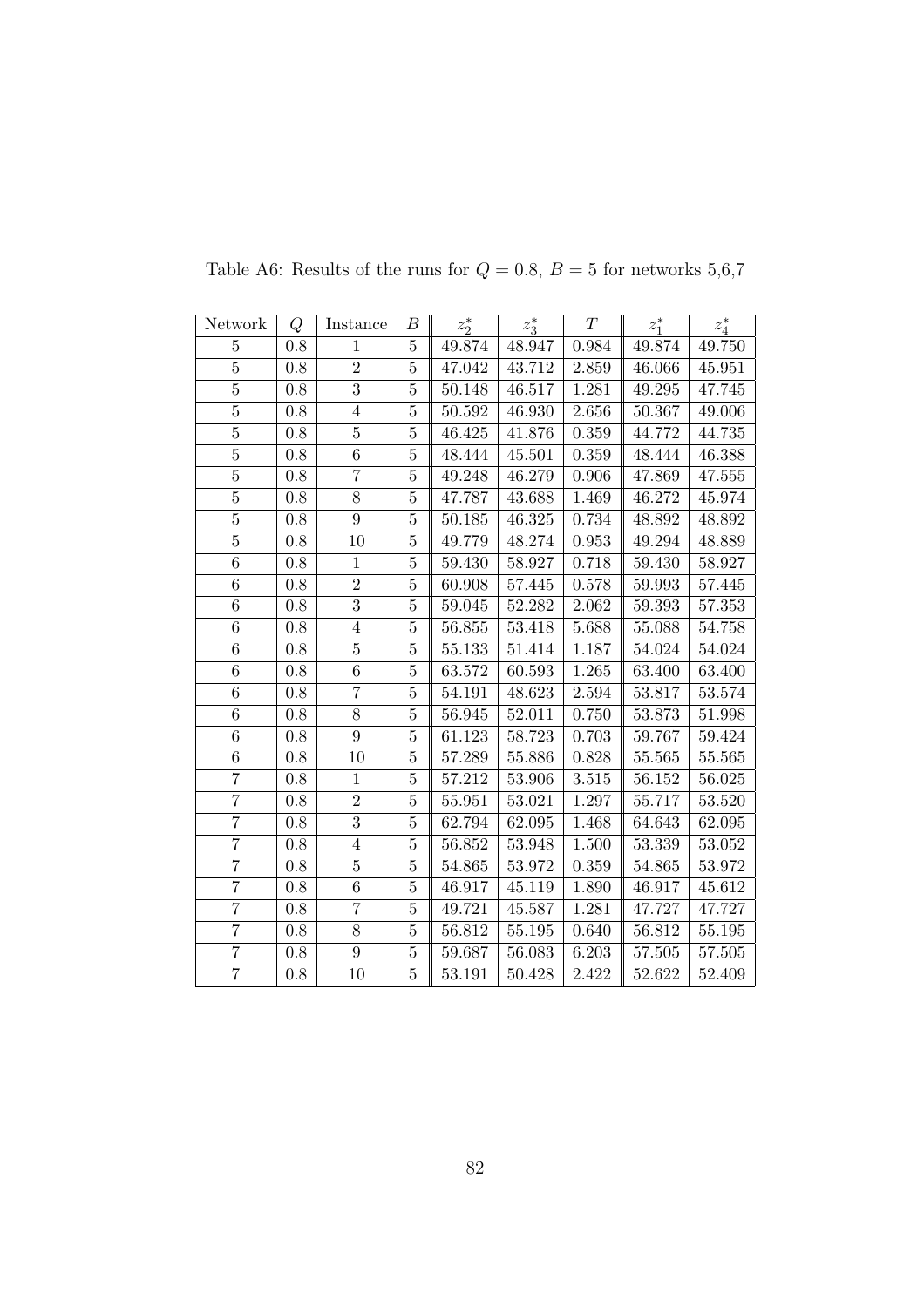Table A6: Results of the runs for $Q = 0.8,\ B = 5$ for networks 5,6,7

| Network | $Q$ | Instance | $B$ | $z_2^*$ | $z_3^*$ | $T$ | $z_1^*$ | $z_4^*$ |
|---|---|---|---|---|---|---|---|---|
| 5 | 0.8 | 1 | 5 | 49.874 | 48.947 | 0.984 | 49.874 | 49.750 |
| 5 | 0.8 | 2 | 5 | 47.042 | 43.712 | 2.859 | 46.066 | 45.951 |
| 5 | 0.8 | 3 | 5 | 50.148 | 46.517 | 1.281 | 49.295 | 47.745 |
| 5 | 0.8 | 4 | 5 | 50.592 | 46.930 | 2.656 | 50.367 | 49.006 |
| 5 | 0.8 | 5 | 5 | 46.425 | 41.876 | 0.359 | 44.772 | 44.735 |
| 5 | 0.8 | 6 | 5 | 48.444 | 45.501 | 0.359 | 48.444 | 46.388 |
| 5 | 0.8 | 7 | 5 | 49.248 | 46.279 | 0.906 | 47.869 | 47.555 |
| 5 | 0.8 | 8 | 5 | 47.787 | 43.688 | 1.469 | 46.272 | 45.974 |
| 5 | 0.8 | 9 | 5 | 50.185 | 46.325 | 0.734 | 48.892 | 48.892 |
| 5 | 0.8 | 10 | 5 | 49.779 | 48.274 | 0.953 | 49.294 | 48.889 |
| 6 | 0.8 | 1 | 5 | 59.430 | 58.927 | 0.718 | 59.430 | 58.927 |
| 6 | 0.8 | 2 | 5 | 60.908 | 57.445 | 0.578 | 59.993 | 57.445 |
| 6 | 0.8 | 3 | 5 | 59.045 | 52.282 | 2.062 | 59.393 | 57.353 |
| 6 | 0.8 | 4 | 5 | 56.855 | 53.418 | 5.688 | 55.088 | 54.758 |
| 6 | 0.8 | 5 | 5 | 55.133 | 51.414 | 1.187 | 54.024 | 54.024 |
| 6 | 0.8 | 6 | 5 | 63.572 | 60.593 | 1.265 | 63.400 | 63.400 |
| 6 | 0.8 | 7 | 5 | 54.191 | 48.623 | 2.594 | 53.817 | 53.574 |
| 6 | 0.8 | 8 | 5 | 56.945 | 52.011 | 0.750 | 53.873 | 51.998 |
| 6 | 0.8 | 9 | 5 | 61.123 | 58.723 | 0.703 | 59.767 | 59.424 |
| 6 | 0.8 | 10 | 5 | 57.289 | 55.886 | 0.828 | 55.565 | 55.565 |
| 7 | 0.8 | 1 | 5 | 57.212 | 53.906 | 3.515 | 56.152 | 56.025 |
| 7 | 0.8 | 2 | 5 | 55.951 | 53.021 | 1.297 | 55.717 | 53.520 |
| 7 | 0.8 | 3 | 5 | 62.794 | 62.095 | 1.468 | 64.643 | 62.095 |
| 7 | 0.8 | 4 | 5 | 56.852 | 53.948 | 1.500 | 53.339 | 53.052 |
| 7 | 0.8 | 5 | 5 | 54.865 | 53.972 | 0.359 | 54.865 | 53.972 |
| 7 | 0.8 | 6 | 5 | 46.917 | 45.119 | 1.890 | 46.917 | 45.612 |
| 7 | 0.8 | 7 | 5 | 49.721 | 45.587 | 1.281 | 47.727 | 47.727 |
| 7 | 0.8 | 8 | 5 | 56.812 | 55.195 | 0.640 | 56.812 | 55.195 |
| 7 | 0.8 | 9 | 5 | 59.687 | 56.083 | 6.203 | 57.505 | 57.505 |
| 7 | 0.8 | 10 | 5 | 53.191 | 50.428 | 2.422 | 52.622 | 52.409 |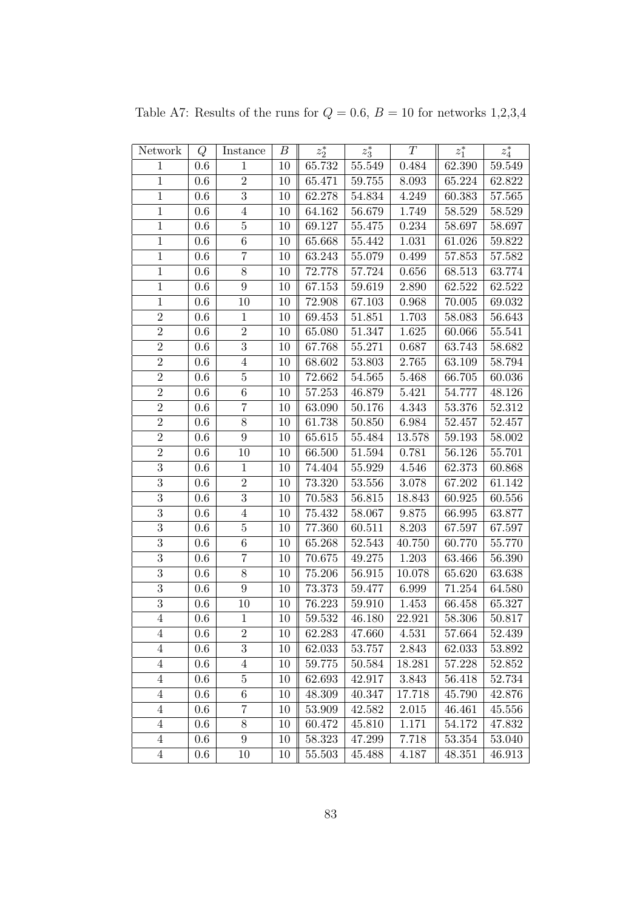Table A7: Results of the runs for $Q = 0.6$, $B = 10$ for networks 1,2,3,4

| Network | $Q$ | Instance | $B$ | $z_2^*$ | $z_3^*$ | $T$ | $z_1^*$ | $z_4^*$ |
|---|---|---|---|---|---|---|---|---|
| 1 | 0.6 | 1 | 10 | 65.732 | 55.549 | 0.484 | 62.390 | 59.549 |
| 1 | 0.6 | 2 | 10 | 65.471 | 59.755 | 8.093 | 65.224 | 62.822 |
| 1 | 0.6 | 3 | 10 | 62.278 | 54.834 | 4.249 | 60.383 | 57.565 |
| 1 | 0.6 | 4 | 10 | 64.162 | 56.679 | 1.749 | 58.529 | 58.529 |
| 1 | 0.6 | 5 | 10 | 69.127 | 55.475 | 0.234 | 58.697 | 58.697 |
| 1 | 0.6 | 6 | 10 | 65.668 | 55.442 | 1.031 | 61.026 | 59.822 |
| 1 | 0.6 | 7 | 10 | 63.243 | 55.079 | 0.499 | 57.853 | 57.582 |
| 1 | 0.6 | 8 | 10 | 72.778 | 57.724 | 0.656 | 68.513 | 63.774 |
| 1 | 0.6 | 9 | 10 | 67.153 | 59.619 | 2.890 | 62.522 | 62.522 |
| 1 | 0.6 | 10 | 10 | 72.908 | 67.103 | 0.968 | 70.005 | 69.032 |
| 2 | 0.6 | 1 | 10 | 69.453 | 51.851 | 1.703 | 58.083 | 56.643 |
| 2 | 0.6 | 2 | 10 | 65.080 | 51.347 | 1.625 | 60.066 | 55.541 |
| 2 | 0.6 | 3 | 10 | 67.768 | 55.271 | 0.687 | 63.743 | 58.682 |
| 2 | 0.6 | 4 | 10 | 68.602 | 53.803 | 2.765 | 63.109 | 58.794 |
| 2 | 0.6 | 5 | 10 | 72.662 | 54.565 | 5.468 | 66.705 | 60.036 |
| 2 | 0.6 | 6 | 10 | 57.253 | 46.879 | 5.421 | 54.777 | 48.126 |
| 2 | 0.6 | 7 | 10 | 63.090 | 50.176 | 4.343 | 53.376 | 52.312 |
| 2 | 0.6 | 8 | 10 | 61.738 | 50.850 | 6.984 | 52.457 | 52.457 |
| 2 | 0.6 | 9 | 10 | 65.615 | 55.484 | 13.578 | 59.193 | 58.002 |
| 2 | 0.6 | 10 | 10 | 66.500 | 51.594 | 0.781 | 56.126 | 55.701 |
| 3 | 0.6 | 1 | 10 | 74.404 | 55.929 | 4.546 | 62.373 | 60.868 |
| 3 | 0.6 | 2 | 10 | 73.320 | 53.556 | 3.078 | 67.202 | 61.142 |
| 3 | 0.6 | 3 | 10 | 70.583 | 56.815 | 18.843 | 60.925 | 60.556 |
| 3 | 0.6 | 4 | 10 | 75.432 | 58.067 | 9.875 | 66.995 | 63.877 |
| 3 | 0.6 | 5 | 10 | 77.360 | 60.511 | 8.203 | 67.597 | 67.597 |
| 3 | 0.6 | 6 | 10 | 65.268 | 52.543 | 40.750 | 60.770 | 55.770 |
| 3 | 0.6 | 7 | 10 | 70.675 | 49.275 | 1.203 | 63.466 | 56.390 |
| 3 | 0.6 | 8 | 10 | 75.206 | 56.915 | 10.078 | 65.620 | 63.638 |
| 3 | 0.6 | 9 | 10 | 73.373 | 59.477 | 6.999 | 71.254 | 64.580 |
| 3 | 0.6 | 10 | 10 | 76.223 | 59.910 | 1.453 | 66.458 | 65.327 |
| 4 | 0.6 | 1 | 10 | 59.532 | 46.180 | 22.921 | 58.306 | 50.817 |
| 4 | 0.6 | 2 | 10 | 62.283 | 47.660 | 4.531 | 57.664 | 52.439 |
| 4 | 0.6 | 3 | 10 | 62.033 | 53.757 | 2.843 | 62.033 | 53.892 |
| 4 | 0.6 | 4 | 10 | 59.775 | 50.584 | 18.281 | 57.228 | 52.852 |
| 4 | 0.6 | 5 | 10 | 62.693 | 42.917 | 3.843 | 56.418 | 52.734 |
| 4 | 0.6 | 6 | 10 | 48.309 | 40.347 | 17.718 | 45.790 | 42.876 |
| 4 | 0.6 | 7 | 10 | 53.909 | 42.582 | 2.015 | 46.461 | 45.556 |
| 4 | 0.6 | 8 | 10 | 60.472 | 45.810 | 1.171 | 54.172 | 47.832 |
| 4 | 0.6 | 9 | 10 | 58.323 | 47.299 | 7.718 | 53.354 | 53.040 |
| 4 | 0.6 | 10 | 10 | 55.503 | 45.488 | 4.187 | 48.351 | 46.913 |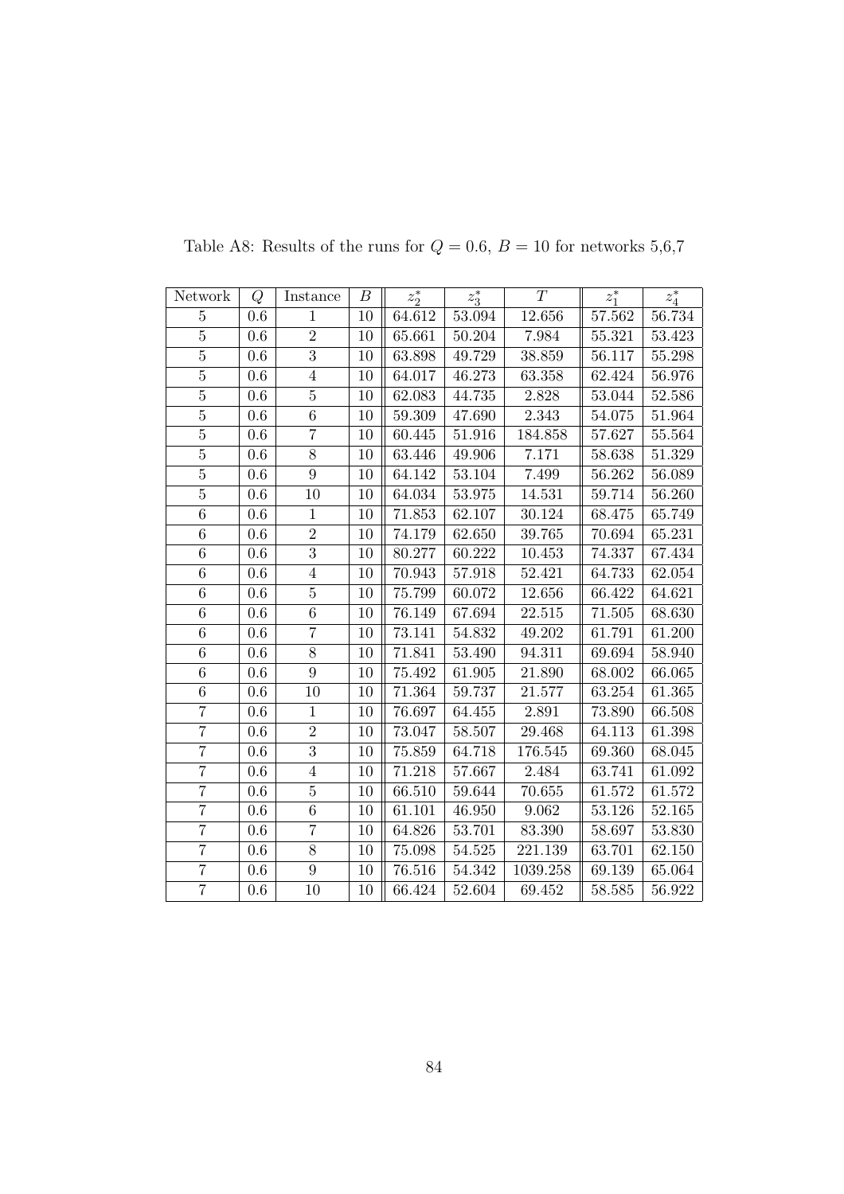Table A8: Results of the runs for $Q = 0.6$, $B = 10$ for networks 5,6,7

| Network | $Q$ | Instance | $B$ | $z_2^*$ | $z_3^*$ | $T$ | $z_1^*$ | $z_4^*$ |
|---|---|---|---|---|---|---|---|---|
| 5 | 0.6 | 1 | 10 | 64.612 | 53.094 | 12.656 | 57.562 | 56.734 |
| 5 | 0.6 | 2 | 10 | 65.661 | 50.204 | 7.984 | 55.321 | 53.423 |
| 5 | 0.6 | 3 | 10 | 63.898 | 49.729 | 38.859 | 56.117 | 55.298 |
| 5 | 0.6 | 4 | 10 | 64.017 | 46.273 | 63.358 | 62.424 | 56.976 |
| 5 | 0.6 | 5 | 10 | 62.083 | 44.735 | 2.828 | 53.044 | 52.586 |
| 5 | 0.6 | 6 | 10 | 59.309 | 47.690 | 2.343 | 54.075 | 51.964 |
| 5 | 0.6 | 7 | 10 | 60.445 | 51.916 | 184.858 | 57.627 | 55.564 |
| 5 | 0.6 | 8 | 10 | 63.446 | 49.906 | 7.171 | 58.638 | 51.329 |
| 5 | 0.6 | 9 | 10 | 64.142 | 53.104 | 7.499 | 56.262 | 56.089 |
| 5 | 0.6 | 10 | 10 | 64.034 | 53.975 | 14.531 | 59.714 | 56.260 |
| 6 | 0.6 | 1 | 10 | 71.853 | 62.107 | 30.124 | 68.475 | 65.749 |
| 6 | 0.6 | 2 | 10 | 74.179 | 62.650 | 39.765 | 70.694 | 65.231 |
| 6 | 0.6 | 3 | 10 | 80.277 | 60.222 | 10.453 | 74.337 | 67.434 |
| 6 | 0.6 | 4 | 10 | 70.943 | 57.918 | 52.421 | 64.733 | 62.054 |
| 6 | 0.6 | 5 | 10 | 75.799 | 60.072 | 12.656 | 66.422 | 64.621 |
| 6 | 0.6 | 6 | 10 | 76.149 | 67.694 | 22.515 | 71.505 | 68.630 |
| 6 | 0.6 | 7 | 10 | 73.141 | 54.832 | 49.202 | 61.791 | 61.200 |
| 6 | 0.6 | 8 | 10 | 71.841 | 53.490 | 94.311 | 69.694 | 58.940 |
| 6 | 0.6 | 9 | 10 | 75.492 | 61.905 | 21.890 | 68.002 | 66.065 |
| 6 | 0.6 | 10 | 10 | 71.364 | 59.737 | 21.577 | 63.254 | 61.365 |
| 7 | 0.6 | 1 | 10 | 76.697 | 64.455 | 2.891 | 73.890 | 66.508 |
| 7 | 0.6 | 2 | 10 | 73.047 | 58.507 | 29.468 | 64.113 | 61.398 |
| 7 | 0.6 | 3 | 10 | 75.859 | 64.718 | 176.545 | 69.360 | 68.045 |
| 7 | 0.6 | 4 | 10 | 71.218 | 57.667 | 2.484 | 63.741 | 61.092 |
| 7 | 0.6 | 5 | 10 | 66.510 | 59.644 | 70.655 | 61.572 | 61.572 |
| 7 | 0.6 | 6 | 10 | 61.101 | 46.950 | 9.062 | 53.126 | 52.165 |
| 7 | 0.6 | 7 | 10 | 64.826 | 53.701 | 83.390 | 58.697 | 53.830 |
| 7 | 0.6 | 8 | 10 | 75.098 | 54.525 | 221.139 | 63.701 | 62.150 |
| 7 | 0.6 | 9 | 10 | 76.516 | 54.342 | 1039.258 | 69.139 | 65.064 |
| 7 | 0.6 | 10 | 10 | 66.424 | 52.604 | 69.452 | 58.585 | 56.922 |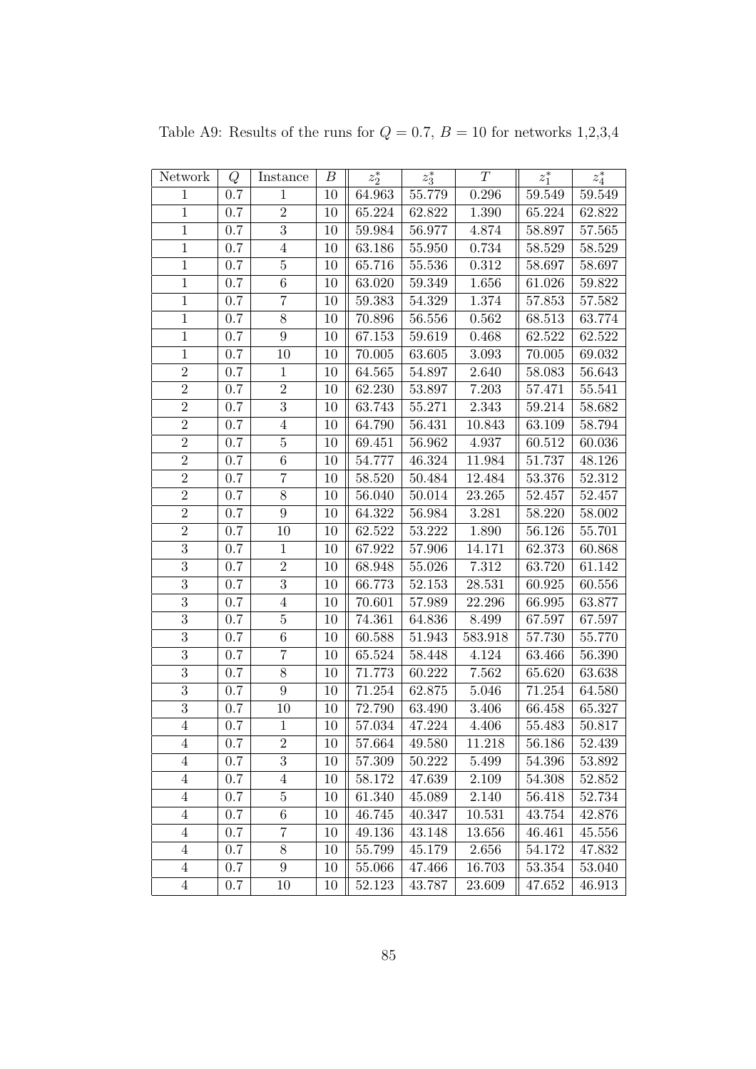Table A9: Results of the runs for $Q = 0.7$, $B = 10$ for networks 1,2,3,4

| Network | $Q$ | Instance | $B$ | $z_2^*$ | $z_3^*$ | $T$ | $z_1^*$ | $z_4^*$ |
|---|---|---|---|---|---|---|---|---|
| 1 | 0.7 | 1 | 10 | 64.963 | 55.779 | 0.296 | 59.549 | 59.549 |
| 1 | 0.7 | 2 | 10 | 65.224 | 62.822 | 1.390 | 65.224 | 62.822 |
| 1 | 0.7 | 3 | 10 | 59.984 | 56.977 | 4.874 | 58.897 | 57.565 |
| 1 | 0.7 | 4 | 10 | 63.186 | 55.950 | 0.734 | 58.529 | 58.529 |
| 1 | 0.7 | 5 | 10 | 65.716 | 55.536 | 0.312 | 58.697 | 58.697 |
| 1 | 0.7 | 6 | 10 | 63.020 | 59.349 | 1.656 | 61.026 | 59.822 |
| 1 | 0.7 | 7 | 10 | 59.383 | 54.329 | 1.374 | 57.853 | 57.582 |
| 1 | 0.7 | 8 | 10 | 70.896 | 56.556 | 0.562 | 68.513 | 63.774 |
| 1 | 0.7 | 9 | 10 | 67.153 | 59.619 | 0.468 | 62.522 | 62.522 |
| 1 | 0.7 | 10 | 10 | 70.005 | 63.605 | 3.093 | 70.005 | 69.032 |
| 2 | 0.7 | 1 | 10 | 64.565 | 54.897 | 2.640 | 58.083 | 56.643 |
| 2 | 0.7 | 2 | 10 | 62.230 | 53.897 | 7.203 | 57.471 | 55.541 |
| 2 | 0.7 | 3 | 10 | 63.743 | 55.271 | 2.343 | 59.214 | 58.682 |
| 2 | 0.7 | 4 | 10 | 64.790 | 56.431 | 10.843 | 63.109 | 58.794 |
| 2 | 0.7 | 5 | 10 | 69.451 | 56.962 | 4.937 | 60.512 | 60.036 |
| 2 | 0.7 | 6 | 10 | 54.777 | 46.324 | 11.984 | 51.737 | 48.126 |
| 2 | 0.7 | 7 | 10 | 58.520 | 50.484 | 12.484 | 53.376 | 52.312 |
| 2 | 0.7 | 8 | 10 | 56.040 | 50.014 | 23.265 | 52.457 | 52.457 |
| 2 | 0.7 | 9 | 10 | 64.322 | 56.984 | 3.281 | 58.220 | 58.002 |
| 2 | 0.7 | 10 | 10 | 62.522 | 53.222 | 1.890 | 56.126 | 55.701 |
| 3 | 0.7 | 1 | 10 | 67.922 | 57.906 | 14.171 | 62.373 | 60.868 |
| 3 | 0.7 | 2 | 10 | 68.948 | 55.026 | 7.312 | 63.720 | 61.142 |
| 3 | 0.7 | 3 | 10 | 66.773 | 52.153 | 28.531 | 60.925 | 60.556 |
| 3 | 0.7 | 4 | 10 | 70.601 | 57.989 | 22.296 | 66.995 | 63.877 |
| 3 | 0.7 | 5 | 10 | 74.361 | 64.836 | 8.499 | 67.597 | 67.597 |
| 3 | 0.7 | 6 | 10 | 60.588 | 51.943 | 583.918 | 57.730 | 55.770 |
| 3 | 0.7 | 7 | 10 | 65.524 | 58.448 | 4.124 | 63.466 | 56.390 |
| 3 | 0.7 | 8 | 10 | 71.773 | 60.222 | 7.562 | 65.620 | 63.638 |
| 3 | 0.7 | 9 | 10 | 71.254 | 62.875 | 5.046 | 71.254 | 64.580 |
| 3 | 0.7 | 10 | 10 | 72.790 | 63.490 | 3.406 | 66.458 | 65.327 |
| 4 | 0.7 | 1 | 10 | 57.034 | 47.224 | 4.406 | 55.483 | 50.817 |
| 4 | 0.7 | 2 | 10 | 57.664 | 49.580 | 11.218 | 56.186 | 52.439 |
| 4 | 0.7 | 3 | 10 | 57.309 | 50.222 | 5.499 | 54.396 | 53.892 |
| 4 | 0.7 | 4 | 10 | 58.172 | 47.639 | 2.109 | 54.308 | 52.852 |
| 4 | 0.7 | 5 | 10 | 61.340 | 45.089 | 2.140 | 56.418 | 52.734 |
| 4 | 0.7 | 6 | 10 | 46.745 | 40.347 | 10.531 | 43.754 | 42.876 |
| 4 | 0.7 | 7 | 10 | 49.136 | 43.148 | 13.656 | 46.461 | 45.556 |
| 4 | 0.7 | 8 | 10 | 55.799 | 45.179 | 2.656 | 54.172 | 47.832 |
| 4 | 0.7 | 9 | 10 | 55.066 | 47.466 | 16.703 | 53.354 | 53.040 |
| 4 | 0.7 | 10 | 10 | 52.123 | 43.787 | 23.609 | 47.652 | 46.913 |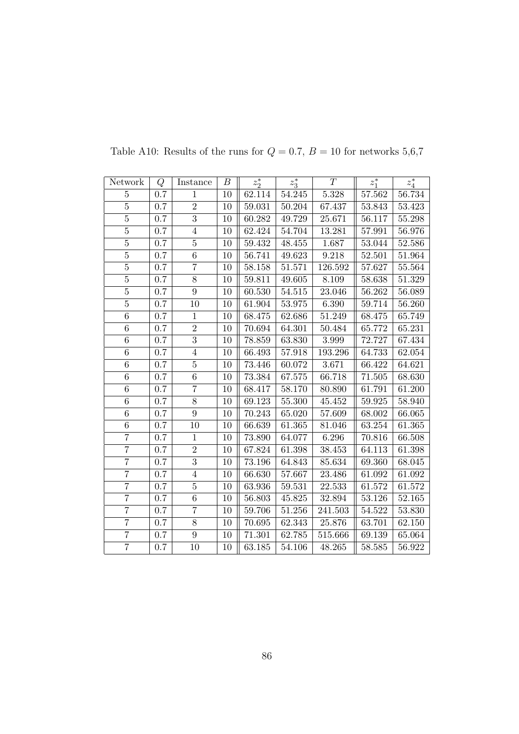Table A10: Results of the runs for $Q = 0.7$, $B = 10$ for networks 5,6,7

| Network | $Q$ | Instance | $B$ | $z_2^*$ | $z_3^*$ | $T$ | $z_1^*$ | $z_4^*$ |
|---|---|---|---|---|---|---|---|---|
| 5 | 0.7 | 1 | 10 | 62.114 | 54.245 | 5.328 | 57.562 | 56.734 |
| 5 | 0.7 | 2 | 10 | 59.031 | 50.204 | 67.437 | 53.843 | 53.423 |
| 5 | 0.7 | 3 | 10 | 60.282 | 49.729 | 25.671 | 56.117 | 55.298 |
| 5 | 0.7 | 4 | 10 | 62.424 | 54.704 | 13.281 | 57.991 | 56.976 |
| 5 | 0.7 | 5 | 10 | 59.432 | 48.455 | 1.687 | 53.044 | 52.586 |
| 5 | 0.7 | 6 | 10 | 56.741 | 49.623 | 9.218 | 52.501 | 51.964 |
| 5 | 0.7 | 7 | 10 | 58.158 | 51.571 | 126.592 | 57.627 | 55.564 |
| 5 | 0.7 | 8 | 10 | 59.811 | 49.605 | 8.109 | 58.638 | 51.329 |
| 5 | 0.7 | 9 | 10 | 60.530 | 54.515 | 23.046 | 56.262 | 56.089 |
| 5 | 0.7 | 10 | 10 | 61.904 | 53.975 | 6.390 | 59.714 | 56.260 |
| 6 | 0.7 | 1 | 10 | 68.475 | 62.686 | 51.249 | 68.475 | 65.749 |
| 6 | 0.7 | 2 | 10 | 70.694 | 64.301 | 50.484 | 65.772 | 65.231 |
| 6 | 0.7 | 3 | 10 | 78.859 | 63.830 | 3.999 | 72.727 | 67.434 |
| 6 | 0.7 | 4 | 10 | 66.493 | 57.918 | 193.296 | 64.733 | 62.054 |
| 6 | 0.7 | 5 | 10 | 73.446 | 60.072 | 3.671 | 66.422 | 64.621 |
| 6 | 0.7 | 6 | 10 | 73.384 | 67.575 | 66.718 | 71.505 | 68.630 |
| 6 | 0.7 | 7 | 10 | 68.417 | 58.170 | 80.890 | 61.791 | 61.200 |
| 6 | 0.7 | 8 | 10 | 69.123 | 55.300 | 45.452 | 59.925 | 58.940 |
| 6 | 0.7 | 9 | 10 | 70.243 | 65.020 | 57.609 | 68.002 | 66.065 |
| 6 | 0.7 | 10 | 10 | 66.639 | 61.365 | 81.046 | 63.254 | 61.365 |
| 7 | 0.7 | 1 | 10 | 73.890 | 64.077 | 6.296 | 70.816 | 66.508 |
| 7 | 0.7 | 2 | 10 | 67.824 | 61.398 | 38.453 | 64.113 | 61.398 |
| 7 | 0.7 | 3 | 10 | 73.196 | 64.843 | 85.634 | 69.360 | 68.045 |
| 7 | 0.7 | 4 | 10 | 66.630 | 57.667 | 23.486 | 61.092 | 61.092 |
| 7 | 0.7 | 5 | 10 | 63.936 | 59.531 | 22.533 | 61.572 | 61.572 |
| 7 | 0.7 | 6 | 10 | 56.803 | 45.825 | 32.894 | 53.126 | 52.165 |
| 7 | 0.7 | 7 | 10 | 59.706 | 51.256 | 241.503 | 54.522 | 53.830 |
| 7 | 0.7 | 8 | 10 | 70.695 | 62.343 | 25.876 | 63.701 | 62.150 |
| 7 | 0.7 | 9 | 10 | 71.301 | 62.785 | 515.666 | 69.139 | 65.064 |
| 7 | 0.7 | 10 | 10 | 63.185 | 54.106 | 48.265 | 58.585 | 56.922 |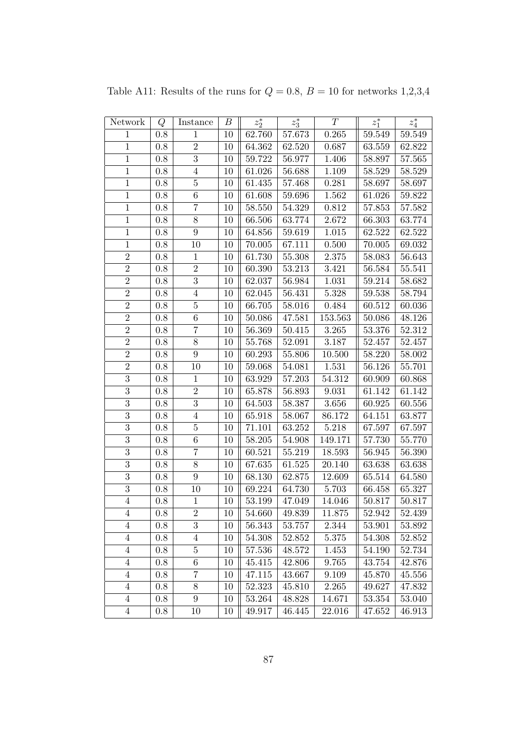Table A11: Results of the runs for $Q = 0.8$, $B = 10$ for networks 1,2,3,4

| Network | $Q$ | Instance | $B$ | $z_2^*$ | $z_3^*$ | $T$ | $z_1^*$ | $z_4^*$ |
|---|---|---|---|---|---|---|---|---|
| 1 | 0.8 | 1 | 10 | 62.760 | 57.673 | 0.265 | 59.549 | 59.549 |
| 1 | 0.8 | 2 | 10 | 64.362 | 62.520 | 0.687 | 63.559 | 62.822 |
| 1 | 0.8 | 3 | 10 | 59.722 | 56.977 | 1.406 | 58.897 | 57.565 |
| 1 | 0.8 | 4 | 10 | 61.026 | 56.688 | 1.109 | 58.529 | 58.529 |
| 1 | 0.8 | 5 | 10 | 61.435 | 57.468 | 0.281 | 58.697 | 58.697 |
| 1 | 0.8 | 6 | 10 | 61.608 | 59.696 | 1.562 | 61.026 | 59.822 |
| 1 | 0.8 | 7 | 10 | 58.550 | 54.329 | 0.812 | 57.853 | 57.582 |
| 1 | 0.8 | 8 | 10 | 66.506 | 63.774 | 2.672 | 66.303 | 63.774 |
| 1 | 0.8 | 9 | 10 | 64.856 | 59.619 | 1.015 | 62.522 | 62.522 |
| 1 | 0.8 | 10 | 10 | 70.005 | 67.111 | 0.500 | 70.005 | 69.032 |
| 2 | 0.8 | 1 | 10 | 61.730 | 55.308 | 2.375 | 58.083 | 56.643 |
| 2 | 0.8 | 2 | 10 | 60.390 | 53.213 | 3.421 | 56.584 | 55.541 |
| 2 | 0.8 | 3 | 10 | 62.037 | 56.984 | 1.031 | 59.214 | 58.682 |
| 2 | 0.8 | 4 | 10 | 62.045 | 56.431 | 5.328 | 59.538 | 58.794 |
| 2 | 0.8 | 5 | 10 | 66.705 | 58.016 | 0.484 | 60.512 | 60.036 |
| 2 | 0.8 | 6 | 10 | 50.086 | 47.581 | 153.563 | 50.086 | 48.126 |
| 2 | 0.8 | 7 | 10 | 56.369 | 50.415 | 3.265 | 53.376 | 52.312 |
| 2 | 0.8 | 8 | 10 | 55.768 | 52.091 | 3.187 | 52.457 | 52.457 |
| 2 | 0.8 | 9 | 10 | 60.293 | 55.806 | 10.500 | 58.220 | 58.002 |
| 2 | 0.8 | 10 | 10 | 59.068 | 54.081 | 1.531 | 56.126 | 55.701 |
| 3 | 0.8 | 1 | 10 | 63.929 | 57.203 | 54.312 | 60.909 | 60.868 |
| 3 | 0.8 | 2 | 10 | 65.878 | 56.893 | 9.031 | 61.142 | 61.142 |
| 3 | 0.8 | 3 | 10 | 64.503 | 58.387 | 3.656 | 60.925 | 60.556 |
| 3 | 0.8 | 4 | 10 | 65.918 | 58.067 | 86.172 | 64.151 | 63.877 |
| 3 | 0.8 | 5 | 10 | 71.101 | 63.252 | 5.218 | 67.597 | 67.597 |
| 3 | 0.8 | 6 | 10 | 58.205 | 54.908 | 149.171 | 57.730 | 55.770 |
| 3 | 0.8 | 7 | 10 | 60.521 | 55.219 | 18.593 | 56.945 | 56.390 |
| 3 | 0.8 | 8 | 10 | 67.635 | 61.525 | 20.140 | 63.638 | 63.638 |
| 3 | 0.8 | 9 | 10 | 68.130 | 62.875 | 12.609 | 65.514 | 64.580 |
| 3 | 0.8 | 10 | 10 | 69.224 | 64.730 | 5.703 | 66.458 | 65.327 |
| 4 | 0.8 | 1 | 10 | 53.199 | 47.049 | 14.046 | 50.817 | 50.817 |
| 4 | 0.8 | 2 | 10 | 54.660 | 49.839 | 11.875 | 52.942 | 52.439 |
| 4 | 0.8 | 3 | 10 | 56.343 | 53.757 | 2.344 | 53.901 | 53.892 |
| 4 | 0.8 | 4 | 10 | 54.308 | 52.852 | 5.375 | 54.308 | 52.852 |
| 4 | 0.8 | 5 | 10 | 57.536 | 48.572 | 1.453 | 54.190 | 52.734 |
| 4 | 0.8 | 6 | 10 | 45.415 | 42.806 | 9.765 | 43.754 | 42.876 |
| 4 | 0.8 | 7 | 10 | 47.115 | 43.667 | 9.109 | 45.870 | 45.556 |
| 4 | 0.8 | 8 | 10 | 52.323 | 45.810 | 2.265 | 49.627 | 47.832 |
| 4 | 0.8 | 9 | 10 | 53.264 | 48.828 | 14.671 | 53.354 | 53.040 |
| 4 | 0.8 | 10 | 10 | 49.917 | 46.445 | 22.016 | 47.652 | 46.913 |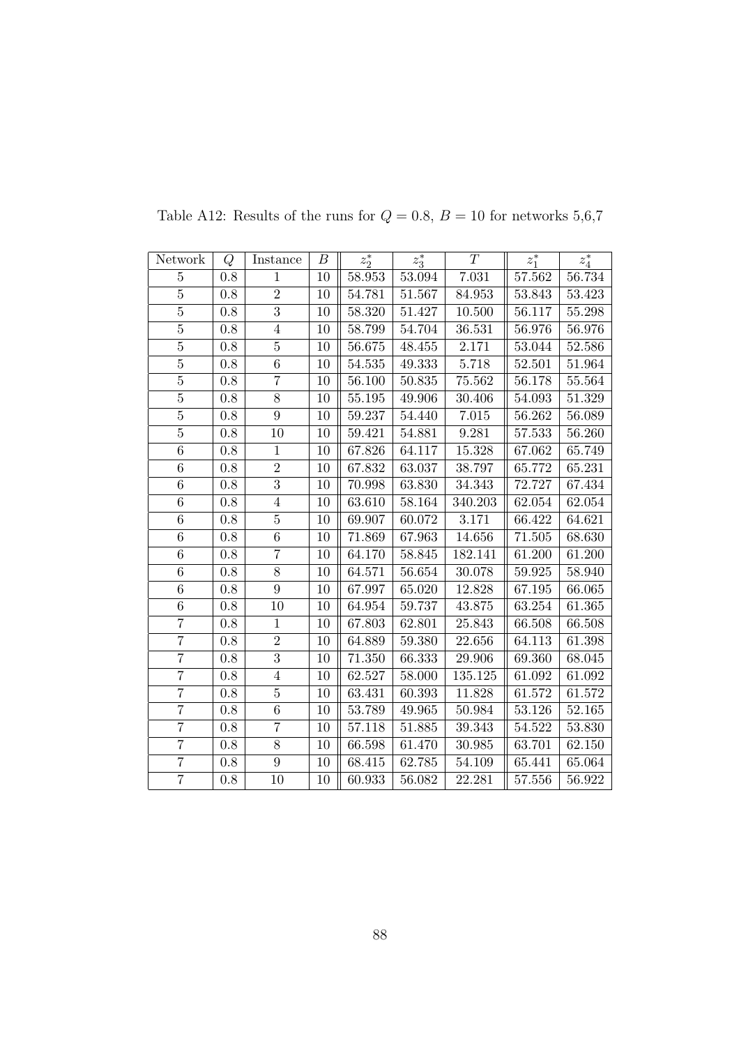Table A12: Results of the runs for $Q = 0.8$, $B = 10$ for networks 5,6,7

| Network | $Q$ | Instance | $B$ | $z_2^*$ | $z_3^*$ | $T$ | $z_1^*$ | $z_4^*$ |
|---|---|---|---|---|---|---|---|---|
| 5 | 0.8 | 1 | 10 | 58.953 | 53.094 | 7.031 | 57.562 | 56.734 |
| 5 | 0.8 | 2 | 10 | 54.781 | 51.567 | 84.953 | 53.843 | 53.423 |
| 5 | 0.8 | 3 | 10 | 58.320 | 51.427 | 10.500 | 56.117 | 55.298 |
| 5 | 0.8 | 4 | 10 | 58.799 | 54.704 | 36.531 | 56.976 | 56.976 |
| 5 | 0.8 | 5 | 10 | 56.675 | 48.455 | 2.171 | 53.044 | 52.586 |
| 5 | 0.8 | 6 | 10 | 54.535 | 49.333 | 5.718 | 52.501 | 51.964 |
| 5 | 0.8 | 7 | 10 | 56.100 | 50.835 | 75.562 | 56.178 | 55.564 |
| 5 | 0.8 | 8 | 10 | 55.195 | 49.906 | 30.406 | 54.093 | 51.329 |
| 5 | 0.8 | 9 | 10 | 59.237 | 54.440 | 7.015 | 56.262 | 56.089 |
| 5 | 0.8 | 10 | 10 | 59.421 | 54.881 | 9.281 | 57.533 | 56.260 |
| 6 | 0.8 | 1 | 10 | 67.826 | 64.117 | 15.328 | 67.062 | 65.749 |
| 6 | 0.8 | 2 | 10 | 67.832 | 63.037 | 38.797 | 65.772 | 65.231 |
| 6 | 0.8 | 3 | 10 | 70.998 | 63.830 | 34.343 | 72.727 | 67.434 |
| 6 | 0.8 | 4 | 10 | 63.610 | 58.164 | 340.203 | 62.054 | 62.054 |
| 6 | 0.8 | 5 | 10 | 69.907 | 60.072 | 3.171 | 66.422 | 64.621 |
| 6 | 0.8 | 6 | 10 | 71.869 | 67.963 | 14.656 | 71.505 | 68.630 |
| 6 | 0.8 | 7 | 10 | 64.170 | 58.845 | 182.141 | 61.200 | 61.200 |
| 6 | 0.8 | 8 | 10 | 64.571 | 56.654 | 30.078 | 59.925 | 58.940 |
| 6 | 0.8 | 9 | 10 | 67.997 | 65.020 | 12.828 | 67.195 | 66.065 |
| 6 | 0.8 | 10 | 10 | 64.954 | 59.737 | 43.875 | 63.254 | 61.365 |
| 7 | 0.8 | 1 | 10 | 67.803 | 62.801 | 25.843 | 66.508 | 66.508 |
| 7 | 0.8 | 2 | 10 | 64.889 | 59.380 | 22.656 | 64.113 | 61.398 |
| 7 | 0.8 | 3 | 10 | 71.350 | 66.333 | 29.906 | 69.360 | 68.045 |
| 7 | 0.8 | 4 | 10 | 62.527 | 58.000 | 135.125 | 61.092 | 61.092 |
| 7 | 0.8 | 5 | 10 | 63.431 | 60.393 | 11.828 | 61.572 | 61.572 |
| 7 | 0.8 | 6 | 10 | 53.789 | 49.965 | 50.984 | 53.126 | 52.165 |
| 7 | 0.8 | 7 | 10 | 57.118 | 51.885 | 39.343 | 54.522 | 53.830 |
| 7 | 0.8 | 8 | 10 | 66.598 | 61.470 | 30.985 | 63.701 | 62.150 |
| 7 | 0.8 | 9 | 10 | 68.415 | 62.785 | 54.109 | 65.441 | 65.064 |
| 7 | 0.8 | 10 | 10 | 60.933 | 56.082 | 22.281 | 57.556 | 56.922 |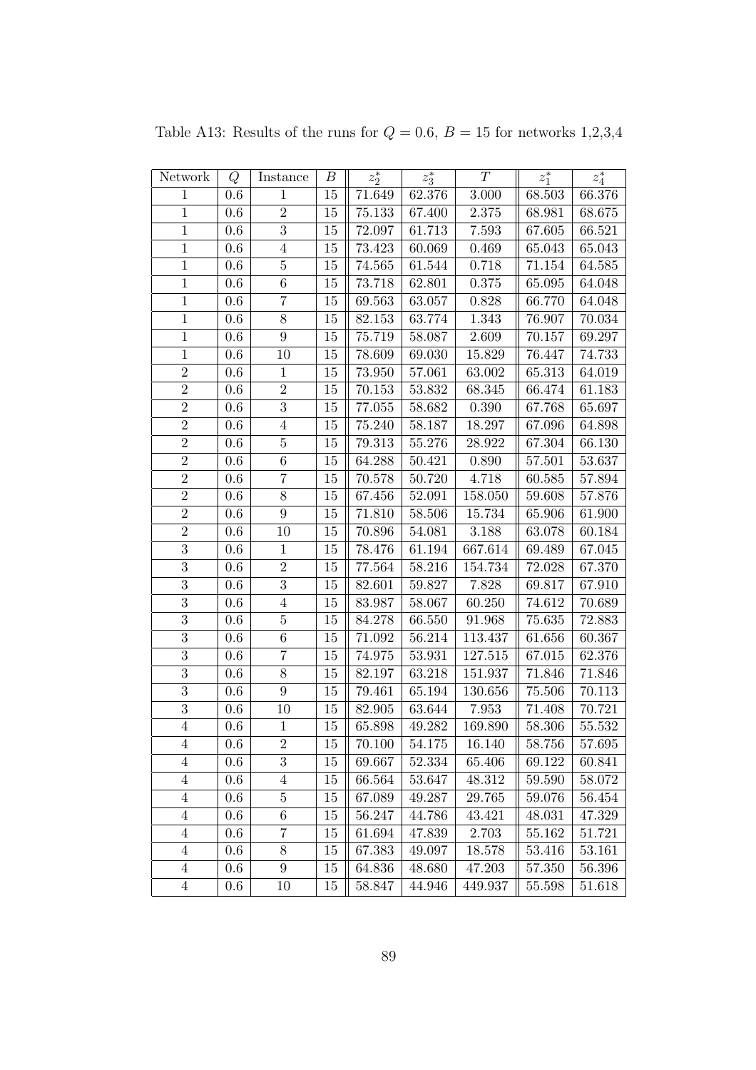Table A13: Results of the runs for $Q = 0.6$, $B = 15$ for networks 1,2,3,4

| Network | $Q$ | Instance | $B$ | $z_2^*$ | $z_3^*$ | $T$ | $z_1^*$ | $z_4^*$ |
|---|---|---|---|---|---|---|---|---|
| 1 | 0.6 | 1 | 15 | 71.649 | 62.376 | 3.000 | 68.503 | 66.376 |
| 1 | 0.6 | 2 | 15 | 75.133 | 67.400 | 2.375 | 68.981 | 68.675 |
| 1 | 0.6 | 3 | 15 | 72.097 | 61.713 | 7.593 | 67.605 | 66.521 |
| 1 | 0.6 | 4 | 15 | 73.423 | 60.069 | 0.469 | 65.043 | 65.043 |
| 1 | 0.6 | 5 | 15 | 74.565 | 61.544 | 0.718 | 71.154 | 64.585 |
| 1 | 0.6 | 6 | 15 | 73.718 | 62.801 | 0.375 | 65.095 | 64.048 |
| 1 | 0.6 | 7 | 15 | 69.563 | 63.057 | 0.828 | 66.770 | 64.048 |
| 1 | 0.6 | 8 | 15 | 82.153 | 63.774 | 1.343 | 76.907 | 70.034 |
| 1 | 0.6 | 9 | 15 | 75.719 | 58.087 | 2.609 | 70.157 | 69.297 |
| 1 | 0.6 | 10 | 15 | 78.609 | 69.030 | 15.829 | 76.447 | 74.733 |
| 2 | 0.6 | 1 | 15 | 73.950 | 57.061 | 63.002 | 65.313 | 64.019 |
| 2 | 0.6 | 2 | 15 | 70.153 | 53.832 | 68.345 | 66.474 | 61.183 |
| 2 | 0.6 | 3 | 15 | 77.055 | 58.682 | 0.390 | 67.768 | 65.697 |
| 2 | 0.6 | 4 | 15 | 75.240 | 58.187 | 18.297 | 67.096 | 64.898 |
| 2 | 0.6 | 5 | 15 | 79.313 | 55.276 | 28.922 | 67.304 | 66.130 |
| 2 | 0.6 | 6 | 15 | 64.288 | 50.421 | 0.890 | 57.501 | 53.637 |
| 2 | 0.6 | 7 | 15 | 70.578 | 50.720 | 4.718 | 60.585 | 57.894 |
| 2 | 0.6 | 8 | 15 | 67.456 | 52.091 | 158.050 | 59.608 | 57.876 |
| 2 | 0.6 | 9 | 15 | 71.810 | 58.506 | 15.734 | 65.906 | 61.900 |
| 2 | 0.6 | 10 | 15 | 70.896 | 54.081 | 3.188 | 63.078 | 60.184 |
| 3 | 0.6 | 1 | 15 | 78.476 | 61.194 | 667.614 | 69.489 | 67.045 |
| 3 | 0.6 | 2 | 15 | 77.564 | 58.216 | 154.734 | 72.028 | 67.370 |
| 3 | 0.6 | 3 | 15 | 82.601 | 59.827 | 7.828 | 69.817 | 67.910 |
| 3 | 0.6 | 4 | 15 | 83.987 | 58.067 | 60.250 | 74.612 | 70.689 |
| 3 | 0.6 | 5 | 15 | 84.278 | 66.550 | 91.968 | 75.635 | 72.883 |
| 3 | 0.6 | 6 | 15 | 71.092 | 56.214 | 113.437 | 61.656 | 60.367 |
| 3 | 0.6 | 7 | 15 | 74.975 | 53.931 | 127.515 | 67.015 | 62.376 |
| 3 | 0.6 | 8 | 15 | 82.197 | 63.218 | 151.937 | 71.846 | 71.846 |
| 3 | 0.6 | 9 | 15 | 79.461 | 65.194 | 130.656 | 75.506 | 70.113 |
| 3 | 0.6 | 10 | 15 | 82.905 | 63.644 | 7.953 | 71.408 | 70.721 |
| 4 | 0.6 | 1 | 15 | 65.898 | 49.282 | 169.890 | 58.306 | 55.532 |
| 4 | 0.6 | 2 | 15 | 70.100 | 54.175 | 16.140 | 58.756 | 57.695 |
| 4 | 0.6 | 3 | 15 | 69.667 | 52.334 | 65.406 | 69.122 | 60.841 |
| 4 | 0.6 | 4 | 15 | 66.564 | 53.647 | 48.312 | 59.590 | 58.072 |
| 4 | 0.6 | 5 | 15 | 67.089 | 49.287 | 29.765 | 59.076 | 56.454 |
| 4 | 0.6 | 6 | 15 | 56.247 | 44.786 | 43.421 | 48.031 | 47.329 |
| 4 | 0.6 | 7 | 15 | 61.694 | 47.839 | 2.703 | 55.162 | 51.721 |
| 4 | 0.6 | 8 | 15 | 67.383 | 49.097 | 18.578 | 53.416 | 53.161 |
| 4 | 0.6 | 9 | 15 | 64.836 | 48.680 | 47.203 | 57.350 | 56.396 |
| 4 | 0.6 | 10 | 15 | 58.847 | 44.946 | 449.937 | 55.598 | 51.618 |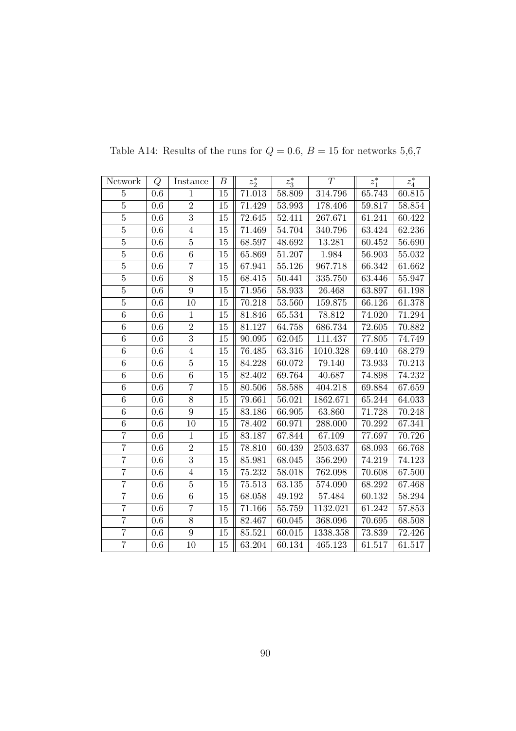Table A14: Results of the runs for $Q = 0.6$, $B = 15$ for networks 5,6,7

| Network | $Q$ | Instance | $B$ | $z_2^*$ | $z_3^*$ | $T$ | $z_1^*$ | $z_4^*$ |
|---|---|---|---|---|---|---|---|---|
| 5 | 0.6 | 1 | 15 | 71.013 | 58.809 | 314.796 | 65.743 | 60.815 |
| 5 | 0.6 | 2 | 15 | 71.429 | 53.993 | 178.406 | 59.817 | 58.854 |
| 5 | 0.6 | 3 | 15 | 72.645 | 52.411 | 267.671 | 61.241 | 60.422 |
| 5 | 0.6 | 4 | 15 | 71.469 | 54.704 | 340.796 | 63.424 | 62.236 |
| 5 | 0.6 | 5 | 15 | 68.597 | 48.692 | 13.281 | 60.452 | 56.690 |
| 5 | 0.6 | 6 | 15 | 65.869 | 51.207 | 1.984 | 56.903 | 55.032 |
| 5 | 0.6 | 7 | 15 | 67.941 | 55.126 | 967.718 | 66.342 | 61.662 |
| 5 | 0.6 | 8 | 15 | 68.415 | 50.441 | 335.750 | 63.446 | 55.947 |
| 5 | 0.6 | 9 | 15 | 71.956 | 58.933 | 26.468 | 63.897 | 61.198 |
| 5 | 0.6 | 10 | 15 | 70.218 | 53.560 | 159.875 | 66.126 | 61.378 |
| 6 | 0.6 | 1 | 15 | 81.846 | 65.534 | 78.812 | 74.020 | 71.294 |
| 6 | 0.6 | 2 | 15 | 81.127 | 64.758 | 686.734 | 72.605 | 70.882 |
| 6 | 0.6 | 3 | 15 | 90.095 | 62.045 | 111.437 | 77.805 | 74.749 |
| 6 | 0.6 | 4 | 15 | 76.485 | 63.316 | 1010.328 | 69.440 | 68.279 |
| 6 | 0.6 | 5 | 15 | 84.228 | 60.072 | 79.140 | 73.933 | 70.213 |
| 6 | 0.6 | 6 | 15 | 82.402 | 69.764 | 40.687 | 74.898 | 74.232 |
| 6 | 0.6 | 7 | 15 | 80.506 | 58.588 | 404.218 | 69.884 | 67.659 |
| 6 | 0.6 | 8 | 15 | 79.661 | 56.021 | 1862.671 | 65.244 | 64.033 |
| 6 | 0.6 | 9 | 15 | 83.186 | 66.905 | 63.860 | 71.728 | 70.248 |
| 6 | 0.6 | 10 | 15 | 78.402 | 60.971 | 288.000 | 70.292 | 67.341 |
| 7 | 0.6 | 1 | 15 | 83.187 | 67.844 | 67.109 | 77.697 | 70.726 |
| 7 | 0.6 | 2 | 15 | 78.810 | 60.439 | 2503.637 | 68.093 | 66.768 |
| 7 | 0.6 | 3 | 15 | 85.981 | 68.045 | 356.290 | 74.219 | 74.123 |
| 7 | 0.6 | 4 | 15 | 75.232 | 58.018 | 762.098 | 70.608 | 67.500 |
| 7 | 0.6 | 5 | 15 | 75.513 | 63.135 | 574.090 | 68.292 | 67.468 |
| 7 | 0.6 | 6 | 15 | 68.058 | 49.192 | 57.484 | 60.132 | 58.294 |
| 7 | 0.6 | 7 | 15 | 71.166 | 55.759 | 1132.021 | 61.242 | 57.853 |
| 7 | 0.6 | 8 | 15 | 82.467 | 60.045 | 368.096 | 70.695 | 68.508 |
| 7 | 0.6 | 9 | 15 | 85.521 | 60.015 | 1338.358 | 73.839 | 72.426 |
| 7 | 0.6 | 10 | 15 | 63.204 | 60.134 | 465.123 | 61.517 | 61.517 |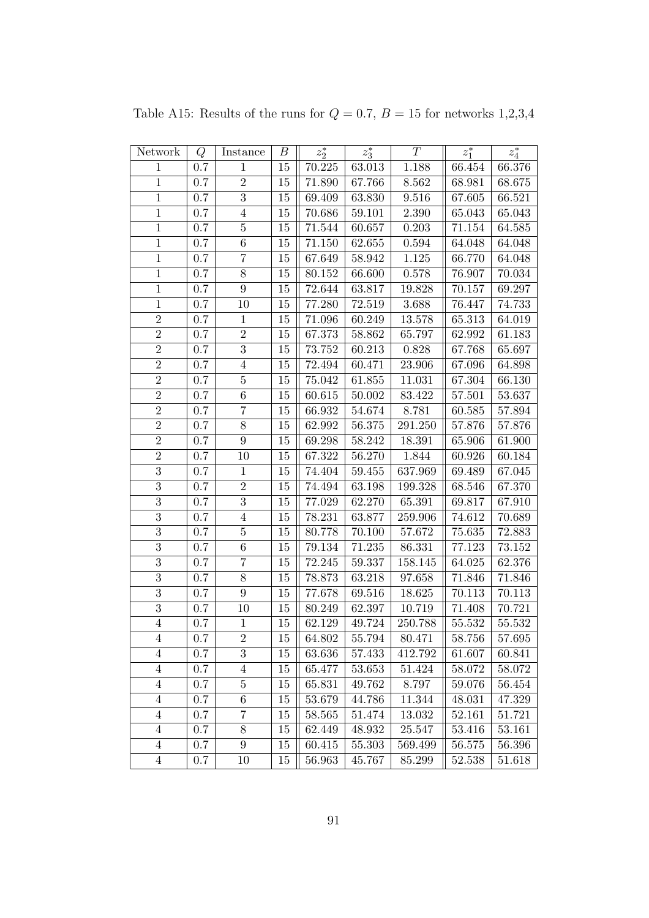Table A15: Results of the runs for $Q = 0.7$, $B = 15$ for networks 1,2,3,4

| Network | $Q$ | Instance | $B$ | $z_2^*$ | $z_3^*$ | $T$ | $z_1^*$ | $z_4^*$ |
|---|---|---|---|---|---|---|---|---|
| 1 | 0.7 | 1 | 15 | 70.225 | 63.013 | 1.188 | 66.454 | 66.376 |
| 1 | 0.7 | 2 | 15 | 71.890 | 67.766 | 8.562 | 68.981 | 68.675 |
| 1 | 0.7 | 3 | 15 | 69.409 | 63.830 | 9.516 | 67.605 | 66.521 |
| 1 | 0.7 | 4 | 15 | 70.686 | 59.101 | 2.390 | 65.043 | 65.043 |
| 1 | 0.7 | 5 | 15 | 71.544 | 60.657 | 0.203 | 71.154 | 64.585 |
| 1 | 0.7 | 6 | 15 | 71.150 | 62.655 | 0.594 | 64.048 | 64.048 |
| 1 | 0.7 | 7 | 15 | 67.649 | 58.942 | 1.125 | 66.770 | 64.048 |
| 1 | 0.7 | 8 | 15 | 80.152 | 66.600 | 0.578 | 76.907 | 70.034 |
| 1 | 0.7 | 9 | 15 | 72.644 | 63.817 | 19.828 | 70.157 | 69.297 |
| 1 | 0.7 | 10 | 15 | 77.280 | 72.519 | 3.688 | 76.447 | 74.733 |
| 2 | 0.7 | 1 | 15 | 71.096 | 60.249 | 13.578 | 65.313 | 64.019 |
| 2 | 0.7 | 2 | 15 | 67.373 | 58.862 | 65.797 | 62.992 | 61.183 |
| 2 | 0.7 | 3 | 15 | 73.752 | 60.213 | 0.828 | 67.768 | 65.697 |
| 2 | 0.7 | 4 | 15 | 72.494 | 60.471 | 23.906 | 67.096 | 64.898 |
| 2 | 0.7 | 5 | 15 | 75.042 | 61.855 | 11.031 | 67.304 | 66.130 |
| 2 | 0.7 | 6 | 15 | 60.615 | 50.002 | 83.422 | 57.501 | 53.637 |
| 2 | 0.7 | 7 | 15 | 66.932 | 54.674 | 8.781 | 60.585 | 57.894 |
| 2 | 0.7 | 8 | 15 | 62.992 | 56.375 | 291.250 | 57.876 | 57.876 |
| 2 | 0.7 | 9 | 15 | 69.298 | 58.242 | 18.391 | 65.906 | 61.900 |
| 2 | 0.7 | 10 | 15 | 67.322 | 56.270 | 1.844 | 60.926 | 60.184 |
| 3 | 0.7 | 1 | 15 | 74.404 | 59.455 | 637.969 | 69.489 | 67.045 |
| 3 | 0.7 | 2 | 15 | 74.494 | 63.198 | 199.328 | 68.546 | 67.370 |
| 3 | 0.7 | 3 | 15 | 77.029 | 62.270 | 65.391 | 69.817 | 67.910 |
| 3 | 0.7 | 4 | 15 | 78.231 | 63.877 | 259.906 | 74.612 | 70.689 |
| 3 | 0.7 | 5 | 15 | 80.778 | 70.100 | 57.672 | 75.635 | 72.883 |
| 3 | 0.7 | 6 | 15 | 79.134 | 71.235 | 86.331 | 77.123 | 73.152 |
| 3 | 0.7 | 7 | 15 | 72.245 | 59.337 | 158.145 | 64.025 | 62.376 |
| 3 | 0.7 | 8 | 15 | 78.873 | 63.218 | 97.658 | 71.846 | 71.846 |
| 3 | 0.7 | 9 | 15 | 77.678 | 69.516 | 18.625 | 70.113 | 70.113 |
| 3 | 0.7 | 10 | 15 | 80.249 | 62.397 | 10.719 | 71.408 | 70.721 |
| 4 | 0.7 | 1 | 15 | 62.129 | 49.724 | 250.788 | 55.532 | 55.532 |
| 4 | 0.7 | 2 | 15 | 64.802 | 55.794 | 80.471 | 58.756 | 57.695 |
| 4 | 0.7 | 3 | 15 | 63.636 | 57.433 | 412.792 | 61.607 | 60.841 |
| 4 | 0.7 | 4 | 15 | 65.477 | 53.653 | 51.424 | 58.072 | 58.072 |
| 4 | 0.7 | 5 | 15 | 65.831 | 49.762 | 8.797 | 59.076 | 56.454 |
| 4 | 0.7 | 6 | 15 | 53.679 | 44.786 | 11.344 | 48.031 | 47.329 |
| 4 | 0.7 | 7 | 15 | 58.565 | 51.474 | 13.032 | 52.161 | 51.721 |
| 4 | 0.7 | 8 | 15 | 62.449 | 48.932 | 25.547 | 53.416 | 53.161 |
| 4 | 0.7 | 9 | 15 | 60.415 | 55.303 | 569.499 | 56.575 | 56.396 |
| 4 | 0.7 | 10 | 15 | 56.963 | 45.767 | 85.299 | 52.538 | 51.618 |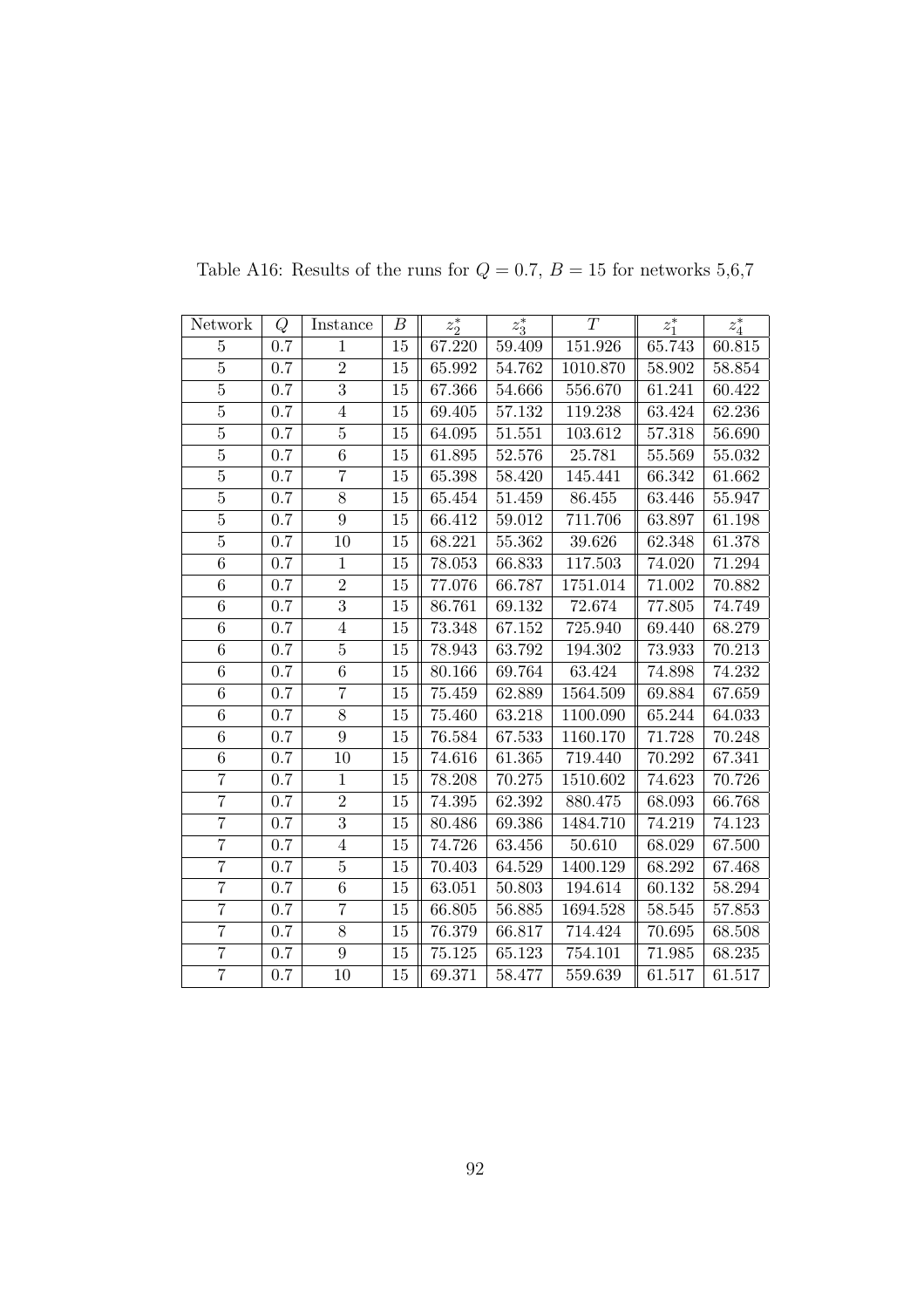Table A16: Results of the runs for $Q = 0.7$, $B = 15$ for networks 5,6,7

| Network | $Q$ | Instance | $B$ | $z_2^*$ | $z_3^*$ | $T$ | $z_1^*$ | $z_4^*$ |
|---|---|---|---|---|---|---|---|---|
| 5 | 0.7 | 1 | 15 | 67.220 | 59.409 | 151.926 | 65.743 | 60.815 |
| 5 | 0.7 | 2 | 15 | 65.992 | 54.762 | 1010.870 | 58.902 | 58.854 |
| 5 | 0.7 | 3 | 15 | 67.366 | 54.666 | 556.670 | 61.241 | 60.422 |
| 5 | 0.7 | 4 | 15 | 69.405 | 57.132 | 119.238 | 63.424 | 62.236 |
| 5 | 0.7 | 5 | 15 | 64.095 | 51.551 | 103.612 | 57.318 | 56.690 |
| 5 | 0.7 | 6 | 15 | 61.895 | 52.576 | 25.781 | 55.569 | 55.032 |
| 5 | 0.7 | 7 | 15 | 65.398 | 58.420 | 145.441 | 66.342 | 61.662 |
| 5 | 0.7 | 8 | 15 | 65.454 | 51.459 | 86.455 | 63.446 | 55.947 |
| 5 | 0.7 | 9 | 15 | 66.412 | 59.012 | 711.706 | 63.897 | 61.198 |
| 5 | 0.7 | 10 | 15 | 68.221 | 55.362 | 39.626 | 62.348 | 61.378 |
| 6 | 0.7 | 1 | 15 | 78.053 | 66.833 | 117.503 | 74.020 | 71.294 |
| 6 | 0.7 | 2 | 15 | 77.076 | 66.787 | 1751.014 | 71.002 | 70.882 |
| 6 | 0.7 | 3 | 15 | 86.761 | 69.132 | 72.674 | 77.805 | 74.749 |
| 6 | 0.7 | 4 | 15 | 73.348 | 67.152 | 725.940 | 69.440 | 68.279 |
| 6 | 0.7 | 5 | 15 | 78.943 | 63.792 | 194.302 | 73.933 | 70.213 |
| 6 | 0.7 | 6 | 15 | 80.166 | 69.764 | 63.424 | 74.898 | 74.232 |
| 6 | 0.7 | 7 | 15 | 75.459 | 62.889 | 1564.509 | 69.884 | 67.659 |
| 6 | 0.7 | 8 | 15 | 75.460 | 63.218 | 1100.090 | 65.244 | 64.033 |
| 6 | 0.7 | 9 | 15 | 76.584 | 67.533 | 1160.170 | 71.728 | 70.248 |
| 6 | 0.7 | 10 | 15 | 74.616 | 61.365 | 719.440 | 70.292 | 67.341 |
| 7 | 0.7 | 1 | 15 | 78.208 | 70.275 | 1510.602 | 74.623 | 70.726 |
| 7 | 0.7 | 2 | 15 | 74.395 | 62.392 | 880.475 | 68.093 | 66.768 |
| 7 | 0.7 | 3 | 15 | 80.486 | 69.386 | 1484.710 | 74.219 | 74.123 |
| 7 | 0.7 | 4 | 15 | 74.726 | 63.456 | 50.610 | 68.029 | 67.500 |
| 7 | 0.7 | 5 | 15 | 70.403 | 64.529 | 1400.129 | 68.292 | 67.468 |
| 7 | 0.7 | 6 | 15 | 63.051 | 50.803 | 194.614 | 60.132 | 58.294 |
| 7 | 0.7 | 7 | 15 | 66.805 | 56.885 | 1694.528 | 58.545 | 57.853 |
| 7 | 0.7 | 8 | 15 | 76.379 | 66.817 | 714.424 | 70.695 | 68.508 |
| 7 | 0.7 | 9 | 15 | 75.125 | 65.123 | 754.101 | 71.985 | 68.235 |
| 7 | 0.7 | 10 | 15 | 69.371 | 58.477 | 559.639 | 61.517 | 61.517 |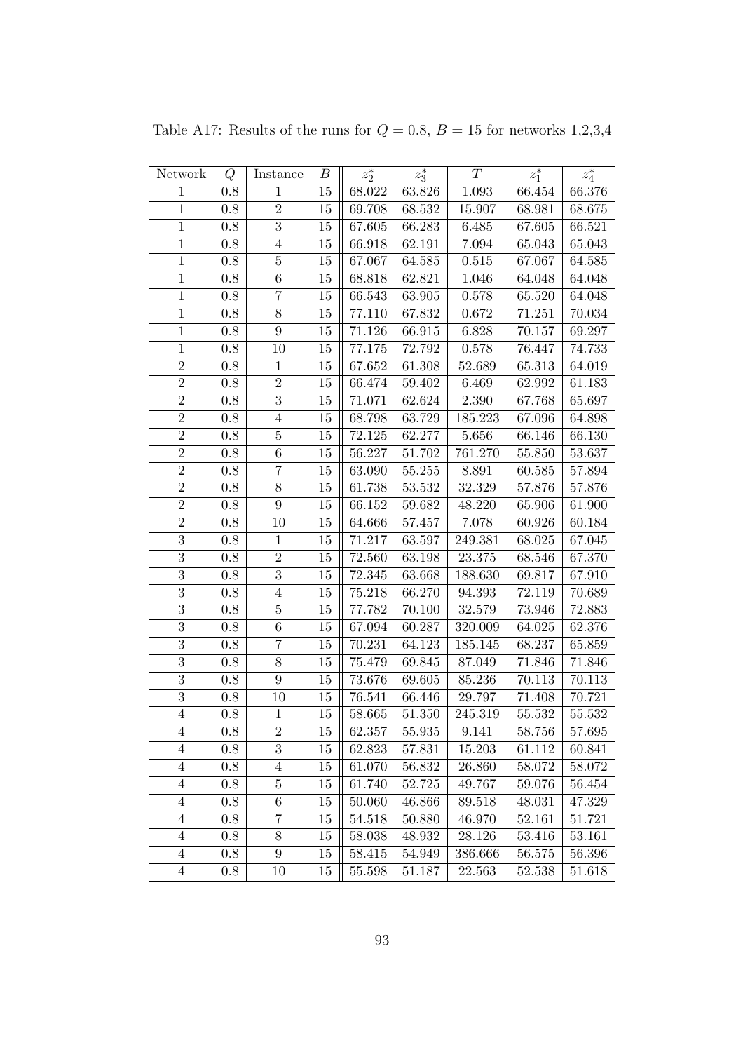Table A17: Results of the runs for $Q = 0.8$, $B = 15$ for networks 1,2,3,4

| Network | $Q$ | Instance | $B$ | $z_2^*$ | $z_3^*$ | $T$ | $z_1^*$ | $z_4^*$ |
|---|---|---|---|---|---|---|---|---|
| 1 | 0.8 | 1 | 15 | 68.022 | 63.826 | 1.093 | 66.454 | 66.376 |
| 1 | 0.8 | 2 | 15 | 69.708 | 68.532 | 15.907 | 68.981 | 68.675 |
| 1 | 0.8 | 3 | 15 | 67.605 | 66.283 | 6.485 | 67.605 | 66.521 |
| 1 | 0.8 | 4 | 15 | 66.918 | 62.191 | 7.094 | 65.043 | 65.043 |
| 1 | 0.8 | 5 | 15 | 67.067 | 64.585 | 0.515 | 67.067 | 64.585 |
| 1 | 0.8 | 6 | 15 | 68.818 | 62.821 | 1.046 | 64.048 | 64.048 |
| 1 | 0.8 | 7 | 15 | 66.543 | 63.905 | 0.578 | 65.520 | 64.048 |
| 1 | 0.8 | 8 | 15 | 77.110 | 67.832 | 0.672 | 71.251 | 70.034 |
| 1 | 0.8 | 9 | 15 | 71.126 | 66.915 | 6.828 | 70.157 | 69.297 |
| 1 | 0.8 | 10 | 15 | 77.175 | 72.792 | 0.578 | 76.447 | 74.733 |
| 2 | 0.8 | 1 | 15 | 67.652 | 61.308 | 52.689 | 65.313 | 64.019 |
| 2 | 0.8 | 2 | 15 | 66.474 | 59.402 | 6.469 | 62.992 | 61.183 |
| 2 | 0.8 | 3 | 15 | 71.071 | 62.624 | 2.390 | 67.768 | 65.697 |
| 2 | 0.8 | 4 | 15 | 68.798 | 63.729 | 185.223 | 67.096 | 64.898 |
| 2 | 0.8 | 5 | 15 | 72.125 | 62.277 | 5.656 | 66.146 | 66.130 |
| 2 | 0.8 | 6 | 15 | 56.227 | 51.702 | 761.270 | 55.850 | 53.637 |
| 2 | 0.8 | 7 | 15 | 63.090 | 55.255 | 8.891 | 60.585 | 57.894 |
| 2 | 0.8 | 8 | 15 | 61.738 | 53.532 | 32.329 | 57.876 | 57.876 |
| 2 | 0.8 | 9 | 15 | 66.152 | 59.682 | 48.220 | 65.906 | 61.900 |
| 2 | 0.8 | 10 | 15 | 64.666 | 57.457 | 7.078 | 60.926 | 60.184 |
| 3 | 0.8 | 1 | 15 | 71.217 | 63.597 | 249.381 | 68.025 | 67.045 |
| 3 | 0.8 | 2 | 15 | 72.560 | 63.198 | 23.375 | 68.546 | 67.370 |
| 3 | 0.8 | 3 | 15 | 72.345 | 63.668 | 188.630 | 69.817 | 67.910 |
| 3 | 0.8 | 4 | 15 | 75.218 | 66.270 | 94.393 | 72.119 | 70.689 |
| 3 | 0.8 | 5 | 15 | 77.782 | 70.100 | 32.579 | 73.946 | 72.883 |
| 3 | 0.8 | 6 | 15 | 67.094 | 60.287 | 320.009 | 64.025 | 62.376 |
| 3 | 0.8 | 7 | 15 | 70.231 | 64.123 | 185.145 | 68.237 | 65.859 |
| 3 | 0.8 | 8 | 15 | 75.479 | 69.845 | 87.049 | 71.846 | 71.846 |
| 3 | 0.8 | 9 | 15 | 73.676 | 69.605 | 85.236 | 70.113 | 70.113 |
| 3 | 0.8 | 10 | 15 | 76.541 | 66.446 | 29.797 | 71.408 | 70.721 |
| 4 | 0.8 | 1 | 15 | 58.665 | 51.350 | 245.319 | 55.532 | 55.532 |
| 4 | 0.8 | 2 | 15 | 62.357 | 55.935 | 9.141 | 58.756 | 57.695 |
| 4 | 0.8 | 3 | 15 | 62.823 | 57.831 | 15.203 | 61.112 | 60.841 |
| 4 | 0.8 | 4 | 15 | 61.070 | 56.832 | 26.860 | 58.072 | 58.072 |
| 4 | 0.8 | 5 | 15 | 61.740 | 52.725 | 49.767 | 59.076 | 56.454 |
| 4 | 0.8 | 6 | 15 | 50.060 | 46.866 | 89.518 | 48.031 | 47.329 |
| 4 | 0.8 | 7 | 15 | 54.518 | 50.880 | 46.970 | 52.161 | 51.721 |
| 4 | 0.8 | 8 | 15 | 58.038 | 48.932 | 28.126 | 53.416 | 53.161 |
| 4 | 0.8 | 9 | 15 | 58.415 | 54.949 | 386.666 | 56.575 | 56.396 |
| 4 | 0.8 | 10 | 15 | 55.598 | 51.187 | 22.563 | 52.538 | 51.618 |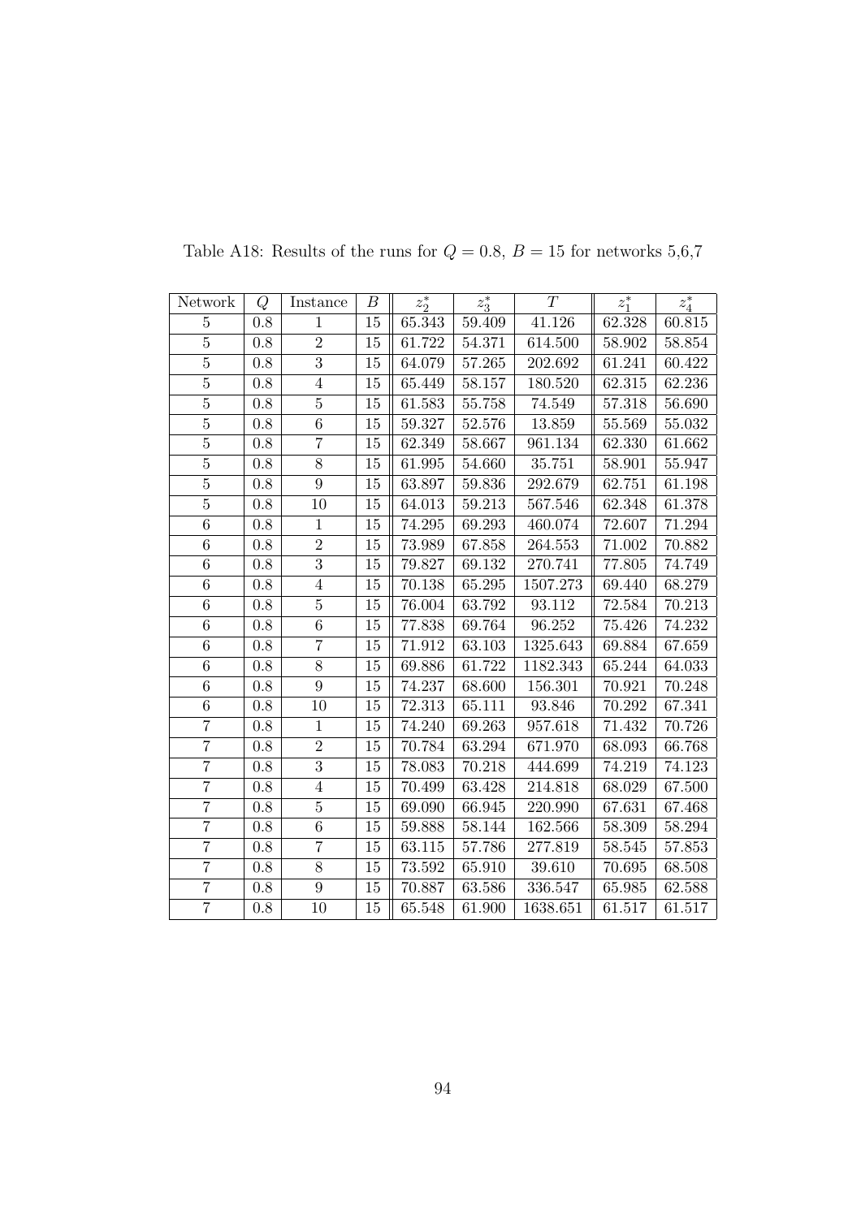Table A18: Results of the runs for $Q = 0.8$, $B = 15$ for networks 5,6,7

| Network | $Q$ | Instance | $B$ | $z_2^*$ | $z_3^*$ | $T$ | $z_1^*$ | $z_4^*$ |
|---|---|---|---|---|---|---|---|---|
| 5 | 0.8 | 1 | 15 | 65.343 | 59.409 | 41.126 | 62.328 | 60.815 |
| 5 | 0.8 | 2 | 15 | 61.722 | 54.371 | 614.500 | 58.902 | 58.854 |
| 5 | 0.8 | 3 | 15 | 64.079 | 57.265 | 202.692 | 61.241 | 60.422 |
| 5 | 0.8 | 4 | 15 | 65.449 | 58.157 | 180.520 | 62.315 | 62.236 |
| 5 | 0.8 | 5 | 15 | 61.583 | 55.758 | 74.549 | 57.318 | 56.690 |
| 5 | 0.8 | 6 | 15 | 59.327 | 52.576 | 13.859 | 55.569 | 55.032 |
| 5 | 0.8 | 7 | 15 | 62.349 | 58.667 | 961.134 | 62.330 | 61.662 |
| 5 | 0.8 | 8 | 15 | 61.995 | 54.660 | 35.751 | 58.901 | 55.947 |
| 5 | 0.8 | 9 | 15 | 63.897 | 59.836 | 292.679 | 62.751 | 61.198 |
| 5 | 0.8 | 10 | 15 | 64.013 | 59.213 | 567.546 | 62.348 | 61.378 |
| 6 | 0.8 | 1 | 15 | 74.295 | 69.293 | 460.074 | 72.607 | 71.294 |
| 6 | 0.8 | 2 | 15 | 73.989 | 67.858 | 264.553 | 71.002 | 70.882 |
| 6 | 0.8 | 3 | 15 | 79.827 | 69.132 | 270.741 | 77.805 | 74.749 |
| 6 | 0.8 | 4 | 15 | 70.138 | 65.295 | 1507.273 | 69.440 | 68.279 |
| 6 | 0.8 | 5 | 15 | 76.004 | 63.792 | 93.112 | 72.584 | 70.213 |
| 6 | 0.8 | 6 | 15 | 77.838 | 69.764 | 96.252 | 75.426 | 74.232 |
| 6 | 0.8 | 7 | 15 | 71.912 | 63.103 | 1325.643 | 69.884 | 67.659 |
| 6 | 0.8 | 8 | 15 | 69.886 | 61.722 | 1182.343 | 65.244 | 64.033 |
| 6 | 0.8 | 9 | 15 | 74.237 | 68.600 | 156.301 | 70.921 | 70.248 |
| 6 | 0.8 | 10 | 15 | 72.313 | 65.111 | 93.846 | 70.292 | 67.341 |
| 7 | 0.8 | 1 | 15 | 74.240 | 69.263 | 957.618 | 71.432 | 70.726 |
| 7 | 0.8 | 2 | 15 | 70.784 | 63.294 | 671.970 | 68.093 | 66.768 |
| 7 | 0.8 | 3 | 15 | 78.083 | 70.218 | 444.699 | 74.219 | 74.123 |
| 7 | 0.8 | 4 | 15 | 70.499 | 63.428 | 214.818 | 68.029 | 67.500 |
| 7 | 0.8 | 5 | 15 | 69.090 | 66.945 | 220.990 | 67.631 | 67.468 |
| 7 | 0.8 | 6 | 15 | 59.888 | 58.144 | 162.566 | 58.309 | 58.294 |
| 7 | 0.8 | 7 | 15 | 63.115 | 57.786 | 277.819 | 58.545 | 57.853 |
| 7 | 0.8 | 8 | 15 | 73.592 | 65.910 | 39.610 | 70.695 | 68.508 |
| 7 | 0.8 | 9 | 15 | 70.887 | 63.586 | 336.547 | 65.985 | 62.588 |
| 7 | 0.8 | 10 | 15 | 65.548 | 61.900 | 1638.651 | 61.517 | 61.517 |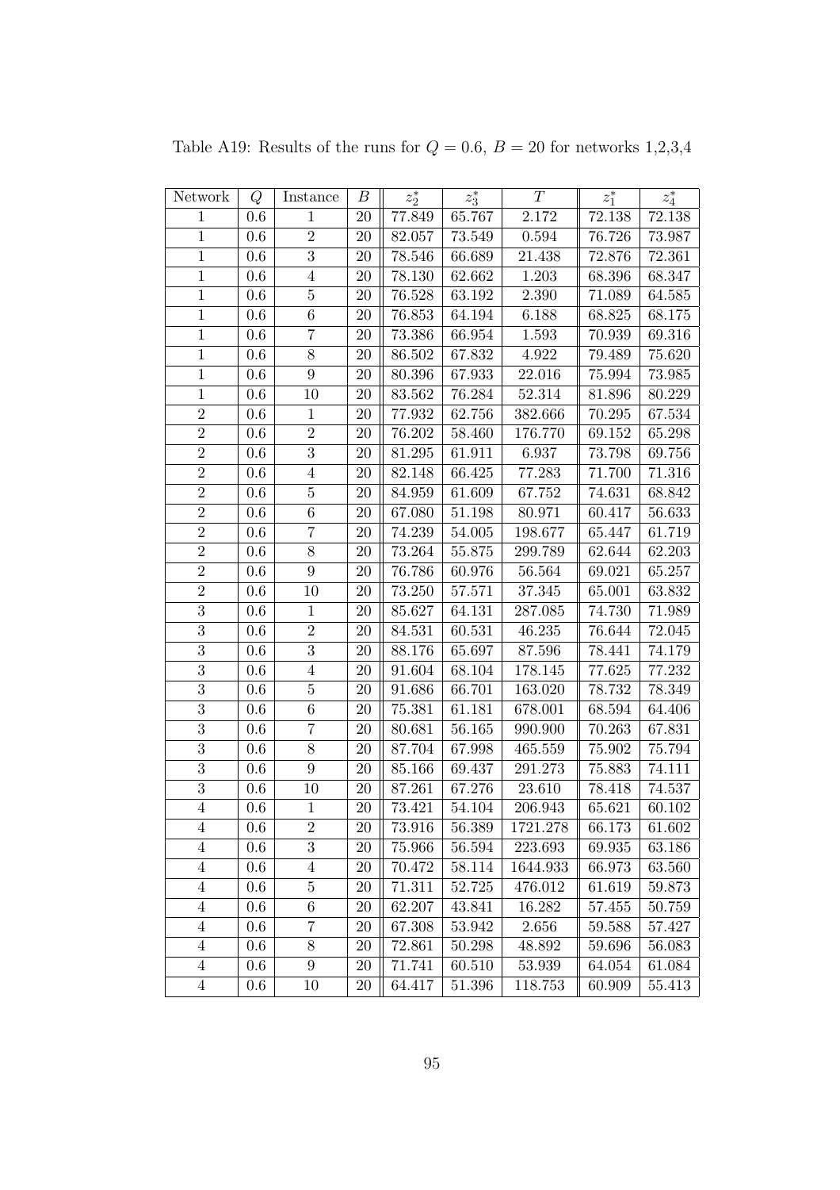Table A19: Results of the runs for $Q = 0.6$, $B = 20$ for networks 1,2,3,4

| Network | $Q$ | Instance | $B$ | $z_2^*$ | $z_3^*$ | $T$ | $z_1^*$ | $z_4^*$ |
|---|---|---|---|---|---|---|---|---|
| 1 | 0.6 | 1 | 20 | 77.849 | 65.767 | 2.172 | 72.138 | 72.138 |
| 1 | 0.6 | 2 | 20 | 82.057 | 73.549 | 0.594 | 76.726 | 73.987 |
| 1 | 0.6 | 3 | 20 | 78.546 | 66.689 | 21.438 | 72.876 | 72.361 |
| 1 | 0.6 | 4 | 20 | 78.130 | 62.662 | 1.203 | 68.396 | 68.347 |
| 1 | 0.6 | 5 | 20 | 76.528 | 63.192 | 2.390 | 71.089 | 64.585 |
| 1 | 0.6 | 6 | 20 | 76.853 | 64.194 | 6.188 | 68.825 | 68.175 |
| 1 | 0.6 | 7 | 20 | 73.386 | 66.954 | 1.593 | 70.939 | 69.316 |
| 1 | 0.6 | 8 | 20 | 86.502 | 67.832 | 4.922 | 79.489 | 75.620 |
| 1 | 0.6 | 9 | 20 | 80.396 | 67.933 | 22.016 | 75.994 | 73.985 |
| 1 | 0.6 | 10 | 20 | 83.562 | 76.284 | 52.314 | 81.896 | 80.229 |
| 2 | 0.6 | 1 | 20 | 77.932 | 62.756 | 382.666 | 70.295 | 67.534 |
| 2 | 0.6 | 2 | 20 | 76.202 | 58.460 | 176.770 | 69.152 | 65.298 |
| 2 | 0.6 | 3 | 20 | 81.295 | 61.911 | 6.937 | 73.798 | 69.756 |
| 2 | 0.6 | 4 | 20 | 82.148 | 66.425 | 77.283 | 71.700 | 71.316 |
| 2 | 0.6 | 5 | 20 | 84.959 | 61.609 | 67.752 | 74.631 | 68.842 |
| 2 | 0.6 | 6 | 20 | 67.080 | 51.198 | 80.971 | 60.417 | 56.633 |
| 2 | 0.6 | 7 | 20 | 74.239 | 54.005 | 198.677 | 65.447 | 61.719 |
| 2 | 0.6 | 8 | 20 | 73.264 | 55.875 | 299.789 | 62.644 | 62.203 |
| 2 | 0.6 | 9 | 20 | 76.786 | 60.976 | 56.564 | 69.021 | 65.257 |
| 2 | 0.6 | 10 | 20 | 73.250 | 57.571 | 37.345 | 65.001 | 63.832 |
| 3 | 0.6 | 1 | 20 | 85.627 | 64.131 | 287.085 | 74.730 | 71.989 |
| 3 | 0.6 | 2 | 20 | 84.531 | 60.531 | 46.235 | 76.644 | 72.045 |
| 3 | 0.6 | 3 | 20 | 88.176 | 65.697 | 87.596 | 78.441 | 74.179 |
| 3 | 0.6 | 4 | 20 | 91.604 | 68.104 | 178.145 | 77.625 | 77.232 |
| 3 | 0.6 | 5 | 20 | 91.686 | 66.701 | 163.020 | 78.732 | 78.349 |
| 3 | 0.6 | 6 | 20 | 75.381 | 61.181 | 678.001 | 68.594 | 64.406 |
| 3 | 0.6 | 7 | 20 | 80.681 | 56.165 | 990.900 | 70.263 | 67.831 |
| 3 | 0.6 | 8 | 20 | 87.704 | 67.998 | 465.559 | 75.902 | 75.794 |
| 3 | 0.6 | 9 | 20 | 85.166 | 69.437 | 291.273 | 75.883 | 74.111 |
| 3 | 0.6 | 10 | 20 | 87.261 | 67.276 | 23.610 | 78.418 | 74.537 |
| 4 | 0.6 | 1 | 20 | 73.421 | 54.104 | 206.943 | 65.621 | 60.102 |
| 4 | 0.6 | 2 | 20 | 73.916 | 56.389 | 1721.278 | 66.173 | 61.602 |
| 4 | 0.6 | 3 | 20 | 75.966 | 56.594 | 223.693 | 69.935 | 63.186 |
| 4 | 0.6 | 4 | 20 | 70.472 | 58.114 | 1644.933 | 66.973 | 63.560 |
| 4 | 0.6 | 5 | 20 | 71.311 | 52.725 | 476.012 | 61.619 | 59.873 |
| 4 | 0.6 | 6 | 20 | 62.207 | 43.841 | 16.282 | 57.455 | 50.759 |
| 4 | 0.6 | 7 | 20 | 67.308 | 53.942 | 2.656 | 59.588 | 57.427 |
| 4 | 0.6 | 8 | 20 | 72.861 | 50.298 | 48.892 | 59.696 | 56.083 |
| 4 | 0.6 | 9 | 20 | 71.741 | 60.510 | 53.939 | 64.054 | 61.084 |
| 4 | 0.6 | 10 | 20 | 64.417 | 51.396 | 118.753 | 60.909 | 55.413 |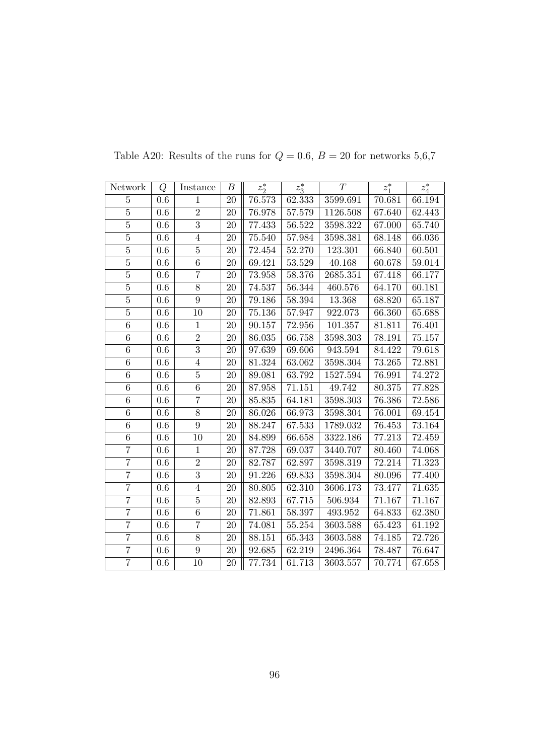Table A20: Results of the runs for $Q = 0.6,\ B = 20$ for networks 5,6,7

| Network | $Q$ | Instance | $B$ | $z_2^*$ | $z_3^*$ | $T$ | $z_1^*$ | $z_4^*$ |
|---|---|---|---|---|---|---|---|---|
| 5 | 0.6 | 1 | 20 | 76.573 | 62.333 | 3599.691 | 70.681 | 66.194 |
| 5 | 0.6 | 2 | 20 | 76.978 | 57.579 | 1126.508 | 67.640 | 62.443 |
| 5 | 0.6 | 3 | 20 | 77.433 | 56.522 | 3598.322 | 67.000 | 65.740 |
| 5 | 0.6 | 4 | 20 | 75.540 | 57.984 | 3598.381 | 68.148 | 66.036 |
| 5 | 0.6 | 5 | 20 | 72.454 | 52.270 | 123.301 | 66.840 | 60.501 |
| 5 | 0.6 | 6 | 20 | 69.421 | 53.529 | 40.168 | 60.678 | 59.014 |
| 5 | 0.6 | 7 | 20 | 73.958 | 58.376 | 2685.351 | 67.418 | 66.177 |
| 5 | 0.6 | 8 | 20 | 74.537 | 56.344 | 460.576 | 64.170 | 60.181 |
| 5 | 0.6 | 9 | 20 | 79.186 | 58.394 | 13.368 | 68.820 | 65.187 |
| 5 | 0.6 | 10 | 20 | 75.136 | 57.947 | 922.073 | 66.360 | 65.688 |
| 6 | 0.6 | 1 | 20 | 90.157 | 72.956 | 101.357 | 81.811 | 76.401 |
| 6 | 0.6 | 2 | 20 | 86.035 | 66.758 | 3598.303 | 78.191 | 75.157 |
| 6 | 0.6 | 3 | 20 | 97.639 | 69.606 | 943.594 | 84.422 | 79.618 |
| 6 | 0.6 | 4 | 20 | 81.324 | 63.062 | 3598.304 | 73.265 | 72.881 |
| 6 | 0.6 | 5 | 20 | 89.081 | 63.792 | 1527.594 | 76.991 | 74.272 |
| 6 | 0.6 | 6 | 20 | 87.958 | 71.151 | 49.742 | 80.375 | 77.828 |
| 6 | 0.6 | 7 | 20 | 85.835 | 64.181 | 3598.303 | 76.386 | 72.586 |
| 6 | 0.6 | 8 | 20 | 86.026 | 66.973 | 3598.304 | 76.001 | 69.454 |
| 6 | 0.6 | 9 | 20 | 88.247 | 67.533 | 1789.032 | 76.453 | 73.164 |
| 6 | 0.6 | 10 | 20 | 84.899 | 66.658 | 3322.186 | 77.213 | 72.459 |
| 7 | 0.6 | 1 | 20 | 87.728 | 69.037 | 3440.707 | 80.460 | 74.068 |
| 7 | 0.6 | 2 | 20 | 82.787 | 62.897 | 3598.319 | 72.214 | 71.323 |
| 7 | 0.6 | 3 | 20 | 91.226 | 69.833 | 3598.304 | 80.096 | 77.400 |
| 7 | 0.6 | 4 | 20 | 80.805 | 62.310 | 3606.173 | 73.477 | 71.635 |
| 7 | 0.6 | 5 | 20 | 82.893 | 67.715 | 506.934 | 71.167 | 71.167 |
| 7 | 0.6 | 6 | 20 | 71.861 | 58.397 | 493.952 | 64.833 | 62.380 |
| 7 | 0.6 | 7 | 20 | 74.081 | 55.254 | 3603.588 | 65.423 | 61.192 |
| 7 | 0.6 | 8 | 20 | 88.151 | 65.343 | 3603.588 | 74.185 | 72.726 |
| 7 | 0.6 | 9 | 20 | 92.685 | 62.219 | 2496.364 | 78.487 | 76.647 |
| 7 | 0.6 | 10 | 20 | 77.734 | 61.713 | 3603.557 | 70.774 | 67.658 |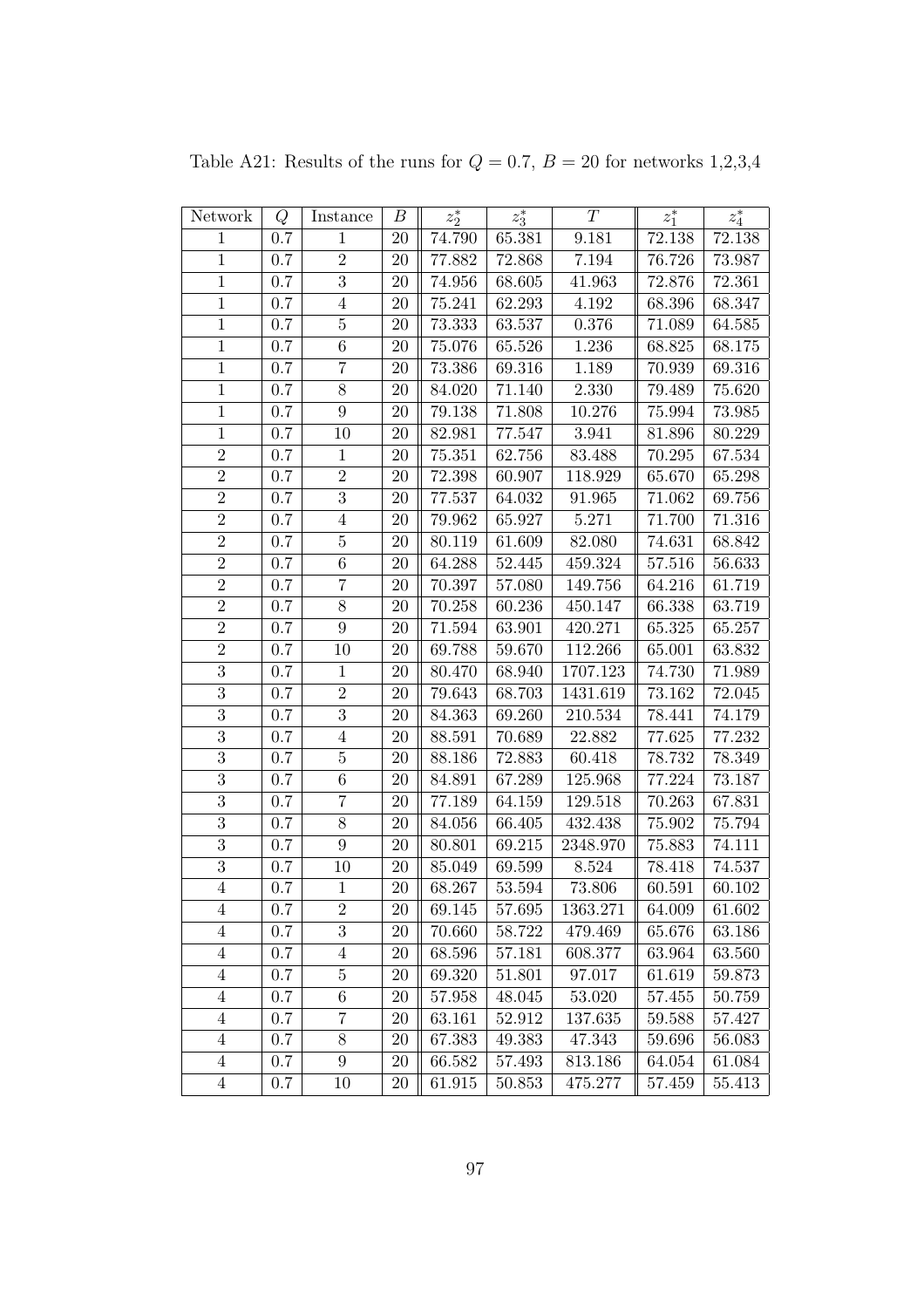Table A21: Results of the runs for $Q = 0.7$, $B = 20$ for networks 1,2,3,4

| Network | $Q$ | Instance | $B$ | $z_2^*$ | $z_3^*$ | $T$ | $z_1^*$ | $z_4^*$ |
|---|---|---|---|---|---|---|---|---|
| 1 | 0.7 | 1 | 20 | 74.790 | 65.381 | 9.181 | 72.138 | 72.138 |
| 1 | 0.7 | 2 | 20 | 77.882 | 72.868 | 7.194 | 76.726 | 73.987 |
| 1 | 0.7 | 3 | 20 | 74.956 | 68.605 | 41.963 | 72.876 | 72.361 |
| 1 | 0.7 | 4 | 20 | 75.241 | 62.293 | 4.192 | 68.396 | 68.347 |
| 1 | 0.7 | 5 | 20 | 73.333 | 63.537 | 0.376 | 71.089 | 64.585 |
| 1 | 0.7 | 6 | 20 | 75.076 | 65.526 | 1.236 | 68.825 | 68.175 |
| 1 | 0.7 | 7 | 20 | 73.386 | 69.316 | 1.189 | 70.939 | 69.316 |
| 1 | 0.7 | 8 | 20 | 84.020 | 71.140 | 2.330 | 79.489 | 75.620 |
| 1 | 0.7 | 9 | 20 | 79.138 | 71.808 | 10.276 | 75.994 | 73.985 |
| 1 | 0.7 | 10 | 20 | 82.981 | 77.547 | 3.941 | 81.896 | 80.229 |
| 2 | 0.7 | 1 | 20 | 75.351 | 62.756 | 83.488 | 70.295 | 67.534 |
| 2 | 0.7 | 2 | 20 | 72.398 | 60.907 | 118.929 | 65.670 | 65.298 |
| 2 | 0.7 | 3 | 20 | 77.537 | 64.032 | 91.965 | 71.062 | 69.756 |
| 2 | 0.7 | 4 | 20 | 79.962 | 65.927 | 5.271 | 71.700 | 71.316 |
| 2 | 0.7 | 5 | 20 | 80.119 | 61.609 | 82.080 | 74.631 | 68.842 |
| 2 | 0.7 | 6 | 20 | 64.288 | 52.445 | 459.324 | 57.516 | 56.633 |
| 2 | 0.7 | 7 | 20 | 70.397 | 57.080 | 149.756 | 64.216 | 61.719 |
| 2 | 0.7 | 8 | 20 | 70.258 | 60.236 | 450.147 | 66.338 | 63.719 |
| 2 | 0.7 | 9 | 20 | 71.594 | 63.901 | 420.271 | 65.325 | 65.257 |
| 2 | 0.7 | 10 | 20 | 69.788 | 59.670 | 112.266 | 65.001 | 63.832 |
| 3 | 0.7 | 1 | 20 | 80.470 | 68.940 | 1707.123 | 74.730 | 71.989 |
| 3 | 0.7 | 2 | 20 | 79.643 | 68.703 | 1431.619 | 73.162 | 72.045 |
| 3 | 0.7 | 3 | 20 | 84.363 | 69.260 | 210.534 | 78.441 | 74.179 |
| 3 | 0.7 | 4 | 20 | 88.591 | 70.689 | 22.882 | 77.625 | 77.232 |
| 3 | 0.7 | 5 | 20 | 88.186 | 72.883 | 60.418 | 78.732 | 78.349 |
| 3 | 0.7 | 6 | 20 | 84.891 | 67.289 | 125.968 | 77.224 | 73.187 |
| 3 | 0.7 | 7 | 20 | 77.189 | 64.159 | 129.518 | 70.263 | 67.831 |
| 3 | 0.7 | 8 | 20 | 84.056 | 66.405 | 432.438 | 75.902 | 75.794 |
| 3 | 0.7 | 9 | 20 | 80.801 | 69.215 | 2348.970 | 75.883 | 74.111 |
| 3 | 0.7 | 10 | 20 | 85.049 | 69.599 | 8.524 | 78.418 | 74.537 |
| 4 | 0.7 | 1 | 20 | 68.267 | 53.594 | 73.806 | 60.591 | 60.102 |
| 4 | 0.7 | 2 | 20 | 69.145 | 57.695 | 1363.271 | 64.009 | 61.602 |
| 4 | 0.7 | 3 | 20 | 70.660 | 58.722 | 479.469 | 65.676 | 63.186 |
| 4 | 0.7 | 4 | 20 | 68.596 | 57.181 | 608.377 | 63.964 | 63.560 |
| 4 | 0.7 | 5 | 20 | 69.320 | 51.801 | 97.017 | 61.619 | 59.873 |
| 4 | 0.7 | 6 | 20 | 57.958 | 48.045 | 53.020 | 57.455 | 50.759 |
| 4 | 0.7 | 7 | 20 | 63.161 | 52.912 | 137.635 | 59.588 | 57.427 |
| 4 | 0.7 | 8 | 20 | 67.383 | 49.383 | 47.343 | 59.696 | 56.083 |
| 4 | 0.7 | 9 | 20 | 66.582 | 57.493 | 813.186 | 64.054 | 61.084 |
| 4 | 0.7 | 10 | 20 | 61.915 | 50.853 | 475.277 | 57.459 | 55.413 |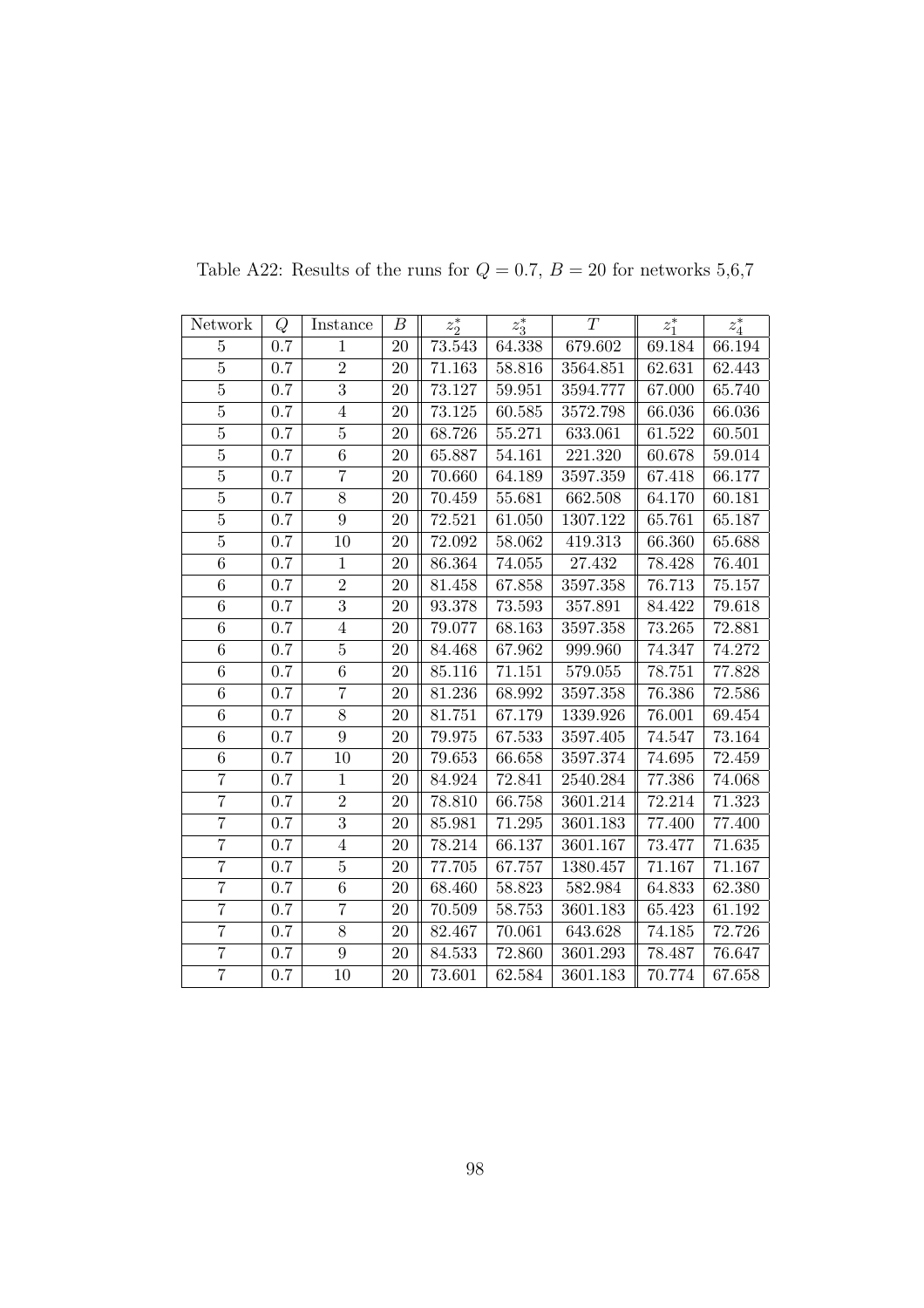Table A22: Results of the runs for $Q = 0.7$, $B = 20$ for networks 5,6,7

| Network | $Q$ | Instance | $B$ | $z_2^*$ | $z_3^*$ | $T$ | $z_1^*$ | $z_4^*$ |
|---|---|---|---|---|---|---|---|---|
| 5 | 0.7 | 1 | 20 | 73.543 | 64.338 | 679.602 | 69.184 | 66.194 |
| 5 | 0.7 | 2 | 20 | 71.163 | 58.816 | 3564.851 | 62.631 | 62.443 |
| 5 | 0.7 | 3 | 20 | 73.127 | 59.951 | 3594.777 | 67.000 | 65.740 |
| 5 | 0.7 | 4 | 20 | 73.125 | 60.585 | 3572.798 | 66.036 | 66.036 |
| 5 | 0.7 | 5 | 20 | 68.726 | 55.271 | 633.061 | 61.522 | 60.501 |
| 5 | 0.7 | 6 | 20 | 65.887 | 54.161 | 221.320 | 60.678 | 59.014 |
| 5 | 0.7 | 7 | 20 | 70.660 | 64.189 | 3597.359 | 67.418 | 66.177 |
| 5 | 0.7 | 8 | 20 | 70.459 | 55.681 | 662.508 | 64.170 | 60.181 |
| 5 | 0.7 | 9 | 20 | 72.521 | 61.050 | 1307.122 | 65.761 | 65.187 |
| 5 | 0.7 | 10 | 20 | 72.092 | 58.062 | 419.313 | 66.360 | 65.688 |
| 6 | 0.7 | 1 | 20 | 86.364 | 74.055 | 27.432 | 78.428 | 76.401 |
| 6 | 0.7 | 2 | 20 | 81.458 | 67.858 | 3597.358 | 76.713 | 75.157 |
| 6 | 0.7 | 3 | 20 | 93.378 | 73.593 | 357.891 | 84.422 | 79.618 |
| 6 | 0.7 | 4 | 20 | 79.077 | 68.163 | 3597.358 | 73.265 | 72.881 |
| 6 | 0.7 | 5 | 20 | 84.468 | 67.962 | 999.960 | 74.347 | 74.272 |
| 6 | 0.7 | 6 | 20 | 85.116 | 71.151 | 579.055 | 78.751 | 77.828 |
| 6 | 0.7 | 7 | 20 | 81.236 | 68.992 | 3597.358 | 76.386 | 72.586 |
| 6 | 0.7 | 8 | 20 | 81.751 | 67.179 | 1339.926 | 76.001 | 69.454 |
| 6 | 0.7 | 9 | 20 | 79.975 | 67.533 | 3597.405 | 74.547 | 73.164 |
| 6 | 0.7 | 10 | 20 | 79.653 | 66.658 | 3597.374 | 74.695 | 72.459 |
| 7 | 0.7 | 1 | 20 | 84.924 | 72.841 | 2540.284 | 77.386 | 74.068 |
| 7 | 0.7 | 2 | 20 | 78.810 | 66.758 | 3601.214 | 72.214 | 71.323 |
| 7 | 0.7 | 3 | 20 | 85.981 | 71.295 | 3601.183 | 77.400 | 77.400 |
| 7 | 0.7 | 4 | 20 | 78.214 | 66.137 | 3601.167 | 73.477 | 71.635 |
| 7 | 0.7 | 5 | 20 | 77.705 | 67.757 | 1380.457 | 71.167 | 71.167 |
| 7 | 0.7 | 6 | 20 | 68.460 | 58.823 | 582.984 | 64.833 | 62.380 |
| 7 | 0.7 | 7 | 20 | 70.509 | 58.753 | 3601.183 | 65.423 | 61.192 |
| 7 | 0.7 | 8 | 20 | 82.467 | 70.061 | 643.628 | 74.185 | 72.726 |
| 7 | 0.7 | 9 | 20 | 84.533 | 72.860 | 3601.293 | 78.487 | 76.647 |
| 7 | 0.7 | 10 | 20 | 73.601 | 62.584 | 3601.183 | 70.774 | 67.658 |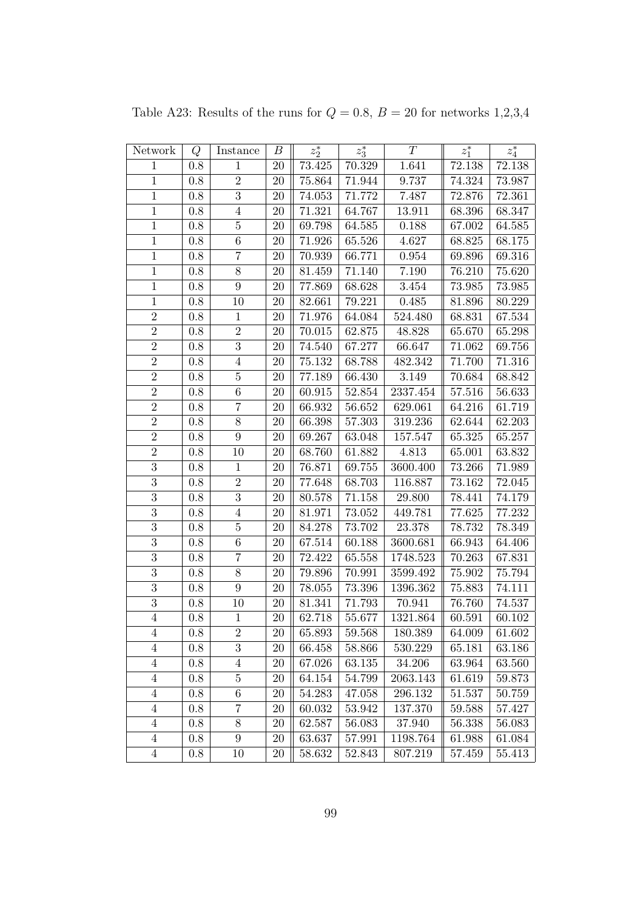Table A23: Results of the runs for $Q = 0.8$, $B = 20$ for networks 1,2,3,4

| Network | $Q$ | Instance | $B$ | $z_2^*$ | $z_3^*$ | $T$ | $z_1^*$ | $z_4^*$ |
|---|---|---|---|---|---|---|---|---|
| 1 | 0.8 | 1 | 20 | 73.425 | 70.329 | 1.641 | 72.138 | 72.138 |
| 1 | 0.8 | 2 | 20 | 75.864 | 71.944 | 9.737 | 74.324 | 73.987 |
| 1 | 0.8 | 3 | 20 | 74.053 | 71.772 | 7.487 | 72.876 | 72.361 |
| 1 | 0.8 | 4 | 20 | 71.321 | 64.767 | 13.911 | 68.396 | 68.347 |
| 1 | 0.8 | 5 | 20 | 69.798 | 64.585 | 0.188 | 67.002 | 64.585 |
| 1 | 0.8 | 6 | 20 | 71.926 | 65.526 | 4.627 | 68.825 | 68.175 |
| 1 | 0.8 | 7 | 20 | 70.939 | 66.771 | 0.954 | 69.896 | 69.316 |
| 1 | 0.8 | 8 | 20 | 81.459 | 71.140 | 7.190 | 76.210 | 75.620 |
| 1 | 0.8 | 9 | 20 | 77.869 | 68.628 | 3.454 | 73.985 | 73.985 |
| 1 | 0.8 | 10 | 20 | 82.661 | 79.221 | 0.485 | 81.896 | 80.229 |
| 2 | 0.8 | 1 | 20 | 71.976 | 64.084 | 524.480 | 68.831 | 67.534 |
| 2 | 0.8 | 2 | 20 | 70.015 | 62.875 | 48.828 | 65.670 | 65.298 |
| 2 | 0.8 | 3 | 20 | 74.540 | 67.277 | 66.647 | 71.062 | 69.756 |
| 2 | 0.8 | 4 | 20 | 75.132 | 68.788 | 482.342 | 71.700 | 71.316 |
| 2 | 0.8 | 5 | 20 | 77.189 | 66.430 | 3.149 | 70.684 | 68.842 |
| 2 | 0.8 | 6 | 20 | 60.915 | 52.854 | 2337.454 | 57.516 | 56.633 |
| 2 | 0.8 | 7 | 20 | 66.932 | 56.652 | 629.061 | 64.216 | 61.719 |
| 2 | 0.8 | 8 | 20 | 66.398 | 57.303 | 319.236 | 62.644 | 62.203 |
| 2 | 0.8 | 9 | 20 | 69.267 | 63.048 | 157.547 | 65.325 | 65.257 |
| 2 | 0.8 | 10 | 20 | 68.760 | 61.882 | 4.813 | 65.001 | 63.832 |
| 3 | 0.8 | 1 | 20 | 76.871 | 69.755 | 3600.400 | 73.266 | 71.989 |
| 3 | 0.8 | 2 | 20 | 77.648 | 68.703 | 116.887 | 73.162 | 72.045 |
| 3 | 0.8 | 3 | 20 | 80.578 | 71.158 | 29.800 | 78.441 | 74.179 |
| 3 | 0.8 | 4 | 20 | 81.971 | 73.052 | 449.781 | 77.625 | 77.232 |
| 3 | 0.8 | 5 | 20 | 84.278 | 73.702 | 23.378 | 78.732 | 78.349 |
| 3 | 0.8 | 6 | 20 | 67.514 | 60.188 | 3600.681 | 66.943 | 64.406 |
| 3 | 0.8 | 7 | 20 | 72.422 | 65.558 | 1748.523 | 70.263 | 67.831 |
| 3 | 0.8 | 8 | 20 | 79.896 | 70.991 | 3599.492 | 75.902 | 75.794 |
| 3 | 0.8 | 9 | 20 | 78.055 | 73.396 | 1396.362 | 75.883 | 74.111 |
| 3 | 0.8 | 10 | 20 | 81.341 | 71.793 | 70.941 | 76.760 | 74.537 |
| 4 | 0.8 | 1 | 20 | 62.718 | 55.677 | 1321.864 | 60.591 | 60.102 |
| 4 | 0.8 | 2 | 20 | 65.893 | 59.568 | 180.389 | 64.009 | 61.602 |
| 4 | 0.8 | 3 | 20 | 66.458 | 58.866 | 530.229 | 65.181 | 63.186 |
| 4 | 0.8 | 4 | 20 | 67.026 | 63.135 | 34.206 | 63.964 | 63.560 |
| 4 | 0.8 | 5 | 20 | 64.154 | 54.799 | 2063.143 | 61.619 | 59.873 |
| 4 | 0.8 | 6 | 20 | 54.283 | 47.058 | 296.132 | 51.537 | 50.759 |
| 4 | 0.8 | 7 | 20 | 60.032 | 53.942 | 137.370 | 59.588 | 57.427 |
| 4 | 0.8 | 8 | 20 | 62.587 | 56.083 | 37.940 | 56.338 | 56.083 |
| 4 | 0.8 | 9 | 20 | 63.637 | 57.991 | 1198.764 | 61.988 | 61.084 |
| 4 | 0.8 | 10 | 20 | 58.632 | 52.843 | 807.219 | 57.459 | 55.413 |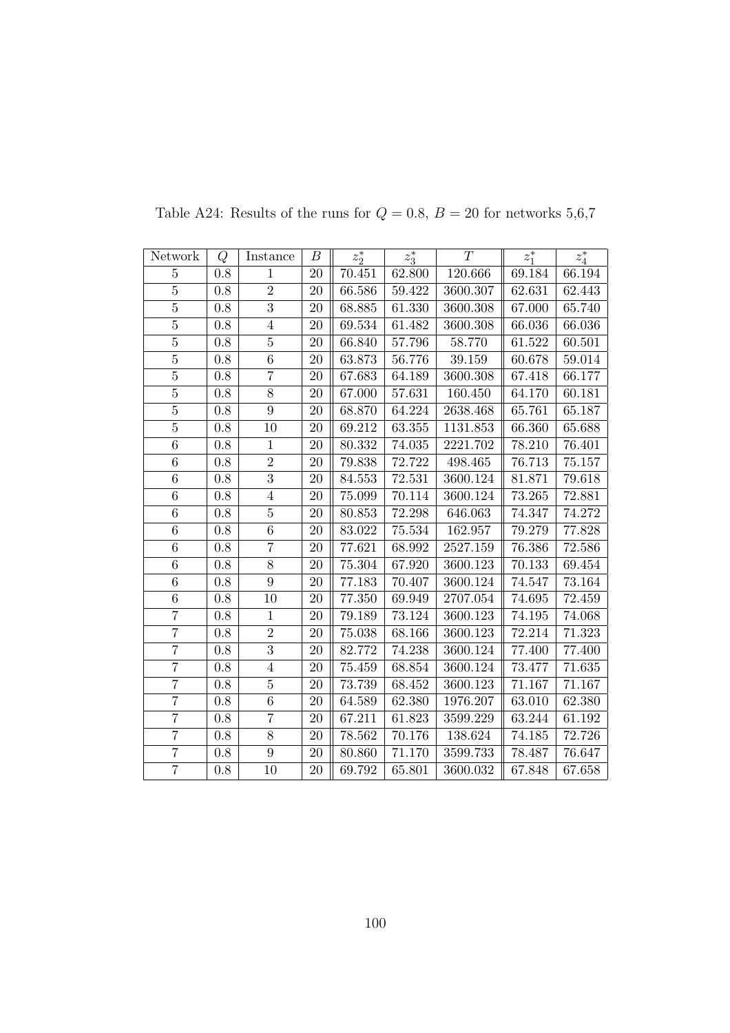Table A24: Results of the runs for $Q = 0.8,\ B = 20$ for networks 5,6,7

| Network | $Q$ | Instance | $B$ | $z_2^*$ | $z_3^*$ | $T$ | $z_1^*$ | $z_4^*$ |
|---|---|---|---|---|---|---|---|---|
| 5 | 0.8 | 1 | 20 | 70.451 | 62.800 | 120.666 | 69.184 | 66.194 |
| 5 | 0.8 | 2 | 20 | 66.586 | 59.422 | 3600.307 | 62.631 | 62.443 |
| 5 | 0.8 | 3 | 20 | 68.885 | 61.330 | 3600.308 | 67.000 | 65.740 |
| 5 | 0.8 | 4 | 20 | 69.534 | 61.482 | 3600.308 | 66.036 | 66.036 |
| 5 | 0.8 | 5 | 20 | 66.840 | 57.796 | 58.770 | 61.522 | 60.501 |
| 5 | 0.8 | 6 | 20 | 63.873 | 56.776 | 39.159 | 60.678 | 59.014 |
| 5 | 0.8 | 7 | 20 | 67.683 | 64.189 | 3600.308 | 67.418 | 66.177 |
| 5 | 0.8 | 8 | 20 | 67.000 | 57.631 | 160.450 | 64.170 | 60.181 |
| 5 | 0.8 | 9 | 20 | 68.870 | 64.224 | 2638.468 | 65.761 | 65.187 |
| 5 | 0.8 | 10 | 20 | 69.212 | 63.355 | 1131.853 | 66.360 | 65.688 |
| 6 | 0.8 | 1 | 20 | 80.332 | 74.035 | 2221.702 | 78.210 | 76.401 |
| 6 | 0.8 | 2 | 20 | 79.838 | 72.722 | 498.465 | 76.713 | 75.157 |
| 6 | 0.8 | 3 | 20 | 84.553 | 72.531 | 3600.124 | 81.871 | 79.618 |
| 6 | 0.8 | 4 | 20 | 75.099 | 70.114 | 3600.124 | 73.265 | 72.881 |
| 6 | 0.8 | 5 | 20 | 80.853 | 72.298 | 646.063 | 74.347 | 74.272 |
| 6 | 0.8 | 6 | 20 | 83.022 | 75.534 | 162.957 | 79.279 | 77.828 |
| 6 | 0.8 | 7 | 20 | 77.621 | 68.992 | 2527.159 | 76.386 | 72.586 |
| 6 | 0.8 | 8 | 20 | 75.304 | 67.920 | 3600.123 | 70.133 | 69.454 |
| 6 | 0.8 | 9 | 20 | 77.183 | 70.407 | 3600.124 | 74.547 | 73.164 |
| 6 | 0.8 | 10 | 20 | 77.350 | 69.949 | 2707.054 | 74.695 | 72.459 |
| 7 | 0.8 | 1 | 20 | 79.189 | 73.124 | 3600.123 | 74.195 | 74.068 |
| 7 | 0.8 | 2 | 20 | 75.038 | 68.166 | 3600.123 | 72.214 | 71.323 |
| 7 | 0.8 | 3 | 20 | 82.772 | 74.238 | 3600.124 | 77.400 | 77.400 |
| 7 | 0.8 | 4 | 20 | 75.459 | 68.854 | 3600.124 | 73.477 | 71.635 |
| 7 | 0.8 | 5 | 20 | 73.739 | 68.452 | 3600.123 | 71.167 | 71.167 |
| 7 | 0.8 | 6 | 20 | 64.589 | 62.380 | 1976.207 | 63.010 | 62.380 |
| 7 | 0.8 | 7 | 20 | 67.211 | 61.823 | 3599.229 | 63.244 | 61.192 |
| 7 | 0.8 | 8 | 20 | 78.562 | 70.176 | 138.624 | 74.185 | 72.726 |
| 7 | 0.8 | 9 | 20 | 80.860 | 71.170 | 3599.733 | 78.487 | 76.647 |
| 7 | 0.8 | 10 | 20 | 69.792 | 65.801 | 3600.032 | 67.848 | 67.658 |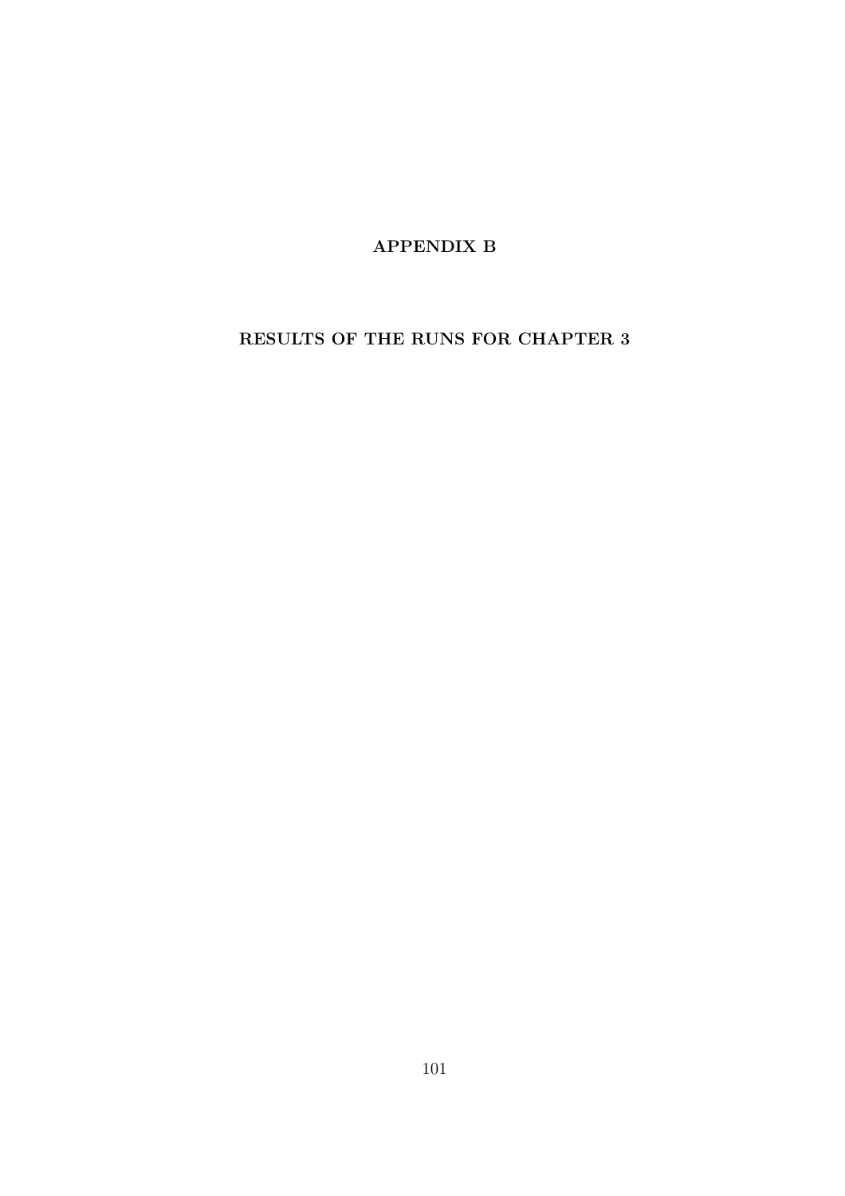# APPENDIX B

# RESULTS OF THE RUNS FOR CHAPTER 3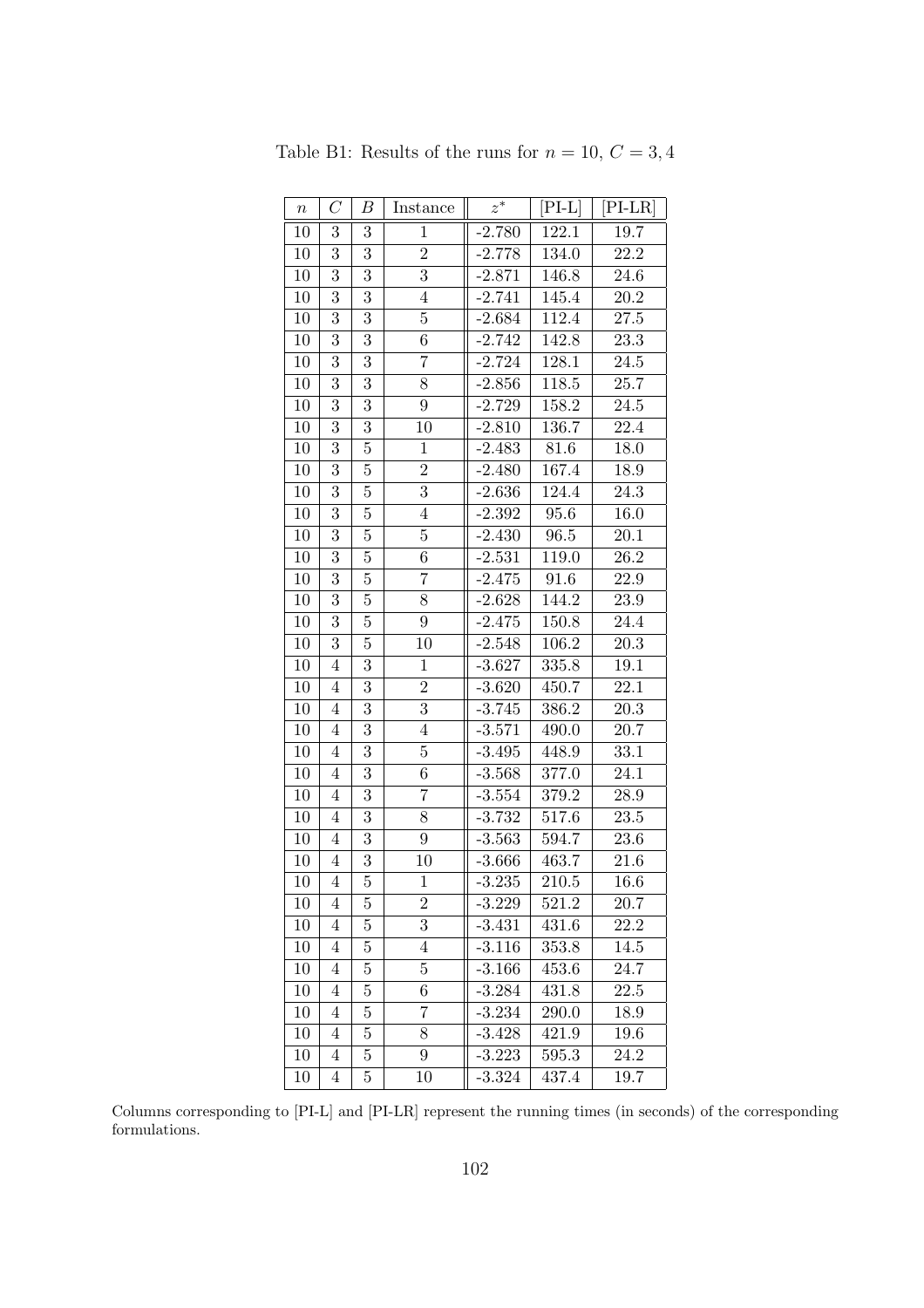Table B1: Results of the runs for $n = 10$, $C = 3, 4$

| $n$ | $C$ | $B$ | Instance | $z^*$ | [PI-L] | [PI-LR] |
|---|---|---|---|---|---|---|
| 10 | 3 | 3 | 1 | -2.780 | 122.1 | 19.7 |
| 10 | 3 | 3 | 2 | -2.778 | 134.0 | 22.2 |
| 10 | 3 | 3 | 3 | -2.871 | 146.8 | 24.6 |
| 10 | 3 | 3 | 4 | -2.741 | 145.4 | 20.2 |
| 10 | 3 | 3 | 5 | -2.684 | 112.4 | 27.5 |
| 10 | 3 | 3 | 6 | -2.742 | 142.8 | 23.3 |
| 10 | 3 | 3 | 7 | -2.724 | 128.1 | 24.5 |
| 10 | 3 | 3 | 8 | -2.856 | 118.5 | 25.7 |
| 10 | 3 | 3 | 9 | -2.729 | 158.2 | 24.5 |
| 10 | 3 | 3 | 10 | -2.810 | 136.7 | 22.4 |
| 10 | 3 | 5 | 1 | -2.483 | 81.6 | 18.0 |
| 10 | 3 | 5 | 2 | -2.480 | 167.4 | 18.9 |
| 10 | 3 | 5 | 3 | -2.636 | 124.4 | 24.3 |
| 10 | 3 | 5 | 4 | -2.392 | 95.6 | 16.0 |
| 10 | 3 | 5 | 5 | -2.430 | 96.5 | 20.1 |
| 10 | 3 | 5 | 6 | -2.531 | 119.0 | 26.2 |
| 10 | 3 | 5 | 7 | -2.475 | 91.6 | 22.9 |
| 10 | 3 | 5 | 8 | -2.628 | 144.2 | 23.9 |
| 10 | 3 | 5 | 9 | -2.475 | 150.8 | 24.4 |
| 10 | 3 | 5 | 10 | -2.548 | 106.2 | 20.3 |
| 10 | 4 | 3 | 1 | -3.627 | 335.8 | 19.1 |
| 10 | 4 | 3 | 2 | -3.620 | 450.7 | 22.1 |
| 10 | 4 | 3 | 3 | -3.745 | 386.2 | 20.3 |
| 10 | 4 | 3 | 4 | -3.571 | 490.0 | 20.7 |
| 10 | 4 | 3 | 5 | -3.495 | 448.9 | 33.1 |
| 10 | 4 | 3 | 6 | -3.568 | 377.0 | 24.1 |
| 10 | 4 | 3 | 7 | -3.554 | 379.2 | 28.9 |
| 10 | 4 | 3 | 8 | -3.732 | 517.6 | 23.5 |
| 10 | 4 | 3 | 9 | -3.563 | 594.7 | 23.6 |
| 10 | 4 | 3 | 10 | -3.666 | 463.7 | 21.6 |
| 10 | 4 | 5 | 1 | -3.235 | 210.5 | 16.6 |
| 10 | 4 | 5 | 2 | -3.229 | 521.2 | 20.7 |
| 10 | 4 | 5 | 3 | -3.431 | 431.6 | 22.2 |
| 10 | 4 | 5 | 4 | -3.116 | 353.8 | 14.5 |
| 10 | 4 | 5 | 5 | -3.166 | 453.6 | 24.7 |
| 10 | 4 | 5 | 6 | -3.284 | 431.8 | 22.5 |
| 10 | 4 | 5 | 7 | -3.234 | 290.0 | 18.9 |
| 10 | 4 | 5 | 8 | -3.428 | 421.9 | 19.6 |
| 10 | 4 | 5 | 9 | -3.223 | 595.3 | 24.2 |
| 10 | 4 | 5 | 10 | -3.324 | 437.4 | 19.7 |

Columns corresponding to [PI-L] and [PI-LR] represent the running times (in seconds) of the corresponding formulations.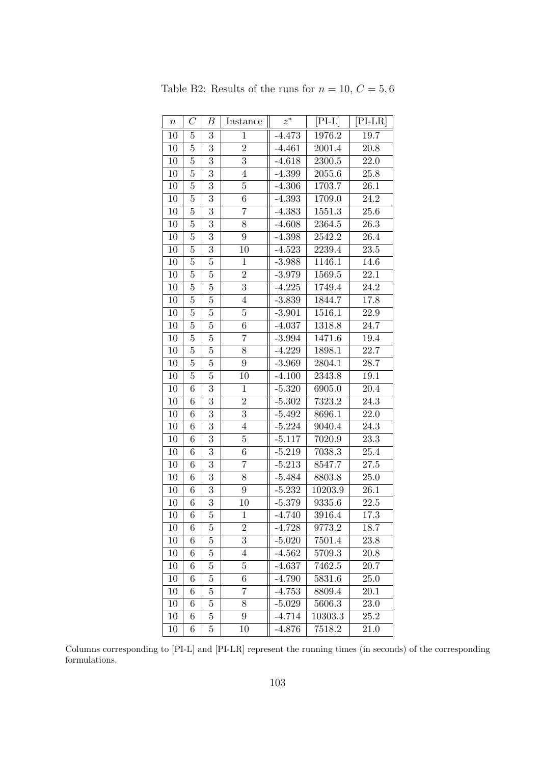Table B2: Results of the runs for $n = 10$, $C = 5, 6$

| $n$ | $C$ | $B$ | Instance | $z^*$ | [PI-L] | [PI-LR] |
|---|---|---|---|---|---|---|
| 10 | 5 | 3 | 1 | -4.473 | 1976.2 | 19.7 |
| 10 | 5 | 3 | 2 | -4.461 | 2001.4 | 20.8 |
| 10 | 5 | 3 | 3 | -4.618 | 2300.5 | 22.0 |
| 10 | 5 | 3 | 4 | -4.399 | 2055.6 | 25.8 |
| 10 | 5 | 3 | 5 | -4.306 | 1703.7 | 26.1 |
| 10 | 5 | 3 | 6 | -4.393 | 1709.0 | 24.2 |
| 10 | 5 | 3 | 7 | -4.383 | 1551.3 | 25.6 |
| 10 | 5 | 3 | 8 | -4.608 | 2364.5 | 26.3 |
| 10 | 5 | 3 | 9 | -4.398 | 2542.2 | 26.4 |
| 10 | 5 | 3 | 10 | -4.523 | 2239.4 | 23.5 |
| 10 | 5 | 5 | 1 | -3.988 | 1146.1 | 14.6 |
| 10 | 5 | 5 | 2 | -3.979 | 1569.5 | 22.1 |
| 10 | 5 | 5 | 3 | -4.225 | 1749.4 | 24.2 |
| 10 | 5 | 5 | 4 | -3.839 | 1844.7 | 17.8 |
| 10 | 5 | 5 | 5 | -3.901 | 1516.1 | 22.9 |
| 10 | 5 | 5 | 6 | -4.037 | 1318.8 | 24.7 |
| 10 | 5 | 5 | 7 | -3.994 | 1471.6 | 19.4 |
| 10 | 5 | 5 | 8 | -4.229 | 1898.1 | 22.7 |
| 10 | 5 | 5 | 9 | -3.969 | 2804.1 | 28.7 |
| 10 | 5 | 5 | 10 | -4.100 | 2343.8 | 19.1 |
| 10 | 6 | 3 | 1 | -5.320 | 6905.0 | 20.4 |
| 10 | 6 | 3 | 2 | -5.302 | 7323.2 | 24.3 |
| 10 | 6 | 3 | 3 | -5.492 | 8696.1 | 22.0 |
| 10 | 6 | 3 | 4 | -5.224 | 9040.4 | 24.3 |
| 10 | 6 | 3 | 5 | -5.117 | 7020.9 | 23.3 |
| 10 | 6 | 3 | 6 | -5.219 | 7038.3 | 25.4 |
| 10 | 6 | 3 | 7 | -5.213 | 8547.7 | 27.5 |
| 10 | 6 | 3 | 8 | -5.484 | 8803.8 | 25.0 |
| 10 | 6 | 3 | 9 | -5.232 | 10203.9 | 26.1 |
| 10 | 6 | 3 | 10 | -5.379 | 9335.6 | 22.5 |
| 10 | 6 | 5 | 1 | -4.740 | 3916.4 | 17.3 |
| 10 | 6 | 5 | 2 | -4.728 | 9773.2 | 18.7 |
| 10 | 6 | 5 | 3 | -5.020 | 7501.4 | 23.8 |
| 10 | 6 | 5 | 4 | -4.562 | 5709.3 | 20.8 |
| 10 | 6 | 5 | 5 | -4.637 | 7462.5 | 20.7 |
| 10 | 6 | 5 | 6 | -4.790 | 5831.6 | 25.0 |
| 10 | 6 | 5 | 7 | -4.753 | 8809.4 | 20.1 |
| 10 | 6 | 5 | 8 | -5.029 | 5606.3 | 23.0 |
| 10 | 6 | 5 | 9 | -4.714 | 10303.3 | 25.2 |
| 10 | 6 | 5 | 10 | -4.876 | 7518.2 | 21.0 |

Columns corresponding to [PI-L] and [PI-LR] represent the running times (in seconds) of the corresponding formulations.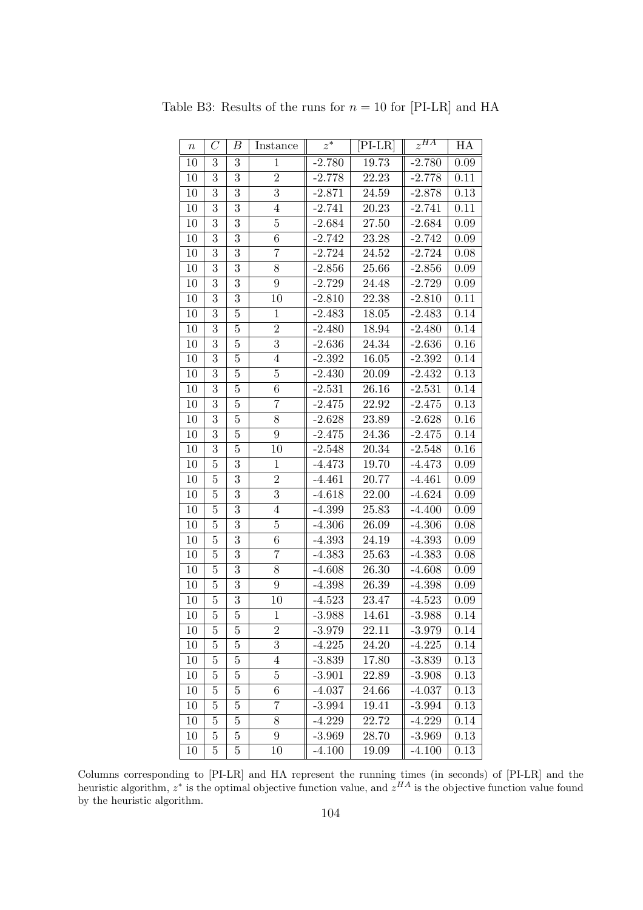Table B3: Results of the runs for $n = 10$ for [PI-LR] and HA

| $n$ | $C$ | $B$ | Instance | $z^*$ | [PI-LR] | $z^{HA}$ | HA |
|---|---|---|---|---|---|---|---|
| 10 | 3 | 3 | 1 | -2.780 | 19.73 | -2.780 | 0.09 |
| 10 | 3 | 3 | 2 | -2.778 | 22.23 | -2.778 | 0.11 |
| 10 | 3 | 3 | 3 | -2.871 | 24.59 | -2.878 | 0.13 |
| 10 | 3 | 3 | 4 | -2.741 | 20.23 | -2.741 | 0.11 |
| 10 | 3 | 3 | 5 | -2.684 | 27.50 | -2.684 | 0.09 |
| 10 | 3 | 3 | 6 | -2.742 | 23.28 | -2.742 | 0.09 |
| 10 | 3 | 3 | 7 | -2.724 | 24.52 | -2.724 | 0.08 |
| 10 | 3 | 3 | 8 | -2.856 | 25.66 | -2.856 | 0.09 |
| 10 | 3 | 3 | 9 | -2.729 | 24.48 | -2.729 | 0.09 |
| 10 | 3 | 3 | 10 | -2.810 | 22.38 | -2.810 | 0.11 |
| 10 | 3 | 5 | 1 | -2.483 | 18.05 | -2.483 | 0.14 |
| 10 | 3 | 5 | 2 | -2.480 | 18.94 | -2.480 | 0.14 |
| 10 | 3 | 5 | 3 | -2.636 | 24.34 | -2.636 | 0.16 |
| 10 | 3 | 5 | 4 | -2.392 | 16.05 | -2.392 | 0.14 |
| 10 | 3 | 5 | 5 | -2.430 | 20.09 | -2.432 | 0.13 |
| 10 | 3 | 5 | 6 | -2.531 | 26.16 | -2.531 | 0.14 |
| 10 | 3 | 5 | 7 | -2.475 | 22.92 | -2.475 | 0.13 |
| 10 | 3 | 5 | 8 | -2.628 | 23.89 | -2.628 | 0.16 |
| 10 | 3 | 5 | 9 | -2.475 | 24.36 | -2.475 | 0.14 |
| 10 | 3 | 5 | 10 | -2.548 | 20.34 | -2.548 | 0.16 |
| 10 | 5 | 3 | 1 | -4.473 | 19.70 | -4.473 | 0.09 |
| 10 | 5 | 3 | 2 | -4.461 | 20.77 | -4.461 | 0.09 |
| 10 | 5 | 3 | 3 | -4.618 | 22.00 | -4.624 | 0.09 |
| 10 | 5 | 3 | 4 | -4.399 | 25.83 | -4.400 | 0.09 |
| 10 | 5 | 3 | 5 | -4.306 | 26.09 | -4.306 | 0.08 |
| 10 | 5 | 3 | 6 | -4.393 | 24.19 | -4.393 | 0.09 |
| 10 | 5 | 3 | 7 | -4.383 | 25.63 | -4.383 | 0.08 |
| 10 | 5 | 3 | 8 | -4.608 | 26.30 | -4.608 | 0.09 |
| 10 | 5 | 3 | 9 | -4.398 | 26.39 | -4.398 | 0.09 |
| 10 | 5 | 3 | 10 | -4.523 | 23.47 | -4.523 | 0.09 |
| 10 | 5 | 5 | 1 | -3.988 | 14.61 | -3.988 | 0.14 |
| 10 | 5 | 5 | 2 | -3.979 | 22.11 | -3.979 | 0.14 |
| 10 | 5 | 5 | 3 | -4.225 | 24.20 | -4.225 | 0.14 |
| 10 | 5 | 5 | 4 | -3.839 | 17.80 | -3.839 | 0.13 |
| 10 | 5 | 5 | 5 | -3.901 | 22.89 | -3.908 | 0.13 |
| 10 | 5 | 5 | 6 | -4.037 | 24.66 | -4.037 | 0.13 |
| 10 | 5 | 5 | 7 | -3.994 | 19.41 | -3.994 | 0.13 |
| 10 | 5 | 5 | 8 | -4.229 | 22.72 | -4.229 | 0.14 |
| 10 | 5 | 5 | 9 | -3.969 | 28.70 | -3.969 | 0.13 |
| 10 | 5 | 5 | 10 | -4.100 | 19.09 | -4.100 | 0.13 |

Columns corresponding to [PI-LR] and HA represent the running times (in seconds) of [PI-LR] and the heuristic algorithm, $z^*$ is the optimal objective function value, and $z^{HA}$ is the objective function value found by the heuristic algorithm.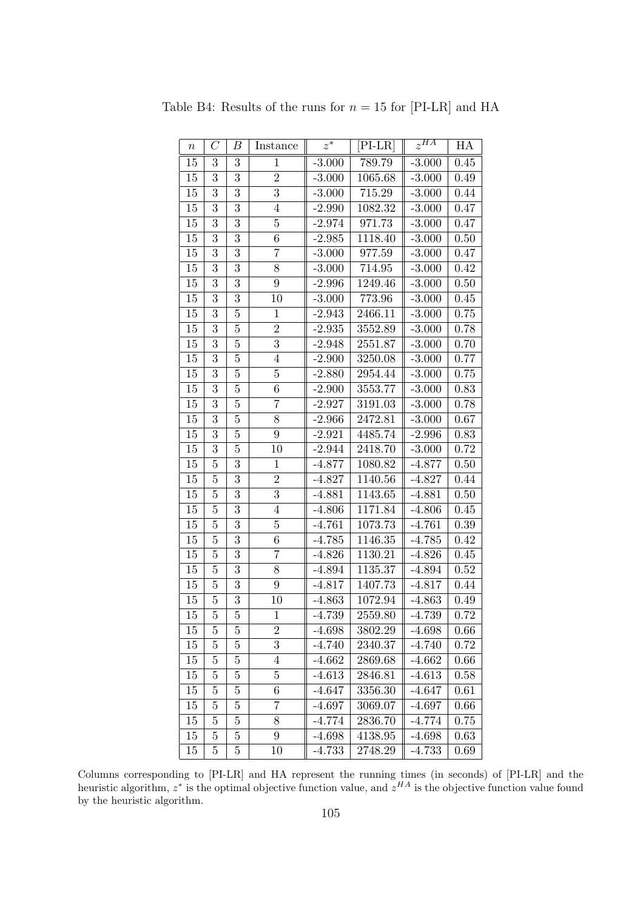Table B4: Results of the runs for $n = 15$ for [PI-LR] and HA

| $n$ | $C$ | $B$ | Instance | $z^*$ | [PI-LR] | $z^{HA}$ | HA |
|---|---|---|---|---|---|---|---|
| 15 | 3 | 3 | 1 | -3.000 | 789.79 | -3.000 | 0.45 |
| 15 | 3 | 3 | 2 | -3.000 | 1065.68 | -3.000 | 0.49 |
| 15 | 3 | 3 | 3 | -3.000 | 715.29 | -3.000 | 0.44 |
| 15 | 3 | 3 | 4 | -2.990 | 1082.32 | -3.000 | 0.47 |
| 15 | 3 | 3 | 5 | -2.974 | 971.73 | -3.000 | 0.47 |
| 15 | 3 | 3 | 6 | -2.985 | 1118.40 | -3.000 | 0.50 |
| 15 | 3 | 3 | 7 | -3.000 | 977.59 | -3.000 | 0.47 |
| 15 | 3 | 3 | 8 | -3.000 | 714.95 | -3.000 | 0.42 |
| 15 | 3 | 3 | 9 | -2.996 | 1249.46 | -3.000 | 0.50 |
| 15 | 3 | 3 | 10 | -3.000 | 773.96 | -3.000 | 0.45 |
| 15 | 3 | 5 | 1 | -2.943 | 2466.11 | -3.000 | 0.75 |
| 15 | 3 | 5 | 2 | -2.935 | 3552.89 | -3.000 | 0.78 |
| 15 | 3 | 5 | 3 | -2.948 | 2551.87 | -3.000 | 0.70 |
| 15 | 3 | 5 | 4 | -2.900 | 3250.08 | -3.000 | 0.77 |
| 15 | 3 | 5 | 5 | -2.880 | 2954.44 | -3.000 | 0.75 |
| 15 | 3 | 5 | 6 | -2.900 | 3553.77 | -3.000 | 0.83 |
| 15 | 3 | 5 | 7 | -2.927 | 3191.03 | -3.000 | 0.78 |
| 15 | 3 | 5 | 8 | -2.966 | 2472.81 | -3.000 | 0.67 |
| 15 | 3 | 5 | 9 | -2.921 | 4485.74 | -2.996 | 0.83 |
| 15 | 3 | 5 | 10 | -2.944 | 2418.70 | -3.000 | 0.72 |
| 15 | 5 | 3 | 1 | -4.877 | 1080.82 | -4.877 | 0.50 |
| 15 | 5 | 3 | 2 | -4.827 | 1140.56 | -4.827 | 0.44 |
| 15 | 5 | 3 | 3 | -4.881 | 1143.65 | -4.881 | 0.50 |
| 15 | 5 | 3 | 4 | -4.806 | 1171.84 | -4.806 | 0.45 |
| 15 | 5 | 3 | 5 | -4.761 | 1073.73 | -4.761 | 0.39 |
| 15 | 5 | 3 | 6 | -4.785 | 1146.35 | -4.785 | 0.42 |
| 15 | 5 | 3 | 7 | -4.826 | 1130.21 | -4.826 | 0.45 |
| 15 | 5 | 3 | 8 | -4.894 | 1135.37 | -4.894 | 0.52 |
| 15 | 5 | 3 | 9 | -4.817 | 1407.73 | -4.817 | 0.44 |
| 15 | 5 | 3 | 10 | -4.863 | 1072.94 | -4.863 | 0.49 |
| 15 | 5 | 5 | 1 | -4.739 | 2559.80 | -4.739 | 0.72 |
| 15 | 5 | 5 | 2 | -4.698 | 3802.29 | -4.698 | 0.66 |
| 15 | 5 | 5 | 3 | -4.740 | 2340.37 | -4.740 | 0.72 |
| 15 | 5 | 5 | 4 | -4.662 | 2869.68 | -4.662 | 0.66 |
| 15 | 5 | 5 | 5 | -4.613 | 2846.81 | -4.613 | 0.58 |
| 15 | 5 | 5 | 6 | -4.647 | 3356.30 | -4.647 | 0.61 |
| 15 | 5 | 5 | 7 | -4.697 | 3069.07 | -4.697 | 0.66 |
| 15 | 5 | 5 | 8 | -4.774 | 2836.70 | -4.774 | 0.75 |
| 15 | 5 | 5 | 9 | -4.698 | 4138.95 | -4.698 | 0.63 |
| 15 | 5 | 5 | 10 | -4.733 | 2748.29 | -4.733 | 0.69 |

Columns corresponding to [PI-LR] and HA represent the running times (in seconds) of [PI-LR] and the heuristic algorithm, $z^*$ is the optimal objective function value, and $z^{HA}$ is the objective function value found by the heuristic algorithm.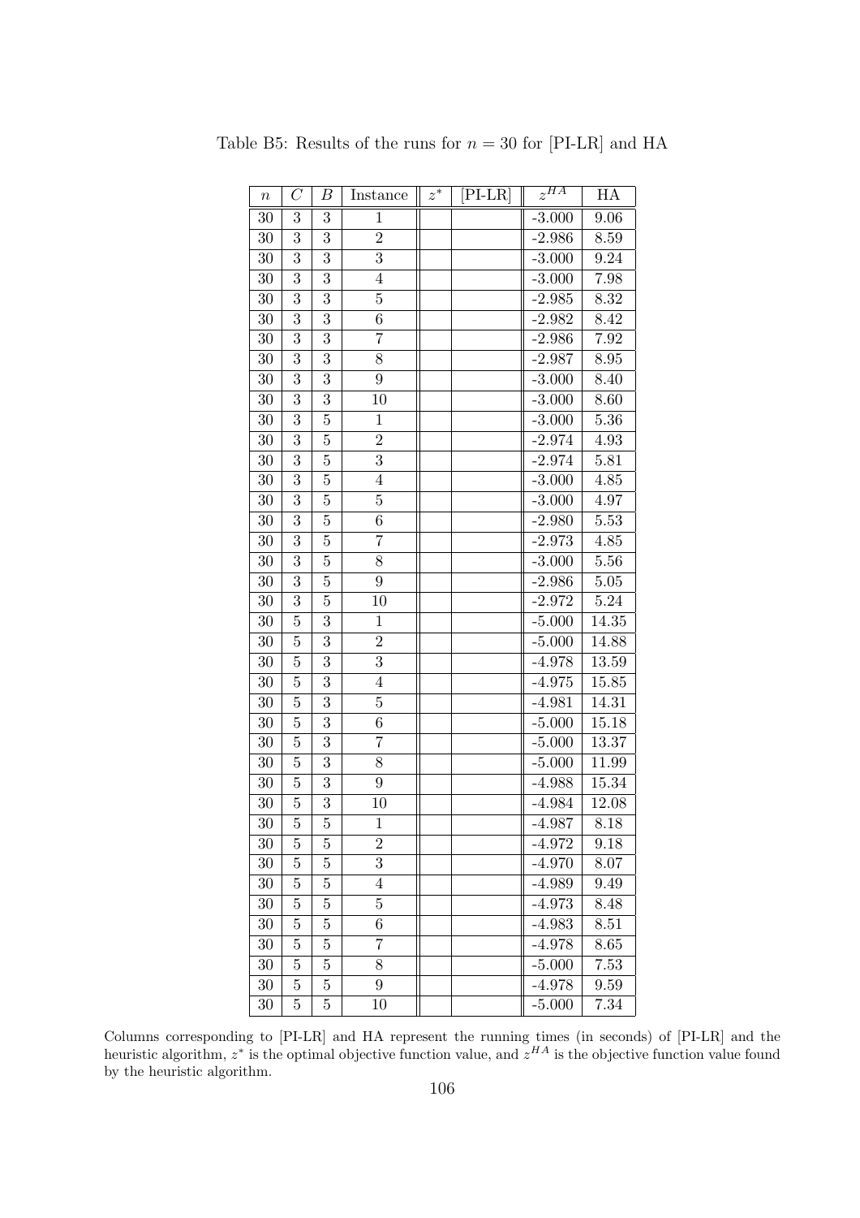Table B5: Results of the runs for $n = 30$ for [PI-LR] and HA

| $n$ | $C$ | $B$ | Instance | $z^*$ | [PI-LR] | $z^{HA}$ | HA |
|---|---|---|---|---|---|---|---|
| 30 | 3 | 3 | 1 | | | -3.000 | 9.06 |
| 30 | 3 | 3 | 2 | | | -2.986 | 8.59 |
| 30 | 3 | 3 | 3 | | | -3.000 | 9.24 |
| 30 | 3 | 3 | 4 | | | -3.000 | 7.98 |
| 30 | 3 | 3 | 5 | | | -2.985 | 8.32 |
| 30 | 3 | 3 | 6 | | | -2.982 | 8.42 |
| 30 | 3 | 3 | 7 | | | -2.986 | 7.92 |
| 30 | 3 | 3 | 8 | | | -2.987 | 8.95 |
| 30 | 3 | 3 | 9 | | | -3.000 | 8.40 |
| 30 | 3 | 3 | 10 | | | -3.000 | 8.60 |
| 30 | 3 | 5 | 1 | | | -3.000 | 5.36 |
| 30 | 3 | 5 | 2 | | | -2.974 | 4.93 |
| 30 | 3 | 5 | 3 | | | -2.974 | 5.81 |
| 30 | 3 | 5 | 4 | | | -3.000 | 4.85 |
| 30 | 3 | 5 | 5 | | | -3.000 | 4.97 |
| 30 | 3 | 5 | 6 | | | -2.980 | 5.53 |
| 30 | 3 | 5 | 7 | | | -2.973 | 4.85 |
| 30 | 3 | 5 | 8 | | | -3.000 | 5.56 |
| 30 | 3 | 5 | 9 | | | -2.986 | 5.05 |
| 30 | 3 | 5 | 10 | | | -2.972 | 5.24 |
| 30 | 5 | 3 | 1 | | | -5.000 | 14.35 |
| 30 | 5 | 3 | 2 | | | -5.000 | 14.88 |
| 30 | 5 | 3 | 3 | | | -4.978 | 13.59 |
| 30 | 5 | 3 | 4 | | | -4.975 | 15.85 |
| 30 | 5 | 3 | 5 | | | -4.981 | 14.31 |
| 30 | 5 | 3 | 6 | | | -5.000 | 15.18 |
| 30 | 5 | 3 | 7 | | | -5.000 | 13.37 |
| 30 | 5 | 3 | 8 | | | -5.000 | 11.99 |
| 30 | 5 | 3 | 9 | | | -4.988 | 15.34 |
| 30 | 5 | 3 | 10 | | | -4.984 | 12.08 |
| 30 | 5 | 5 | 1 | | | -4.987 | 8.18 |
| 30 | 5 | 5 | 2 | | | -4.972 | 9.18 |
| 30 | 5 | 5 | 3 | | | -4.970 | 8.07 |
| 30 | 5 | 5 | 4 | | | -4.989 | 9.49 |
| 30 | 5 | 5 | 5 | | | -4.973 | 8.48 |
| 30 | 5 | 5 | 6 | | | -4.983 | 8.51 |
| 30 | 5 | 5 | 7 | | | -4.978 | 8.65 |
| 30 | 5 | 5 | 8 | | | -5.000 | 7.53 |
| 30 | 5 | 5 | 9 | | | -4.978 | 9.59 |
| 30 | 5 | 5 | 10 | | | -5.000 | 7.34 |

Columns corresponding to [PI-LR] and HA represent the running times (in seconds) of [PI-LR] and the heuristic algorithm, $z^*$ is the optimal objective function value, and $z^{HA}$ is the objective function value found by the heuristic algorithm.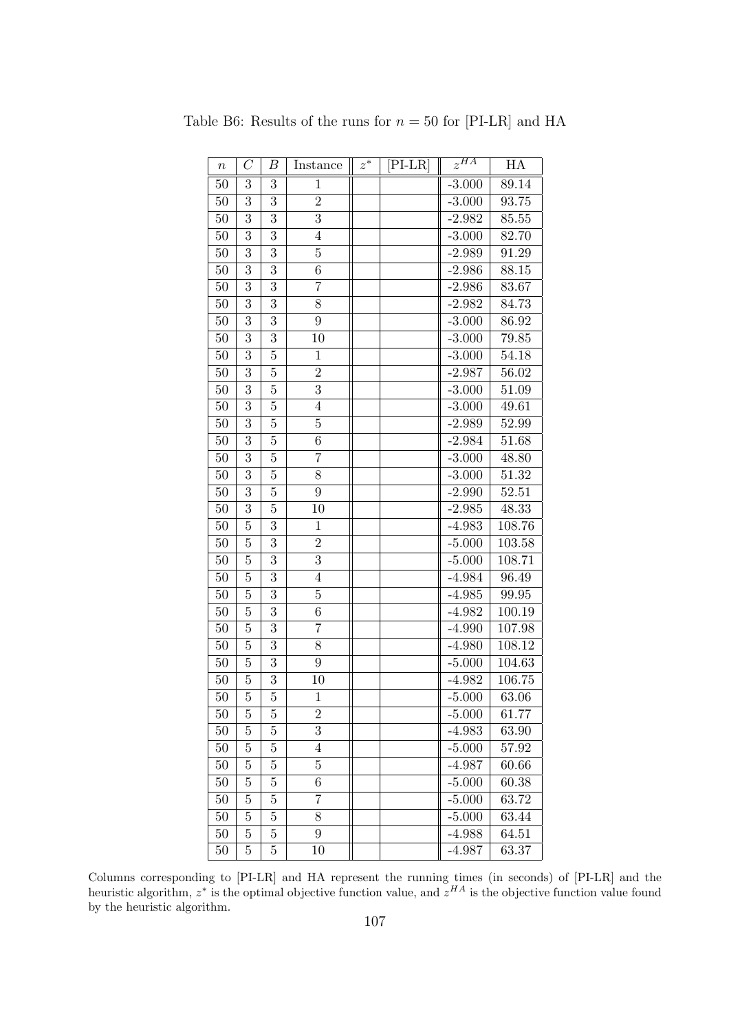Table B6: Results of the runs for $n = 50$ for [PI-LR] and HA

| $n$ | $C$ | $B$ | Instance | $z^*$ | [PI-LR] | $z^{HA}$ | HA |
|---|---|---|---|---|---|---|---|
| 50 | 3 | 3 | 1 | | | -3.000 | 89.14 |
| 50 | 3 | 3 | 2 | | | -3.000 | 93.75 |
| 50 | 3 | 3 | 3 | | | -2.982 | 85.55 |
| 50 | 3 | 3 | 4 | | | -3.000 | 82.70 |
| 50 | 3 | 3 | 5 | | | -2.989 | 91.29 |
| 50 | 3 | 3 | 6 | | | -2.986 | 88.15 |
| 50 | 3 | 3 | 7 | | | -2.986 | 83.67 |
| 50 | 3 | 3 | 8 | | | -2.982 | 84.73 |
| 50 | 3 | 3 | 9 | | | -3.000 | 86.92 |
| 50 | 3 | 3 | 10 | | | -3.000 | 79.85 |
| 50 | 3 | 5 | 1 | | | -3.000 | 54.18 |
| 50 | 3 | 5 | 2 | | | -2.987 | 56.02 |
| 50 | 3 | 5 | 3 | | | -3.000 | 51.09 |
| 50 | 3 | 5 | 4 | | | -3.000 | 49.61 |
| 50 | 3 | 5 | 5 | | | -2.989 | 52.99 |
| 50 | 3 | 5 | 6 | | | -2.984 | 51.68 |
| 50 | 3 | 5 | 7 | | | -3.000 | 48.80 |
| 50 | 3 | 5 | 8 | | | -3.000 | 51.32 |
| 50 | 3 | 5 | 9 | | | -2.990 | 52.51 |
| 50 | 3 | 5 | 10 | | | -2.985 | 48.33 |
| 50 | 5 | 3 | 1 | | | -4.983 | 108.76 |
| 50 | 5 | 3 | 2 | | | -5.000 | 103.58 |
| 50 | 5 | 3 | 3 | | | -5.000 | 108.71 |
| 50 | 5 | 3 | 4 | | | -4.984 | 96.49 |
| 50 | 5 | 3 | 5 | | | -4.985 | 99.95 |
| 50 | 5 | 3 | 6 | | | -4.982 | 100.19 |
| 50 | 5 | 3 | 7 | | | -4.990 | 107.98 |
| 50 | 5 | 3 | 8 | | | -4.980 | 108.12 |
| 50 | 5 | 3 | 9 | | | -5.000 | 104.63 |
| 50 | 5 | 3 | 10 | | | -4.982 | 106.75 |
| 50 | 5 | 5 | 1 | | | -5.000 | 63.06 |
| 50 | 5 | 5 | 2 | | | -5.000 | 61.77 |
| 50 | 5 | 5 | 3 | | | -4.983 | 63.90 |
| 50 | 5 | 5 | 4 | | | -5.000 | 57.92 |
| 50 | 5 | 5 | 5 | | | -4.987 | 60.66 |
| 50 | 5 | 5 | 6 | | | -5.000 | 60.38 |
| 50 | 5 | 5 | 7 | | | -5.000 | 63.72 |
| 50 | 5 | 5 | 8 | | | -5.000 | 63.44 |
| 50 | 5 | 5 | 9 | | | -4.988 | 64.51 |
| 50 | 5 | 5 | 10 | | | -4.987 | 63.37 |

Columns corresponding to [PI-LR] and HA represent the running times (in seconds) of [PI-LR] and the heuristic algorithm, $z^*$ is the optimal objective function value, and $z^{HA}$ is the objective function value found by the heuristic algorithm.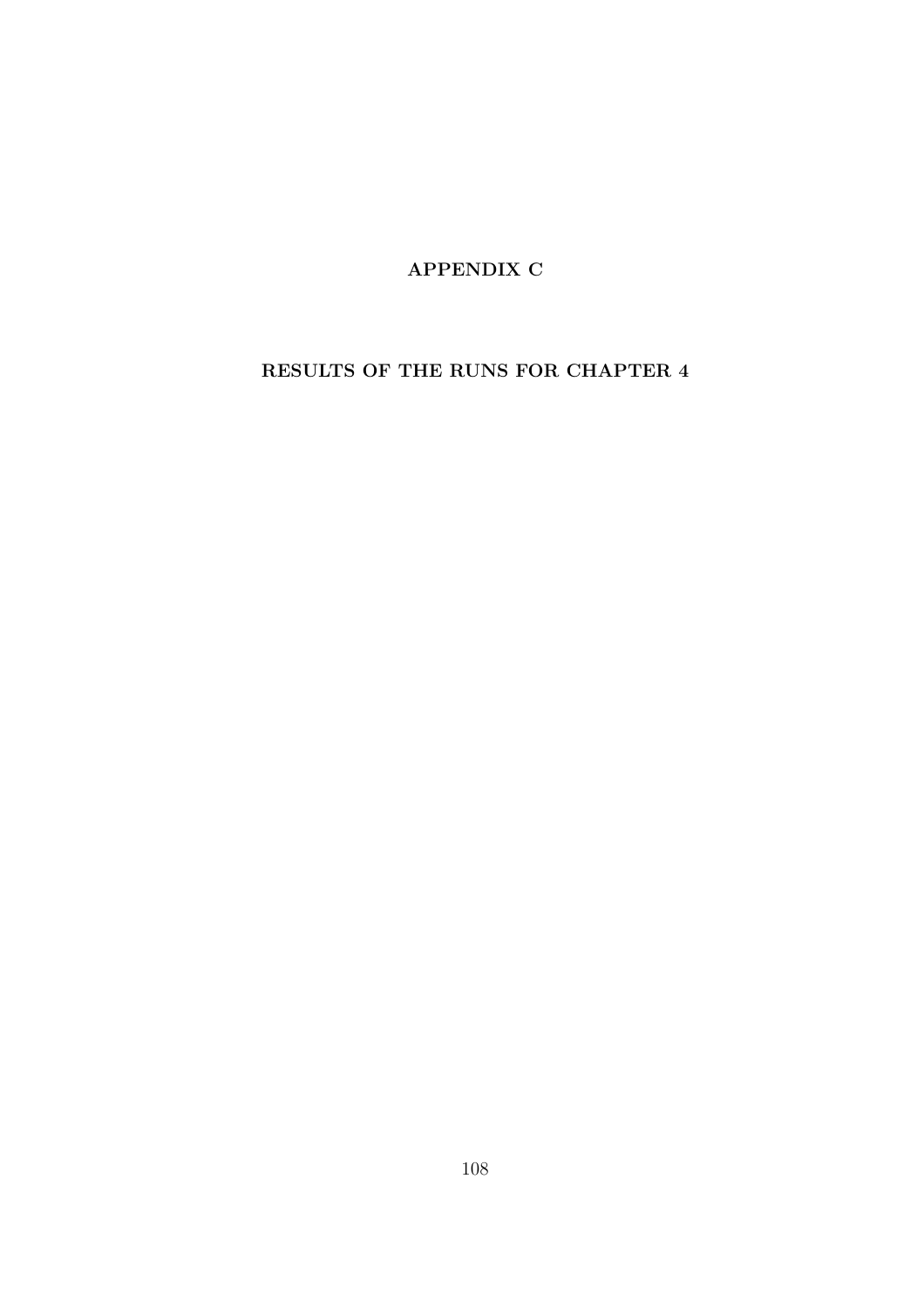# APPENDIX C

# RESULTS OF THE RUNS FOR CHAPTER 4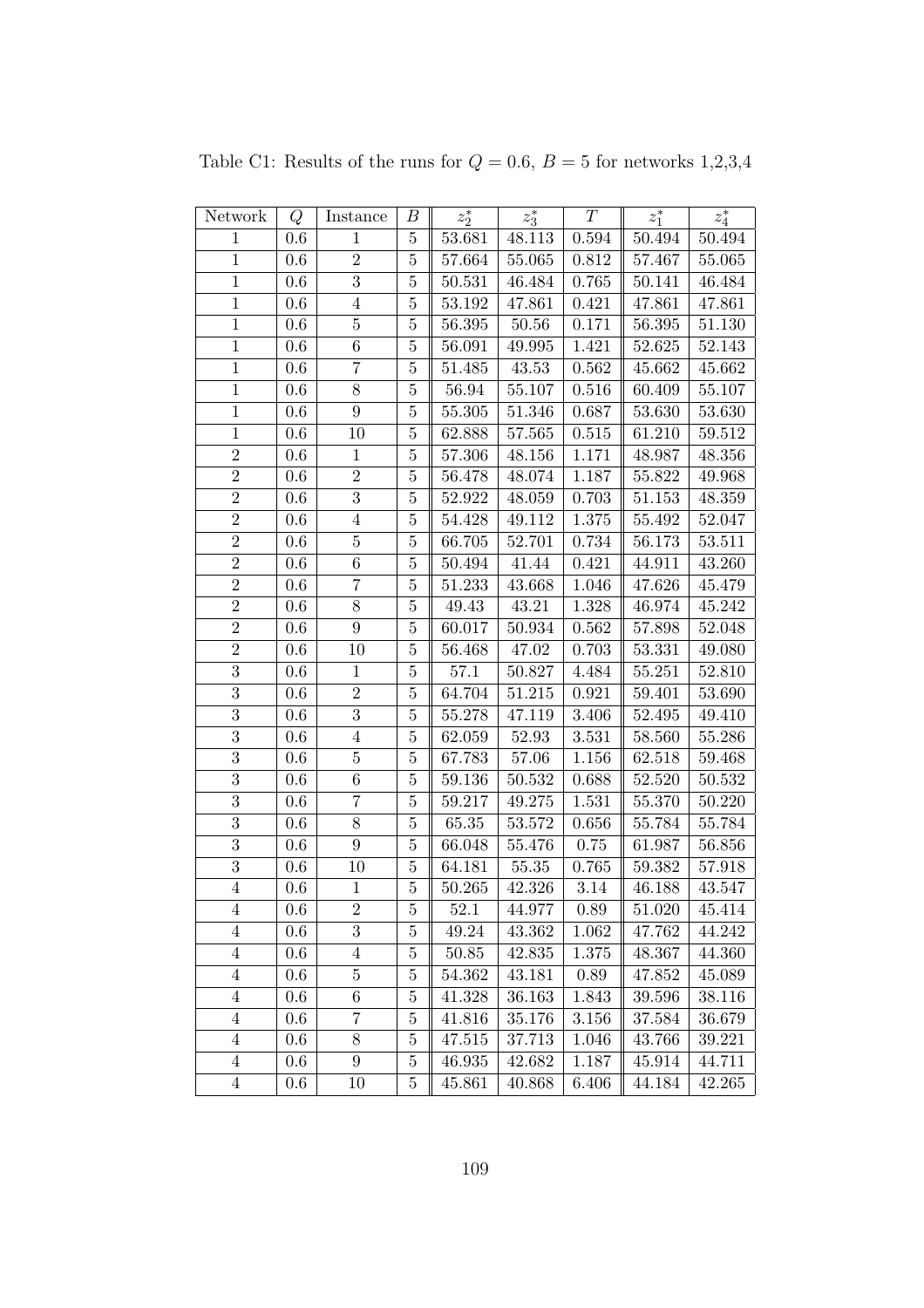Table C1: Results of the runs for $Q = 0.6$, $B = 5$ for networks 1,2,3,4

| Network | $Q$ | Instance | $B$ | $z_2^*$ | $z_3^*$ | $T$ | $z_1^*$ | $z_4^*$ |
|---|---|---|---|---|---|---|---|---|
| 1 | 0.6 | 1 | 5 | 53.681 | 48.113 | 0.594 | 50.494 | 50.494 |
| 1 | 0.6 | 2 | 5 | 57.664 | 55.065 | 0.812 | 57.467 | 55.065 |
| 1 | 0.6 | 3 | 5 | 50.531 | 46.484 | 0.765 | 50.141 | 46.484 |
| 1 | 0.6 | 4 | 5 | 53.192 | 47.861 | 0.421 | 47.861 | 47.861 |
| 1 | 0.6 | 5 | 5 | 56.395 | 50.56 | 0.171 | 56.395 | 51.130 |
| 1 | 0.6 | 6 | 5 | 56.091 | 49.995 | 1.421 | 52.625 | 52.143 |
| 1 | 0.6 | 7 | 5 | 51.485 | 43.53 | 0.562 | 45.662 | 45.662 |
| 1 | 0.6 | 8 | 5 | 56.94 | 55.107 | 0.516 | 60.409 | 55.107 |
| 1 | 0.6 | 9 | 5 | 55.305 | 51.346 | 0.687 | 53.630 | 53.630 |
| 1 | 0.6 | 10 | 5 | 62.888 | 57.565 | 0.515 | 61.210 | 59.512 |
| 2 | 0.6 | 1 | 5 | 57.306 | 48.156 | 1.171 | 48.987 | 48.356 |
| 2 | 0.6 | 2 | 5 | 56.478 | 48.074 | 1.187 | 55.822 | 49.968 |
| 2 | 0.6 | 3 | 5 | 52.922 | 48.059 | 0.703 | 51.153 | 48.359 |
| 2 | 0.6 | 4 | 5 | 54.428 | 49.112 | 1.375 | 55.492 | 52.047 |
| 2 | 0.6 | 5 | 5 | 66.705 | 52.701 | 0.734 | 56.173 | 53.511 |
| 2 | 0.6 | 6 | 5 | 50.494 | 41.44 | 0.421 | 44.911 | 43.260 |
| 2 | 0.6 | 7 | 5 | 51.233 | 43.668 | 1.046 | 47.626 | 45.479 |
| 2 | 0.6 | 8 | 5 | 49.43 | 43.21 | 1.328 | 46.974 | 45.242 |
| 2 | 0.6 | 9 | 5 | 60.017 | 50.934 | 0.562 | 57.898 | 52.048 |
| 2 | 0.6 | 10 | 5 | 56.468 | 47.02 | 0.703 | 53.331 | 49.080 |
| 3 | 0.6 | 1 | 5 | 57.1 | 50.827 | 4.484 | 55.251 | 52.810 |
| 3 | 0.6 | 2 | 5 | 64.704 | 51.215 | 0.921 | 59.401 | 53.690 |
| 3 | 0.6 | 3 | 5 | 55.278 | 47.119 | 3.406 | 52.495 | 49.410 |
| 3 | 0.6 | 4 | 5 | 62.059 | 52.93 | 3.531 | 58.560 | 55.286 |
| 3 | 0.6 | 5 | 5 | 67.783 | 57.06 | 1.156 | 62.518 | 59.468 |
| 3 | 0.6 | 6 | 5 | 59.136 | 50.532 | 0.688 | 52.520 | 50.532 |
| 3 | 0.6 | 7 | 5 | 59.217 | 49.275 | 1.531 | 55.370 | 50.220 |
| 3 | 0.6 | 8 | 5 | 65.35 | 53.572 | 0.656 | 55.784 | 55.784 |
| 3 | 0.6 | 9 | 5 | 66.048 | 55.476 | 0.75 | 61.987 | 56.856 |
| 3 | 0.6 | 10 | 5 | 64.181 | 55.35 | 0.765 | 59.382 | 57.918 |
| 4 | 0.6 | 1 | 5 | 50.265 | 42.326 | 3.14 | 46.188 | 43.547 |
| 4 | 0.6 | 2 | 5 | 52.1 | 44.977 | 0.89 | 51.020 | 45.414 |
| 4 | 0.6 | 3 | 5 | 49.24 | 43.362 | 1.062 | 47.762 | 44.242 |
| 4 | 0.6 | 4 | 5 | 50.85 | 42.835 | 1.375 | 48.367 | 44.360 |
| 4 | 0.6 | 5 | 5 | 54.362 | 43.181 | 0.89 | 47.852 | 45.089 |
| 4 | 0.6 | 6 | 5 | 41.328 | 36.163 | 1.843 | 39.596 | 38.116 |
| 4 | 0.6 | 7 | 5 | 41.816 | 35.176 | 3.156 | 37.584 | 36.679 |
| 4 | 0.6 | 8 | 5 | 47.515 | 37.713 | 1.046 | 43.766 | 39.221 |
| 4 | 0.6 | 9 | 5 | 46.935 | 42.682 | 1.187 | 45.914 | 44.711 |
| 4 | 0.6 | 10 | 5 | 45.861 | 40.868 | 6.406 | 44.184 | 42.265 |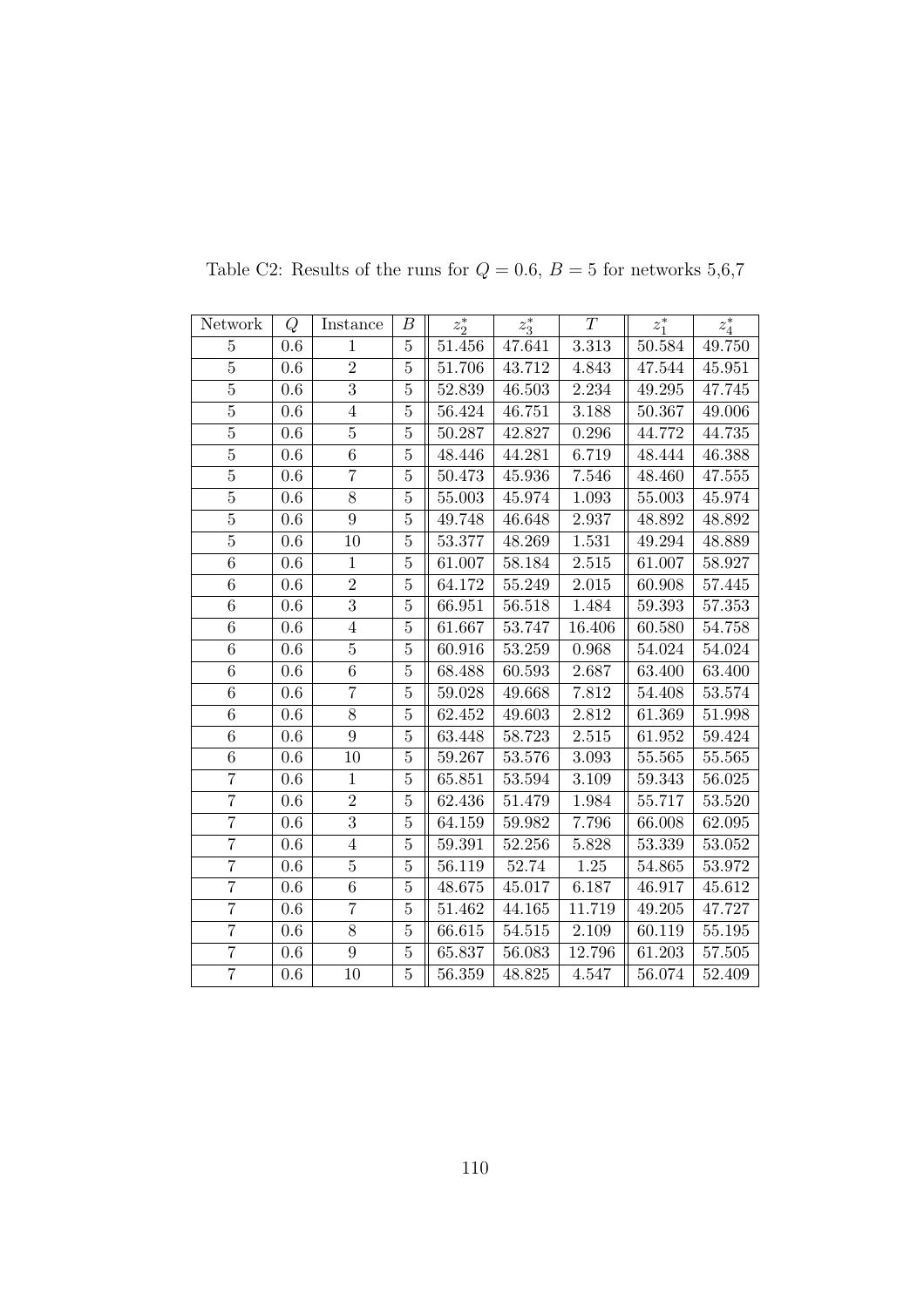Table C2: Results of the runs for $Q = 0.6$, $B = 5$ for networks 5,6,7

| Network | $Q$ | Instance | $B$ | $z_2^*$ | $z_3^*$ | $T$ | $z_1^*$ | $z_4^*$ |
|---|---|---|---|---|---|---|---|---|
| 5 | 0.6 | 1 | 5 | 51.456 | 47.641 | 3.313 | 50.584 | 49.750 |
| 5 | 0.6 | 2 | 5 | 51.706 | 43.712 | 4.843 | 47.544 | 45.951 |
| 5 | 0.6 | 3 | 5 | 52.839 | 46.503 | 2.234 | 49.295 | 47.745 |
| 5 | 0.6 | 4 | 5 | 56.424 | 46.751 | 3.188 | 50.367 | 49.006 |
| 5 | 0.6 | 5 | 5 | 50.287 | 42.827 | 0.296 | 44.772 | 44.735 |
| 5 | 0.6 | 6 | 5 | 48.446 | 44.281 | 6.719 | 48.444 | 46.388 |
| 5 | 0.6 | 7 | 5 | 50.473 | 45.936 | 7.546 | 48.460 | 47.555 |
| 5 | 0.6 | 8 | 5 | 55.003 | 45.974 | 1.093 | 55.003 | 45.974 |
| 5 | 0.6 | 9 | 5 | 49.748 | 46.648 | 2.937 | 48.892 | 48.892 |
| 5 | 0.6 | 10 | 5 | 53.377 | 48.269 | 1.531 | 49.294 | 48.889 |
| 6 | 0.6 | 1 | 5 | 61.007 | 58.184 | 2.515 | 61.007 | 58.927 |
| 6 | 0.6 | 2 | 5 | 64.172 | 55.249 | 2.015 | 60.908 | 57.445 |
| 6 | 0.6 | 3 | 5 | 66.951 | 56.518 | 1.484 | 59.393 | 57.353 |
| 6 | 0.6 | 4 | 5 | 61.667 | 53.747 | 16.406 | 60.580 | 54.758 |
| 6 | 0.6 | 5 | 5 | 60.916 | 53.259 | 0.968 | 54.024 | 54.024 |
| 6 | 0.6 | 6 | 5 | 68.488 | 60.593 | 2.687 | 63.400 | 63.400 |
| 6 | 0.6 | 7 | 5 | 59.028 | 49.668 | 7.812 | 54.408 | 53.574 |
| 6 | 0.6 | 8 | 5 | 62.452 | 49.603 | 2.812 | 61.369 | 51.998 |
| 6 | 0.6 | 9 | 5 | 63.448 | 58.723 | 2.515 | 61.952 | 59.424 |
| 6 | 0.6 | 10 | 5 | 59.267 | 53.576 | 3.093 | 55.565 | 55.565 |
| 7 | 0.6 | 1 | 5 | 65.851 | 53.594 | 3.109 | 59.343 | 56.025 |
| 7 | 0.6 | 2 | 5 | 62.436 | 51.479 | 1.984 | 55.717 | 53.520 |
| 7 | 0.6 | 3 | 5 | 64.159 | 59.982 | 7.796 | 66.008 | 62.095 |
| 7 | 0.6 | 4 | 5 | 59.391 | 52.256 | 5.828 | 53.339 | 53.052 |
| 7 | 0.6 | 5 | 5 | 56.119 | 52.74 | 1.25 | 54.865 | 53.972 |
| 7 | 0.6 | 6 | 5 | 48.675 | 45.017 | 6.187 | 46.917 | 45.612 |
| 7 | 0.6 | 7 | 5 | 51.462 | 44.165 | 11.719 | 49.205 | 47.727 |
| 7 | 0.6 | 8 | 5 | 66.615 | 54.515 | 2.109 | 60.119 | 55.195 |
| 7 | 0.6 | 9 | 5 | 65.837 | 56.083 | 12.796 | 61.203 | 57.505 |
| 7 | 0.6 | 10 | 5 | 56.359 | 48.825 | 4.547 | 56.074 | 52.409 |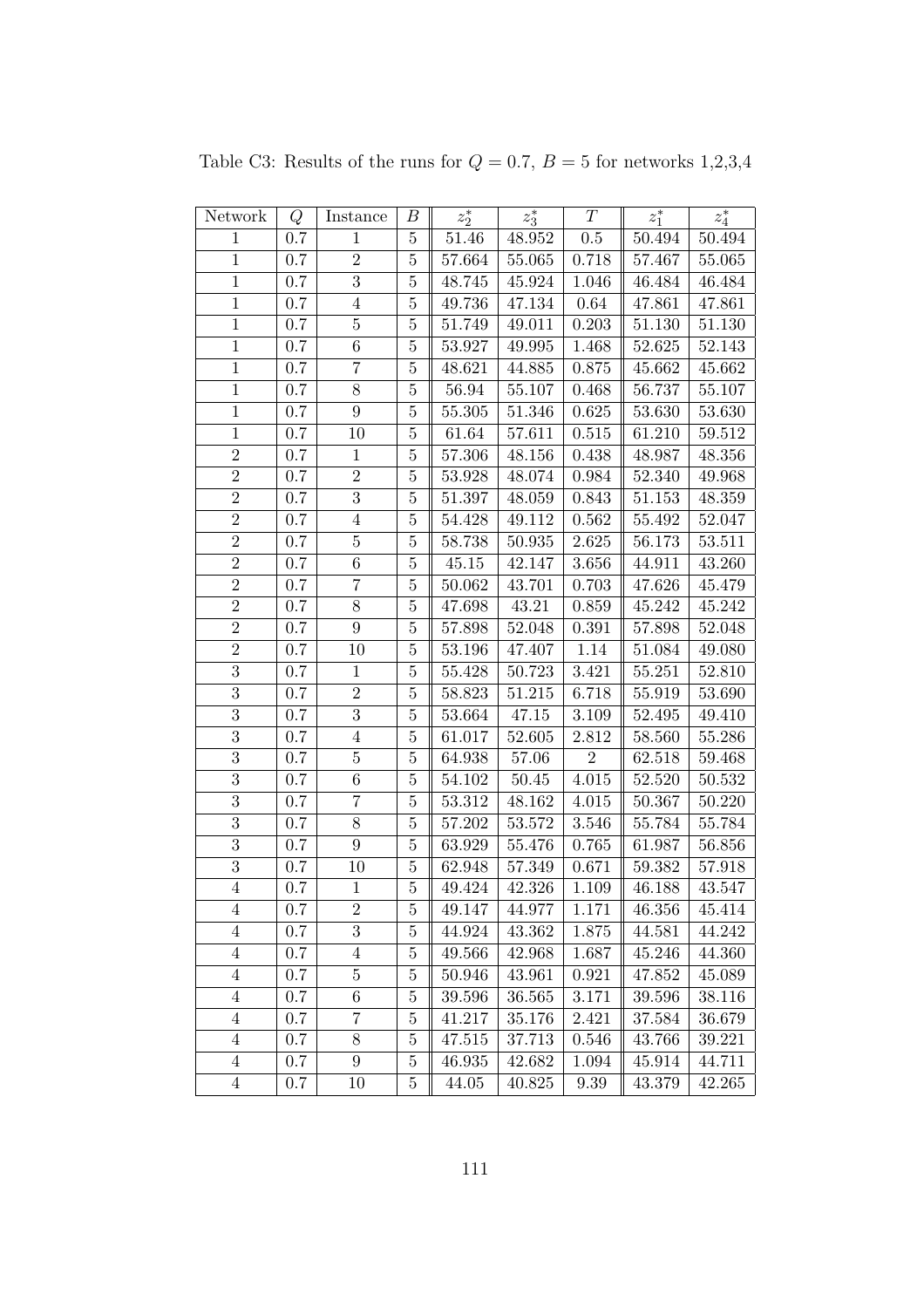Table C3: Results of the runs for $Q = 0.7$, $B = 5$ for networks 1,2,3,4

| Network | $Q$ | Instance | $B$ | $z_2^*$ | $z_3^*$ | $T$ | $z_1^*$ | $z_4^*$ |
|---|---|---|---|---|---|---|---|---|
| 1 | 0.7 | 1 | 5 | 51.46 | 48.952 | 0.5 | 50.494 | 50.494 |
| 1 | 0.7 | 2 | 5 | 57.664 | 55.065 | 0.718 | 57.467 | 55.065 |
| 1 | 0.7 | 3 | 5 | 48.745 | 45.924 | 1.046 | 46.484 | 46.484 |
| 1 | 0.7 | 4 | 5 | 49.736 | 47.134 | 0.64 | 47.861 | 47.861 |
| 1 | 0.7 | 5 | 5 | 51.749 | 49.011 | 0.203 | 51.130 | 51.130 |
| 1 | 0.7 | 6 | 5 | 53.927 | 49.995 | 1.468 | 52.625 | 52.143 |
| 1 | 0.7 | 7 | 5 | 48.621 | 44.885 | 0.875 | 45.662 | 45.662 |
| 1 | 0.7 | 8 | 5 | 56.94 | 55.107 | 0.468 | 56.737 | 55.107 |
| 1 | 0.7 | 9 | 5 | 55.305 | 51.346 | 0.625 | 53.630 | 53.630 |
| 1 | 0.7 | 10 | 5 | 61.64 | 57.611 | 0.515 | 61.210 | 59.512 |
| 2 | 0.7 | 1 | 5 | 57.306 | 48.156 | 0.438 | 48.987 | 48.356 |
| 2 | 0.7 | 2 | 5 | 53.928 | 48.074 | 0.984 | 52.340 | 49.968 |
| 2 | 0.7 | 3 | 5 | 51.397 | 48.059 | 0.843 | 51.153 | 48.359 |
| 2 | 0.7 | 4 | 5 | 54.428 | 49.112 | 0.562 | 55.492 | 52.047 |
| 2 | 0.7 | 5 | 5 | 58.738 | 50.935 | 2.625 | 56.173 | 53.511 |
| 2 | 0.7 | 6 | 5 | 45.15 | 42.147 | 3.656 | 44.911 | 43.260 |
| 2 | 0.7 | 7 | 5 | 50.062 | 43.701 | 0.703 | 47.626 | 45.479 |
| 2 | 0.7 | 8 | 5 | 47.698 | 43.21 | 0.859 | 45.242 | 45.242 |
| 2 | 0.7 | 9 | 5 | 57.898 | 52.048 | 0.391 | 57.898 | 52.048 |
| 2 | 0.7 | 10 | 5 | 53.196 | 47.407 | 1.14 | 51.084 | 49.080 |
| 3 | 0.7 | 1 | 5 | 55.428 | 50.723 | 3.421 | 55.251 | 52.810 |
| 3 | 0.7 | 2 | 5 | 58.823 | 51.215 | 6.718 | 55.919 | 53.690 |
| 3 | 0.7 | 3 | 5 | 53.664 | 47.15 | 3.109 | 52.495 | 49.410 |
| 3 | 0.7 | 4 | 5 | 61.017 | 52.605 | 2.812 | 58.560 | 55.286 |
| 3 | 0.7 | 5 | 5 | 64.938 | 57.06 | 2 | 62.518 | 59.468 |
| 3 | 0.7 | 6 | 5 | 54.102 | 50.45 | 4.015 | 52.520 | 50.532 |
| 3 | 0.7 | 7 | 5 | 53.312 | 48.162 | 4.015 | 50.367 | 50.220 |
| 3 | 0.7 | 8 | 5 | 57.202 | 53.572 | 3.546 | 55.784 | 55.784 |
| 3 | 0.7 | 9 | 5 | 63.929 | 55.476 | 0.765 | 61.987 | 56.856 |
| 3 | 0.7 | 10 | 5 | 62.948 | 57.349 | 0.671 | 59.382 | 57.918 |
| 4 | 0.7 | 1 | 5 | 49.424 | 42.326 | 1.109 | 46.188 | 43.547 |
| 4 | 0.7 | 2 | 5 | 49.147 | 44.977 | 1.171 | 46.356 | 45.414 |
| 4 | 0.7 | 3 | 5 | 44.924 | 43.362 | 1.875 | 44.581 | 44.242 |
| 4 | 0.7 | 4 | 5 | 49.566 | 42.968 | 1.687 | 45.246 | 44.360 |
| 4 | 0.7 | 5 | 5 | 50.946 | 43.961 | 0.921 | 47.852 | 45.089 |
| 4 | 0.7 | 6 | 5 | 39.596 | 36.565 | 3.171 | 39.596 | 38.116 |
| 4 | 0.7 | 7 | 5 | 41.217 | 35.176 | 2.421 | 37.584 | 36.679 |
| 4 | 0.7 | 8 | 5 | 47.515 | 37.713 | 0.546 | 43.766 | 39.221 |
| 4 | 0.7 | 9 | 5 | 46.935 | 42.682 | 1.094 | 45.914 | 44.711 |
| 4 | 0.7 | 10 | 5 | 44.05 | 40.825 | 9.39 | 43.379 | 42.265 |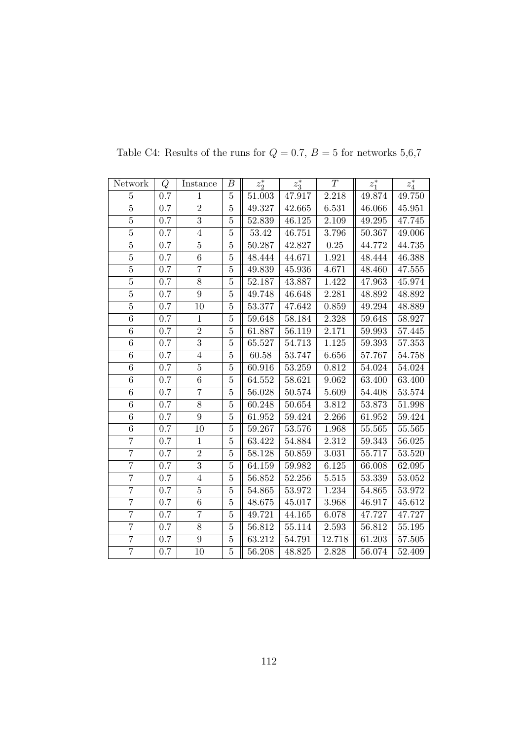Table C4: Results of the runs for $Q = 0.7$, $B = 5$ for networks 5,6,7

| Network | $Q$ | Instance | $B$ | $z_2^*$ | $z_3^*$ | $T$ | $z_1^*$ | $z_4^*$ |
|---|---|---|---|---|---|---|---|---|
| 5 | 0.7 | 1 | 5 | 51.003 | 47.917 | 2.218 | 49.874 | 49.750 |
| 5 | 0.7 | 2 | 5 | 49.327 | 42.665 | 6.531 | 46.066 | 45.951 |
| 5 | 0.7 | 3 | 5 | 52.839 | 46.125 | 2.109 | 49.295 | 47.745 |
| 5 | 0.7 | 4 | 5 | 53.42 | 46.751 | 3.796 | 50.367 | 49.006 |
| 5 | 0.7 | 5 | 5 | 50.287 | 42.827 | 0.25 | 44.772 | 44.735 |
| 5 | 0.7 | 6 | 5 | 48.444 | 44.671 | 1.921 | 48.444 | 46.388 |
| 5 | 0.7 | 7 | 5 | 49.839 | 45.936 | 4.671 | 48.460 | 47.555 |
| 5 | 0.7 | 8 | 5 | 52.187 | 43.887 | 1.422 | 47.963 | 45.974 |
| 5 | 0.7 | 9 | 5 | 49.748 | 46.648 | 2.281 | 48.892 | 48.892 |
| 5 | 0.7 | 10 | 5 | 53.377 | 47.642 | 0.859 | 49.294 | 48.889 |
| 6 | 0.7 | 1 | 5 | 59.648 | 58.184 | 2.328 | 59.648 | 58.927 |
| 6 | 0.7 | 2 | 5 | 61.887 | 56.119 | 2.171 | 59.993 | 57.445 |
| 6 | 0.7 | 3 | 5 | 65.527 | 54.713 | 1.125 | 59.393 | 57.353 |
| 6 | 0.7 | 4 | 5 | 60.58 | 53.747 | 6.656 | 57.767 | 54.758 |
| 6 | 0.7 | 5 | 5 | 60.916 | 53.259 | 0.812 | 54.024 | 54.024 |
| 6 | 0.7 | 6 | 5 | 64.552 | 58.621 | 9.062 | 63.400 | 63.400 |
| 6 | 0.7 | 7 | 5 | 56.028 | 50.574 | 5.609 | 54.408 | 53.574 |
| 6 | 0.7 | 8 | 5 | 60.248 | 50.654 | 3.812 | 53.873 | 51.998 |
| 6 | 0.7 | 9 | 5 | 61.952 | 59.424 | 2.266 | 61.952 | 59.424 |
| 6 | 0.7 | 10 | 5 | 59.267 | 53.576 | 1.968 | 55.565 | 55.565 |
| 7 | 0.7 | 1 | 5 | 63.422 | 54.884 | 2.312 | 59.343 | 56.025 |
| 7 | 0.7 | 2 | 5 | 58.128 | 50.859 | 3.031 | 55.717 | 53.520 |
| 7 | 0.7 | 3 | 5 | 64.159 | 59.982 | 6.125 | 66.008 | 62.095 |
| 7 | 0.7 | 4 | 5 | 56.852 | 52.256 | 5.515 | 53.339 | 53.052 |
| 7 | 0.7 | 5 | 5 | 54.865 | 53.972 | 1.234 | 54.865 | 53.972 |
| 7 | 0.7 | 6 | 5 | 48.675 | 45.017 | 3.968 | 46.917 | 45.612 |
| 7 | 0.7 | 7 | 5 | 49.721 | 44.165 | 6.078 | 47.727 | 47.727 |
| 7 | 0.7 | 8 | 5 | 56.812 | 55.114 | 2.593 | 56.812 | 55.195 |
| 7 | 0.7 | 9 | 5 | 63.212 | 54.791 | 12.718 | 61.203 | 57.505 |
| 7 | 0.7 | 10 | 5 | 56.208 | 48.825 | 2.828 | 56.074 | 52.409 |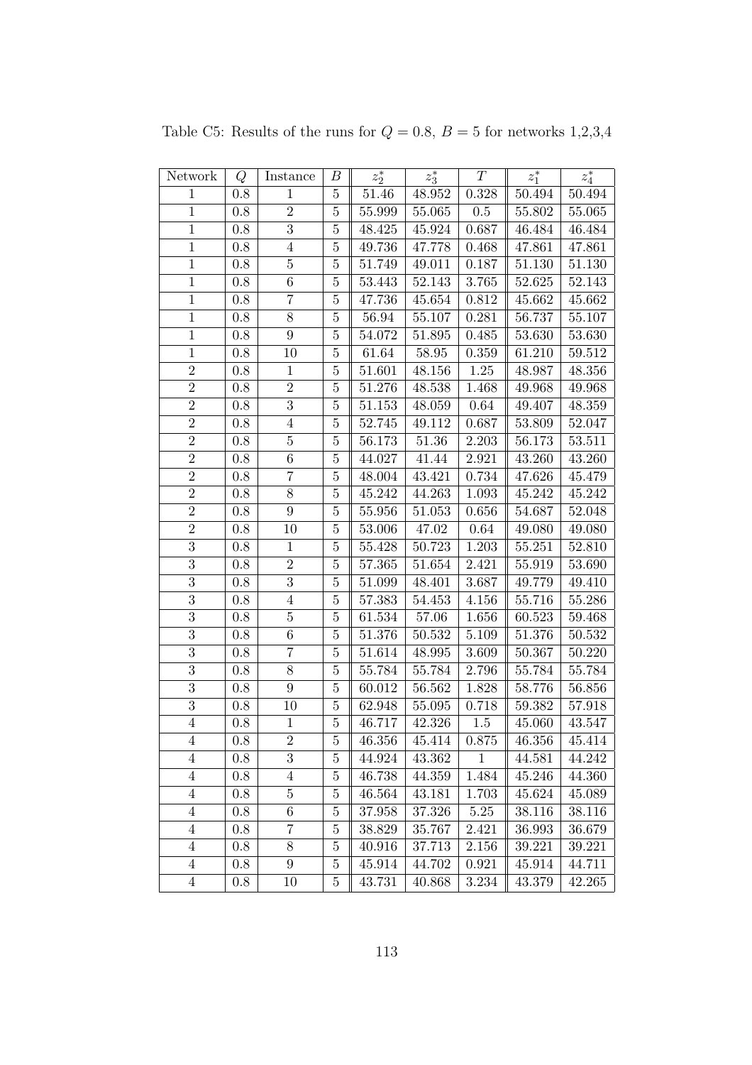Table C5: Results of the runs for $Q = 0.8$, $B = 5$ for networks 1,2,3,4

| Network | $Q$ | Instance | $B$ | $z_2^*$ | $z_3^*$ | $T$ | $z_1^*$ | $z_4^*$ |
|---|---|---|---|---|---|---|---|---|
| 1 | 0.8 | 1 | 5 | 51.46 | 48.952 | 0.328 | 50.494 | 50.494 |
| 1 | 0.8 | 2 | 5 | 55.999 | 55.065 | 0.5 | 55.802 | 55.065 |
| 1 | 0.8 | 3 | 5 | 48.425 | 45.924 | 0.687 | 46.484 | 46.484 |
| 1 | 0.8 | 4 | 5 | 49.736 | 47.778 | 0.468 | 47.861 | 47.861 |
| 1 | 0.8 | 5 | 5 | 51.749 | 49.011 | 0.187 | 51.130 | 51.130 |
| 1 | 0.8 | 6 | 5 | 53.443 | 52.143 | 3.765 | 52.625 | 52.143 |
| 1 | 0.8 | 7 | 5 | 47.736 | 45.654 | 0.812 | 45.662 | 45.662 |
| 1 | 0.8 | 8 | 5 | 56.94 | 55.107 | 0.281 | 56.737 | 55.107 |
| 1 | 0.8 | 9 | 5 | 54.072 | 51.895 | 0.485 | 53.630 | 53.630 |
| 1 | 0.8 | 10 | 5 | 61.64 | 58.95 | 0.359 | 61.210 | 59.512 |
| 2 | 0.8 | 1 | 5 | 51.601 | 48.156 | 1.25 | 48.987 | 48.356 |
| 2 | 0.8 | 2 | 5 | 51.276 | 48.538 | 1.468 | 49.968 | 49.968 |
| 2 | 0.8 | 3 | 5 | 51.153 | 48.059 | 0.64 | 49.407 | 48.359 |
| 2 | 0.8 | 4 | 5 | 52.745 | 49.112 | 0.687 | 53.809 | 52.047 |
| 2 | 0.8 | 5 | 5 | 56.173 | 51.36 | 2.203 | 56.173 | 53.511 |
| 2 | 0.8 | 6 | 5 | 44.027 | 41.44 | 2.921 | 43.260 | 43.260 |
| 2 | 0.8 | 7 | 5 | 48.004 | 43.421 | 0.734 | 47.626 | 45.479 |
| 2 | 0.8 | 8 | 5 | 45.242 | 44.263 | 1.093 | 45.242 | 45.242 |
| 2 | 0.8 | 9 | 5 | 55.956 | 51.053 | 0.656 | 54.687 | 52.048 |
| 2 | 0.8 | 10 | 5 | 53.006 | 47.02 | 0.64 | 49.080 | 49.080 |
| 3 | 0.8 | 1 | 5 | 55.428 | 50.723 | 1.203 | 55.251 | 52.810 |
| 3 | 0.8 | 2 | 5 | 57.365 | 51.654 | 2.421 | 55.919 | 53.690 |
| 3 | 0.8 | 3 | 5 | 51.099 | 48.401 | 3.687 | 49.779 | 49.410 |
| 3 | 0.8 | 4 | 5 | 57.383 | 54.453 | 4.156 | 55.716 | 55.286 |
| 3 | 0.8 | 5 | 5 | 61.534 | 57.06 | 1.656 | 60.523 | 59.468 |
| 3 | 0.8 | 6 | 5 | 51.376 | 50.532 | 5.109 | 51.376 | 50.532 |
| 3 | 0.8 | 7 | 5 | 51.614 | 48.995 | 3.609 | 50.367 | 50.220 |
| 3 | 0.8 | 8 | 5 | 55.784 | 55.784 | 2.796 | 55.784 | 55.784 |
| 3 | 0.8 | 9 | 5 | 60.012 | 56.562 | 1.828 | 58.776 | 56.856 |
| 3 | 0.8 | 10 | 5 | 62.948 | 55.095 | 0.718 | 59.382 | 57.918 |
| 4 | 0.8 | 1 | 5 | 46.717 | 42.326 | 1.5 | 45.060 | 43.547 |
| 4 | 0.8 | 2 | 5 | 46.356 | 45.414 | 0.875 | 46.356 | 45.414 |
| 4 | 0.8 | 3 | 5 | 44.924 | 43.362 | 1 | 44.581 | 44.242 |
| 4 | 0.8 | 4 | 5 | 46.738 | 44.359 | 1.484 | 45.246 | 44.360 |
| 4 | 0.8 | 5 | 5 | 46.564 | 43.181 | 1.703 | 45.624 | 45.089 |
| 4 | 0.8 | 6 | 5 | 37.958 | 37.326 | 5.25 | 38.116 | 38.116 |
| 4 | 0.8 | 7 | 5 | 38.829 | 35.767 | 2.421 | 36.993 | 36.679 |
| 4 | 0.8 | 8 | 5 | 40.916 | 37.713 | 2.156 | 39.221 | 39.221 |
| 4 | 0.8 | 9 | 5 | 45.914 | 44.702 | 0.921 | 45.914 | 44.711 |
| 4 | 0.8 | 10 | 5 | 43.731 | 40.868 | 3.234 | 43.379 | 42.265 |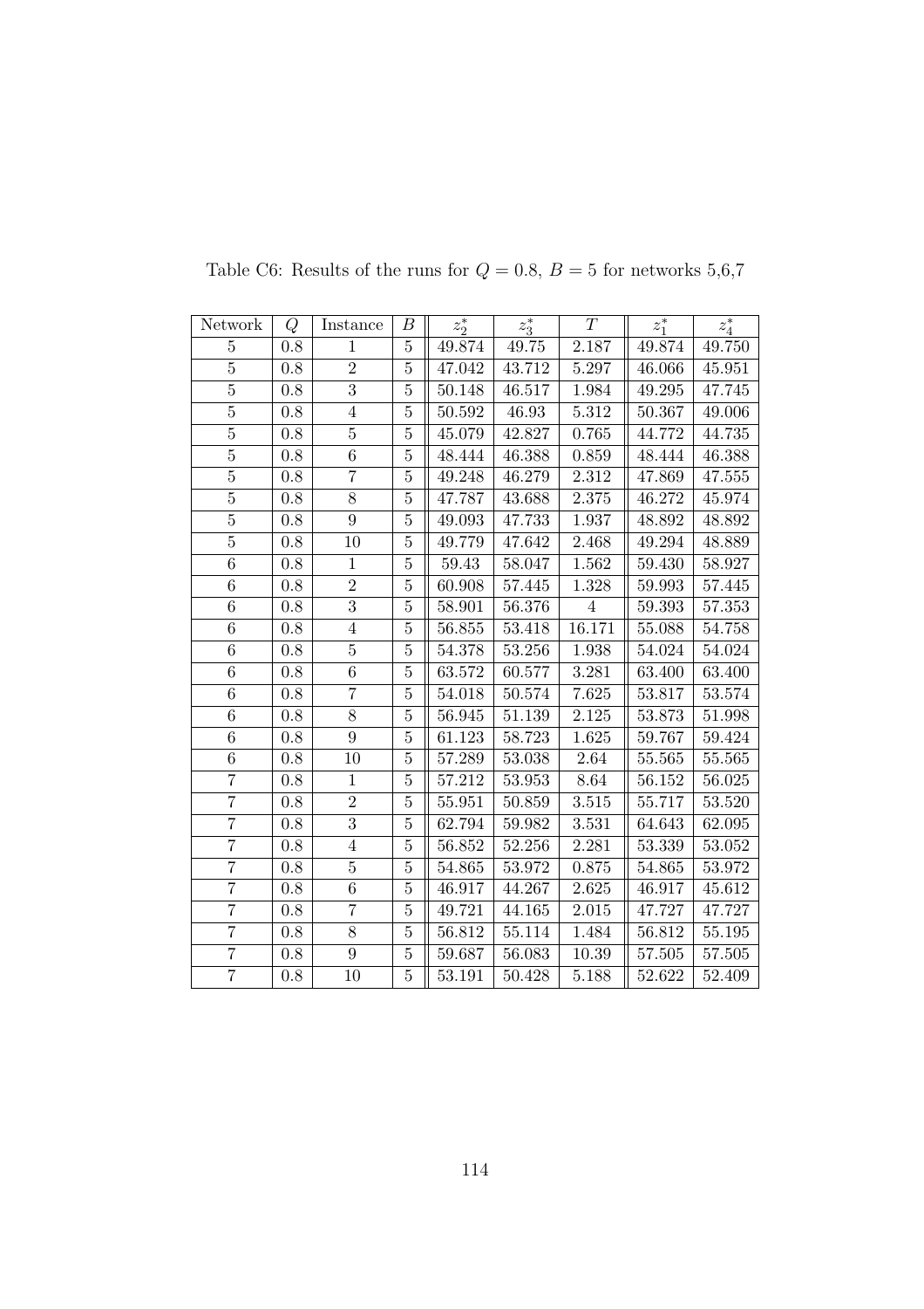Table C6: Results of the runs for $Q = 0.8$, $B = 5$ for networks 5,6,7

| Network | $Q$ | Instance | $B$ | $z_2^*$ | $z_3^*$ | $T$ | $z_1^*$ | $z_4^*$ |
|---|---|---|---|---|---|---|---|---|
| 5 | 0.8 | 1 | 5 | 49.874 | 49.75 | 2.187 | 49.874 | 49.750 |
| 5 | 0.8 | 2 | 5 | 47.042 | 43.712 | 5.297 | 46.066 | 45.951 |
| 5 | 0.8 | 3 | 5 | 50.148 | 46.517 | 1.984 | 49.295 | 47.745 |
| 5 | 0.8 | 4 | 5 | 50.592 | 46.93 | 5.312 | 50.367 | 49.006 |
| 5 | 0.8 | 5 | 5 | 45.079 | 42.827 | 0.765 | 44.772 | 44.735 |
| 5 | 0.8 | 6 | 5 | 48.444 | 46.388 | 0.859 | 48.444 | 46.388 |
| 5 | 0.8 | 7 | 5 | 49.248 | 46.279 | 2.312 | 47.869 | 47.555 |
| 5 | 0.8 | 8 | 5 | 47.787 | 43.688 | 2.375 | 46.272 | 45.974 |
| 5 | 0.8 | 9 | 5 | 49.093 | 47.733 | 1.937 | 48.892 | 48.892 |
| 5 | 0.8 | 10 | 5 | 49.779 | 47.642 | 2.468 | 49.294 | 48.889 |
| 6 | 0.8 | 1 | 5 | 59.43 | 58.047 | 1.562 | 59.430 | 58.927 |
| 6 | 0.8 | 2 | 5 | 60.908 | 57.445 | 1.328 | 59.993 | 57.445 |
| 6 | 0.8 | 3 | 5 | 58.901 | 56.376 | 4 | 59.393 | 57.353 |
| 6 | 0.8 | 4 | 5 | 56.855 | 53.418 | 16.171 | 55.088 | 54.758 |
| 6 | 0.8 | 5 | 5 | 54.378 | 53.256 | 1.938 | 54.024 | 54.024 |
| 6 | 0.8 | 6 | 5 | 63.572 | 60.577 | 3.281 | 63.400 | 63.400 |
| 6 | 0.8 | 7 | 5 | 54.018 | 50.574 | 7.625 | 53.817 | 53.574 |
| 6 | 0.8 | 8 | 5 | 56.945 | 51.139 | 2.125 | 53.873 | 51.998 |
| 6 | 0.8 | 9 | 5 | 61.123 | 58.723 | 1.625 | 59.767 | 59.424 |
| 6 | 0.8 | 10 | 5 | 57.289 | 53.038 | 2.64 | 55.565 | 55.565 |
| 7 | 0.8 | 1 | 5 | 57.212 | 53.953 | 8.64 | 56.152 | 56.025 |
| 7 | 0.8 | 2 | 5 | 55.951 | 50.859 | 3.515 | 55.717 | 53.520 |
| 7 | 0.8 | 3 | 5 | 62.794 | 59.982 | 3.531 | 64.643 | 62.095 |
| 7 | 0.8 | 4 | 5 | 56.852 | 52.256 | 2.281 | 53.339 | 53.052 |
| 7 | 0.8 | 5 | 5 | 54.865 | 53.972 | 0.875 | 54.865 | 53.972 |
| 7 | 0.8 | 6 | 5 | 46.917 | 44.267 | 2.625 | 46.917 | 45.612 |
| 7 | 0.8 | 7 | 5 | 49.721 | 44.165 | 2.015 | 47.727 | 47.727 |
| 7 | 0.8 | 8 | 5 | 56.812 | 55.114 | 1.484 | 56.812 | 55.195 |
| 7 | 0.8 | 9 | 5 | 59.687 | 56.083 | 10.39 | 57.505 | 57.505 |
| 7 | 0.8 | 10 | 5 | 53.191 | 50.428 | 5.188 | 52.622 | 52.409 |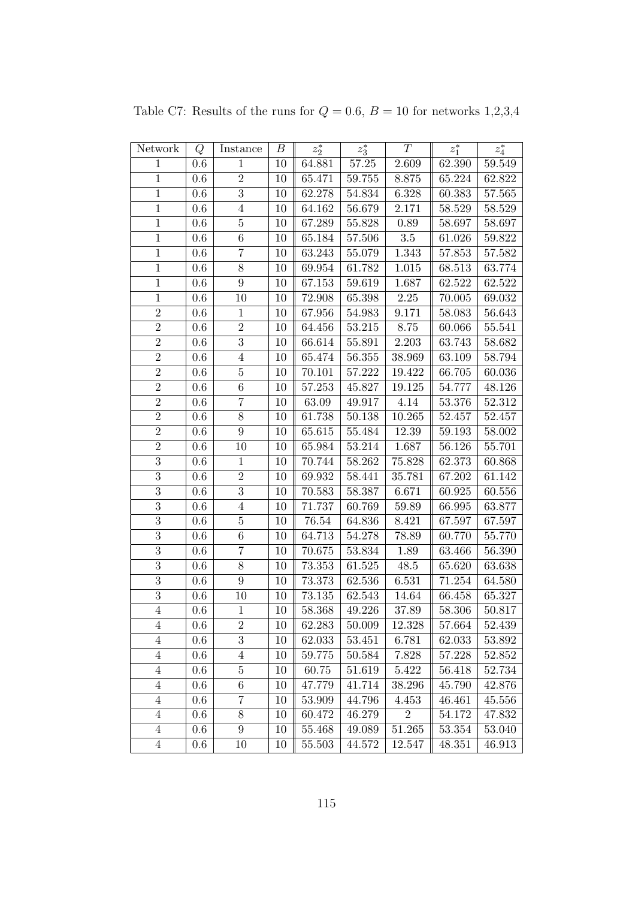Table C7: Results of the runs for $Q = 0.6$, $B = 10$ for networks 1,2,3,4

| Network | $Q$ | Instance | $B$ | $z_2^*$ | $z_3^*$ | $T$ | $z_1^*$ | $z_4^*$ |
|---|---|---|---|---|---|---|---|---|
| 1 | 0.6 | 1 | 10 | 64.881 | 57.25 | 2.609 | 62.390 | 59.549 |
| 1 | 0.6 | 2 | 10 | 65.471 | 59.755 | 8.875 | 65.224 | 62.822 |
| 1 | 0.6 | 3 | 10 | 62.278 | 54.834 | 6.328 | 60.383 | 57.565 |
| 1 | 0.6 | 4 | 10 | 64.162 | 56.679 | 2.171 | 58.529 | 58.529 |
| 1 | 0.6 | 5 | 10 | 67.289 | 55.828 | 0.89 | 58.697 | 58.697 |
| 1 | 0.6 | 6 | 10 | 65.184 | 57.506 | 3.5 | 61.026 | 59.822 |
| 1 | 0.6 | 7 | 10 | 63.243 | 55.079 | 1.343 | 57.853 | 57.582 |
| 1 | 0.6 | 8 | 10 | 69.954 | 61.782 | 1.015 | 68.513 | 63.774 |
| 1 | 0.6 | 9 | 10 | 67.153 | 59.619 | 1.687 | 62.522 | 62.522 |
| 1 | 0.6 | 10 | 10 | 72.908 | 65.398 | 2.25 | 70.005 | 69.032 |
| 2 | 0.6 | 1 | 10 | 67.956 | 54.983 | 9.171 | 58.083 | 56.643 |
| 2 | 0.6 | 2 | 10 | 64.456 | 53.215 | 8.75 | 60.066 | 55.541 |
| 2 | 0.6 | 3 | 10 | 66.614 | 55.891 | 2.203 | 63.743 | 58.682 |
| 2 | 0.6 | 4 | 10 | 65.474 | 56.355 | 38.969 | 63.109 | 58.794 |
| 2 | 0.6 | 5 | 10 | 70.101 | 57.222 | 19.422 | 66.705 | 60.036 |
| 2 | 0.6 | 6 | 10 | 57.253 | 45.827 | 19.125 | 54.777 | 48.126 |
| 2 | 0.6 | 7 | 10 | 63.09 | 49.917 | 4.14 | 53.376 | 52.312 |
| 2 | 0.6 | 8 | 10 | 61.738 | 50.138 | 10.265 | 52.457 | 52.457 |
| 2 | 0.6 | 9 | 10 | 65.615 | 55.484 | 12.39 | 59.193 | 58.002 |
| 2 | 0.6 | 10 | 10 | 65.984 | 53.214 | 1.687 | 56.126 | 55.701 |
| 3 | 0.6 | 1 | 10 | 70.744 | 58.262 | 75.828 | 62.373 | 60.868 |
| 3 | 0.6 | 2 | 10 | 69.932 | 58.441 | 35.781 | 67.202 | 61.142 |
| 3 | 0.6 | 3 | 10 | 70.583 | 58.387 | 6.671 | 60.925 | 60.556 |
| 3 | 0.6 | 4 | 10 | 71.737 | 60.769 | 59.89 | 66.995 | 63.877 |
| 3 | 0.6 | 5 | 10 | 76.54 | 64.836 | 8.421 | 67.597 | 67.597 |
| 3 | 0.6 | 6 | 10 | 64.713 | 54.278 | 78.89 | 60.770 | 55.770 |
| 3 | 0.6 | 7 | 10 | 70.675 | 53.834 | 1.89 | 63.466 | 56.390 |
| 3 | 0.6 | 8 | 10 | 73.353 | 61.525 | 48.5 | 65.620 | 63.638 |
| 3 | 0.6 | 9 | 10 | 73.373 | 62.536 | 6.531 | 71.254 | 64.580 |
| 3 | 0.6 | 10 | 10 | 73.135 | 62.543 | 14.64 | 66.458 | 65.327 |
| 4 | 0.6 | 1 | 10 | 58.368 | 49.226 | 37.89 | 58.306 | 50.817 |
| 4 | 0.6 | 2 | 10 | 62.283 | 50.009 | 12.328 | 57.664 | 52.439 |
| 4 | 0.6 | 3 | 10 | 62.033 | 53.451 | 6.781 | 62.033 | 53.892 |
| 4 | 0.6 | 4 | 10 | 59.775 | 50.584 | 7.828 | 57.228 | 52.852 |
| 4 | 0.6 | 5 | 10 | 60.75 | 51.619 | 5.422 | 56.418 | 52.734 |
| 4 | 0.6 | 6 | 10 | 47.779 | 41.714 | 38.296 | 45.790 | 42.876 |
| 4 | 0.6 | 7 | 10 | 53.909 | 44.796 | 4.453 | 46.461 | 45.556 |
| 4 | 0.6 | 8 | 10 | 60.472 | 46.279 | 2 | 54.172 | 47.832 |
| 4 | 0.6 | 9 | 10 | 55.468 | 49.089 | 51.265 | 53.354 | 53.040 |
| 4 | 0.6 | 10 | 10 | 55.503 | 44.572 | 12.547 | 48.351 | 46.913 |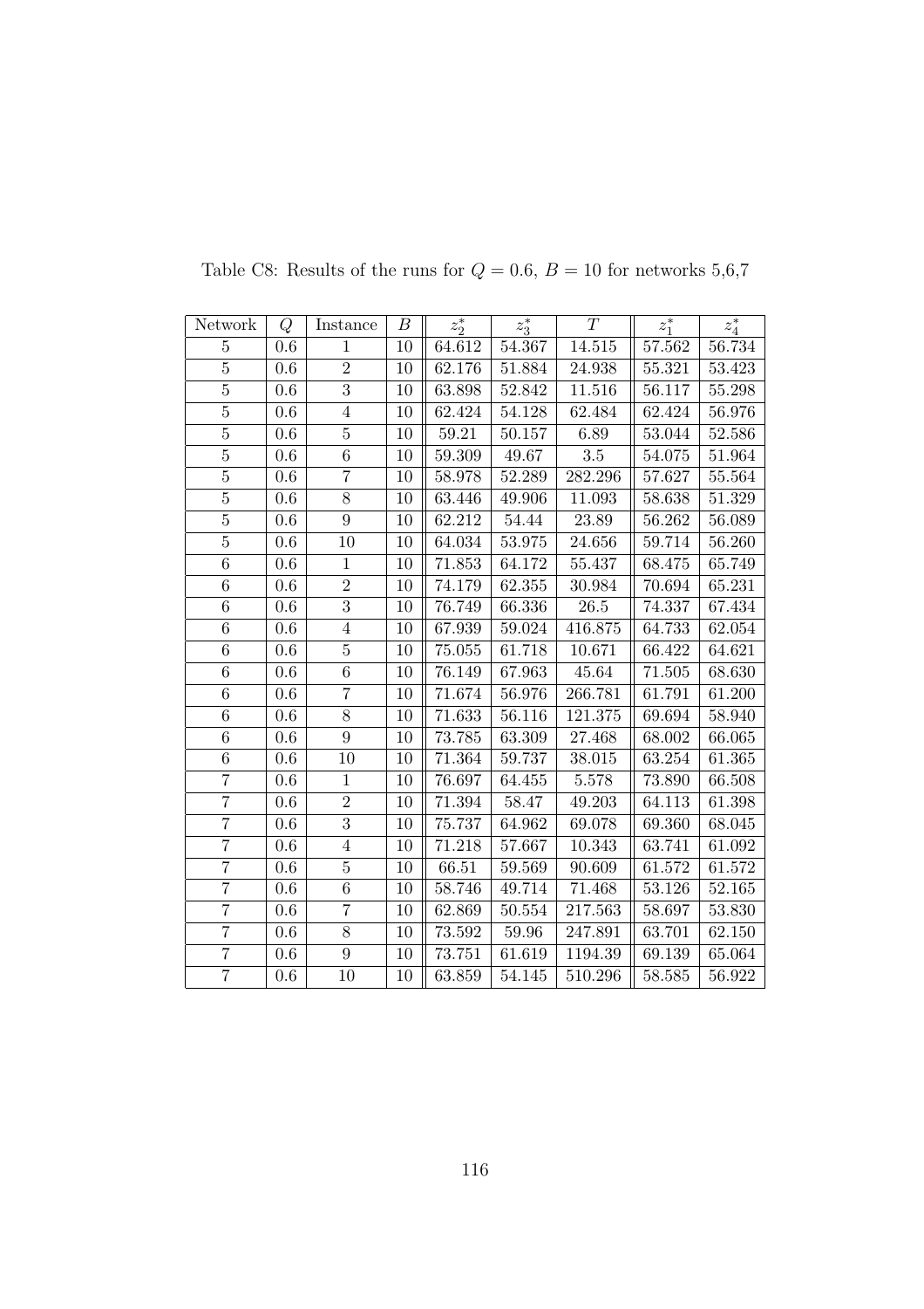Table C8: Results of the runs for $Q = 0.6$, $B = 10$ for networks 5,6,7

| Network | $Q$ | Instance | $B$ | $z_2^*$ | $z_3^*$ | $T$ | $z_1^*$ | $z_4^*$ |
|---|---|---|---|---|---|---|---|---|
| 5 | 0.6 | 1 | 10 | 64.612 | 54.367 | 14.515 | 57.562 | 56.734 |
| 5 | 0.6 | 2 | 10 | 62.176 | 51.884 | 24.938 | 55.321 | 53.423 |
| 5 | 0.6 | 3 | 10 | 63.898 | 52.842 | 11.516 | 56.117 | 55.298 |
| 5 | 0.6 | 4 | 10 | 62.424 | 54.128 | 62.484 | 62.424 | 56.976 |
| 5 | 0.6 | 5 | 10 | 59.21 | 50.157 | 6.89 | 53.044 | 52.586 |
| 5 | 0.6 | 6 | 10 | 59.309 | 49.67 | 3.5 | 54.075 | 51.964 |
| 5 | 0.6 | 7 | 10 | 58.978 | 52.289 | 282.296 | 57.627 | 55.564 |
| 5 | 0.6 | 8 | 10 | 63.446 | 49.906 | 11.093 | 58.638 | 51.329 |
| 5 | 0.6 | 9 | 10 | 62.212 | 54.44 | 23.89 | 56.262 | 56.089 |
| 5 | 0.6 | 10 | 10 | 64.034 | 53.975 | 24.656 | 59.714 | 56.260 |
| 6 | 0.6 | 1 | 10 | 71.853 | 64.172 | 55.437 | 68.475 | 65.749 |
| 6 | 0.6 | 2 | 10 | 74.179 | 62.355 | 30.984 | 70.694 | 65.231 |
| 6 | 0.6 | 3 | 10 | 76.749 | 66.336 | 26.5 | 74.337 | 67.434 |
| 6 | 0.6 | 4 | 10 | 67.939 | 59.024 | 416.875 | 64.733 | 62.054 |
| 6 | 0.6 | 5 | 10 | 75.055 | 61.718 | 10.671 | 66.422 | 64.621 |
| 6 | 0.6 | 6 | 10 | 76.149 | 67.963 | 45.64 | 71.505 | 68.630 |
| 6 | 0.6 | 7 | 10 | 71.674 | 56.976 | 266.781 | 61.791 | 61.200 |
| 6 | 0.6 | 8 | 10 | 71.633 | 56.116 | 121.375 | 69.694 | 58.940 |
| 6 | 0.6 | 9 | 10 | 73.785 | 63.309 | 27.468 | 68.002 | 66.065 |
| 6 | 0.6 | 10 | 10 | 71.364 | 59.737 | 38.015 | 63.254 | 61.365 |
| 7 | 0.6 | 1 | 10 | 76.697 | 64.455 | 5.578 | 73.890 | 66.508 |
| 7 | 0.6 | 2 | 10 | 71.394 | 58.47 | 49.203 | 64.113 | 61.398 |
| 7 | 0.6 | 3 | 10 | 75.737 | 64.962 | 69.078 | 69.360 | 68.045 |
| 7 | 0.6 | 4 | 10 | 71.218 | 57.667 | 10.343 | 63.741 | 61.092 |
| 7 | 0.6 | 5 | 10 | 66.51 | 59.569 | 90.609 | 61.572 | 61.572 |
| 7 | 0.6 | 6 | 10 | 58.746 | 49.714 | 71.468 | 53.126 | 52.165 |
| 7 | 0.6 | 7 | 10 | 62.869 | 50.554 | 217.563 | 58.697 | 53.830 |
| 7 | 0.6 | 8 | 10 | 73.592 | 59.96 | 247.891 | 63.701 | 62.150 |
| 7 | 0.6 | 9 | 10 | 73.751 | 61.619 | 1194.39 | 69.139 | 65.064 |
| 7 | 0.6 | 10 | 10 | 63.859 | 54.145 | 510.296 | 58.585 | 56.922 |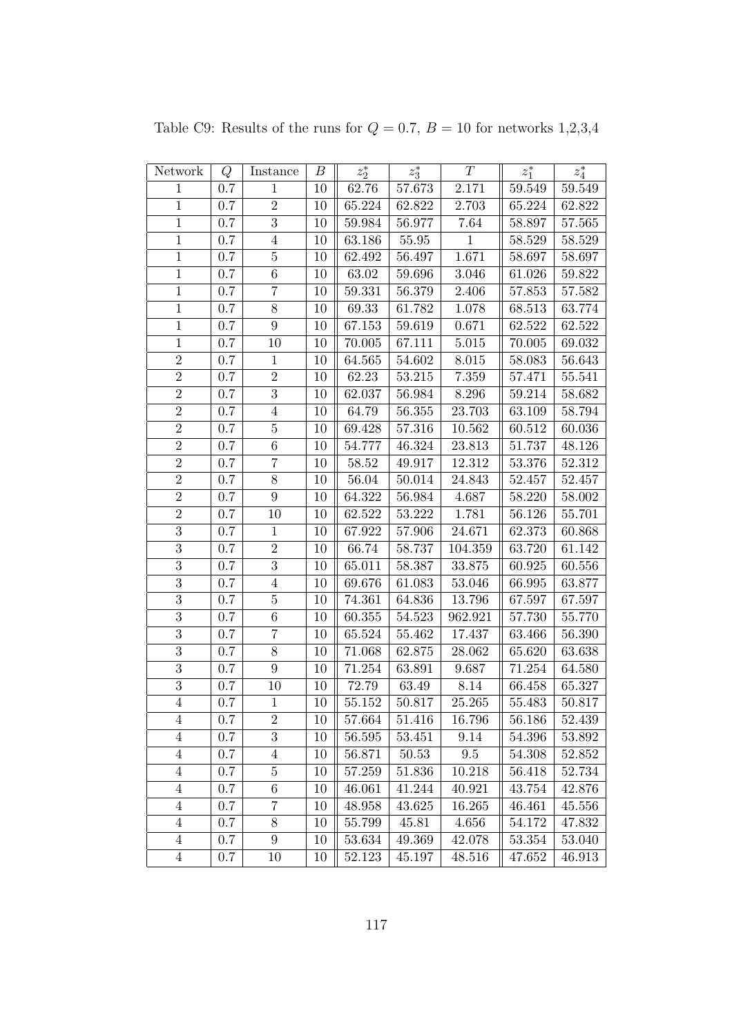Table C9: Results of the runs for $Q = 0.7$, $B = 10$ for networks 1,2,3,4

| Network | $Q$ | Instance | $B$ | $z_2^*$ | $z_3^*$ | $T$ | $z_1^*$ | $z_4^*$ |
|---|---|---|---|---|---|---|---|---|
| 1 | 0.7 | 1 | 10 | 62.76 | 57.673 | 2.171 | 59.549 | 59.549 |
| 1 | 0.7 | 2 | 10 | 65.224 | 62.822 | 2.703 | 65.224 | 62.822 |
| 1 | 0.7 | 3 | 10 | 59.984 | 56.977 | 7.64 | 58.897 | 57.565 |
| 1 | 0.7 | 4 | 10 | 63.186 | 55.95 | 1 | 58.529 | 58.529 |
| 1 | 0.7 | 5 | 10 | 62.492 | 56.497 | 1.671 | 58.697 | 58.697 |
| 1 | 0.7 | 6 | 10 | 63.02 | 59.696 | 3.046 | 61.026 | 59.822 |
| 1 | 0.7 | 7 | 10 | 59.331 | 56.379 | 2.406 | 57.853 | 57.582 |
| 1 | 0.7 | 8 | 10 | 69.33 | 61.782 | 1.078 | 68.513 | 63.774 |
| 1 | 0.7 | 9 | 10 | 67.153 | 59.619 | 0.671 | 62.522 | 62.522 |
| 1 | 0.7 | 10 | 10 | 70.005 | 67.111 | 5.015 | 70.005 | 69.032 |
| 2 | 0.7 | 1 | 10 | 64.565 | 54.602 | 8.015 | 58.083 | 56.643 |
| 2 | 0.7 | 2 | 10 | 62.23 | 53.215 | 7.359 | 57.471 | 55.541 |
| 2 | 0.7 | 3 | 10 | 62.037 | 56.984 | 8.296 | 59.214 | 58.682 |
| 2 | 0.7 | 4 | 10 | 64.79 | 56.355 | 23.703 | 63.109 | 58.794 |
| 2 | 0.7 | 5 | 10 | 69.428 | 57.316 | 10.562 | 60.512 | 60.036 |
| 2 | 0.7 | 6 | 10 | 54.777 | 46.324 | 23.813 | 51.737 | 48.126 |
| 2 | 0.7 | 7 | 10 | 58.52 | 49.917 | 12.312 | 53.376 | 52.312 |
| 2 | 0.7 | 8 | 10 | 56.04 | 50.014 | 24.843 | 52.457 | 52.457 |
| 2 | 0.7 | 9 | 10 | 64.322 | 56.984 | 4.687 | 58.220 | 58.002 |
| 2 | 0.7 | 10 | 10 | 62.522 | 53.222 | 1.781 | 56.126 | 55.701 |
| 3 | 0.7 | 1 | 10 | 67.922 | 57.906 | 24.671 | 62.373 | 60.868 |
| 3 | 0.7 | 2 | 10 | 66.74 | 58.737 | 104.359 | 63.720 | 61.142 |
| 3 | 0.7 | 3 | 10 | 65.011 | 58.387 | 33.875 | 60.925 | 60.556 |
| 3 | 0.7 | 4 | 10 | 69.676 | 61.083 | 53.046 | 66.995 | 63.877 |
| 3 | 0.7 | 5 | 10 | 74.361 | 64.836 | 13.796 | 67.597 | 67.597 |
| 3 | 0.7 | 6 | 10 | 60.355 | 54.523 | 962.921 | 57.730 | 55.770 |
| 3 | 0.7 | 7 | 10 | 65.524 | 55.462 | 17.437 | 63.466 | 56.390 |
| 3 | 0.7 | 8 | 10 | 71.068 | 62.875 | 28.062 | 65.620 | 63.638 |
| 3 | 0.7 | 9 | 10 | 71.254 | 63.891 | 9.687 | 71.254 | 64.580 |
| 3 | 0.7 | 10 | 10 | 72.79 | 63.49 | 8.14 | 66.458 | 65.327 |
| 4 | 0.7 | 1 | 10 | 55.152 | 50.817 | 25.265 | 55.483 | 50.817 |
| 4 | 0.7 | 2 | 10 | 57.664 | 51.416 | 16.796 | 56.186 | 52.439 |
| 4 | 0.7 | 3 | 10 | 56.595 | 53.451 | 9.14 | 54.396 | 53.892 |
| 4 | 0.7 | 4 | 10 | 56.871 | 50.53 | 9.5 | 54.308 | 52.852 |
| 4 | 0.7 | 5 | 10 | 57.259 | 51.836 | 10.218 | 56.418 | 52.734 |
| 4 | 0.7 | 6 | 10 | 46.061 | 41.244 | 40.921 | 43.754 | 42.876 |
| 4 | 0.7 | 7 | 10 | 48.958 | 43.625 | 16.265 | 46.461 | 45.556 |
| 4 | 0.7 | 8 | 10 | 55.799 | 45.81 | 4.656 | 54.172 | 47.832 |
| 4 | 0.7 | 9 | 10 | 53.634 | 49.369 | 42.078 | 53.354 | 53.040 |
| 4 | 0.7 | 10 | 10 | 52.123 | 45.197 | 48.516 | 47.652 | 46.913 |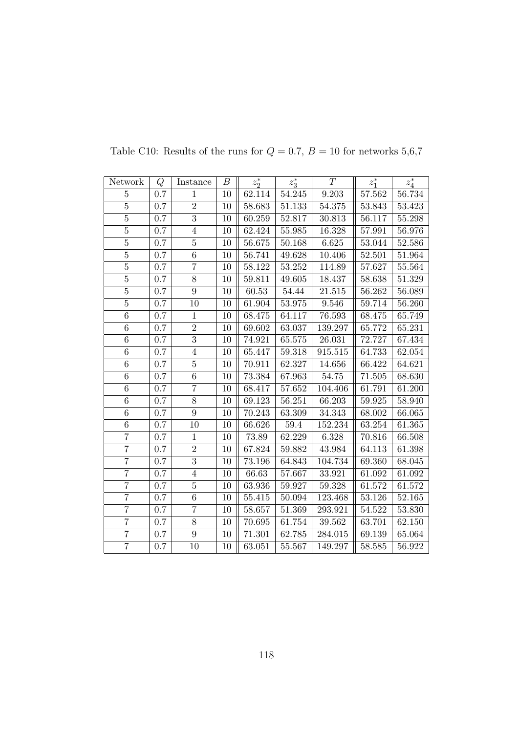Table C10: Results of the runs for $Q = 0.7$, $B = 10$ for networks 5,6,7

| Network | $Q$ | Instance | $B$ | $z_2^*$ | $z_3^*$ | $T$ | $z_1^*$ | $z_4^*$ |
|---|---|---|---|---|---|---|---|---|
| 5 | 0.7 | 1 | 10 | 62.114 | 54.245 | 9.203 | 57.562 | 56.734 |
| 5 | 0.7 | 2 | 10 | 58.683 | 51.133 | 54.375 | 53.843 | 53.423 |
| 5 | 0.7 | 3 | 10 | 60.259 | 52.817 | 30.813 | 56.117 | 55.298 |
| 5 | 0.7 | 4 | 10 | 62.424 | 55.985 | 16.328 | 57.991 | 56.976 |
| 5 | 0.7 | 5 | 10 | 56.675 | 50.168 | 6.625 | 53.044 | 52.586 |
| 5 | 0.7 | 6 | 10 | 56.741 | 49.628 | 10.406 | 52.501 | 51.964 |
| 5 | 0.7 | 7 | 10 | 58.122 | 53.252 | 114.89 | 57.627 | 55.564 |
| 5 | 0.7 | 8 | 10 | 59.811 | 49.605 | 18.437 | 58.638 | 51.329 |
| 5 | 0.7 | 9 | 10 | 60.53 | 54.44 | 21.515 | 56.262 | 56.089 |
| 5 | 0.7 | 10 | 10 | 61.904 | 53.975 | 9.546 | 59.714 | 56.260 |
| 6 | 0.7 | 1 | 10 | 68.475 | 64.117 | 76.593 | 68.475 | 65.749 |
| 6 | 0.7 | 2 | 10 | 69.602 | 63.037 | 139.297 | 65.772 | 65.231 |
| 6 | 0.7 | 3 | 10 | 74.921 | 65.575 | 26.031 | 72.727 | 67.434 |
| 6 | 0.7 | 4 | 10 | 65.447 | 59.318 | 915.515 | 64.733 | 62.054 |
| 6 | 0.7 | 5 | 10 | 70.911 | 62.327 | 14.656 | 66.422 | 64.621 |
| 6 | 0.7 | 6 | 10 | 73.384 | 67.963 | 54.75 | 71.505 | 68.630 |
| 6 | 0.7 | 7 | 10 | 68.417 | 57.652 | 104.406 | 61.791 | 61.200 |
| 6 | 0.7 | 8 | 10 | 69.123 | 56.251 | 66.203 | 59.925 | 58.940 |
| 6 | 0.7 | 9 | 10 | 70.243 | 63.309 | 34.343 | 68.002 | 66.065 |
| 6 | 0.7 | 10 | 10 | 66.626 | 59.4 | 152.234 | 63.254 | 61.365 |
| 7 | 0.7 | 1 | 10 | 73.89 | 62.229 | 6.328 | 70.816 | 66.508 |
| 7 | 0.7 | 2 | 10 | 67.824 | 59.882 | 43.984 | 64.113 | 61.398 |
| 7 | 0.7 | 3 | 10 | 73.196 | 64.843 | 104.734 | 69.360 | 68.045 |
| 7 | 0.7 | 4 | 10 | 66.63 | 57.667 | 33.921 | 61.092 | 61.092 |
| 7 | 0.7 | 5 | 10 | 63.936 | 59.927 | 59.328 | 61.572 | 61.572 |
| 7 | 0.7 | 6 | 10 | 55.415 | 50.094 | 123.468 | 53.126 | 52.165 |
| 7 | 0.7 | 7 | 10 | 58.657 | 51.369 | 293.921 | 54.522 | 53.830 |
| 7 | 0.7 | 8 | 10 | 70.695 | 61.754 | 39.562 | 63.701 | 62.150 |
| 7 | 0.7 | 9 | 10 | 71.301 | 62.785 | 284.015 | 69.139 | 65.064 |
| 7 | 0.7 | 10 | 10 | 63.051 | 55.567 | 149.297 | 58.585 | 56.922 |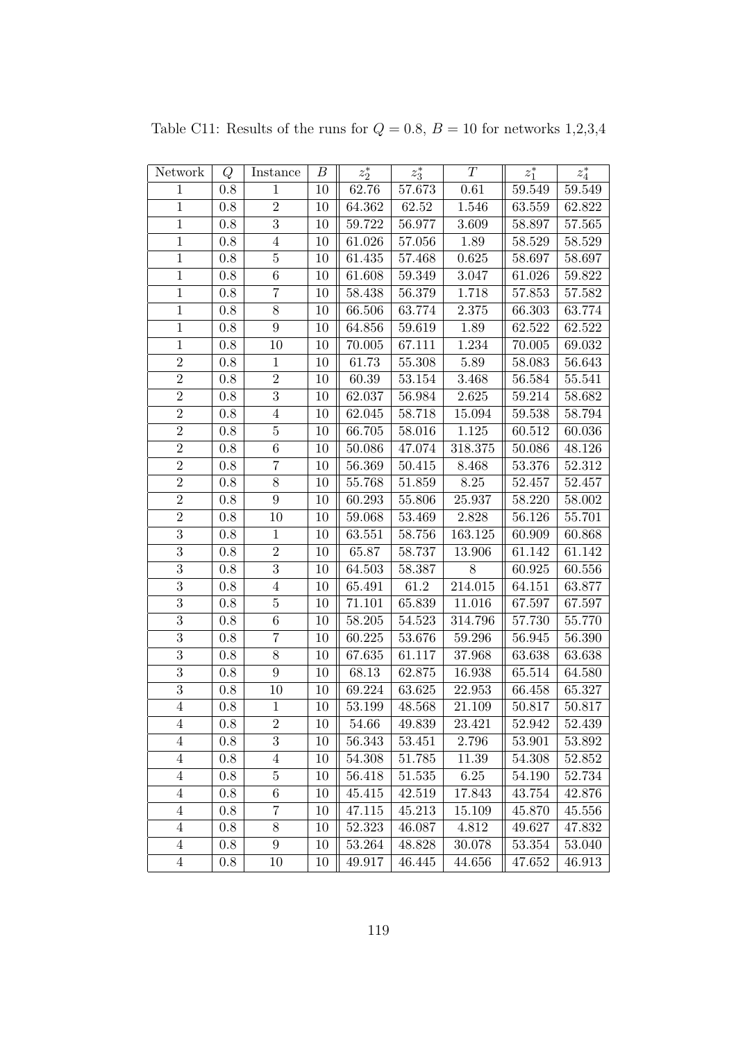Table C11: Results of the runs for $Q = 0.8$, $B = 10$ for networks 1,2,3,4

| Network | $Q$ | Instance | $B$ | $z_2^*$ | $z_3^*$ | $T$ | $z_1^*$ | $z_4^*$ |
|---|---|---|---|---|---|---|---|---|
| 1 | 0.8 | 1 | 10 | 62.76 | 57.673 | 0.61 | 59.549 | 59.549 |
| 1 | 0.8 | 2 | 10 | 64.362 | 62.52 | 1.546 | 63.559 | 62.822 |
| 1 | 0.8 | 3 | 10 | 59.722 | 56.977 | 3.609 | 58.897 | 57.565 |
| 1 | 0.8 | 4 | 10 | 61.026 | 57.056 | 1.89 | 58.529 | 58.529 |
| 1 | 0.8 | 5 | 10 | 61.435 | 57.468 | 0.625 | 58.697 | 58.697 |
| 1 | 0.8 | 6 | 10 | 61.608 | 59.349 | 3.047 | 61.026 | 59.822 |
| 1 | 0.8 | 7 | 10 | 58.438 | 56.379 | 1.718 | 57.853 | 57.582 |
| 1 | 0.8 | 8 | 10 | 66.506 | 63.774 | 2.375 | 66.303 | 63.774 |
| 1 | 0.8 | 9 | 10 | 64.856 | 59.619 | 1.89 | 62.522 | 62.522 |
| 1 | 0.8 | 10 | 10 | 70.005 | 67.111 | 1.234 | 70.005 | 69.032 |
| 2 | 0.8 | 1 | 10 | 61.73 | 55.308 | 5.89 | 58.083 | 56.643 |
| 2 | 0.8 | 2 | 10 | 60.39 | 53.154 | 3.468 | 56.584 | 55.541 |
| 2 | 0.8 | 3 | 10 | 62.037 | 56.984 | 2.625 | 59.214 | 58.682 |
| 2 | 0.8 | 4 | 10 | 62.045 | 58.718 | 15.094 | 59.538 | 58.794 |
| 2 | 0.8 | 5 | 10 | 66.705 | 58.016 | 1.125 | 60.512 | 60.036 |
| 2 | 0.8 | 6 | 10 | 50.086 | 47.074 | 318.375 | 50.086 | 48.126 |
| 2 | 0.8 | 7 | 10 | 56.369 | 50.415 | 8.468 | 53.376 | 52.312 |
| 2 | 0.8 | 8 | 10 | 55.768 | 51.859 | 8.25 | 52.457 | 52.457 |
| 2 | 0.8 | 9 | 10 | 60.293 | 55.806 | 25.937 | 58.220 | 58.002 |
| 2 | 0.8 | 10 | 10 | 59.068 | 53.469 | 2.828 | 56.126 | 55.701 |
| 3 | 0.8 | 1 | 10 | 63.551 | 58.756 | 163.125 | 60.909 | 60.868 |
| 3 | 0.8 | 2 | 10 | 65.87 | 58.737 | 13.906 | 61.142 | 61.142 |
| 3 | 0.8 | 3 | 10 | 64.503 | 58.387 | 8 | 60.925 | 60.556 |
| 3 | 0.8 | 4 | 10 | 65.491 | 61.2 | 214.015 | 64.151 | 63.877 |
| 3 | 0.8 | 5 | 10 | 71.101 | 65.839 | 11.016 | 67.597 | 67.597 |
| 3 | 0.8 | 6 | 10 | 58.205 | 54.523 | 314.796 | 57.730 | 55.770 |
| 3 | 0.8 | 7 | 10 | 60.225 | 53.676 | 59.296 | 56.945 | 56.390 |
| 3 | 0.8 | 8 | 10 | 67.635 | 61.117 | 37.968 | 63.638 | 63.638 |
| 3 | 0.8 | 9 | 10 | 68.13 | 62.875 | 16.938 | 65.514 | 64.580 |
| 3 | 0.8 | 10 | 10 | 69.224 | 63.625 | 22.953 | 66.458 | 65.327 |
| 4 | 0.8 | 1 | 10 | 53.199 | 48.568 | 21.109 | 50.817 | 50.817 |
| 4 | 0.8 | 2 | 10 | 54.66 | 49.839 | 23.421 | 52.942 | 52.439 |
| 4 | 0.8 | 3 | 10 | 56.343 | 53.451 | 2.796 | 53.901 | 53.892 |
| 4 | 0.8 | 4 | 10 | 54.308 | 51.785 | 11.39 | 54.308 | 52.852 |
| 4 | 0.8 | 5 | 10 | 56.418 | 51.535 | 6.25 | 54.190 | 52.734 |
| 4 | 0.8 | 6 | 10 | 45.415 | 42.519 | 17.843 | 43.754 | 42.876 |
| 4 | 0.8 | 7 | 10 | 47.115 | 45.213 | 15.109 | 45.870 | 45.556 |
| 4 | 0.8 | 8 | 10 | 52.323 | 46.087 | 4.812 | 49.627 | 47.832 |
| 4 | 0.8 | 9 | 10 | 53.264 | 48.828 | 30.078 | 53.354 | 53.040 |
| 4 | 0.8 | 10 | 10 | 49.917 | 46.445 | 44.656 | 47.652 | 46.913 |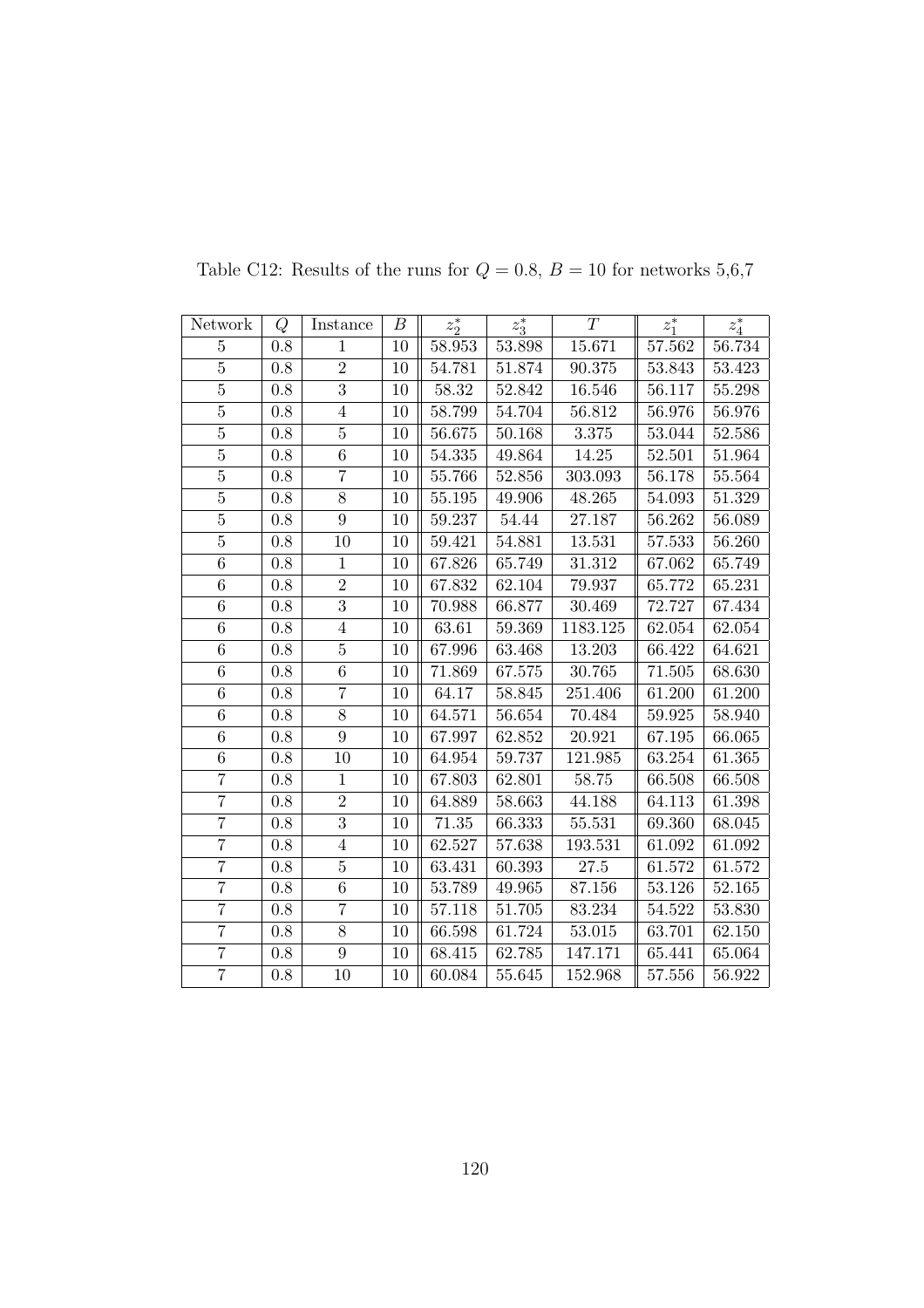Table C12: Results of the runs for $Q = 0.8,\ B = 10$ for networks 5,6,7

| Network | $Q$ | Instance | $B$ | $z_2^*$ | $z_3^*$ | $T$ | $z_1^*$ | $z_4^*$ |
|---|---|---|---|---|---|---|---|---|
| 5 | 0.8 | 1 | 10 | 58.953 | 53.898 | 15.671 | 57.562 | 56.734 |
| 5 | 0.8 | 2 | 10 | 54.781 | 51.874 | 90.375 | 53.843 | 53.423 |
| 5 | 0.8 | 3 | 10 | 58.32 | 52.842 | 16.546 | 56.117 | 55.298 |
| 5 | 0.8 | 4 | 10 | 58.799 | 54.704 | 56.812 | 56.976 | 56.976 |
| 5 | 0.8 | 5 | 10 | 56.675 | 50.168 | 3.375 | 53.044 | 52.586 |
| 5 | 0.8 | 6 | 10 | 54.335 | 49.864 | 14.25 | 52.501 | 51.964 |
| 5 | 0.8 | 7 | 10 | 55.766 | 52.856 | 303.093 | 56.178 | 55.564 |
| 5 | 0.8 | 8 | 10 | 55.195 | 49.906 | 48.265 | 54.093 | 51.329 |
| 5 | 0.8 | 9 | 10 | 59.237 | 54.44 | 27.187 | 56.262 | 56.089 |
| 5 | 0.8 | 10 | 10 | 59.421 | 54.881 | 13.531 | 57.533 | 56.260 |
| 6 | 0.8 | 1 | 10 | 67.826 | 65.749 | 31.312 | 67.062 | 65.749 |
| 6 | 0.8 | 2 | 10 | 67.832 | 62.104 | 79.937 | 65.772 | 65.231 |
| 6 | 0.8 | 3 | 10 | 70.988 | 66.877 | 30.469 | 72.727 | 67.434 |
| 6 | 0.8 | 4 | 10 | 63.61 | 59.369 | 1183.125 | 62.054 | 62.054 |
| 6 | 0.8 | 5 | 10 | 67.996 | 63.468 | 13.203 | 66.422 | 64.621 |
| 6 | 0.8 | 6 | 10 | 71.869 | 67.575 | 30.765 | 71.505 | 68.630 |
| 6 | 0.8 | 7 | 10 | 64.17 | 58.845 | 251.406 | 61.200 | 61.200 |
| 6 | 0.8 | 8 | 10 | 64.571 | 56.654 | 70.484 | 59.925 | 58.940 |
| 6 | 0.8 | 9 | 10 | 67.997 | 62.852 | 20.921 | 67.195 | 66.065 |
| 6 | 0.8 | 10 | 10 | 64.954 | 59.737 | 121.985 | 63.254 | 61.365 |
| 7 | 0.8 | 1 | 10 | 67.803 | 62.801 | 58.75 | 66.508 | 66.508 |
| 7 | 0.8 | 2 | 10 | 64.889 | 58.663 | 44.188 | 64.113 | 61.398 |
| 7 | 0.8 | 3 | 10 | 71.35 | 66.333 | 55.531 | 69.360 | 68.045 |
| 7 | 0.8 | 4 | 10 | 62.527 | 57.638 | 193.531 | 61.092 | 61.092 |
| 7 | 0.8 | 5 | 10 | 63.431 | 60.393 | 27.5 | 61.572 | 61.572 |
| 7 | 0.8 | 6 | 10 | 53.789 | 49.965 | 87.156 | 53.126 | 52.165 |
| 7 | 0.8 | 7 | 10 | 57.118 | 51.705 | 83.234 | 54.522 | 53.830 |
| 7 | 0.8 | 8 | 10 | 66.598 | 61.724 | 53.015 | 63.701 | 62.150 |
| 7 | 0.8 | 9 | 10 | 68.415 | 62.785 | 147.171 | 65.441 | 65.064 |
| 7 | 0.8 | 10 | 10 | 60.084 | 55.645 | 152.968 | 57.556 | 56.922 |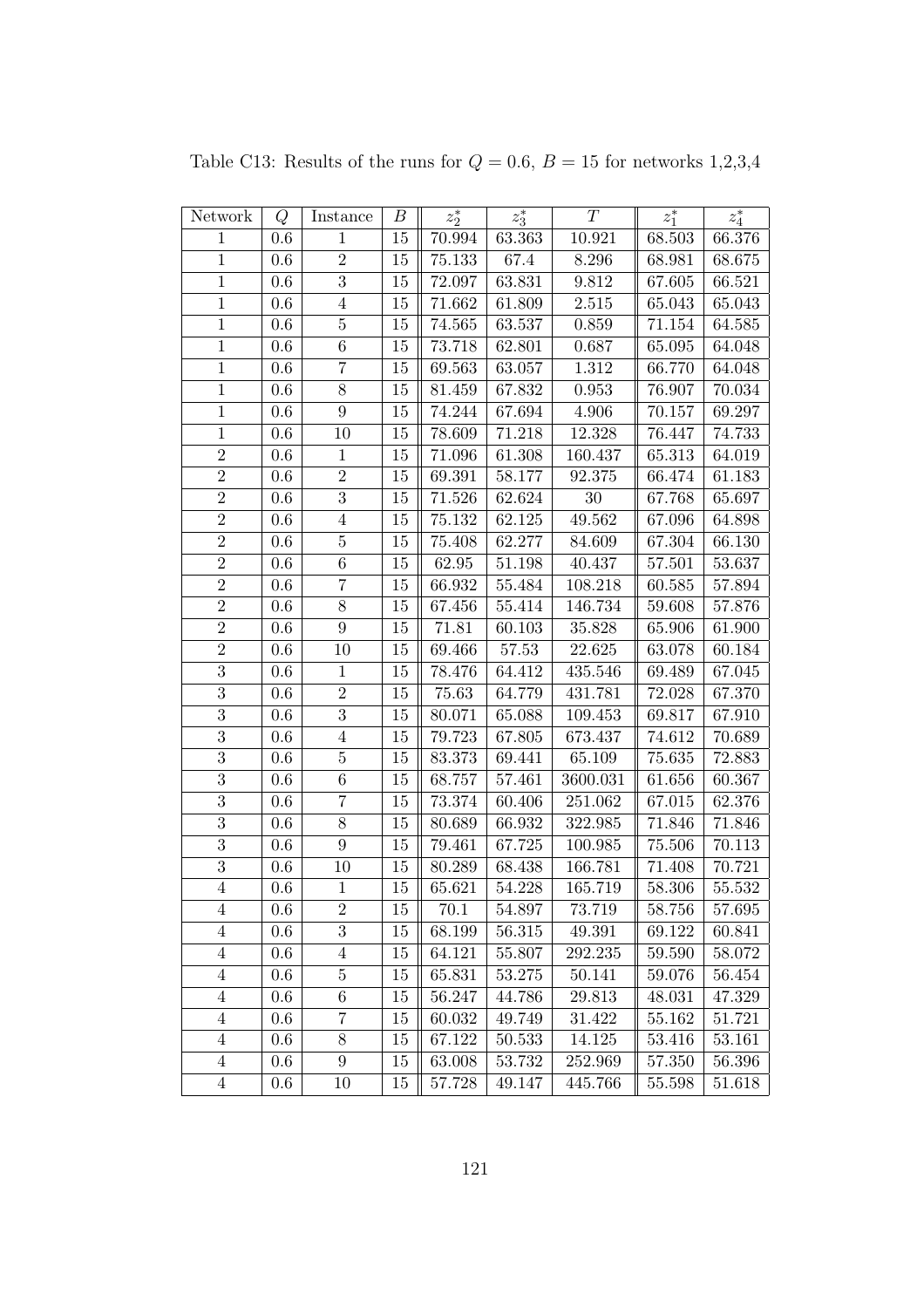Table C13: Results of the runs for $Q = 0.6$, $B = 15$ for networks 1,2,3,4

| Network | $Q$ | Instance | $B$ | $z_2^*$ | $z_3^*$ | $T$ | $z_1^*$ | $z_4^*$ |
|---|---|---|---|---|---|---|---|---|
| 1 | 0.6 | 1 | 15 | 70.994 | 63.363 | 10.921 | 68.503 | 66.376 |
| 1 | 0.6 | 2 | 15 | 75.133 | 67.4 | 8.296 | 68.981 | 68.675 |
| 1 | 0.6 | 3 | 15 | 72.097 | 63.831 | 9.812 | 67.605 | 66.521 |
| 1 | 0.6 | 4 | 15 | 71.662 | 61.809 | 2.515 | 65.043 | 65.043 |
| 1 | 0.6 | 5 | 15 | 74.565 | 63.537 | 0.859 | 71.154 | 64.585 |
| 1 | 0.6 | 6 | 15 | 73.718 | 62.801 | 0.687 | 65.095 | 64.048 |
| 1 | 0.6 | 7 | 15 | 69.563 | 63.057 | 1.312 | 66.770 | 64.048 |
| 1 | 0.6 | 8 | 15 | 81.459 | 67.832 | 0.953 | 76.907 | 70.034 |
| 1 | 0.6 | 9 | 15 | 74.244 | 67.694 | 4.906 | 70.157 | 69.297 |
| 1 | 0.6 | 10 | 15 | 78.609 | 71.218 | 12.328 | 76.447 | 74.733 |
| 2 | 0.6 | 1 | 15 | 71.096 | 61.308 | 160.437 | 65.313 | 64.019 |
| 2 | 0.6 | 2 | 15 | 69.391 | 58.177 | 92.375 | 66.474 | 61.183 |
| 2 | 0.6 | 3 | 15 | 71.526 | 62.624 | 30 | 67.768 | 65.697 |
| 2 | 0.6 | 4 | 15 | 75.132 | 62.125 | 49.562 | 67.096 | 64.898 |
| 2 | 0.6 | 5 | 15 | 75.408 | 62.277 | 84.609 | 67.304 | 66.130 |
| 2 | 0.6 | 6 | 15 | 62.95 | 51.198 | 40.437 | 57.501 | 53.637 |
| 2 | 0.6 | 7 | 15 | 66.932 | 55.484 | 108.218 | 60.585 | 57.894 |
| 2 | 0.6 | 8 | 15 | 67.456 | 55.414 | 146.734 | 59.608 | 57.876 |
| 2 | 0.6 | 9 | 15 | 71.81 | 60.103 | 35.828 | 65.906 | 61.900 |
| 2 | 0.6 | 10 | 15 | 69.466 | 57.53 | 22.625 | 63.078 | 60.184 |
| 3 | 0.6 | 1 | 15 | 78.476 | 64.412 | 435.546 | 69.489 | 67.045 |
| 3 | 0.6 | 2 | 15 | 75.63 | 64.779 | 431.781 | 72.028 | 67.370 |
| 3 | 0.6 | 3 | 15 | 80.071 | 65.088 | 109.453 | 69.817 | 67.910 |
| 3 | 0.6 | 4 | 15 | 79.723 | 67.805 | 673.437 | 74.612 | 70.689 |
| 3 | 0.6 | 5 | 15 | 83.373 | 69.441 | 65.109 | 75.635 | 72.883 |
| 3 | 0.6 | 6 | 15 | 68.757 | 57.461 | 3600.031 | 61.656 | 60.367 |
| 3 | 0.6 | 7 | 15 | 73.374 | 60.406 | 251.062 | 67.015 | 62.376 |
| 3 | 0.6 | 8 | 15 | 80.689 | 66.932 | 322.985 | 71.846 | 71.846 |
| 3 | 0.6 | 9 | 15 | 79.461 | 67.725 | 100.985 | 75.506 | 70.113 |
| 3 | 0.6 | 10 | 15 | 80.289 | 68.438 | 166.781 | 71.408 | 70.721 |
| 4 | 0.6 | 1 | 15 | 65.621 | 54.228 | 165.719 | 58.306 | 55.532 |
| 4 | 0.6 | 2 | 15 | 70.1 | 54.897 | 73.719 | 58.756 | 57.695 |
| 4 | 0.6 | 3 | 15 | 68.199 | 56.315 | 49.391 | 69.122 | 60.841 |
| 4 | 0.6 | 4 | 15 | 64.121 | 55.807 | 292.235 | 59.590 | 58.072 |
| 4 | 0.6 | 5 | 15 | 65.831 | 53.275 | 50.141 | 59.076 | 56.454 |
| 4 | 0.6 | 6 | 15 | 56.247 | 44.786 | 29.813 | 48.031 | 47.329 |
| 4 | 0.6 | 7 | 15 | 60.032 | 49.749 | 31.422 | 55.162 | 51.721 |
| 4 | 0.6 | 8 | 15 | 67.122 | 50.533 | 14.125 | 53.416 | 53.161 |
| 4 | 0.6 | 9 | 15 | 63.008 | 53.732 | 252.969 | 57.350 | 56.396 |
| 4 | 0.6 | 10 | 15 | 57.728 | 49.147 | 445.766 | 55.598 | 51.618 |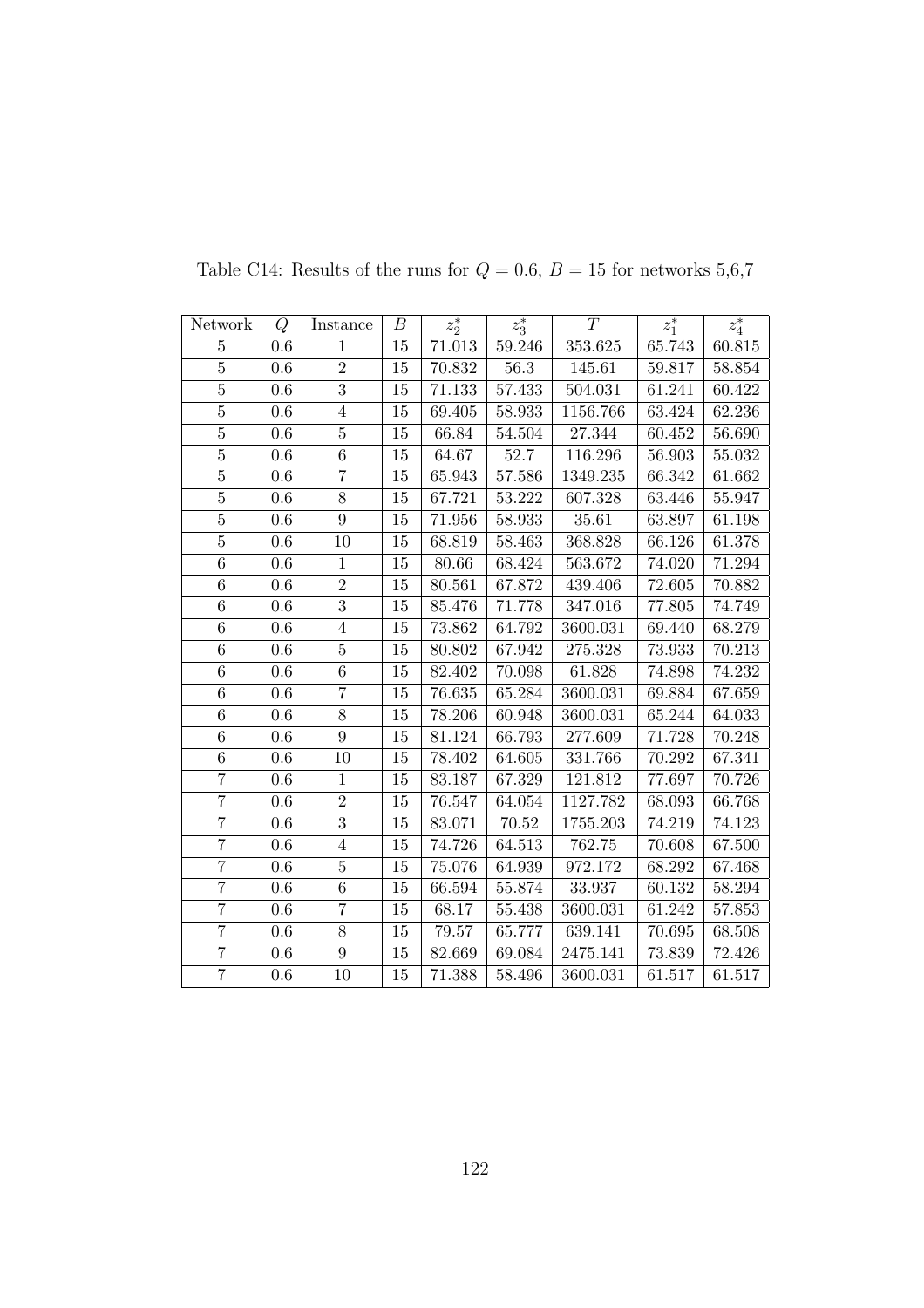Table C14: Results of the runs for $Q = 0.6$, $B = 15$ for networks 5,6,7

| Network | $Q$ | Instance | $B$ | $z_2^*$ | $z_3^*$ | $T$ | $z_1^*$ | $z_4^*$ |
|---|---|---|---|---|---|---|---|---|
| 5 | 0.6 | 1 | 15 | 71.013 | 59.246 | 353.625 | 65.743 | 60.815 |
| 5 | 0.6 | 2 | 15 | 70.832 | 56.3 | 145.61 | 59.817 | 58.854 |
| 5 | 0.6 | 3 | 15 | 71.133 | 57.433 | 504.031 | 61.241 | 60.422 |
| 5 | 0.6 | 4 | 15 | 69.405 | 58.933 | 1156.766 | 63.424 | 62.236 |
| 5 | 0.6 | 5 | 15 | 66.84 | 54.504 | 27.344 | 60.452 | 56.690 |
| 5 | 0.6 | 6 | 15 | 64.67 | 52.7 | 116.296 | 56.903 | 55.032 |
| 5 | 0.6 | 7 | 15 | 65.943 | 57.586 | 1349.235 | 66.342 | 61.662 |
| 5 | 0.6 | 8 | 15 | 67.721 | 53.222 | 607.328 | 63.446 | 55.947 |
| 5 | 0.6 | 9 | 15 | 71.956 | 58.933 | 35.61 | 63.897 | 61.198 |
| 5 | 0.6 | 10 | 15 | 68.819 | 58.463 | 368.828 | 66.126 | 61.378 |
| 6 | 0.6 | 1 | 15 | 80.66 | 68.424 | 563.672 | 74.020 | 71.294 |
| 6 | 0.6 | 2 | 15 | 80.561 | 67.872 | 439.406 | 72.605 | 70.882 |
| 6 | 0.6 | 3 | 15 | 85.476 | 71.778 | 347.016 | 77.805 | 74.749 |
| 6 | 0.6 | 4 | 15 | 73.862 | 64.792 | 3600.031 | 69.440 | 68.279 |
| 6 | 0.6 | 5 | 15 | 80.802 | 67.942 | 275.328 | 73.933 | 70.213 |
| 6 | 0.6 | 6 | 15 | 82.402 | 70.098 | 61.828 | 74.898 | 74.232 |
| 6 | 0.6 | 7 | 15 | 76.635 | 65.284 | 3600.031 | 69.884 | 67.659 |
| 6 | 0.6 | 8 | 15 | 78.206 | 60.948 | 3600.031 | 65.244 | 64.033 |
| 6 | 0.6 | 9 | 15 | 81.124 | 66.793 | 277.609 | 71.728 | 70.248 |
| 6 | 0.6 | 10 | 15 | 78.402 | 64.605 | 331.766 | 70.292 | 67.341 |
| 7 | 0.6 | 1 | 15 | 83.187 | 67.329 | 121.812 | 77.697 | 70.726 |
| 7 | 0.6 | 2 | 15 | 76.547 | 64.054 | 1127.782 | 68.093 | 66.768 |
| 7 | 0.6 | 3 | 15 | 83.071 | 70.52 | 1755.203 | 74.219 | 74.123 |
| 7 | 0.6 | 4 | 15 | 74.726 | 64.513 | 762.75 | 70.608 | 67.500 |
| 7 | 0.6 | 5 | 15 | 75.076 | 64.939 | 972.172 | 68.292 | 67.468 |
| 7 | 0.6 | 6 | 15 | 66.594 | 55.874 | 33.937 | 60.132 | 58.294 |
| 7 | 0.6 | 7 | 15 | 68.17 | 55.438 | 3600.031 | 61.242 | 57.853 |
| 7 | 0.6 | 8 | 15 | 79.57 | 65.777 | 639.141 | 70.695 | 68.508 |
| 7 | 0.6 | 9 | 15 | 82.669 | 69.084 | 2475.141 | 73.839 | 72.426 |
| 7 | 0.6 | 10 | 15 | 71.388 | 58.496 | 3600.031 | 61.517 | 61.517 |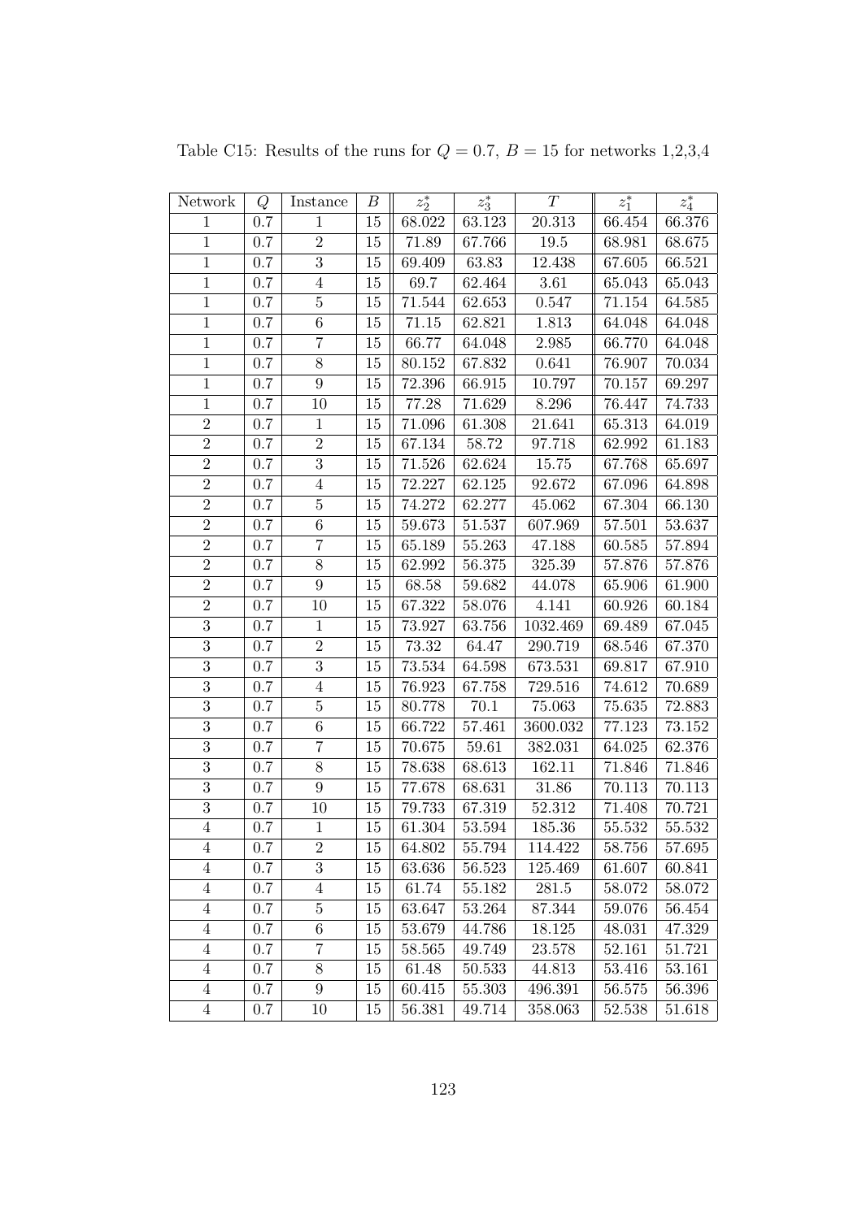Table C15: Results of the runs for $Q = 0.7$, $B = 15$ for networks 1,2,3,4

| Network | $Q$ | Instance | $B$ | $z_2^*$ | $z_3^*$ | $T$ | $z_1^*$ | $z_4^*$ |
|---|---|---|---|---|---|---|---|---|
| 1 | 0.7 | 1 | 15 | 68.022 | 63.123 | 20.313 | 66.454 | 66.376 |
| 1 | 0.7 | 2 | 15 | 71.89 | 67.766 | 19.5 | 68.981 | 68.675 |
| 1 | 0.7 | 3 | 15 | 69.409 | 63.83 | 12.438 | 67.605 | 66.521 |
| 1 | 0.7 | 4 | 15 | 69.7 | 62.464 | 3.61 | 65.043 | 65.043 |
| 1 | 0.7 | 5 | 15 | 71.544 | 62.653 | 0.547 | 71.154 | 64.585 |
| 1 | 0.7 | 6 | 15 | 71.15 | 62.821 | 1.813 | 64.048 | 64.048 |
| 1 | 0.7 | 7 | 15 | 66.77 | 64.048 | 2.985 | 66.770 | 64.048 |
| 1 | 0.7 | 8 | 15 | 80.152 | 67.832 | 0.641 | 76.907 | 70.034 |
| 1 | 0.7 | 9 | 15 | 72.396 | 66.915 | 10.797 | 70.157 | 69.297 |
| 1 | 0.7 | 10 | 15 | 77.28 | 71.629 | 8.296 | 76.447 | 74.733 |
| 2 | 0.7 | 1 | 15 | 71.096 | 61.308 | 21.641 | 65.313 | 64.019 |
| 2 | 0.7 | 2 | 15 | 67.134 | 58.72 | 97.718 | 62.992 | 61.183 |
| 2 | 0.7 | 3 | 15 | 71.526 | 62.624 | 15.75 | 67.768 | 65.697 |
| 2 | 0.7 | 4 | 15 | 72.227 | 62.125 | 92.672 | 67.096 | 64.898 |
| 2 | 0.7 | 5 | 15 | 74.272 | 62.277 | 45.062 | 67.304 | 66.130 |
| 2 | 0.7 | 6 | 15 | 59.673 | 51.537 | 607.969 | 57.501 | 53.637 |
| 2 | 0.7 | 7 | 15 | 65.189 | 55.263 | 47.188 | 60.585 | 57.894 |
| 2 | 0.7 | 8 | 15 | 62.992 | 56.375 | 325.39 | 57.876 | 57.876 |
| 2 | 0.7 | 9 | 15 | 68.58 | 59.682 | 44.078 | 65.906 | 61.900 |
| 2 | 0.7 | 10 | 15 | 67.322 | 58.076 | 4.141 | 60.926 | 60.184 |
| 3 | 0.7 | 1 | 15 | 73.927 | 63.756 | 1032.469 | 69.489 | 67.045 |
| 3 | 0.7 | 2 | 15 | 73.32 | 64.47 | 290.719 | 68.546 | 67.370 |
| 3 | 0.7 | 3 | 15 | 73.534 | 64.598 | 673.531 | 69.817 | 67.910 |
| 3 | 0.7 | 4 | 15 | 76.923 | 67.758 | 729.516 | 74.612 | 70.689 |
| 3 | 0.7 | 5 | 15 | 80.778 | 70.1 | 75.063 | 75.635 | 72.883 |
| 3 | 0.7 | 6 | 15 | 66.722 | 57.461 | 3600.032 | 77.123 | 73.152 |
| 3 | 0.7 | 7 | 15 | 70.675 | 59.61 | 382.031 | 64.025 | 62.376 |
| 3 | 0.7 | 8 | 15 | 78.638 | 68.613 | 162.11 | 71.846 | 71.846 |
| 3 | 0.7 | 9 | 15 | 77.678 | 68.631 | 31.86 | 70.113 | 70.113 |
| 3 | 0.7 | 10 | 15 | 79.733 | 67.319 | 52.312 | 71.408 | 70.721 |
| 4 | 0.7 | 1 | 15 | 61.304 | 53.594 | 185.36 | 55.532 | 55.532 |
| 4 | 0.7 | 2 | 15 | 64.802 | 55.794 | 114.422 | 58.756 | 57.695 |
| 4 | 0.7 | 3 | 15 | 63.636 | 56.523 | 125.469 | 61.607 | 60.841 |
| 4 | 0.7 | 4 | 15 | 61.74 | 55.182 | 281.5 | 58.072 | 58.072 |
| 4 | 0.7 | 5 | 15 | 63.647 | 53.264 | 87.344 | 59.076 | 56.454 |
| 4 | 0.7 | 6 | 15 | 53.679 | 44.786 | 18.125 | 48.031 | 47.329 |
| 4 | 0.7 | 7 | 15 | 58.565 | 49.749 | 23.578 | 52.161 | 51.721 |
| 4 | 0.7 | 8 | 15 | 61.48 | 50.533 | 44.813 | 53.416 | 53.161 |
| 4 | 0.7 | 9 | 15 | 60.415 | 55.303 | 496.391 | 56.575 | 56.396 |
| 4 | 0.7 | 10 | 15 | 56.381 | 49.714 | 358.063 | 52.538 | 51.618 |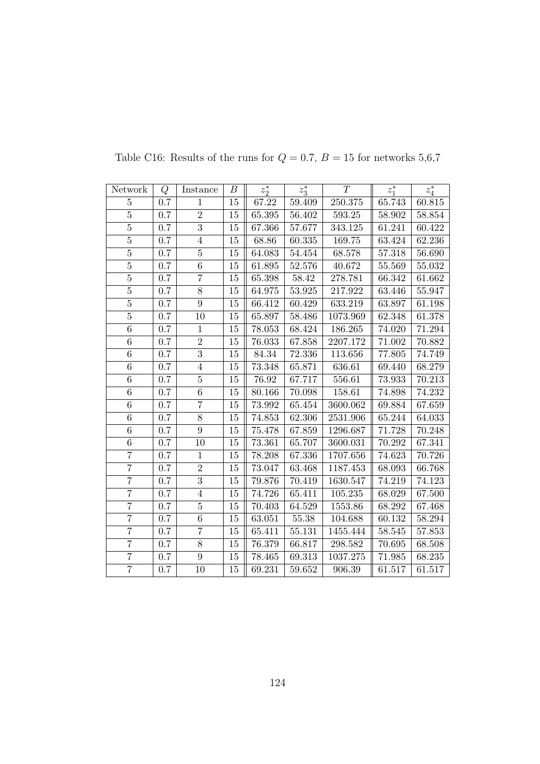Table C16: Results of the runs for $Q = 0.7$, $B = 15$ for networks 5,6,7

| Network | $Q$ | Instance | $B$ | $z_2^*$ | $z_3^*$ | $T$ | $z_1^*$ | $z_4^*$ |
|---|---|---|---|---|---|---|---|---|
| 5 | 0.7 | 1 | 15 | 67.22 | 59.409 | 250.375 | 65.743 | 60.815 |
| 5 | 0.7 | 2 | 15 | 65.395 | 56.402 | 593.25 | 58.902 | 58.854 |
| 5 | 0.7 | 3 | 15 | 67.366 | 57.677 | 343.125 | 61.241 | 60.422 |
| 5 | 0.7 | 4 | 15 | 68.86 | 60.335 | 169.75 | 63.424 | 62.236 |
| 5 | 0.7 | 5 | 15 | 64.083 | 54.454 | 68.578 | 57.318 | 56.690 |
| 5 | 0.7 | 6 | 15 | 61.895 | 52.576 | 40.672 | 55.569 | 55.032 |
| 5 | 0.7 | 7 | 15 | 65.398 | 58.42 | 278.781 | 66.342 | 61.662 |
| 5 | 0.7 | 8 | 15 | 64.975 | 53.925 | 217.922 | 63.446 | 55.947 |
| 5 | 0.7 | 9 | 15 | 66.412 | 60.429 | 633.219 | 63.897 | 61.198 |
| 5 | 0.7 | 10 | 15 | 65.897 | 58.486 | 1073.969 | 62.348 | 61.378 |
| 6 | 0.7 | 1 | 15 | 78.053 | 68.424 | 186.265 | 74.020 | 71.294 |
| 6 | 0.7 | 2 | 15 | 76.033 | 67.858 | 2207.172 | 71.002 | 70.882 |
| 6 | 0.7 | 3 | 15 | 84.34 | 72.336 | 113.656 | 77.805 | 74.749 |
| 6 | 0.7 | 4 | 15 | 73.348 | 65.871 | 636.61 | 69.440 | 68.279 |
| 6 | 0.7 | 5 | 15 | 76.92 | 67.717 | 556.61 | 73.933 | 70.213 |
| 6 | 0.7 | 6 | 15 | 80.166 | 70.098 | 158.61 | 74.898 | 74.232 |
| 6 | 0.7 | 7 | 15 | 73.992 | 65.454 | 3600.062 | 69.884 | 67.659 |
| 6 | 0.7 | 8 | 15 | 74.853 | 62.306 | 2531.906 | 65.244 | 64.033 |
| 6 | 0.7 | 9 | 15 | 75.478 | 67.859 | 1296.687 | 71.728 | 70.248 |
| 6 | 0.7 | 10 | 15 | 73.361 | 65.707 | 3600.031 | 70.292 | 67.341 |
| 7 | 0.7 | 1 | 15 | 78.208 | 67.336 | 1707.656 | 74.623 | 70.726 |
| 7 | 0.7 | 2 | 15 | 73.047 | 63.468 | 1187.453 | 68.093 | 66.768 |
| 7 | 0.7 | 3 | 15 | 79.876 | 70.419 | 1630.547 | 74.219 | 74.123 |
| 7 | 0.7 | 4 | 15 | 74.726 | 65.411 | 105.235 | 68.029 | 67.500 |
| 7 | 0.7 | 5 | 15 | 70.403 | 64.529 | 1553.86 | 68.292 | 67.468 |
| 7 | 0.7 | 6 | 15 | 63.051 | 55.38 | 104.688 | 60.132 | 58.294 |
| 7 | 0.7 | 7 | 15 | 65.411 | 55.131 | 1455.444 | 58.545 | 57.853 |
| 7 | 0.7 | 8 | 15 | 76.379 | 66.817 | 298.582 | 70.695 | 68.508 |
| 7 | 0.7 | 9 | 15 | 78.465 | 69.313 | 1037.275 | 71.985 | 68.235 |
| 7 | 0.7 | 10 | 15 | 69.231 | 59.652 | 906.39 | 61.517 | 61.517 |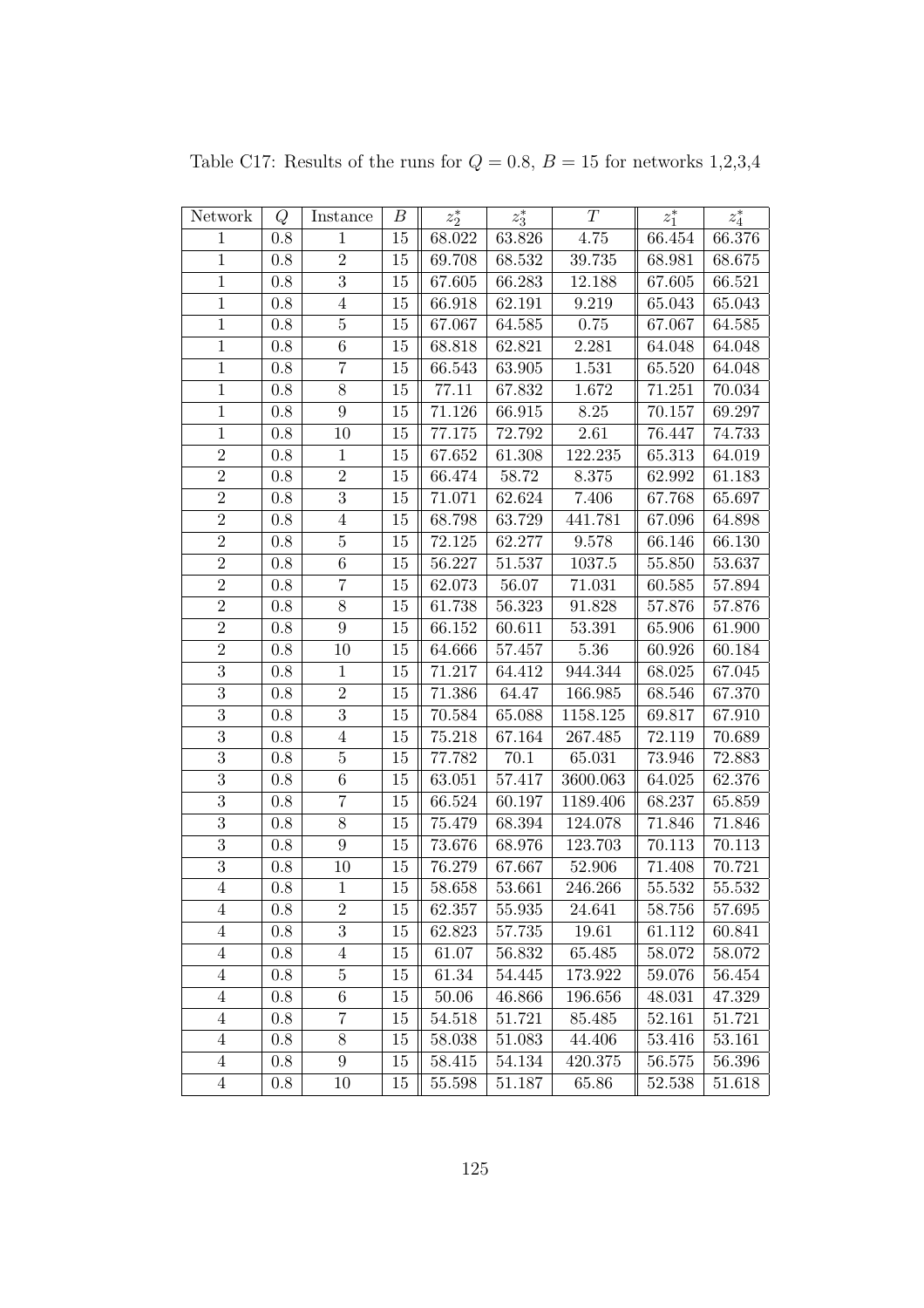Table C17: Results of the runs for $Q = 0.8$, $B = 15$ for networks 1,2,3,4

| Network | $Q$ | Instance | $B$ | $z_2^*$ | $z_3^*$ | $T$ | $z_1^*$ | $z_4^*$ |
|---|---|---|---|---|---|---|---|---|
| 1 | 0.8 | 1 | 15 | 68.022 | 63.826 | 4.75 | 66.454 | 66.376 |
| 1 | 0.8 | 2 | 15 | 69.708 | 68.532 | 39.735 | 68.981 | 68.675 |
| 1 | 0.8 | 3 | 15 | 67.605 | 66.283 | 12.188 | 67.605 | 66.521 |
| 1 | 0.8 | 4 | 15 | 66.918 | 62.191 | 9.219 | 65.043 | 65.043 |
| 1 | 0.8 | 5 | 15 | 67.067 | 64.585 | 0.75 | 67.067 | 64.585 |
| 1 | 0.8 | 6 | 15 | 68.818 | 62.821 | 2.281 | 64.048 | 64.048 |
| 1 | 0.8 | 7 | 15 | 66.543 | 63.905 | 1.531 | 65.520 | 64.048 |
| 1 | 0.8 | 8 | 15 | 77.11 | 67.832 | 1.672 | 71.251 | 70.034 |
| 1 | 0.8 | 9 | 15 | 71.126 | 66.915 | 8.25 | 70.157 | 69.297 |
| 1 | 0.8 | 10 | 15 | 77.175 | 72.792 | 2.61 | 76.447 | 74.733 |
| 2 | 0.8 | 1 | 15 | 67.652 | 61.308 | 122.235 | 65.313 | 64.019 |
| 2 | 0.8 | 2 | 15 | 66.474 | 58.72 | 8.375 | 62.992 | 61.183 |
| 2 | 0.8 | 3 | 15 | 71.071 | 62.624 | 7.406 | 67.768 | 65.697 |
| 2 | 0.8 | 4 | 15 | 68.798 | 63.729 | 441.781 | 67.096 | 64.898 |
| 2 | 0.8 | 5 | 15 | 72.125 | 62.277 | 9.578 | 66.146 | 66.130 |
| 2 | 0.8 | 6 | 15 | 56.227 | 51.537 | 1037.5 | 55.850 | 53.637 |
| 2 | 0.8 | 7 | 15 | 62.073 | 56.07 | 71.031 | 60.585 | 57.894 |
| 2 | 0.8 | 8 | 15 | 61.738 | 56.323 | 91.828 | 57.876 | 57.876 |
| 2 | 0.8 | 9 | 15 | 66.152 | 60.611 | 53.391 | 65.906 | 61.900 |
| 2 | 0.8 | 10 | 15 | 64.666 | 57.457 | 5.36 | 60.926 | 60.184 |
| 3 | 0.8 | 1 | 15 | 71.217 | 64.412 | 944.344 | 68.025 | 67.045 |
| 3 | 0.8 | 2 | 15 | 71.386 | 64.47 | 166.985 | 68.546 | 67.370 |
| 3 | 0.8 | 3 | 15 | 70.584 | 65.088 | 1158.125 | 69.817 | 67.910 |
| 3 | 0.8 | 4 | 15 | 75.218 | 67.164 | 267.485 | 72.119 | 70.689 |
| 3 | 0.8 | 5 | 15 | 77.782 | 70.1 | 65.031 | 73.946 | 72.883 |
| 3 | 0.8 | 6 | 15 | 63.051 | 57.417 | 3600.063 | 64.025 | 62.376 |
| 3 | 0.8 | 7 | 15 | 66.524 | 60.197 | 1189.406 | 68.237 | 65.859 |
| 3 | 0.8 | 8 | 15 | 75.479 | 68.394 | 124.078 | 71.846 | 71.846 |
| 3 | 0.8 | 9 | 15 | 73.676 | 68.976 | 123.703 | 70.113 | 70.113 |
| 3 | 0.8 | 10 | 15 | 76.279 | 67.667 | 52.906 | 71.408 | 70.721 |
| 4 | 0.8 | 1 | 15 | 58.658 | 53.661 | 246.266 | 55.532 | 55.532 |
| 4 | 0.8 | 2 | 15 | 62.357 | 55.935 | 24.641 | 58.756 | 57.695 |
| 4 | 0.8 | 3 | 15 | 62.823 | 57.735 | 19.61 | 61.112 | 60.841 |
| 4 | 0.8 | 4 | 15 | 61.07 | 56.832 | 65.485 | 58.072 | 58.072 |
| 4 | 0.8 | 5 | 15 | 61.34 | 54.445 | 173.922 | 59.076 | 56.454 |
| 4 | 0.8 | 6 | 15 | 50.06 | 46.866 | 196.656 | 48.031 | 47.329 |
| 4 | 0.8 | 7 | 15 | 54.518 | 51.721 | 85.485 | 52.161 | 51.721 |
| 4 | 0.8 | 8 | 15 | 58.038 | 51.083 | 44.406 | 53.416 | 53.161 |
| 4 | 0.8 | 9 | 15 | 58.415 | 54.134 | 420.375 | 56.575 | 56.396 |
| 4 | 0.8 | 10 | 15 | 55.598 | 51.187 | 65.86 | 52.538 | 51.618 |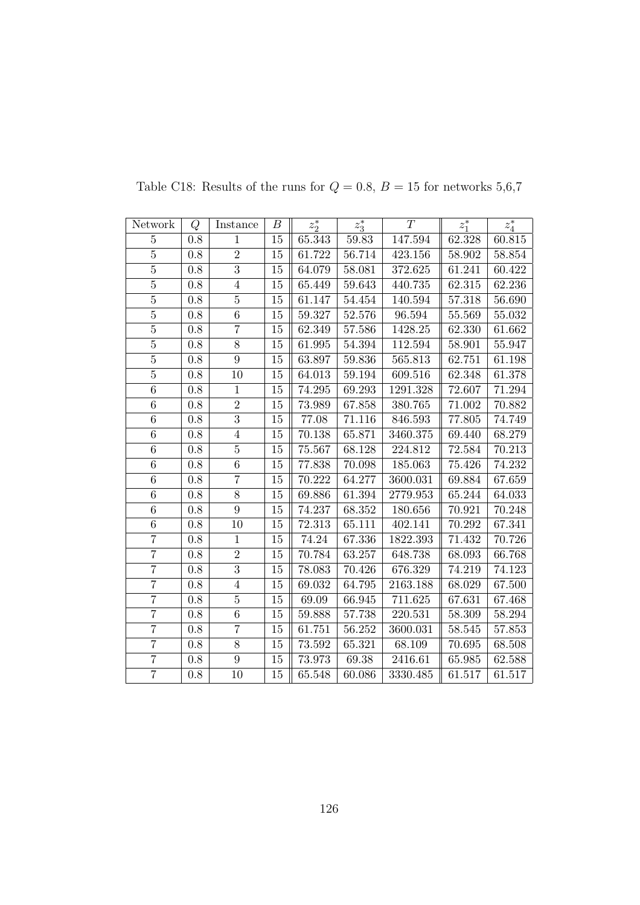Table C18: Results of the runs for $Q = 0.8,\ B = 15$ for networks 5,6,7

| Network | $Q$ | Instance | $B$ | $z_2^*$ | $z_3^*$ | $T$ | $z_1^*$ | $z_4^*$ |
|---|---|---|---|---|---|---|---|---|
| 5 | 0.8 | 1 | 15 | 65.343 | 59.83 | 147.594 | 62.328 | 60.815 |
| 5 | 0.8 | 2 | 15 | 61.722 | 56.714 | 423.156 | 58.902 | 58.854 |
| 5 | 0.8 | 3 | 15 | 64.079 | 58.081 | 372.625 | 61.241 | 60.422 |
| 5 | 0.8 | 4 | 15 | 65.449 | 59.643 | 440.735 | 62.315 | 62.236 |
| 5 | 0.8 | 5 | 15 | 61.147 | 54.454 | 140.594 | 57.318 | 56.690 |
| 5 | 0.8 | 6 | 15 | 59.327 | 52.576 | 96.594 | 55.569 | 55.032 |
| 5 | 0.8 | 7 | 15 | 62.349 | 57.586 | 1428.25 | 62.330 | 61.662 |
| 5 | 0.8 | 8 | 15 | 61.995 | 54.394 | 112.594 | 58.901 | 55.947 |
| 5 | 0.8 | 9 | 15 | 63.897 | 59.836 | 565.813 | 62.751 | 61.198 |
| 5 | 0.8 | 10 | 15 | 64.013 | 59.194 | 609.516 | 62.348 | 61.378 |
| 6 | 0.8 | 1 | 15 | 74.295 | 69.293 | 1291.328 | 72.607 | 71.294 |
| 6 | 0.8 | 2 | 15 | 73.989 | 67.858 | 380.765 | 71.002 | 70.882 |
| 6 | 0.8 | 3 | 15 | 77.08 | 71.116 | 846.593 | 77.805 | 74.749 |
| 6 | 0.8 | 4 | 15 | 70.138 | 65.871 | 3460.375 | 69.440 | 68.279 |
| 6 | 0.8 | 5 | 15 | 75.567 | 68.128 | 224.812 | 72.584 | 70.213 |
| 6 | 0.8 | 6 | 15 | 77.838 | 70.098 | 185.063 | 75.426 | 74.232 |
| 6 | 0.8 | 7 | 15 | 70.222 | 64.277 | 3600.031 | 69.884 | 67.659 |
| 6 | 0.8 | 8 | 15 | 69.886 | 61.394 | 2779.953 | 65.244 | 64.033 |
| 6 | 0.8 | 9 | 15 | 74.237 | 68.352 | 180.656 | 70.921 | 70.248 |
| 6 | 0.8 | 10 | 15 | 72.313 | 65.111 | 402.141 | 70.292 | 67.341 |
| 7 | 0.8 | 1 | 15 | 74.24 | 67.336 | 1822.393 | 71.432 | 70.726 |
| 7 | 0.8 | 2 | 15 | 70.784 | 63.257 | 648.738 | 68.093 | 66.768 |
| 7 | 0.8 | 3 | 15 | 78.083 | 70.426 | 676.329 | 74.219 | 74.123 |
| 7 | 0.8 | 4 | 15 | 69.032 | 64.795 | 2163.188 | 68.029 | 67.500 |
| 7 | 0.8 | 5 | 15 | 69.09 | 66.945 | 711.625 | 67.631 | 67.468 |
| 7 | 0.8 | 6 | 15 | 59.888 | 57.738 | 220.531 | 58.309 | 58.294 |
| 7 | 0.8 | 7 | 15 | 61.751 | 56.252 | 3600.031 | 58.545 | 57.853 |
| 7 | 0.8 | 8 | 15 | 73.592 | 65.321 | 68.109 | 70.695 | 68.508 |
| 7 | 0.8 | 9 | 15 | 73.973 | 69.38 | 2416.61 | 65.985 | 62.588 |
| 7 | 0.8 | 10 | 15 | 65.548 | 60.086 | 3330.485 | 61.517 | 61.517 |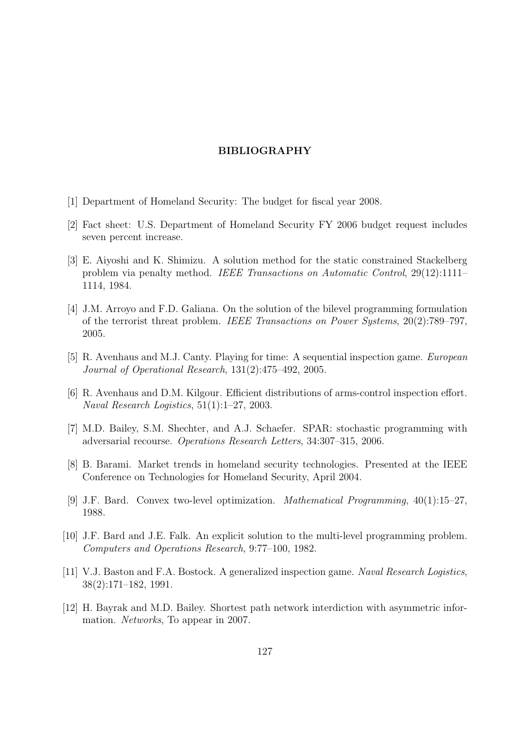# BIBLIOGRAPHY

[1] Department of Homeland Security: The budget for fiscal year 2008.

[2] Fact sheet: U.S. Department of Homeland Security FY 2006 budget request includes seven percent increase.

[3] E. Aiyoshi and K. Shimizu. A solution method for the static constrained Stackelberg problem via penalty method. *IEEE Transactions on Automatic Control*, 29(12):1111–1114, 1984.

[4] J.M. Arroyo and F.D. Galiana. On the solution of the bilevel programming formulation of the terrorist threat problem. *IEEE Transactions on Power Systems*, 20(2):789–797, 2005.

[5] R. Avenhaus and M.J. Canty. Playing for time: A sequential inspection game. *European Journal of Operational Research*, 131(2):475–492, 2005.

[6] R. Avenhaus and D.M. Kilgour. Efficient distributions of arms-control inspection effort. *Naval Research Logistics*, 51(1):1–27, 2003.

[7] M.D. Bailey, S.M. Shechter, and A.J. Schaefer. SPAR: stochastic programming with adversarial recourse. *Operations Research Letters*, 34:307–315, 2006.

[8] B. Barami. Market trends in homeland security technologies. Presented at the IEEE Conference on Technologies for Homeland Security, April 2004.

[9] J.F. Bard. Convex two-level optimization. *Mathematical Programming*, 40(1):15–27, 1988.

[10] J.F. Bard and J.E. Falk. An explicit solution to the multi-level programming problem. *Computers and Operations Research*, 9:77–100, 1982.

[11] V.J. Baston and F.A. Bostock. A generalized inspection game. *Naval Research Logistics*, 38(2):171–182, 1991.

[12] H. Bayrak and M.D. Bailey. Shortest path network interdiction with asymmetric information. *Networks*, To appear in 2007.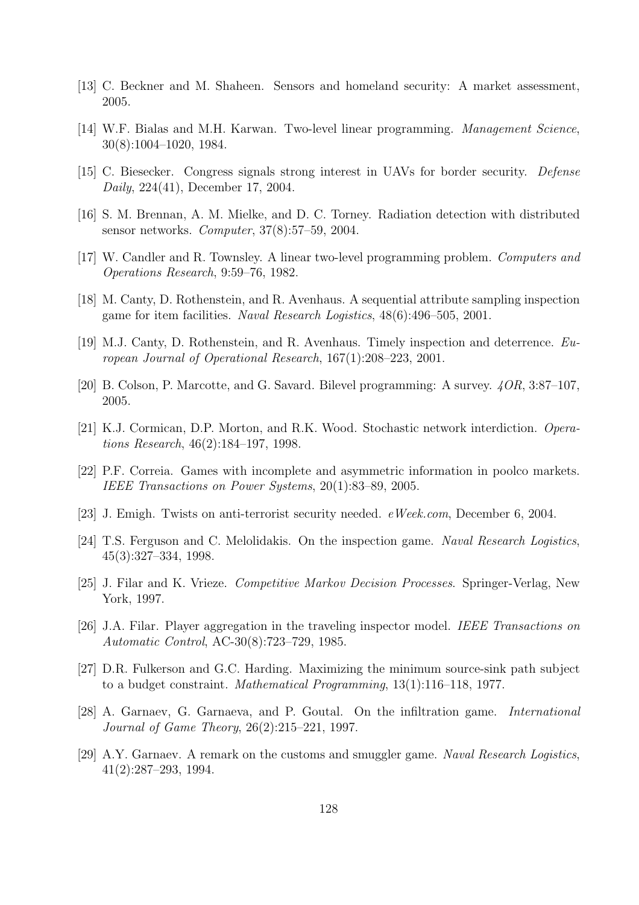[13] C. Beckner and M. Shaheen. Sensors and homeland security: A market assessment, 2005.

[14] W.F. Bialas and M.H. Karwan. Two-level linear programming. *Management Science*, 30(8):1004–1020, 1984.

[15] C. Biesecker. Congress signals strong interest in UAVs for border security. *Defense Daily*, 224(41), December 17, 2004.

[16] S. M. Brennan, A. M. Mielke, and D. C. Torney. Radiation detection with distributed sensor networks. *Computer*, 37(8):57–59, 2004.

[17] W. Candler and R. Townsley. A linear two-level programming problem. *Computers and Operations Research*, 9:59–76, 1982.

[18] M. Canty, D. Rothenstein, and R. Avenhaus. A sequential attribute sampling inspection game for item facilities. *Naval Research Logistics*, 48(6):496–505, 2001.

[19] M.J. Canty, D. Rothenstein, and R. Avenhaus. Timely inspection and deterrence. *European Journal of Operational Research*, 167(1):208–223, 2001.

[20] B. Colson, P. Marcotte, and G. Savard. Bilevel programming: A survey. *4OR*, 3:87–107, 2005.

[21] K.J. Cormican, D.P. Morton, and R.K. Wood. Stochastic network interdiction. *Operations Research*, 46(2):184–197, 1998.

[22] P.F. Correia. Games with incomplete and asymmetric information in poolco markets. *IEEE Transactions on Power Systems*, 20(1):83–89, 2005.

[23] J. Emigh. Twists on anti-terrorist security needed. *eWeek.com*, December 6, 2004.

[24] T.S. Ferguson and C. Melolidakis. On the inspection game. *Naval Research Logistics*, 45(3):327–334, 1998.

[25] J. Filar and K. Vrieze. *Competitive Markov Decision Processes*. Springer-Verlag, New York, 1997.

[26] J.A. Filar. Player aggregation in the traveling inspector model. *IEEE Transactions on Automatic Control*, AC-30(8):723–729, 1985.

[27] D.R. Fulkerson and G.C. Harding. Maximizing the minimum source-sink path subject to a budget constraint. *Mathematical Programming*, 13(1):116–118, 1977.

[28] A. Garnaev, G. Garnaeva, and P. Goutal. On the infiltration game. *International Journal of Game Theory*, 26(2):215–221, 1997.

[29] A.Y. Garnaev. A remark on the customs and smuggler game. *Naval Research Logistics*, 41(2):287–293, 1994.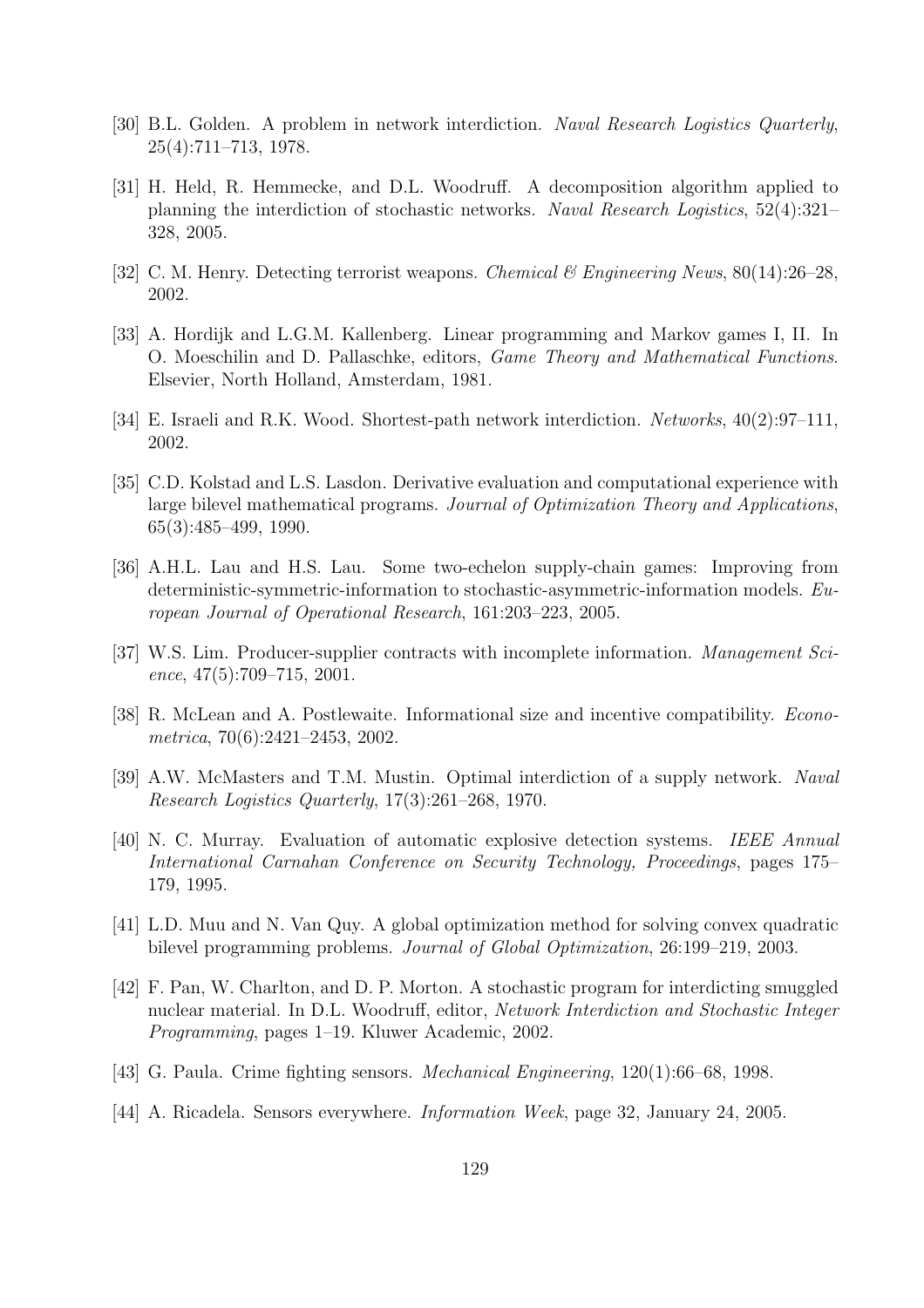[30] B.L. Golden. A problem in network interdiction. *Naval Research Logistics Quarterly*, 25(4):711–713, 1978.

[31] H. Held, R. Hemmecke, and D.L. Woodruff. A decomposition algorithm applied to planning the interdiction of stochastic networks. *Naval Research Logistics*, 52(4):321–328, 2005.

[32] C. M. Henry. Detecting terrorist weapons. *Chemical & Engineering News*, 80(14):26–28, 2002.

[33] A. Hordijk and L.G.M. Kallenberg. Linear programming and Markov games I, II. In O. Moeschilin and D. Pallaschke, editors, *Game Theory and Mathematical Functions*. Elsevier, North Holland, Amsterdam, 1981.

[34] E. Israeli and R.K. Wood. Shortest-path network interdiction. *Networks*, 40(2):97–111, 2002.

[35] C.D. Kolstad and L.S. Lasdon. Derivative evaluation and computational experience with large bilevel mathematical programs. *Journal of Optimization Theory and Applications*, 65(3):485–499, 1990.

[36] A.H.L. Lau and H.S. Lau. Some two-echelon supply-chain games: Improving from deterministic-symmetric-information to stochastic-asymmetric-information models. *European Journal of Operational Research*, 161:203–223, 2005.

[37] W.S. Lim. Producer-supplier contracts with incomplete information. *Management Science*, 47(5):709–715, 2001.

[38] R. McLean and A. Postlewaite. Informational size and incentive compatibility. *Econometrica*, 70(6):2421–2453, 2002.

[39] A.W. McMasters and T.M. Mustin. Optimal interdiction of a supply network. *Naval Research Logistics Quarterly*, 17(3):261–268, 1970.

[40] N. C. Murray. Evaluation of automatic explosive detection systems. *IEEE Annual International Carnahan Conference on Security Technology, Proceedings*, pages 175–179, 1995.

[41] L.D. Muu and N. Van Quy. A global optimization method for solving convex quadratic bilevel programming problems. *Journal of Global Optimization*, 26:199–219, 2003.

[42] F. Pan, W. Charlton, and D. P. Morton. A stochastic program for interdicting smuggled nuclear material. In D.L. Woodruff, editor, *Network Interdiction and Stochastic Integer Programming*, pages 1–19. Kluwer Academic, 2002.

[43] G. Paula. Crime fighting sensors. *Mechanical Engineering*, 120(1):66–68, 1998.

[44] A. Ricadela. Sensors everywhere. *Information Week*, page 32, January 24, 2005.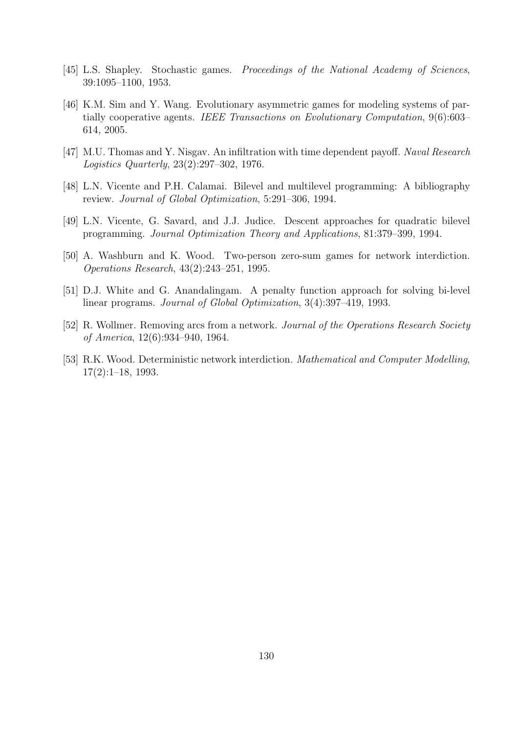[45] L.S. Shapley. Stochastic games. *Proceedings of the National Academy of Sciences*, 39:1095–1100, 1953.

[46] K.M. Sim and Y. Wang. Evolutionary asymmetric games for modeling systems of partially cooperative agents. *IEEE Transactions on Evolutionary Computation*, 9(6):603–614, 2005.

[47] M.U. Thomas and Y. Nisgav. An infiltration with time dependent payoff. *Naval Research Logistics Quarterly*, 23(2):297–302, 1976.

[48] L.N. Vicente and P.H. Calamai. Bilevel and multilevel programming: A bibliography review. *Journal of Global Optimization*, 5:291–306, 1994.

[49] L.N. Vicente, G. Savard, and J.J. Judice. Descent approaches for quadratic bilevel programming. *Journal Optimization Theory and Applications*, 81:379–399, 1994.

[50] A. Washburn and K. Wood. Two-person zero-sum games for network interdiction. *Operations Research*, 43(2):243–251, 1995.

[51] D.J. White and G. Anandalingam. A penalty function approach for solving bi-level linear programs. *Journal of Global Optimization*, 3(4):397–419, 1993.

[52] R. Wollmer. Removing arcs from a network. *Journal of the Operations Research Society of America*, 12(6):934–940, 1964.

[53] R.K. Wood. Deterministic network interdiction. *Mathematical and Computer Modelling*, 17(2):1–18, 1993.